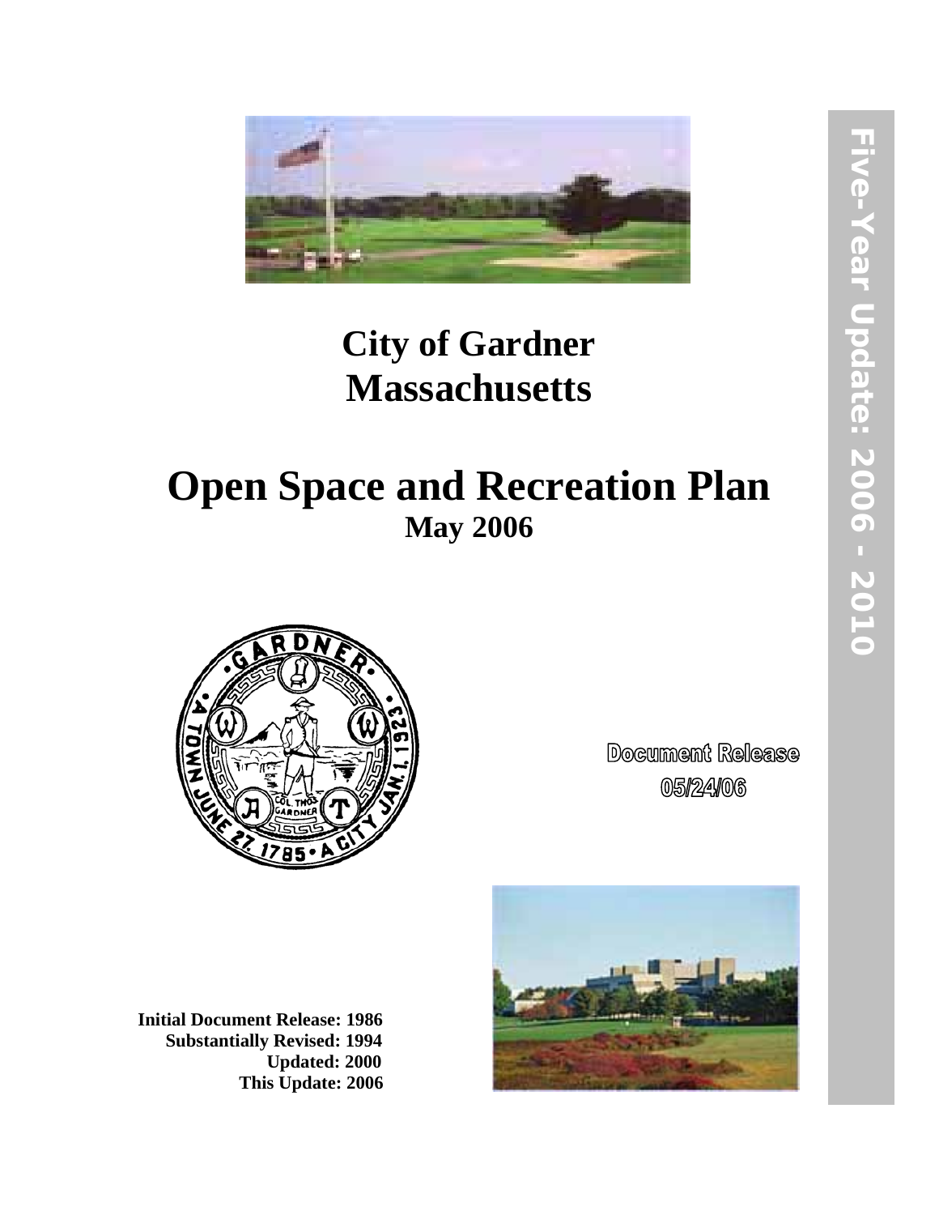# City of Gardner Massachusetts

# Open Space and Recreation Plan

**May 2006**

**Five-Year Update: 2006 - 2010**

Document Release 05/24/06

**Initial Document Release: 1986**
**Substantially Revised: 1994**
**Updated: 2000**
**This Update: 2006**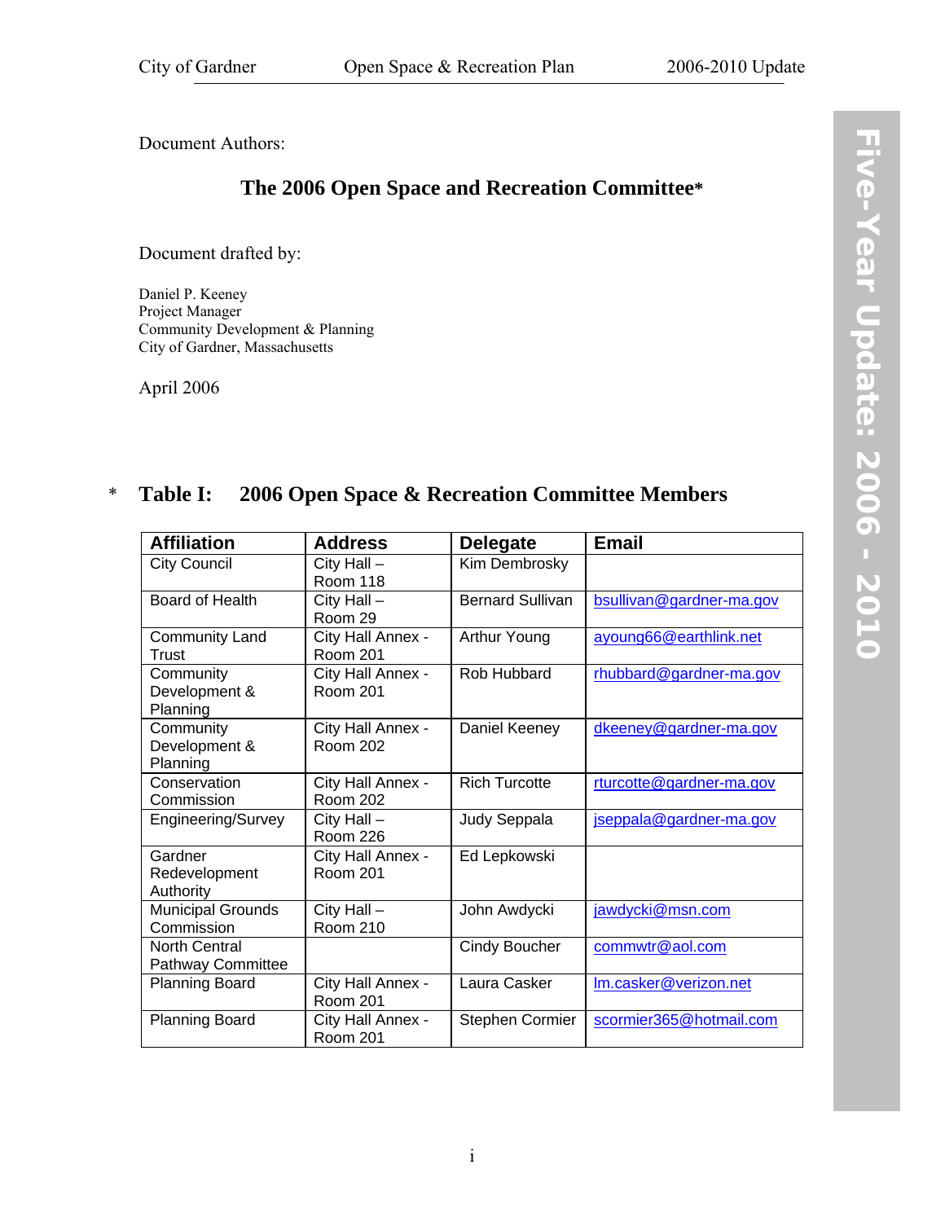Document Authors:

## The 2006 Open Space and Recreation Committee*

Document drafted by:

Daniel P. Keeney
Project Manager
Community Development & Planning
City of Gardner, Massachusetts

April 2006

## * Table I: 2006 Open Space & Recreation Committee Members

| Affiliation | Address | Delegate | Email |
|---|---|---|---|
| City Council | City Hall – Room 118 | Kim Dembrosky | |
| Board of Health | City Hall – Room 29 | Bernard Sullivan | bsullivan@gardner-ma.gov |
| Community Land Trust | City Hall Annex - Room 201 | Arthur Young | ayoung66@earthlink.net |
| Community Development & Planning | City Hall Annex - Room 201 | Rob Hubbard | rhubbard@gardner-ma.gov |
| Community Development & Planning | City Hall Annex - Room 202 | Daniel Keeney | dkeeney@gardner-ma.gov |
| Conservation Commission | City Hall Annex - Room 202 | Rich Turcotte | rturcotte@gardner-ma.gov |
| Engineering/Survey | City Hall – Room 226 | Judy Seppala | jseppala@gardner-ma.gov |
| Gardner Redevelopment Authority | City Hall Annex - Room 201 | Ed Lepkowski | |
| Municipal Grounds Commission | City Hall – Room 210 | John Awdycki | jawdycki@msn.com |
| North Central Pathway Committee | | Cindy Boucher | commwtr@aol.com |
| Planning Board | City Hall Annex - Room 201 | Laura Casker | lm.casker@verizon.net |
| Planning Board | City Hall Annex - Room 201 | Stephen Cormier | scormier365@hotmail.com |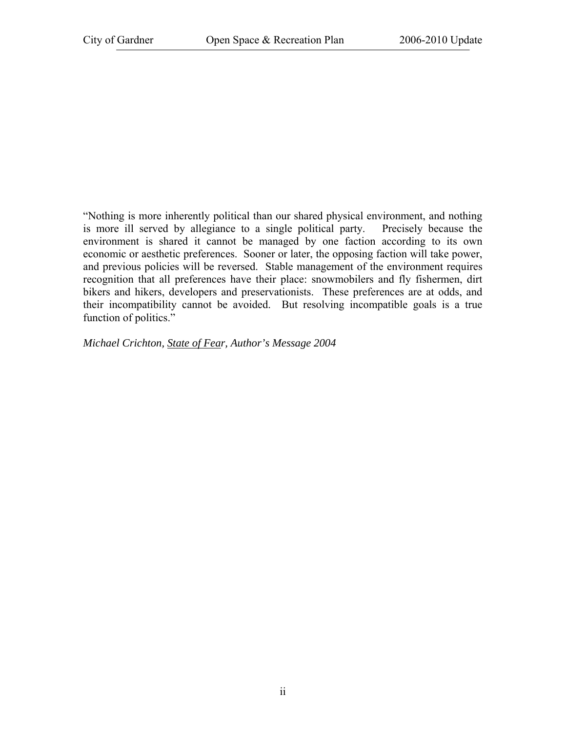"Nothing is more inherently political than our shared physical environment, and nothing is more ill served by allegiance to a single political party. Precisely because the environment is shared it cannot be managed by one faction according to its own economic or aesthetic preferences. Sooner or later, the opposing faction will take power, and previous policies will be reversed. Stable management of the environment requires recognition that all preferences have their place: snowmobilers and fly fishermen, dirt bikers and hikers, developers and preservationists. These preferences are at odds, and their incompatibility cannot be avoided. But resolving incompatible goals is a true function of politics."

*Michael Crichton, State of Fear, Author's Message 2004*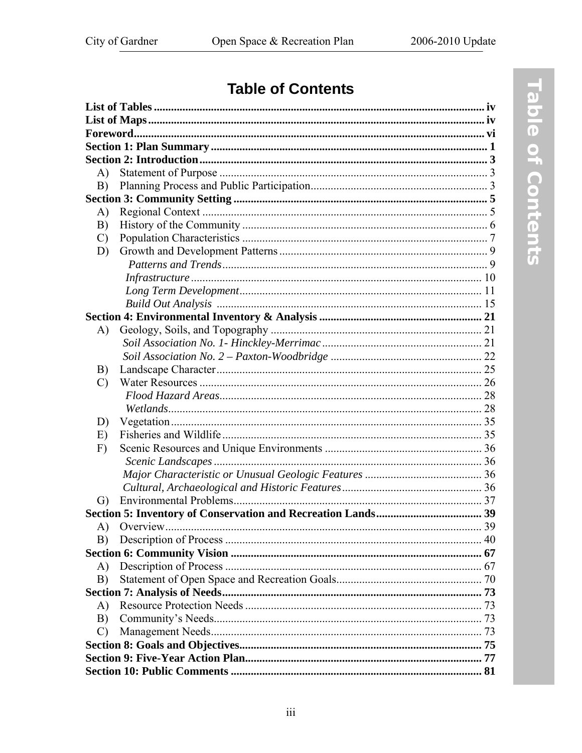# Table of Contents

**List of Tables** ..... **iv**
**List of Maps** ..... **iv**
**Foreword** ..... **vi**
**Section 1: Plan Summary** ..... **1**
**Section 2: Introduction** ..... **3**
- A) Statement of Purpose ..... 3
- B) Planning Process and Public Participation ..... 3

**Section 3: Community Setting** ..... **5**
- A) Regional Context ..... 5
- B) History of the Community ..... 6
- C) Population Characteristics ..... 7
- D) Growth and Development Patterns ..... 9
  - *Patterns and Trends* ..... 9
  - *Infrastructure* ..... 10
  - *Long Term Development* ..... 11
  - *Build Out Analysis* ..... 15

**Section 4: Environmental Inventory & Analysis** ..... **21**
- A) Geology, Soils, and Topography ..... 21
  - *Soil Association No. 1- Hinckley-Merrimac* ..... 21
  - *Soil Association No. 2 – Paxton-Woodbridge* ..... 22
- B) Landscape Character ..... 25
- C) Water Resources ..... 26
  - *Flood Hazard Areas* ..... 28
  - *Wetlands* ..... 28
- D) Vegetation ..... 35
- E) Fisheries and Wildlife ..... 35
- F) Scenic Resources and Unique Environments ..... 36
  - *Scenic Landscapes* ..... 36
  - *Major Characteristic or Unusual Geologic Features* ..... 36
  - *Cultural, Archaeological and Historic Features* ..... 36
- G) Environmental Problems ..... 37

**Section 5: Inventory of Conservation and Recreation Lands** ..... **39**
- A) Overview ..... 39
- B) Description of Process ..... 40

**Section 6: Community Vision** ..... **67**
- A) Description of Process ..... 67
- B) Statement of Open Space and Recreation Goals ..... 70

**Section 7: Analysis of Needs** ..... **73**
- A) Resource Protection Needs ..... 73
- B) Community's Needs ..... 73
- C) Management Needs ..... 73

**Section 8: Goals and Objectives** ..... **75**
**Section 9: Five-Year Action Plan** ..... **77**
**Section 10: Public Comments** ..... **81**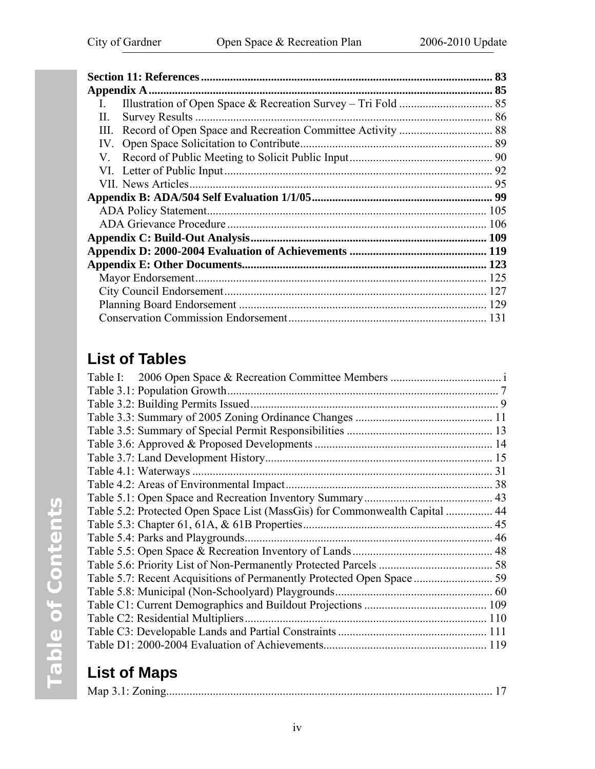**Section 11: References** .......... **83**

**Appendix A** .......... **85**

- I. Illustration of Open Space & Recreation Survey – Tri Fold .......... 85
- II. Survey Results .......... 86
- III. Record of Open Space and Recreation Committee Activity .......... 88
- IV. Open Space Solicitation to Contribute .......... 89
- V. Record of Public Meeting to Solicit Public Input .......... 90
- VI. Letter of Public Input .......... 92
- VII. News Articles .......... 95

**Appendix B: ADA/504 Self Evaluation 1/1/05** .......... **99**

- ADA Policy Statement .......... 105
- ADA Grievance Procedure .......... 106

**Appendix C: Build-Out Analysis** .......... **109**

**Appendix D: 2000-2004 Evaluation of Achievements** .......... **119**

**Appendix E: Other Documents** .......... **123**

- Mayor Endorsement .......... 125
- City Council Endorsement .......... 127
- Planning Board Endorsement .......... 129
- Conservation Commission Endorsement .......... 131

## List of Tables

Table I: 2006 Open Space & Recreation Committee Members .......... i
Table 3.1: Population Growth .......... 7
Table 3.2: Building Permits Issued .......... 9
Table 3.3: Summary of 2005 Zoning Ordinance Changes .......... 11
Table 3.5: Summary of Special Permit Responsibilities .......... 13
Table 3.6: Approved & Proposed Developments .......... 14
Table 3.7: Land Development History .......... 15
Table 4.1: Waterways .......... 31
Table 4.2: Areas of Environmental Impact .......... 38
Table 5.1: Open Space and Recreation Inventory Summary .......... 43
Table 5.2: Protected Open Space List (MassGis) for Commonwealth Capital .......... 44
Table 5.3: Chapter 61, 61A, & 61B Properties .......... 45
Table 5.4: Parks and Playgrounds .......... 46
Table 5.5: Open Space & Recreation Inventory of Lands .......... 48
Table 5.6: Priority List of Non-Permanently Protected Parcels .......... 58
Table 5.7: Recent Acquisitions of Permanently Protected Open Space .......... 59
Table 5.8: Municipal (Non-Schoolyard) Playgrounds .......... 60
Table C1: Current Demographics and Buildout Projections .......... 109
Table C2: Residential Multipliers .......... 110
Table C3: Developable Lands and Partial Constraints .......... 111
Table D1: 2000-2004 Evaluation of Achievements .......... 119

## List of Maps

Map 3.1: Zoning .......... 17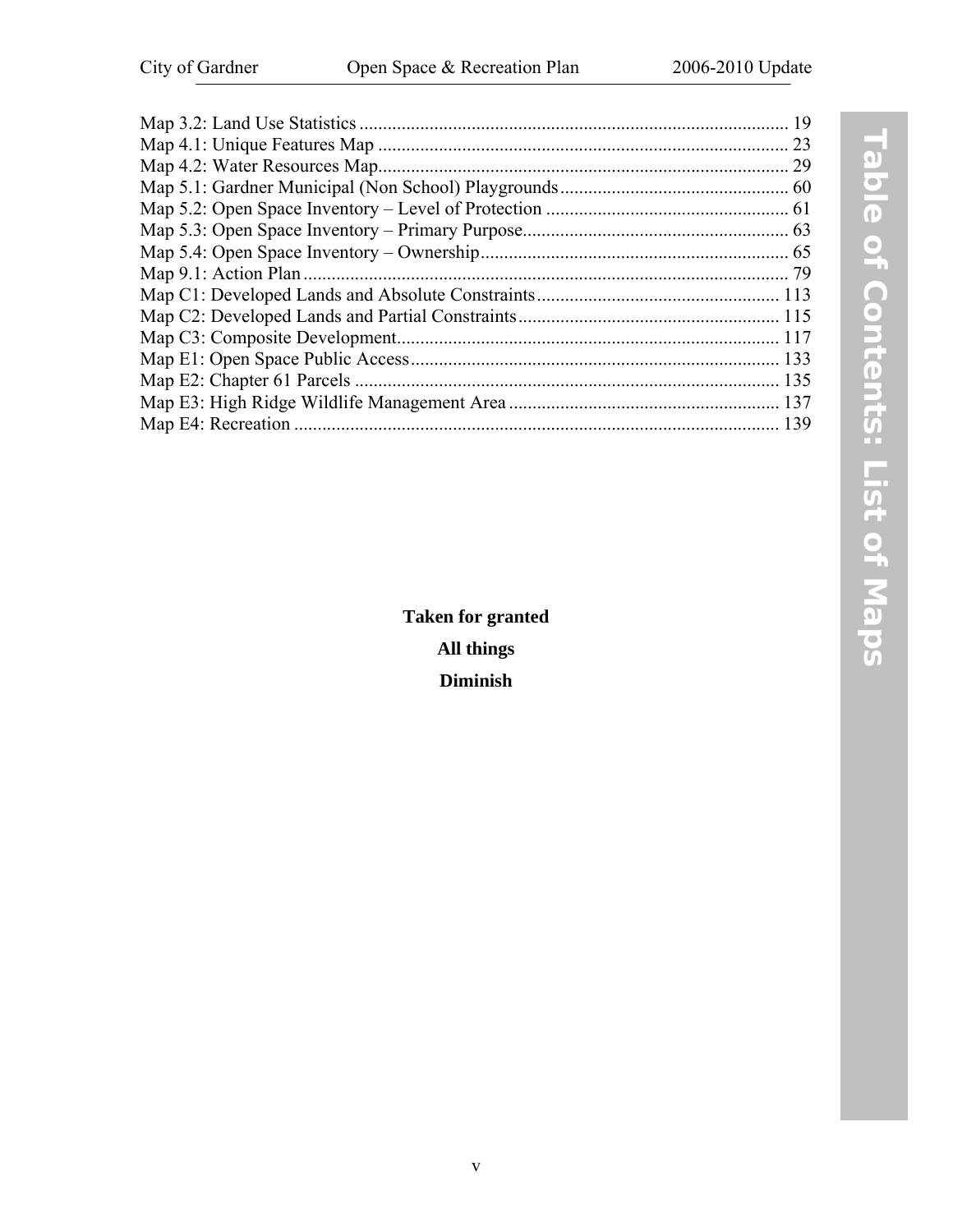Map 3.2: Land Use Statistics ........................................................................................... 19
Map 4.1: Unique Features Map ........................................................................................ 23
Map 4.2: Water Resources Map........................................................................................ 29
Map 5.1: Gardner Municipal (Non School) Playgrounds................................................. 60
Map 5.2: Open Space Inventory – Level of Protection .................................................... 61
Map 5.3: Open Space Inventory – Primary Purpose......................................................... 63
Map 5.4: Open Space Inventory – Ownership.................................................................. 65
Map 9.1: Action Plan ....................................................................................................... 79
Map C1: Developed Lands and Absolute Constraints.................................................... 113
Map C2: Developed Lands and Partial Constraints........................................................ 115
Map C3: Composite Development.................................................................................. 117
Map E1: Open Space Public Access............................................................................... 133
Map E2: Chapter 61 Parcels ........................................................................................... 135
Map E3: High Ridge Wildlife Management Area .......................................................... 137
Map E4: Recreation ........................................................................................................ 139

**Taken for granted**

**All things**

**Diminish**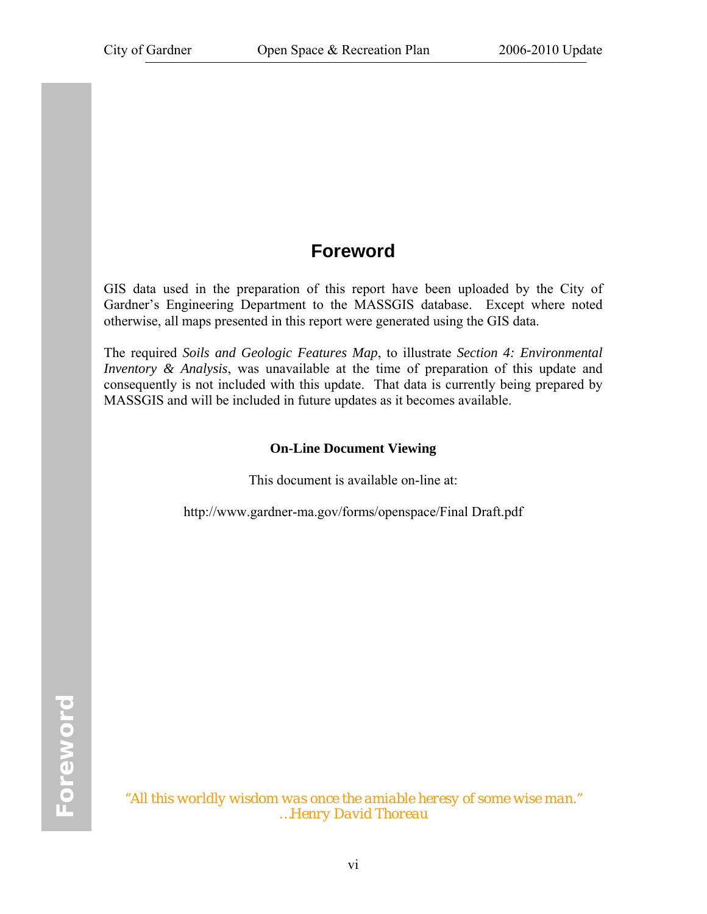# Foreword

GIS data used in the preparation of this report have been uploaded by the City of Gardner's Engineering Department to the MASSGIS database. Except where noted otherwise, all maps presented in this report were generated using the GIS data.

The required *Soils and Geologic Features Map*, to illustrate *Section 4: Environmental Inventory & Analysis*, was unavailable at the time of preparation of this update and consequently is not included with this update. That data is currently being prepared by MASSGIS and will be included in future updates as it becomes available.

**On-Line Document Viewing**

This document is available on-line at:

http://www.gardner-ma.gov/forms/openspace/Final Draft.pdf

*"All this worldly wisdom was once the amiable heresy of some wise man."*
*…Henry David Thoreau*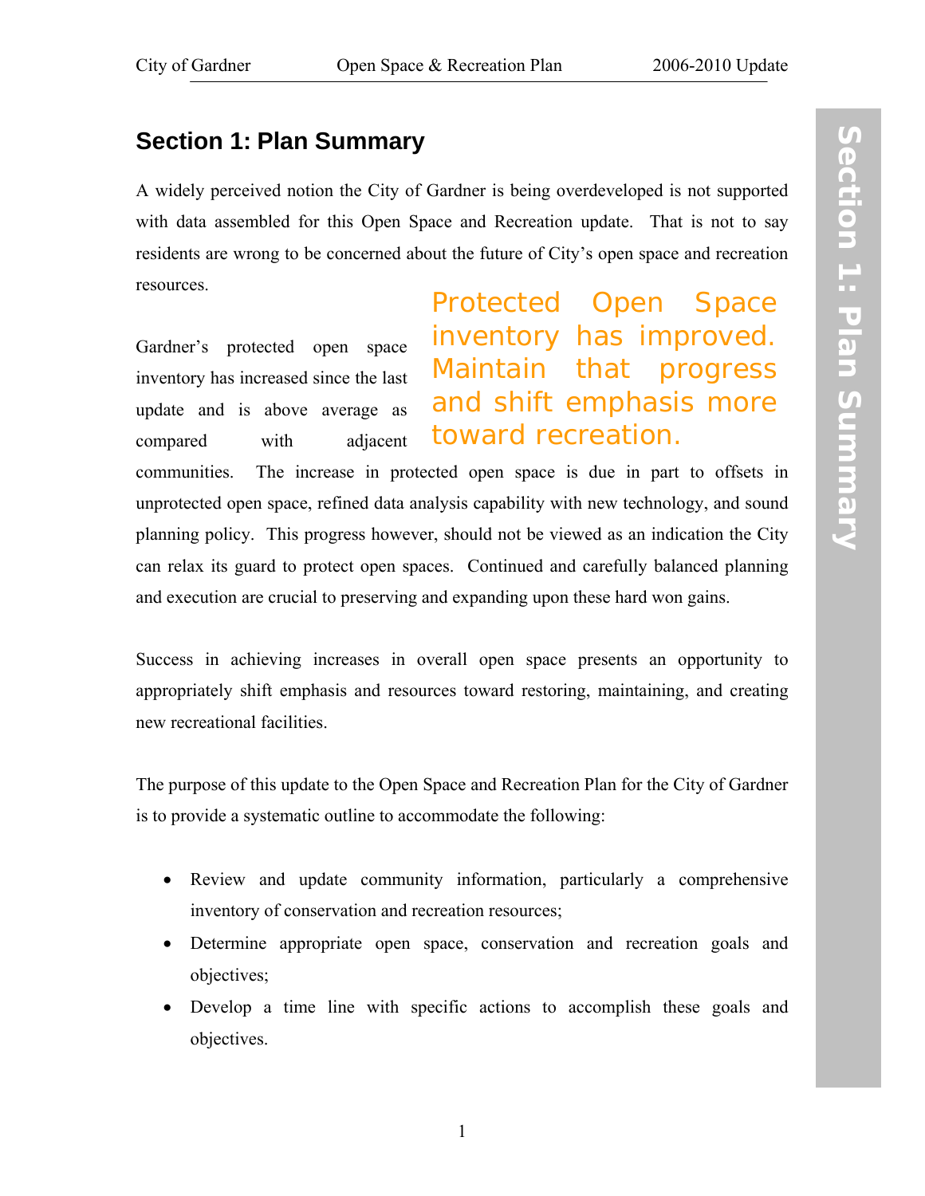## Section 1: Plan Summary

A widely perceived notion the City of Gardner is being overdeveloped is not supported with data assembled for this Open Space and Recreation update. That is not to say residents are wrong to be concerned about the future of City's open space and recreation resources.

**Protected Open Space inventory has improved. Maintain that progress and shift emphasis more toward recreation.**

Gardner's protected open space inventory has increased since the last update and is above average as compared with adjacent communities. The increase in protected open space is due in part to offsets in unprotected open space, refined data analysis capability with new technology, and sound planning policy. This progress however, should not be viewed as an indication the City can relax its guard to protect open spaces. Continued and carefully balanced planning and execution are crucial to preserving and expanding upon these hard won gains.

Success in achieving increases in overall open space presents an opportunity to appropriately shift emphasis and resources toward restoring, maintaining, and creating new recreational facilities.

The purpose of this update to the Open Space and Recreation Plan for the City of Gardner is to provide a systematic outline to accommodate the following:

- Review and update community information, particularly a comprehensive inventory of conservation and recreation resources;
- Determine appropriate open space, conservation and recreation goals and objectives;
- Develop a time line with specific actions to accomplish these goals and objectives.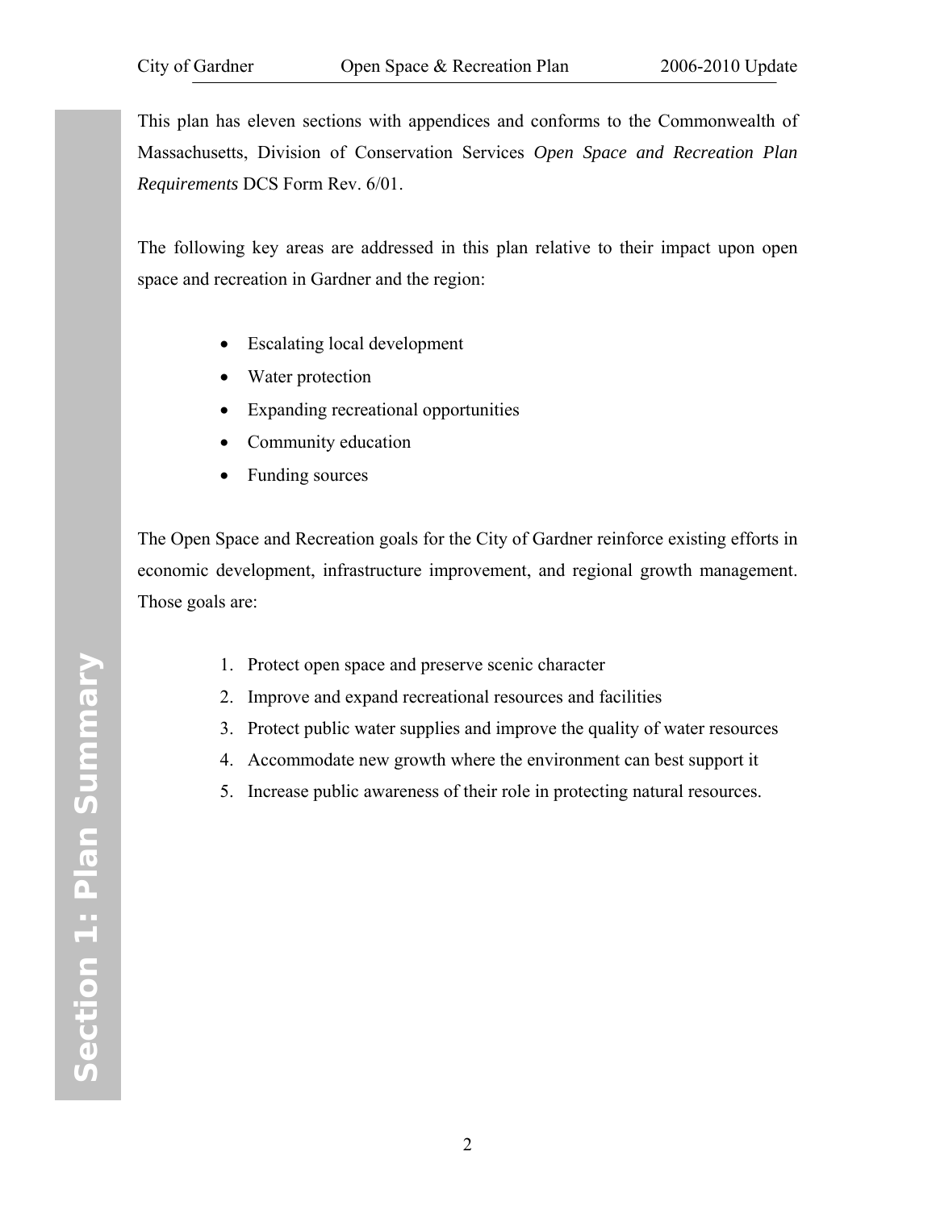This plan has eleven sections with appendices and conforms to the Commonwealth of Massachusetts, Division of Conservation Services *Open Space and Recreation Plan Requirements* DCS Form Rev. 6/01.

The following key areas are addressed in this plan relative to their impact upon open space and recreation in Gardner and the region:

- Escalating local development
- Water protection
- Expanding recreational opportunities
- Community education
- Funding sources

The Open Space and Recreation goals for the City of Gardner reinforce existing efforts in economic development, infrastructure improvement, and regional growth management. Those goals are:

1. Protect open space and preserve scenic character
2. Improve and expand recreational resources and facilities
3. Protect public water supplies and improve the quality of water resources
4. Accommodate new growth where the environment can best support it
5. Increase public awareness of their role in protecting natural resources.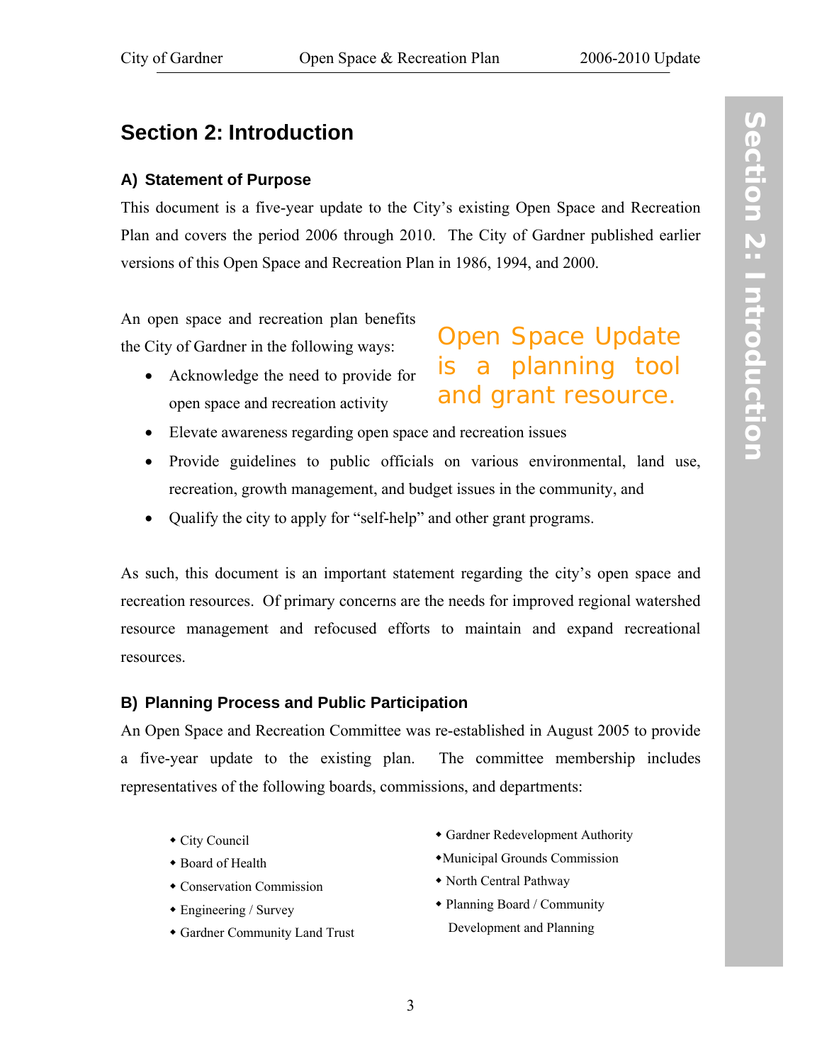# Section 2: Introduction

### A) Statement of Purpose

This document is a five-year update to the City's existing Open Space and Recreation Plan and covers the period 2006 through 2010. The City of Gardner published earlier versions of this Open Space and Recreation Plan in 1986, 1994, and 2000.

An open space and recreation plan benefits the City of Gardner in the following ways:

Open Space Update is a planning tool and grant resource.

- Acknowledge the need to provide for open space and recreation activity
- Elevate awareness regarding open space and recreation issues
- Provide guidelines to public officials on various environmental, land use, recreation, growth management, and budget issues in the community, and
- Qualify the city to apply for "self-help" and other grant programs.

As such, this document is an important statement regarding the city's open space and recreation resources. Of primary concerns are the needs for improved regional watershed resource management and refocused efforts to maintain and expand recreational resources.

### B) Planning Process and Public Participation

An Open Space and Recreation Committee was re-established in August 2005 to provide a five-year update to the existing plan. The committee membership includes representatives of the following boards, commissions, and departments:

- City Council
- Board of Health
- Conservation Commission
- Engineering / Survey
- Gardner Community Land Trust
- Gardner Redevelopment Authority
- Municipal Grounds Commission
- North Central Pathway
- Planning Board / Community Development and Planning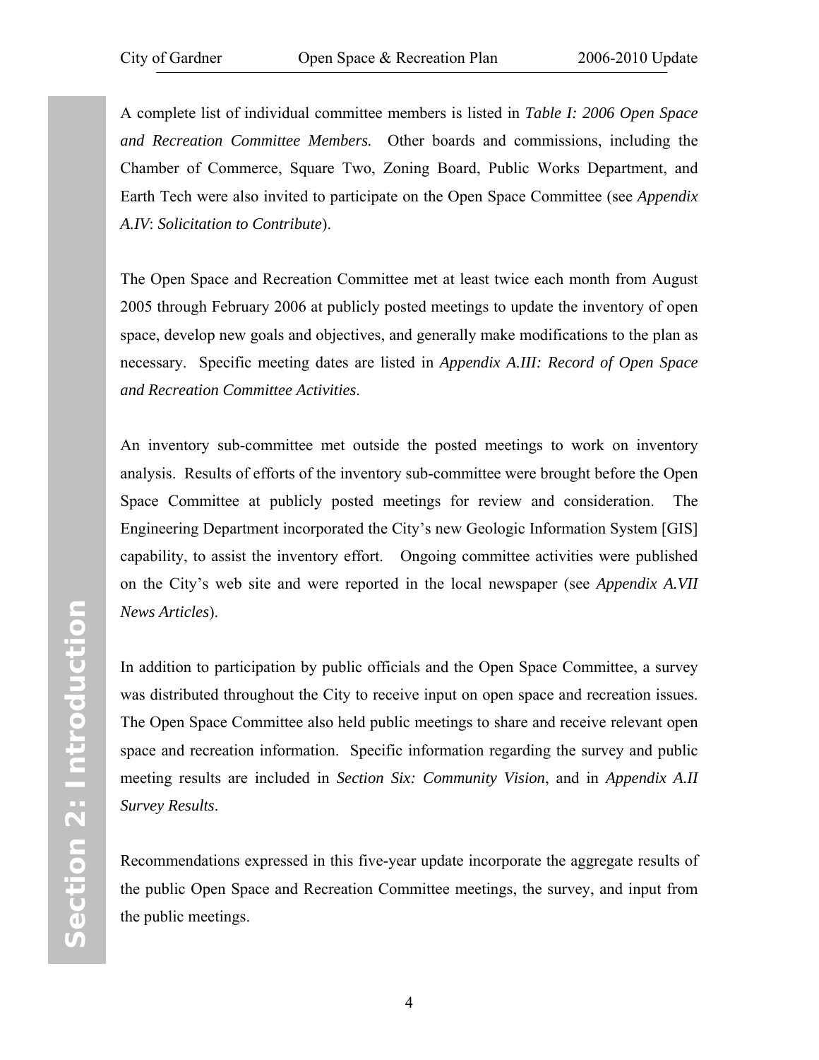A complete list of individual committee members is listed in *Table I: 2006 Open Space and Recreation Committee Members.* Other boards and commissions, including the Chamber of Commerce, Square Two, Zoning Board, Public Works Department, and Earth Tech were also invited to participate on the Open Space Committee (see *Appendix A.IV*: *Solicitation to Contribute*).

The Open Space and Recreation Committee met at least twice each month from August 2005 through February 2006 at publicly posted meetings to update the inventory of open space, develop new goals and objectives, and generally make modifications to the plan as necessary. Specific meeting dates are listed in *Appendix A.III: Record of Open Space and Recreation Committee Activities*.

An inventory sub-committee met outside the posted meetings to work on inventory analysis. Results of efforts of the inventory sub-committee were brought before the Open Space Committee at publicly posted meetings for review and consideration. The Engineering Department incorporated the City's new Geologic Information System [GIS] capability, to assist the inventory effort. Ongoing committee activities were published on the City's web site and were reported in the local newspaper (see *Appendix A.VII News Articles*).

In addition to participation by public officials and the Open Space Committee, a survey was distributed throughout the City to receive input on open space and recreation issues. The Open Space Committee also held public meetings to share and receive relevant open space and recreation information. Specific information regarding the survey and public meeting results are included in *Section Six: Community Vision*, and in *Appendix A.II Survey Results*.

Recommendations expressed in this five-year update incorporate the aggregate results of the public Open Space and Recreation Committee meetings, the survey, and input from the public meetings.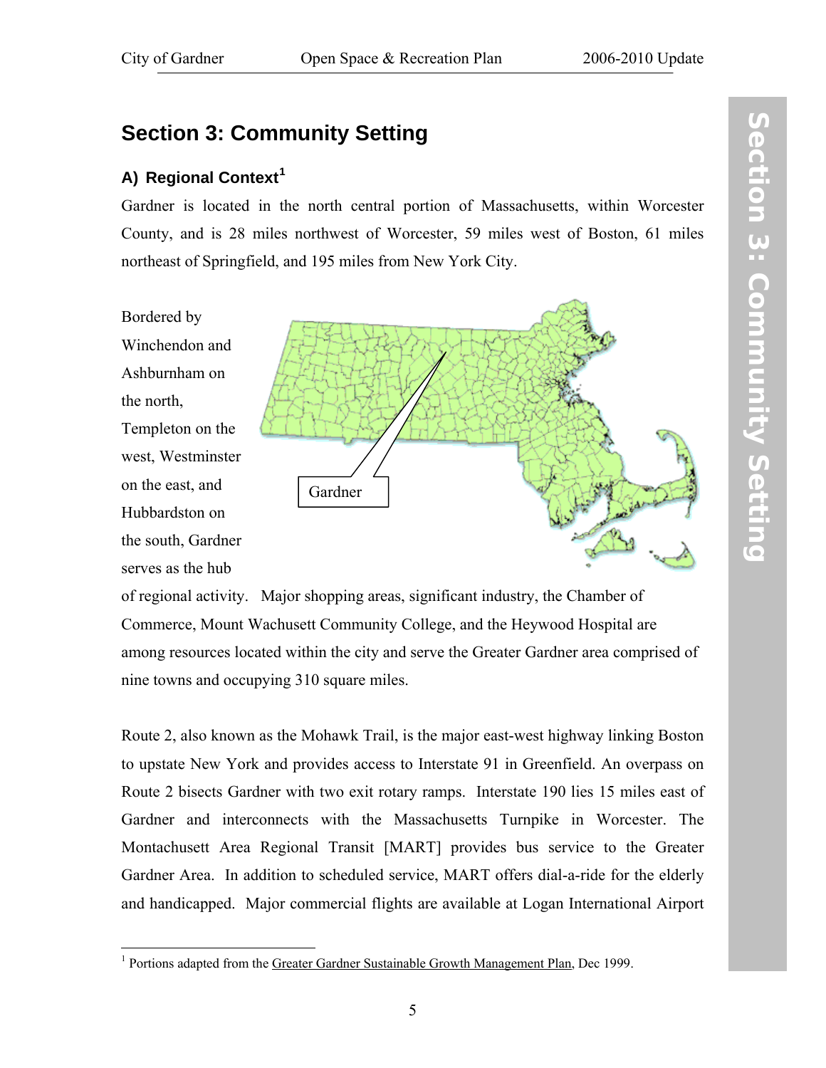# Section 3: Community Setting

## A) Regional Context[1]

Gardner is located in the north central portion of Massachusetts, within Worcester County, and is 28 miles northwest of Worcester, 59 miles west of Boston, 61 miles northeast of Springfield, and 195 miles from New York City.

Bordered by Winchendon and Ashburnham on the north, Templeton on the west, Westminster on the east, and Hubbardston on the south, Gardner serves as the hub of regional activity. Major shopping areas, significant industry, the Chamber of Commerce, Mount Wachusett Community College, and the Heywood Hospital are among resources located within the city and serve the Greater Gardner area comprised of nine towns and occupying 310 square miles.

Gardner

Route 2, also known as the Mohawk Trail, is the major east-west highway linking Boston to upstate New York and provides access to Interstate 91 in Greenfield. An overpass on Route 2 bisects Gardner with two exit rotary ramps. Interstate 190 lies 15 miles east of Gardner and interconnects with the Massachusetts Turnpike in Worcester. The Montachusett Area Regional Transit [MART] provides bus service to the Greater Gardner Area. In addition to scheduled service, MART offers dial-a-ride for the elderly and handicapped. Major commercial flights are available at Logan International Airport

---

[1] Portions adapted from the Greater Gardner Sustainable Growth Management Plan, Dec 1999.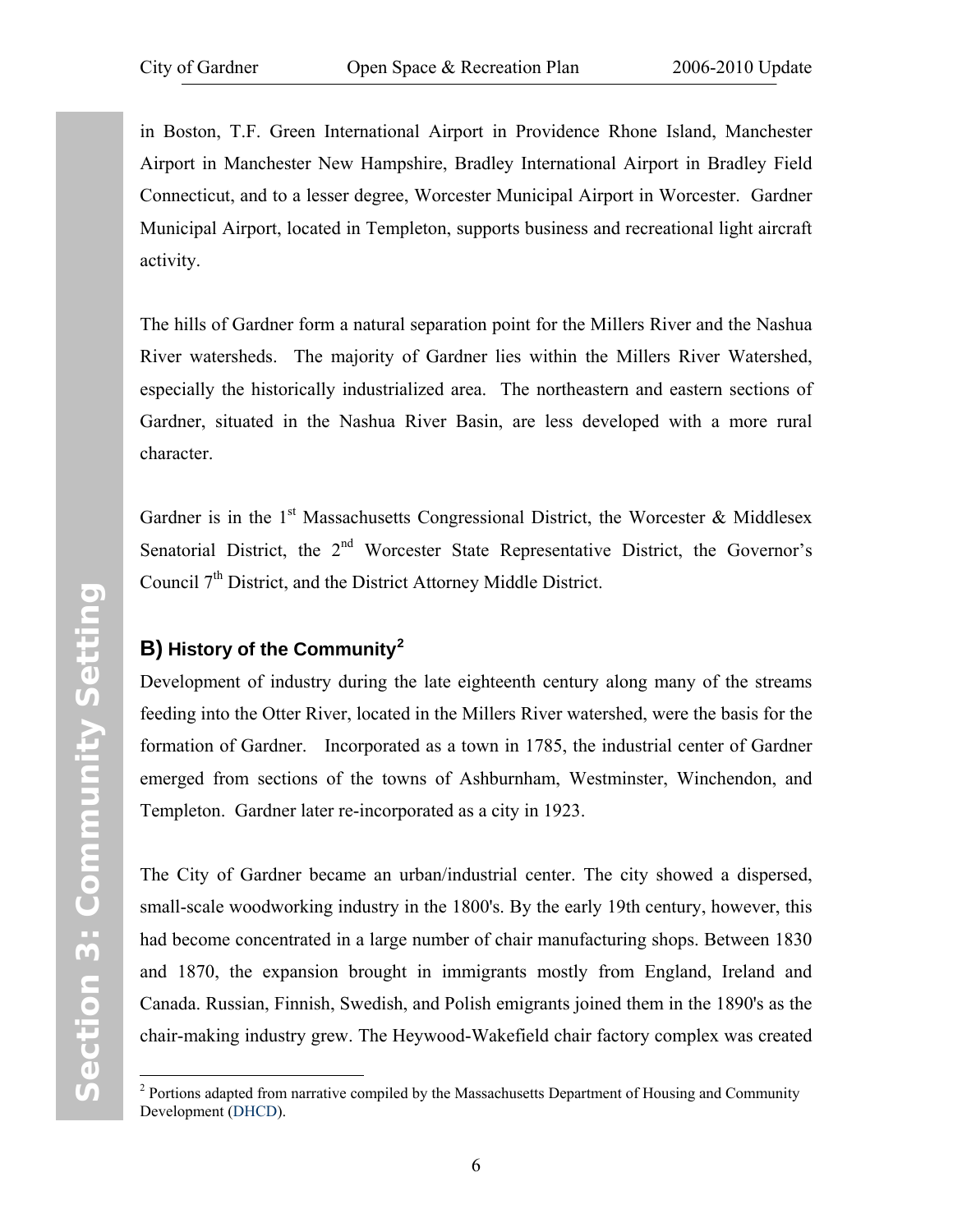in Boston, T.F. Green International Airport in Providence Rhone Island, Manchester Airport in Manchester New Hampshire, Bradley International Airport in Bradley Field Connecticut, and to a lesser degree, Worcester Municipal Airport in Worcester. Gardner Municipal Airport, located in Templeton, supports business and recreational light aircraft activity.

The hills of Gardner form a natural separation point for the Millers River and the Nashua River watersheds. The majority of Gardner lies within the Millers River Watershed, especially the historically industrialized area. The northeastern and eastern sections of Gardner, situated in the Nashua River Basin, are less developed with a more rural character.

Gardner is in the 1st Massachusetts Congressional District, the Worcester & Middlesex Senatorial District, the 2nd Worcester State Representative District, the Governor's Council 7th District, and the District Attorney Middle District.

## B) History of the Community[2]

Development of industry during the late eighteenth century along many of the streams feeding into the Otter River, located in the Millers River watershed, were the basis for the formation of Gardner. Incorporated as a town in 1785, the industrial center of Gardner emerged from sections of the towns of Ashburnham, Westminster, Winchendon, and Templeton. Gardner later re-incorporated as a city in 1923.

The City of Gardner became an urban/industrial center. The city showed a dispersed, small-scale woodworking industry in the 1800's. By the early 19th century, however, this had become concentrated in a large number of chair manufacturing shops. Between 1830 and 1870, the expansion brought in immigrants mostly from England, Ireland and Canada. Russian, Finnish, Swedish, and Polish emigrants joined them in the 1890's as the chair-making industry grew. The Heywood-Wakefield chair factory complex was created

[2] Portions adapted from narrative compiled by the Massachusetts Department of Housing and Community Development (DHCD).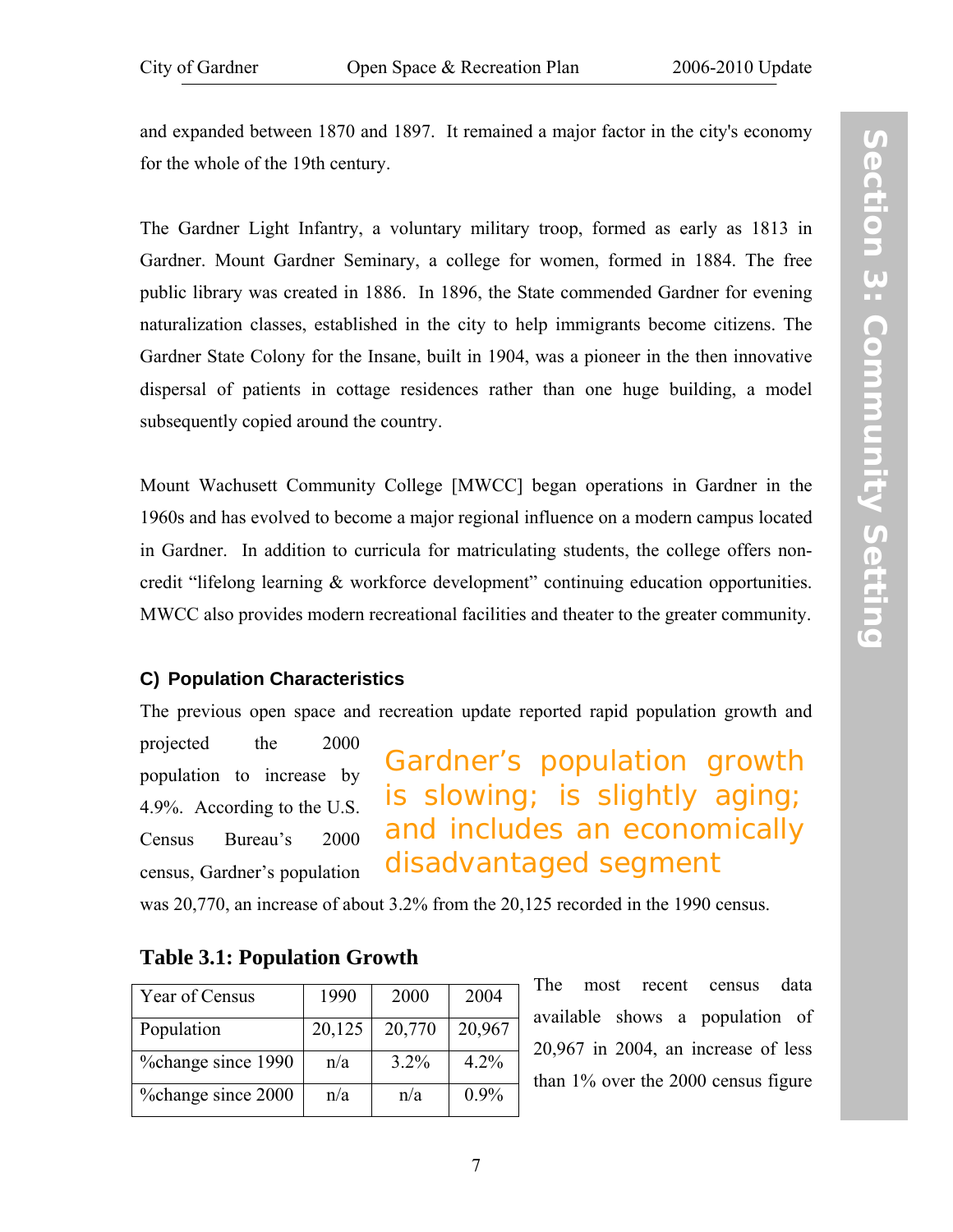and expanded between 1870 and 1897. It remained a major factor in the city's economy for the whole of the 19th century.

The Gardner Light Infantry, a voluntary military troop, formed as early as 1813 in Gardner. Mount Gardner Seminary, a college for women, formed in 1884. The free public library was created in 1886. In 1896, the State commended Gardner for evening naturalization classes, established in the city to help immigrants become citizens. The Gardner State Colony for the Insane, built in 1904, was a pioneer in the then innovative dispersal of patients in cottage residences rather than one huge building, a model subsequently copied around the country.

Mount Wachusett Community College [MWCC] began operations in Gardner in the 1960s and has evolved to become a major regional influence on a modern campus located in Gardner. In addition to curricula for matriculating students, the college offers non-credit "lifelong learning & workforce development" continuing education opportunities. MWCC also provides modern recreational facilities and theater to the greater community.

### C) Population Characteristics

The previous open space and recreation update reported rapid population growth and projected the 2000 population to increase by 4.9%. According to the U.S. Census Bureau's 2000 census, Gardner's population was 20,770, an increase of about 3.2% from the 20,125 recorded in the 1990 census.

> Gardner's population growth is slowing; is slightly aging; and includes an economically disadvantaged segment

**Table 3.1: Population Growth**

| Year of Census | 1990 | 2000 | 2004 |
|---|---|---|---|
| Population | 20,125 | 20,770 | 20,967 |
| %change since 1990 | n/a | 3.2% | 4.2% |
| %change since 2000 | n/a | n/a | 0.9% |

The most recent census data available shows a population of 20,967 in 2004, an increase of less than 1% over the 2000 census figure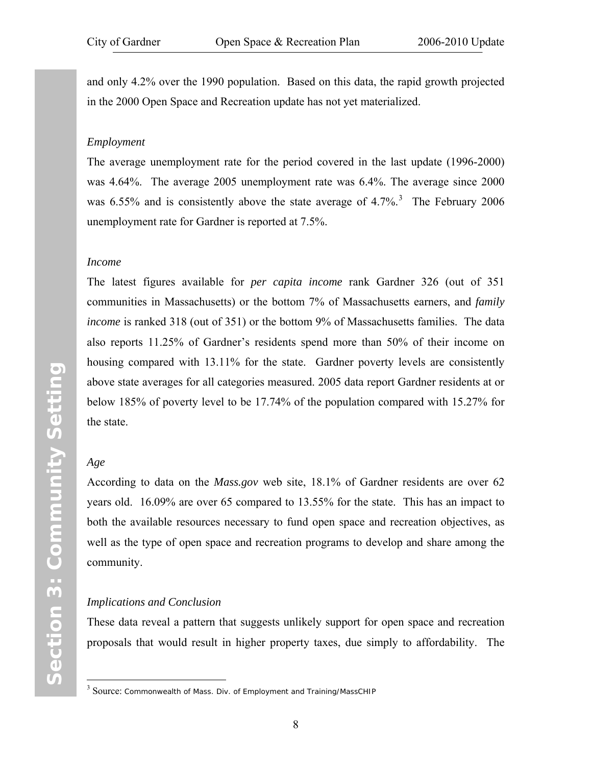and only 4.2% over the 1990 population. Based on this data, the rapid growth projected in the 2000 Open Space and Recreation update has not yet materialized.

*Employment*

The average unemployment rate for the period covered in the last update (1996-2000) was 4.64%. The average 2005 unemployment rate was 6.4%. The average since 2000 was 6.55% and is consistently above the state average of 4.7%.[3] The February 2006 unemployment rate for Gardner is reported at 7.5%.

*Income*

The latest figures available for *per capita income* rank Gardner 326 (out of 351 communities in Massachusetts) or the bottom 7% of Massachusetts earners, and *family income* is ranked 318 (out of 351) or the bottom 9% of Massachusetts families. The data also reports 11.25% of Gardner's residents spend more than 50% of their income on housing compared with 13.11% for the state. Gardner poverty levels are consistently above state averages for all categories measured. 2005 data report Gardner residents at or below 185% of poverty level to be 17.74% of the population compared with 15.27% for the state.

*Age*

According to data on the *Mass.gov* web site, 18.1% of Gardner residents are over 62 years old. 16.09% are over 65 compared to 13.55% for the state. This has an impact to both the available resources necessary to fund open space and recreation objectives, as well as the type of open space and recreation programs to develop and share among the community.

*Implications and Conclusion*

These data reveal a pattern that suggests unlikely support for open space and recreation proposals that would result in higher property taxes, due simply to affordability. The

[3] Source: Commonwealth of Mass. Div. of Employment and Training/MassCHIP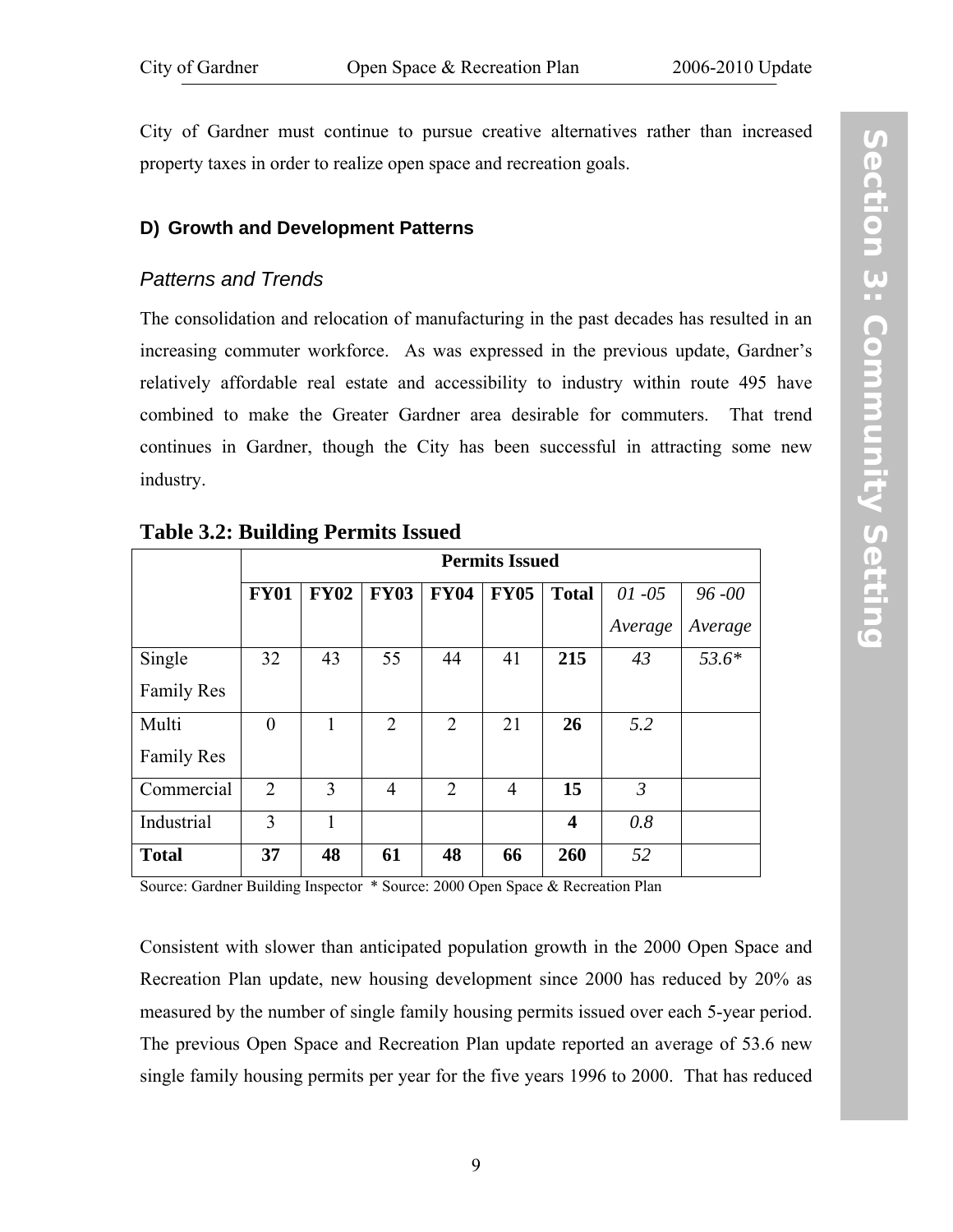City of Gardner must continue to pursue creative alternatives rather than increased property taxes in order to realize open space and recreation goals.

### D) Growth and Development Patterns

#### *Patterns and Trends*

The consolidation and relocation of manufacturing in the past decades has resulted in an increasing commuter workforce. As was expressed in the previous update, Gardner's relatively affordable real estate and accessibility to industry within route 495 have combined to make the Greater Gardner area desirable for commuters. That trend continues in Gardner, though the City has been successful in attracting some new industry.

**Table 3.2: Building Permits Issued**

| | Permits Issued | | | | | | | |
|---|---|---|---|---|---|---|---|---|
| | **FY01** | **FY02** | **FY03** | **FY04** | **FY05** | **Total** | *01 -05 Average* | *96 -00 Average* |
| Single Family Res | 32 | 43 | 55 | 44 | 41 | **215** | *43* | *53.6\** |
| Multi Family Res | 0 | 1 | 2 | 2 | 21 | **26** | *5.2* | |
| Commercial | 2 | 3 | 4 | 2 | 4 | **15** | *3* | |
| Industrial | 3 | 1 | | | | **4** | *0.8* | |
| **Total** | **37** | **48** | **61** | **48** | **66** | **260** | *52* | |

Source: Gardner Building Inspector * Source: 2000 Open Space & Recreation Plan

Consistent with slower than anticipated population growth in the 2000 Open Space and Recreation Plan update, new housing development since 2000 has reduced by 20% as measured by the number of single family housing permits issued over each 5-year period. The previous Open Space and Recreation Plan update reported an average of 53.6 new single family housing permits per year for the five years 1996 to 2000. That has reduced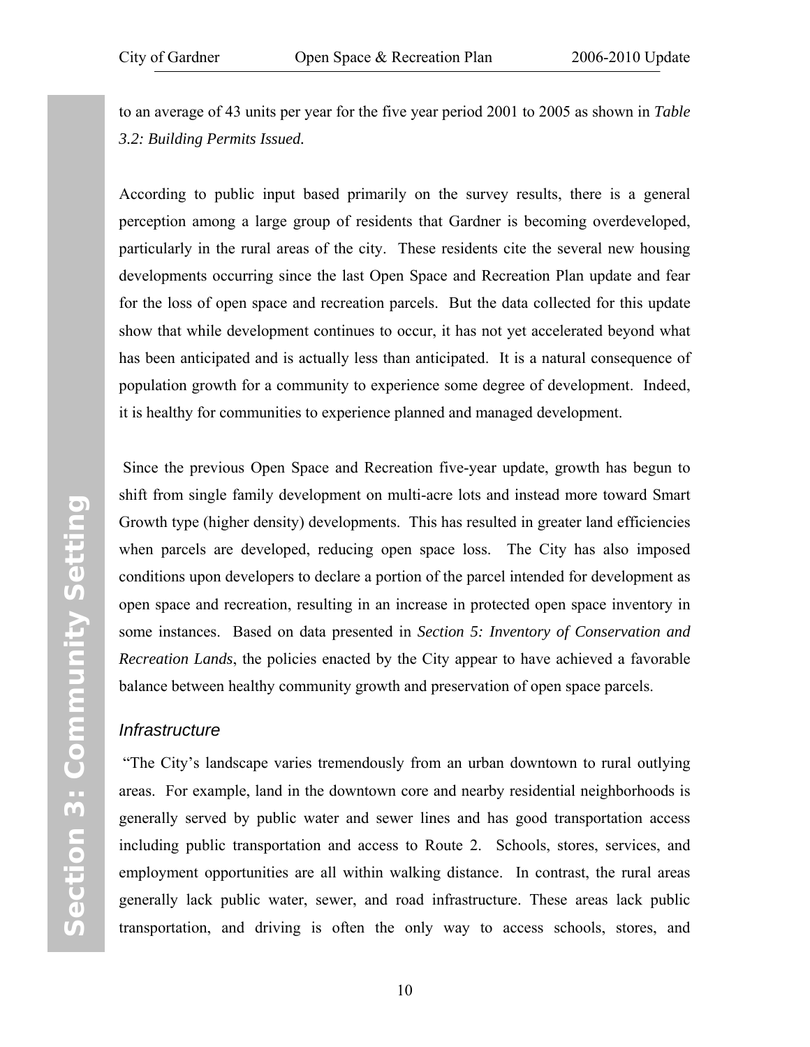to an average of 43 units per year for the five year period 2001 to 2005 as shown in *Table 3.2: Building Permits Issued.*

According to public input based primarily on the survey results, there is a general perception among a large group of residents that Gardner is becoming overdeveloped, particularly in the rural areas of the city. These residents cite the several new housing developments occurring since the last Open Space and Recreation Plan update and fear for the loss of open space and recreation parcels. But the data collected for this update show that while development continues to occur, it has not yet accelerated beyond what has been anticipated and is actually less than anticipated. It is a natural consequence of population growth for a community to experience some degree of development. Indeed, it is healthy for communities to experience planned and managed development.

Since the previous Open Space and Recreation five-year update, growth has begun to shift from single family development on multi-acre lots and instead more toward Smart Growth type (higher density) developments. This has resulted in greater land efficiencies when parcels are developed, reducing open space loss. The City has also imposed conditions upon developers to declare a portion of the parcel intended for development as open space and recreation, resulting in an increase in protected open space inventory in some instances. Based on data presented in *Section 5: Inventory of Conservation and Recreation Lands*, the policies enacted by the City appear to have achieved a favorable balance between healthy community growth and preservation of open space parcels.

### *Infrastructure*

"The City's landscape varies tremendously from an urban downtown to rural outlying areas. For example, land in the downtown core and nearby residential neighborhoods is generally served by public water and sewer lines and has good transportation access including public transportation and access to Route 2. Schools, stores, services, and employment opportunities are all within walking distance. In contrast, the rural areas generally lack public water, sewer, and road infrastructure. These areas lack public transportation, and driving is often the only way to access schools, stores, and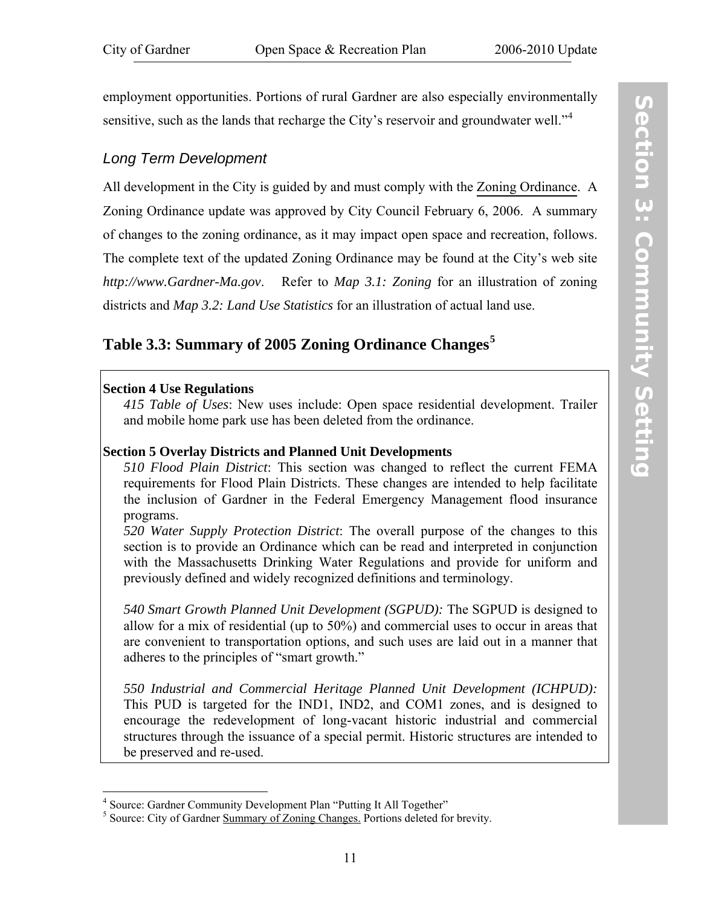employment opportunities. Portions of rural Gardner are also especially environmentally sensitive, such as the lands that recharge the City's reservoir and groundwater well."[4]

### *Long Term Development*

All development in the City is guided by and must comply with the Zoning Ordinance. A Zoning Ordinance update was approved by City Council February 6, 2006. A summary of changes to the zoning ordinance, as it may impact open space and recreation, follows. The complete text of the updated Zoning Ordinance may be found at the City's web site *http://www.Gardner-Ma.gov*. Refer to *Map 3.1: Zoning* for an illustration of zoning districts and *Map 3.2: Land Use Statistics* for an illustration of actual land use.

## Table 3.3: Summary of 2005 Zoning Ordinance Changes[5]

**Section 4 Use Regulations**

*415 Table of Uses*: New uses include: Open space residential development. Trailer and mobile home park use has been deleted from the ordinance.

**Section 5 Overlay Districts and Planned Unit Developments**

*510 Flood Plain District*: This section was changed to reflect the current FEMA requirements for Flood Plain Districts. These changes are intended to help facilitate the inclusion of Gardner in the Federal Emergency Management flood insurance programs.

*520 Water Supply Protection District*: The overall purpose of the changes to this section is to provide an Ordinance which can be read and interpreted in conjunction with the Massachusetts Drinking Water Regulations and provide for uniform and previously defined and widely recognized definitions and terminology.

*540 Smart Growth Planned Unit Development (SGPUD):* The SGPUD is designed to allow for a mix of residential (up to 50%) and commercial uses to occur in areas that are convenient to transportation options, and such uses are laid out in a manner that adheres to the principles of "smart growth."

*550 Industrial and Commercial Heritage Planned Unit Development (ICHPUD):* This PUD is targeted for the IND1, IND2, and COM1 zones, and is designed to encourage the redevelopment of long-vacant historic industrial and commercial structures through the issuance of a special permit. Historic structures are intended to be preserved and re-used.

---

[4] Source: Gardner Community Development Plan "Putting It All Together"

[5] Source: City of Gardner Summary of Zoning Changes. Portions deleted for brevity.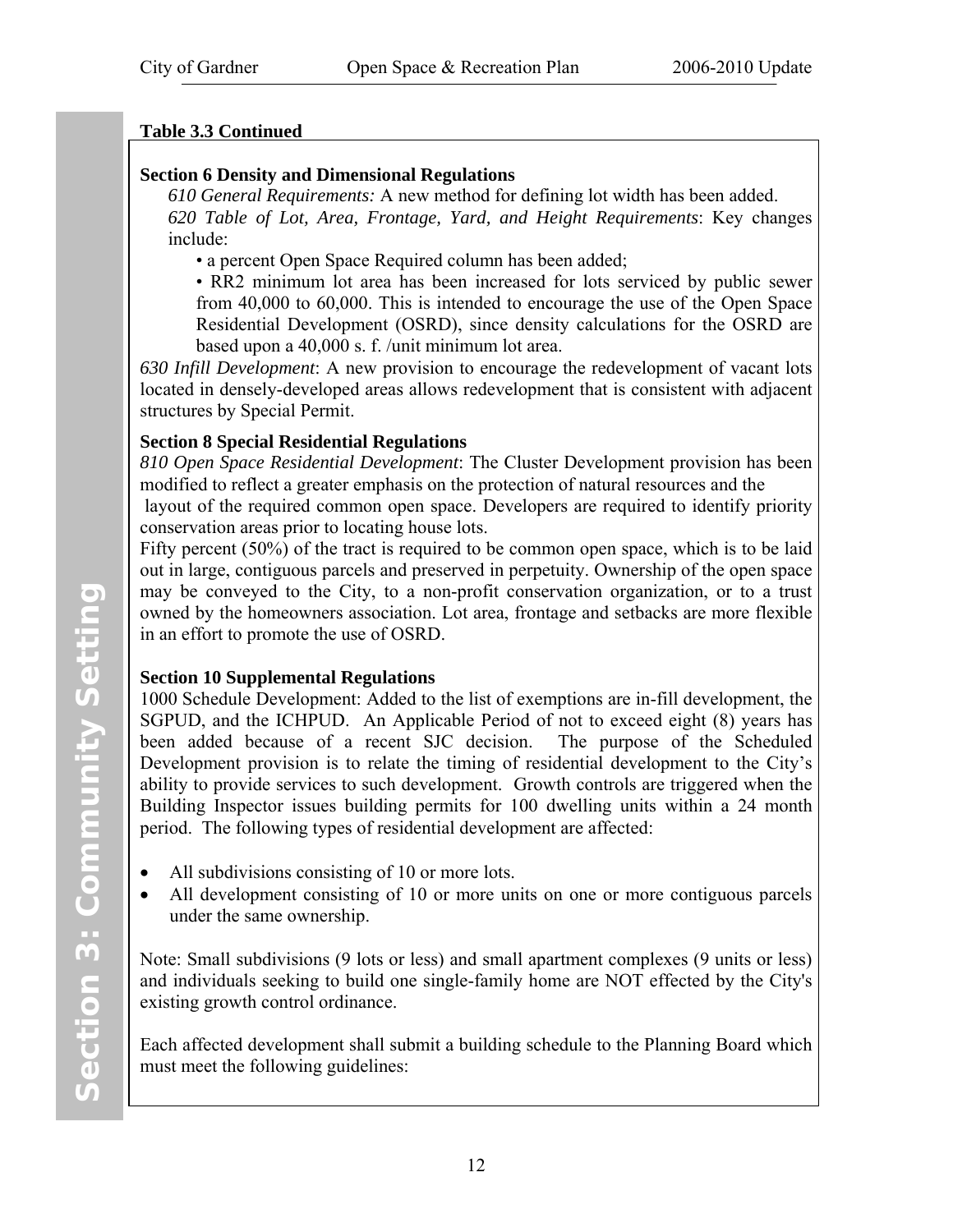**Table 3.3 Continued**

**Section 6 Density and Dimensional Regulations**

*610 General Requirements:* A new method for defining lot width has been added.

*620 Table of Lot, Area, Frontage, Yard, and Height Requirements*: Key changes include:

- a percent Open Space Required column has been added;
- RR2 minimum lot area has been increased for lots serviced by public sewer from 40,000 to 60,000. This is intended to encourage the use of the Open Space Residential Development (OSRD), since density calculations for the OSRD are based upon a 40,000 s. f. /unit minimum lot area.

*630 Infill Development*: A new provision to encourage the redevelopment of vacant lots located in densely-developed areas allows redevelopment that is consistent with adjacent structures by Special Permit.

**Section 8 Special Residential Regulations**

*810 Open Space Residential Development*: The Cluster Development provision has been modified to reflect a greater emphasis on the protection of natural resources and the layout of the required common open space. Developers are required to identify priority conservation areas prior to locating house lots.

Fifty percent (50%) of the tract is required to be common open space, which is to be laid out in large, contiguous parcels and preserved in perpetuity. Ownership of the open space may be conveyed to the City, to a non-profit conservation organization, or to a trust owned by the homeowners association. Lot area, frontage and setbacks are more flexible in an effort to promote the use of OSRD.

**Section 10 Supplemental Regulations**

1000 Schedule Development: Added to the list of exemptions are in-fill development, the SGPUD, and the ICHPUD. An Applicable Period of not to exceed eight (8) years has been added because of a recent SJC decision. The purpose of the Scheduled Development provision is to relate the timing of residential development to the City's ability to provide services to such development. Growth controls are triggered when the Building Inspector issues building permits for 100 dwelling units within a 24 month period. The following types of residential development are affected:

- All subdivisions consisting of 10 or more lots.
- All development consisting of 10 or more units on one or more contiguous parcels under the same ownership.

Note: Small subdivisions (9 lots or less) and small apartment complexes (9 units or less) and individuals seeking to build one single-family home are NOT effected by the City's existing growth control ordinance.

Each affected development shall submit a building schedule to the Planning Board which must meet the following guidelines: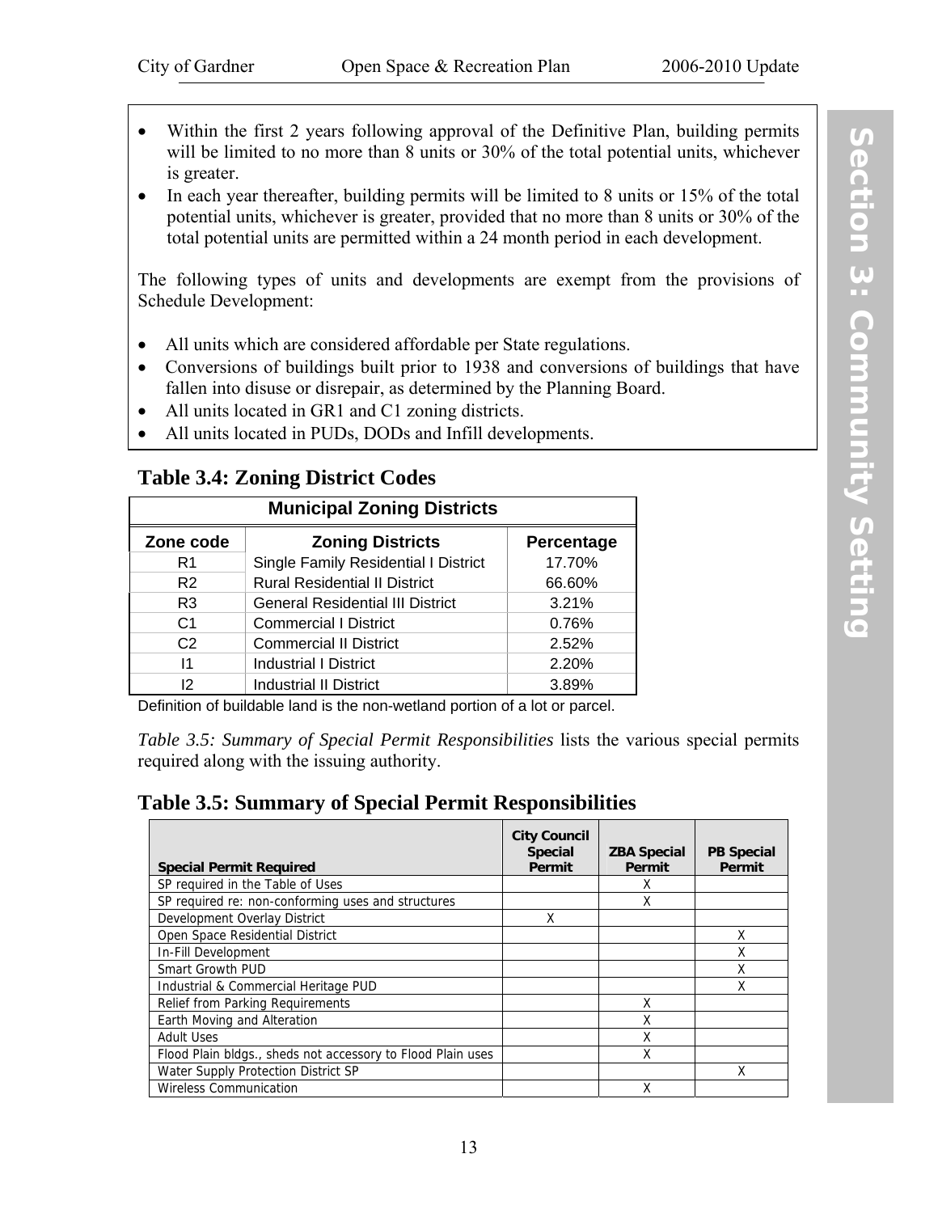- Within the first 2 years following approval of the Definitive Plan, building permits will be limited to no more than 8 units or 30% of the total potential units, whichever is greater.
- In each year thereafter, building permits will be limited to 8 units or 15% of the total potential units, whichever is greater, provided that no more than 8 units or 30% of the total potential units are permitted within a 24 month period in each development.

The following types of units and developments are exempt from the provisions of Schedule Development:

- All units which are considered affordable per State regulations.
- Conversions of buildings built prior to 1938 and conversions of buildings that have fallen into disuse or disrepair, as determined by the Planning Board.
- All units located in GR1 and C1 zoning districts.
- All units located in PUDs, DODs and Infill developments.

## Table 3.4: Zoning District Codes

| Municipal Zoning Districts | | |
|---|---|---|
| **Zone code** | **Zoning Districts** | **Percentage** |
| R1 | Single Family Residential I District | 17.70% |
| R2 | Rural Residential II District | 66.60% |
| R3 | General Residential III District | 3.21% |
| C1 | Commercial I District | 0.76% |
| C2 | Commercial II District | 2.52% |
| I1 | Industrial I District | 2.20% |
| I2 | Industrial II District | 3.89% |

Definition of buildable land is the non-wetland portion of a lot or parcel.

*Table 3.5: Summary of Special Permit Responsibilities* lists the various special permits required along with the issuing authority.

## Table 3.5: Summary of Special Permit Responsibilities

| Special Permit Required | City Council Special Permit | ZBA Special Permit | PB Special Permit |
|---|---|---|---|
| SP required in the Table of Uses | | X | |
| SP required re: non-conforming uses and structures | | X | |
| Development Overlay District | X | | |
| Open Space Residential District | | | X |
| In-Fill Development | | | X |
| Smart Growth PUD | | | X |
| Industrial & Commercial Heritage PUD | | | X |
| Relief from Parking Requirements | | X | |
| Earth Moving and Alteration | | X | |
| Adult Uses | | X | |
| Flood Plain bldgs., sheds not accessory to Flood Plain uses | | X | |
| Water Supply Protection District SP | | | X |
| Wireless Communication | | X | |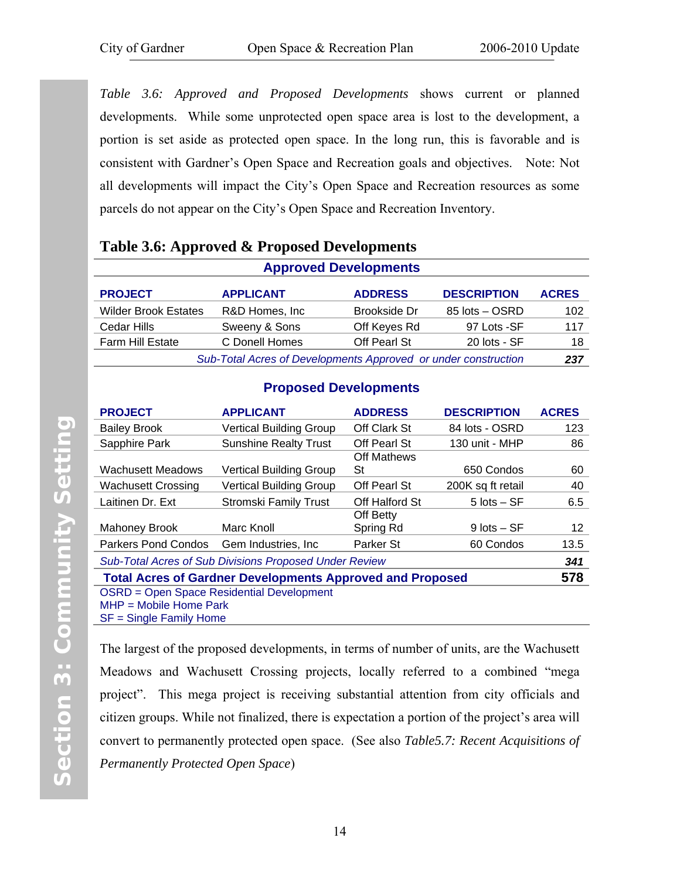*Table 3.6: Approved and Proposed Developments* shows current or planned developments. While some unprotected open space area is lost to the development, a portion is set aside as protected open space. In the long run, this is favorable and is consistent with Gardner's Open Space and Recreation goals and objectives. Note: Not all developments will impact the City's Open Space and Recreation resources as some parcels do not appear on the City's Open Space and Recreation Inventory.

**Table 3.6: Approved & Proposed Developments**

| Approved Developments | | | | |
|---|---|---|---|---|
| **PROJECT** | **APPLICANT** | **ADDRESS** | **DESCRIPTION** | **ACRES** |
| Wilder Brook Estates | R&D Homes, Inc | Brookside Dr | 85 lots – OSRD | 102 |
| Cedar Hills | Sweeny & Sons | Off Keyes Rd | 97 Lots -SF | 117 |
| Farm Hill Estate | C Donell Homes | Off Pearl St | 20 lots - SF | 18 |
| *Sub-Total Acres of Developments Approved or under construction* | | | | ***237*** |

| Proposed Developments | | | | |
|---|---|---|---|---|
| **PROJECT** | **APPLICANT** | **ADDRESS** | **DESCRIPTION** | **ACRES** |
| Bailey Brook | Vertical Building Group | Off Clark St | 84 lots - OSRD | 123 |
| Sapphire Park | Sunshine Realty Trust | Off Pearl St | 130 unit - MHP | 86 |
| Wachusett Meadows | Vertical Building Group | Off Mathews St | 650 Condos | 60 |
| Wachusett Crossing | Vertical Building Group | Off Pearl St | 200K sq ft retail | 40 |
| Laitinen Dr. Ext | Stromski Family Trust | Off Halford St | 5 lots – SF | 6.5 |
| Mahoney Brook | Marc Knoll | Off Betty Spring Rd | 9 lots – SF | 12 |
| Parkers Pond Condos | Gem Industries, Inc | Parker St | 60 Condos | 13.5 |
| *Sub-Total Acres of Sub Divisions Proposed Under Review* | | | | ***341*** |
| **Total Acres of Gardner Developments Approved and Proposed** | | | | **578** |

OSRD = Open Space Residential Development
MHP = Mobile Home Park
SF = Single Family Home

The largest of the proposed developments, in terms of number of units, are the Wachusett Meadows and Wachusett Crossing projects, locally referred to a combined "mega project". This mega project is receiving substantial attention from city officials and citizen groups. While not finalized, there is expectation a portion of the project's area will convert to permanently protected open space. (See also *Table5.7: Recent Acquisitions of Permanently Protected Open Space*)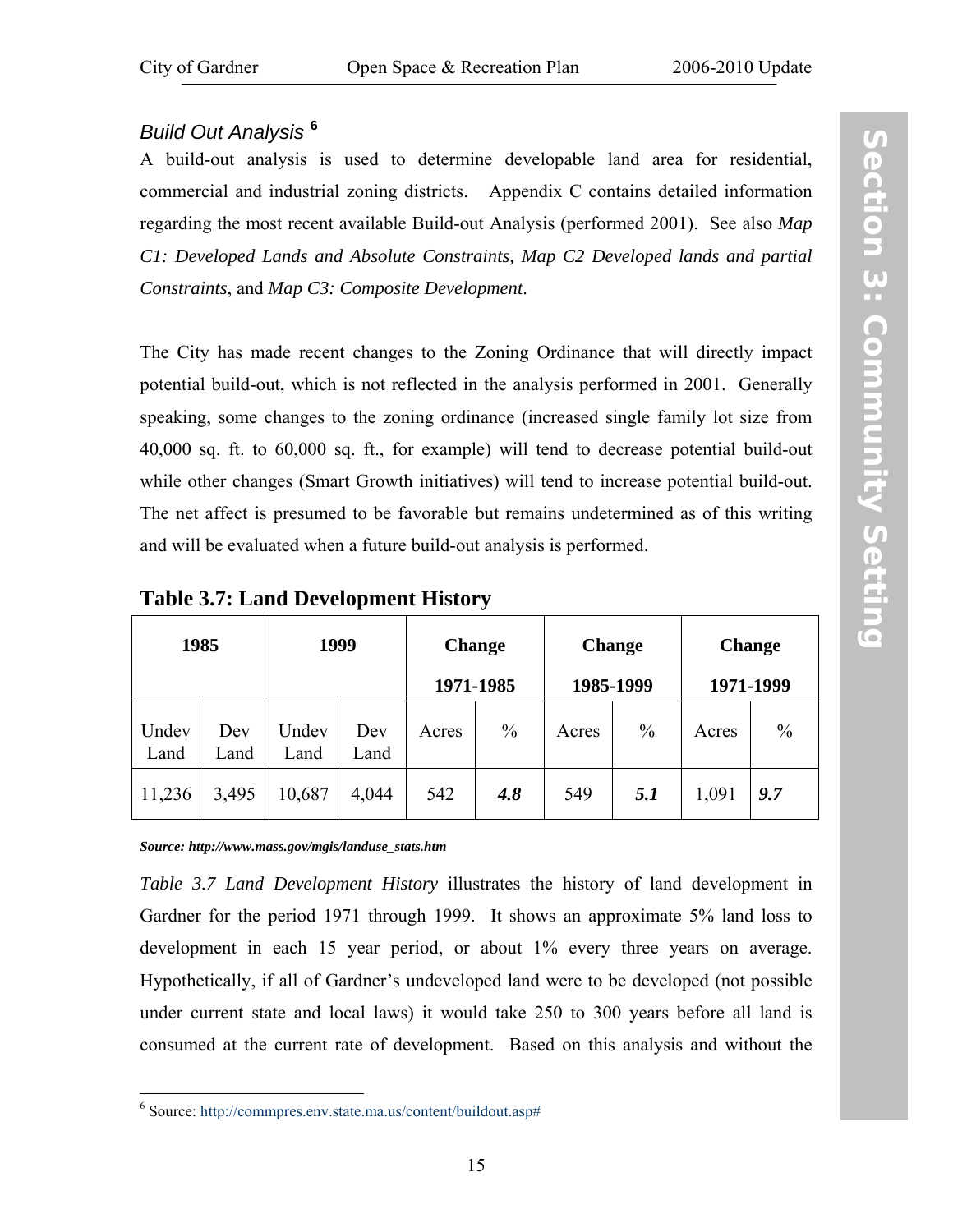### *Build Out Analysis* [6]

A build-out analysis is used to determine developable land area for residential, commercial and industrial zoning districts. Appendix C contains detailed information regarding the most recent available Build-out Analysis (performed 2001). See also *Map C1: Developed Lands and Absolute Constraints, Map C2 Developed lands and partial Constraints*, and *Map C3: Composite Development*.

The City has made recent changes to the Zoning Ordinance that will directly impact potential build-out, which is not reflected in the analysis performed in 2001. Generally speaking, some changes to the zoning ordinance (increased single family lot size from 40,000 sq. ft. to 60,000 sq. ft., for example) will tend to decrease potential build-out while other changes (Smart Growth initiatives) will tend to increase potential build-out. The net affect is presumed to be favorable but remains undetermined as of this writing and will be evaluated when a future build-out analysis is performed.

**Table 3.7: Land Development History**

| 1985 | | 1999 | | Change 1971-1985 | | Change 1985-1999 | | Change 1971-1999 | |
|---|---|---|---|---|---|---|---|---|---|
| Undev Land | Dev Land | Undev Land | Dev Land | Acres | % | Acres | % | Acres | % |
| 11,236 | 3,495 | 10,687 | 4,044 | 542 | ***4.8*** | 549 | ***5.1*** | 1,091 | ***9.7*** |

***Source: http://www.mass.gov/mgis/landuse_stats.htm***

*Table 3.7 Land Development History* illustrates the history of land development in Gardner for the period 1971 through 1999. It shows an approximate 5% land loss to development in each 15 year period, or about 1% every three years on average. Hypothetically, if all of Gardner's undeveloped land were to be developed (not possible under current state and local laws) it would take 250 to 300 years before all land is consumed at the current rate of development. Based on this analysis and without the

[6] Source: http://commpres.env.state.ma.us/content/buildout.asp#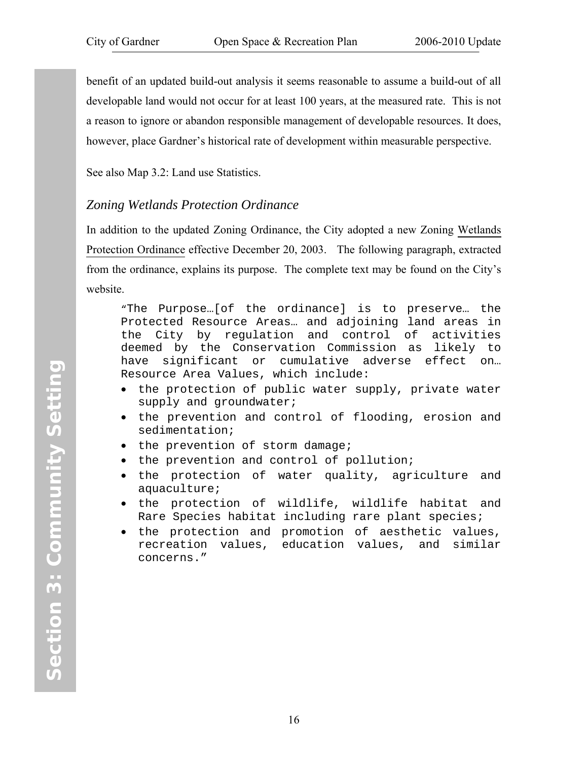benefit of an updated build-out analysis it seems reasonable to assume a build-out of all developable land would not occur for at least 100 years, at the measured rate. This is not a reason to ignore or abandon responsible management of developable resources. It does, however, place Gardner's historical rate of development within measurable perspective.

See also Map 3.2: Land use Statistics.

### *Zoning Wetlands Protection Ordinance*

In addition to the updated Zoning Ordinance, the City adopted a new Zoning Wetlands Protection Ordinance effective December 20, 2003. The following paragraph, extracted from the ordinance, explains its purpose. The complete text may be found on the City's website.

> "The Purpose…[of the ordinance] is to preserve… the Protected Resource Areas… and adjoining land areas in the City by regulation and control of activities deemed by the Conservation Commission as likely to have significant or cumulative adverse effect on… Resource Area Values, which include:
>
> - the protection of public water supply, private water supply and groundwater;
> - the prevention and control of flooding, erosion and sedimentation;
> - the prevention of storm damage;
> - the prevention and control of pollution;
> - the protection of water quality, agriculture and aquaculture;
> - the protection of wildlife, wildlife habitat and Rare Species habitat including rare plant species;
> - the protection and promotion of aesthetic values, recreation values, education values, and similar concerns."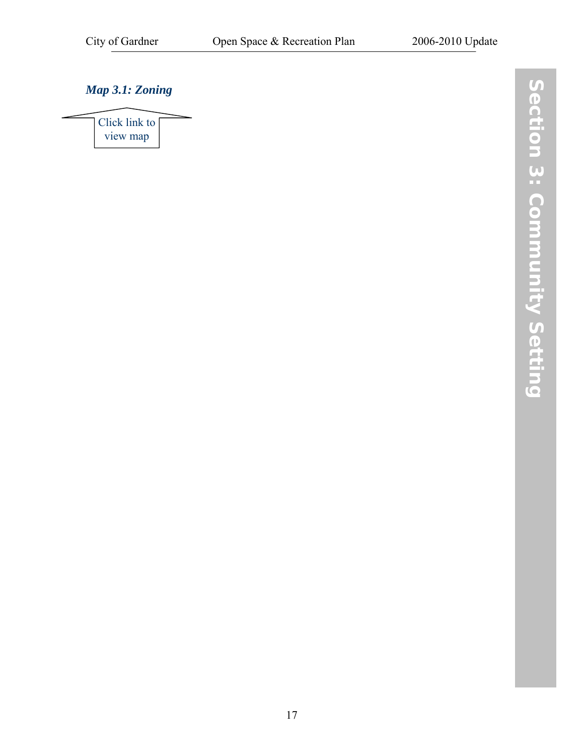*Map 3.1: Zoning*

Click link to view map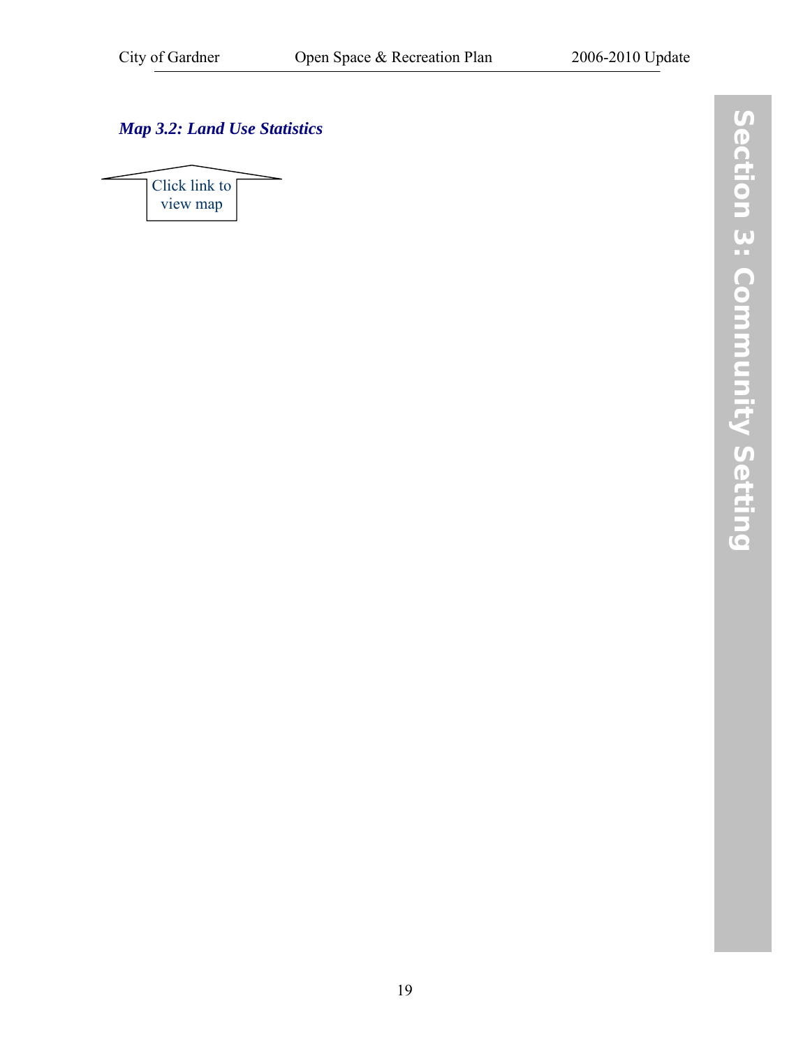### *Map 3.2: Land Use Statistics*

Click link to view map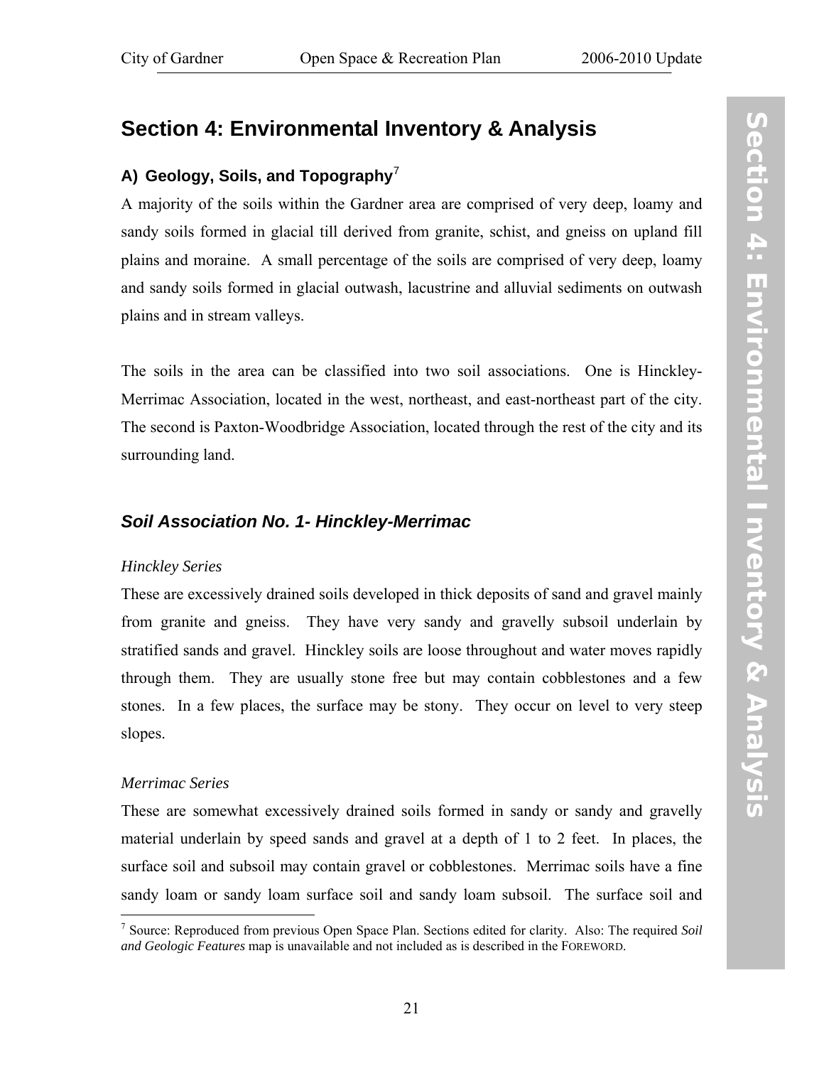## Section 4: Environmental Inventory & Analysis

### A) Geology, Soils, and Topography[7]

A majority of the soils within the Gardner area are comprised of very deep, loamy and sandy soils formed in glacial till derived from granite, schist, and gneiss on upland fill plains and moraine. A small percentage of the soils are comprised of very deep, loamy and sandy soils formed in glacial outwash, lacustrine and alluvial sediments on outwash plains and in stream valleys.

The soils in the area can be classified into two soil associations. One is Hinckley-Merrimac Association, located in the west, northeast, and east-northeast part of the city. The second is Paxton-Woodbridge Association, located through the rest of the city and its surrounding land.

### *Soil Association No. 1- Hinckley-Merrimac*

*Hinckley Series*

These are excessively drained soils developed in thick deposits of sand and gravel mainly from granite and gneiss. They have very sandy and gravelly subsoil underlain by stratified sands and gravel. Hinckley soils are loose throughout and water moves rapidly through them. They are usually stone free but may contain cobblestones and a few stones. In a few places, the surface may be stony. They occur on level to very steep slopes.

*Merrimac Series*

These are somewhat excessively drained soils formed in sandy or sandy and gravelly material underlain by speed sands and gravel at a depth of 1 to 2 feet. In places, the surface soil and subsoil may contain gravel or cobblestones. Merrimac soils have a fine sandy loam or sandy loam surface soil and sandy loam subsoil. The surface soil and

[7] Source: Reproduced from previous Open Space Plan. Sections edited for clarity. Also: The required *Soil and Geologic Features* map is unavailable and not included as is described in the FOREWORD.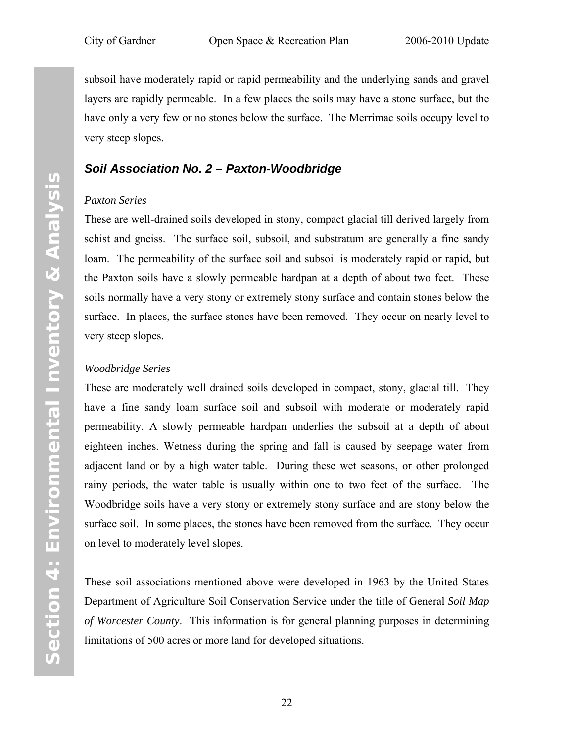subsoil have moderately rapid or rapid permeability and the underlying sands and gravel layers are rapidly permeable. In a few places the soils may have a stone surface, but the have only a very few or no stones below the surface. The Merrimac soils occupy level to very steep slopes.

### *Soil Association No. 2 – Paxton-Woodbridge*

*Paxton Series*

These are well-drained soils developed in stony, compact glacial till derived largely from schist and gneiss. The surface soil, subsoil, and substratum are generally a fine sandy loam. The permeability of the surface soil and subsoil is moderately rapid or rapid, but the Paxton soils have a slowly permeable hardpan at a depth of about two feet. These soils normally have a very stony or extremely stony surface and contain stones below the surface. In places, the surface stones have been removed. They occur on nearly level to very steep slopes.

*Woodbridge Series*

These are moderately well drained soils developed in compact, stony, glacial till. They have a fine sandy loam surface soil and subsoil with moderate or moderately rapid permeability. A slowly permeable hardpan underlies the subsoil at a depth of about eighteen inches. Wetness during the spring and fall is caused by seepage water from adjacent land or by a high water table. During these wet seasons, or other prolonged rainy periods, the water table is usually within one to two feet of the surface. The Woodbridge soils have a very stony or extremely stony surface and are stony below the surface soil. In some places, the stones have been removed from the surface. They occur on level to moderately level slopes.

These soil associations mentioned above were developed in 1963 by the United States Department of Agriculture Soil Conservation Service under the title of General *Soil Map of Worcester County*. This information is for general planning purposes in determining limitations of 500 acres or more land for developed situations.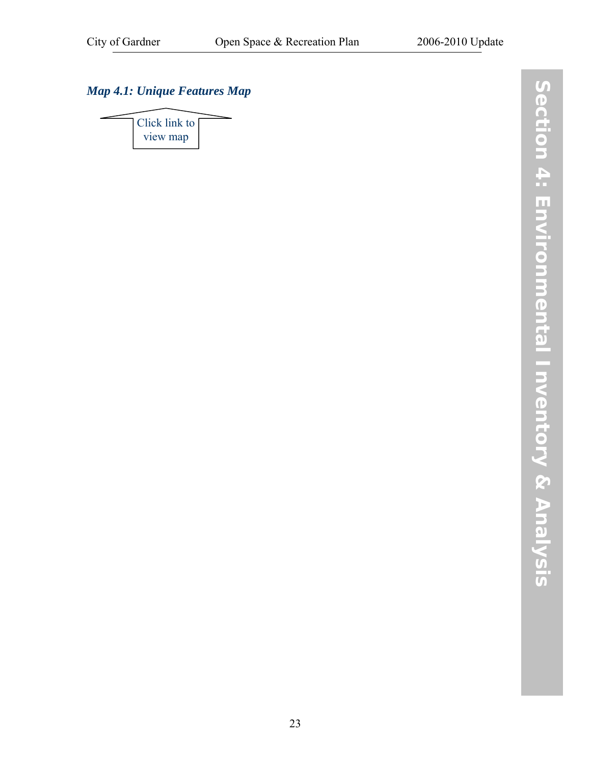*Map 4.1: Unique Features Map*

Click link to view map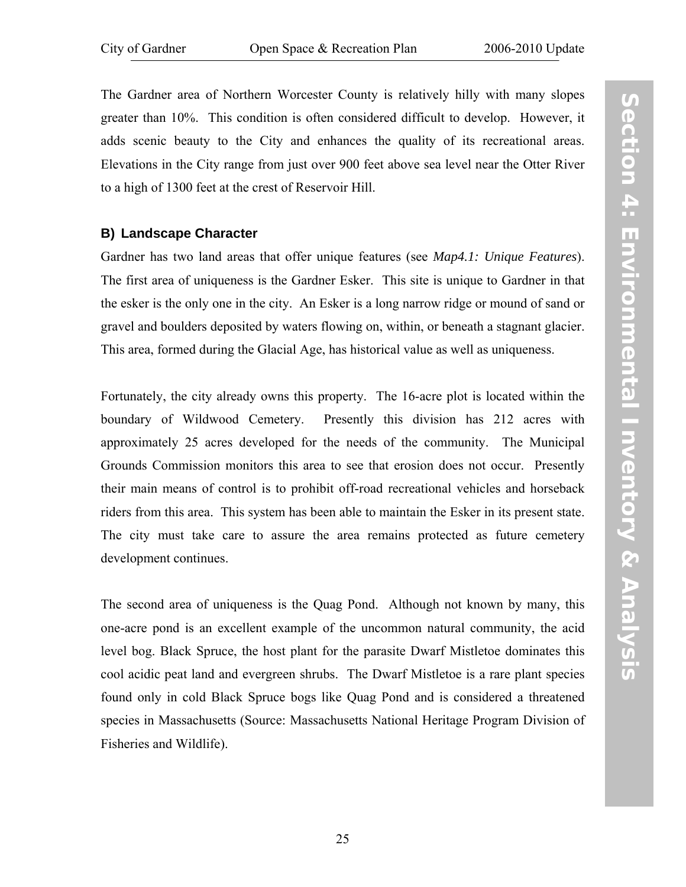The Gardner area of Northern Worcester County is relatively hilly with many slopes greater than 10%. This condition is often considered difficult to develop. However, it adds scenic beauty to the City and enhances the quality of its recreational areas. Elevations in the City range from just over 900 feet above sea level near the Otter River to a high of 1300 feet at the crest of Reservoir Hill.

### B) Landscape Character

Gardner has two land areas that offer unique features (see *Map4.1: Unique Features*). The first area of uniqueness is the Gardner Esker. This site is unique to Gardner in that the esker is the only one in the city. An Esker is a long narrow ridge or mound of sand or gravel and boulders deposited by waters flowing on, within, or beneath a stagnant glacier. This area, formed during the Glacial Age, has historical value as well as uniqueness.

Fortunately, the city already owns this property. The 16-acre plot is located within the boundary of Wildwood Cemetery. Presently this division has 212 acres with approximately 25 acres developed for the needs of the community. The Municipal Grounds Commission monitors this area to see that erosion does not occur. Presently their main means of control is to prohibit off-road recreational vehicles and horseback riders from this area. This system has been able to maintain the Esker in its present state. The city must take care to assure the area remains protected as future cemetery development continues.

The second area of uniqueness is the Quag Pond. Although not known by many, this one-acre pond is an excellent example of the uncommon natural community, the acid level bog. Black Spruce, the host plant for the parasite Dwarf Mistletoe dominates this cool acidic peat land and evergreen shrubs. The Dwarf Mistletoe is a rare plant species found only in cold Black Spruce bogs like Quag Pond and is considered a threatened species in Massachusetts (Source: Massachusetts National Heritage Program Division of Fisheries and Wildlife).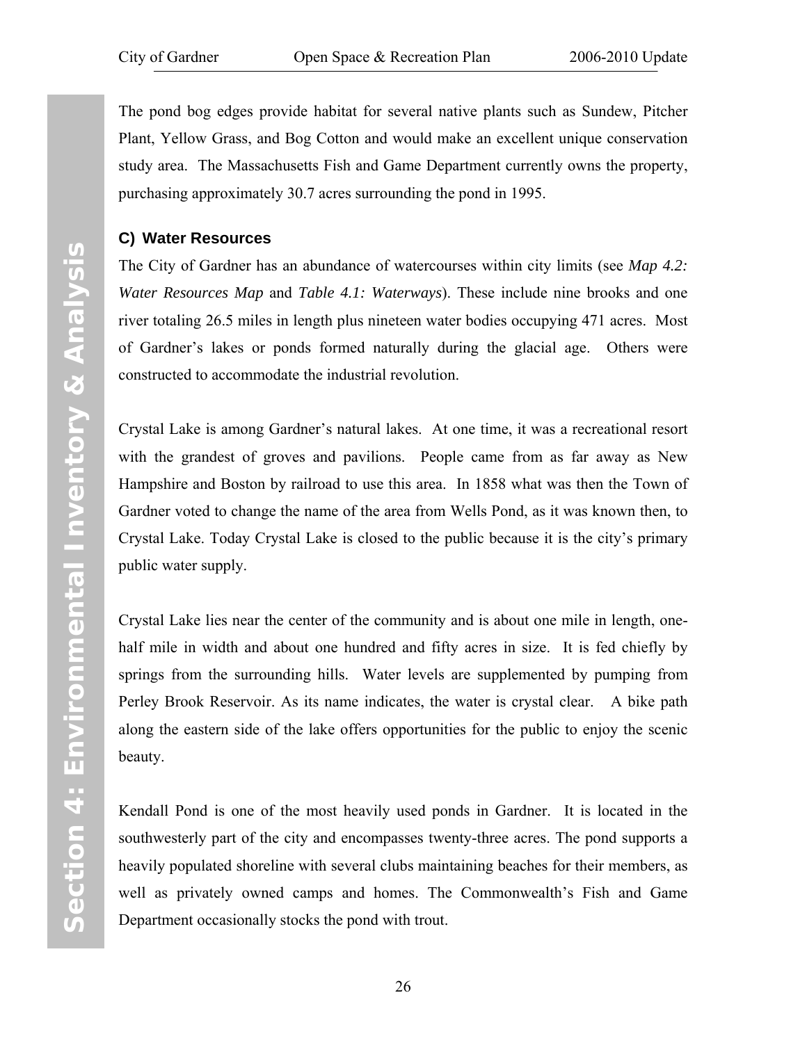The pond bog edges provide habitat for several native plants such as Sundew, Pitcher Plant, Yellow Grass, and Bog Cotton and would make an excellent unique conservation study area. The Massachusetts Fish and Game Department currently owns the property, purchasing approximately 30.7 acres surrounding the pond in 1995.

### C) Water Resources

The City of Gardner has an abundance of watercourses within city limits (see *Map 4.2: Water Resources Map* and *Table 4.1: Waterways*). These include nine brooks and one river totaling 26.5 miles in length plus nineteen water bodies occupying 471 acres. Most of Gardner's lakes or ponds formed naturally during the glacial age. Others were constructed to accommodate the industrial revolution.

Crystal Lake is among Gardner's natural lakes. At one time, it was a recreational resort with the grandest of groves and pavilions. People came from as far away as New Hampshire and Boston by railroad to use this area. In 1858 what was then the Town of Gardner voted to change the name of the area from Wells Pond, as it was known then, to Crystal Lake. Today Crystal Lake is closed to the public because it is the city's primary public water supply.

Crystal Lake lies near the center of the community and is about one mile in length, one-half mile in width and about one hundred and fifty acres in size. It is fed chiefly by springs from the surrounding hills. Water levels are supplemented by pumping from Perley Brook Reservoir. As its name indicates, the water is crystal clear. A bike path along the eastern side of the lake offers opportunities for the public to enjoy the scenic beauty.

Kendall Pond is one of the most heavily used ponds in Gardner. It is located in the southwesterly part of the city and encompasses twenty-three acres. The pond supports a heavily populated shoreline with several clubs maintaining beaches for their members, as well as privately owned camps and homes. The Commonwealth's Fish and Game Department occasionally stocks the pond with trout.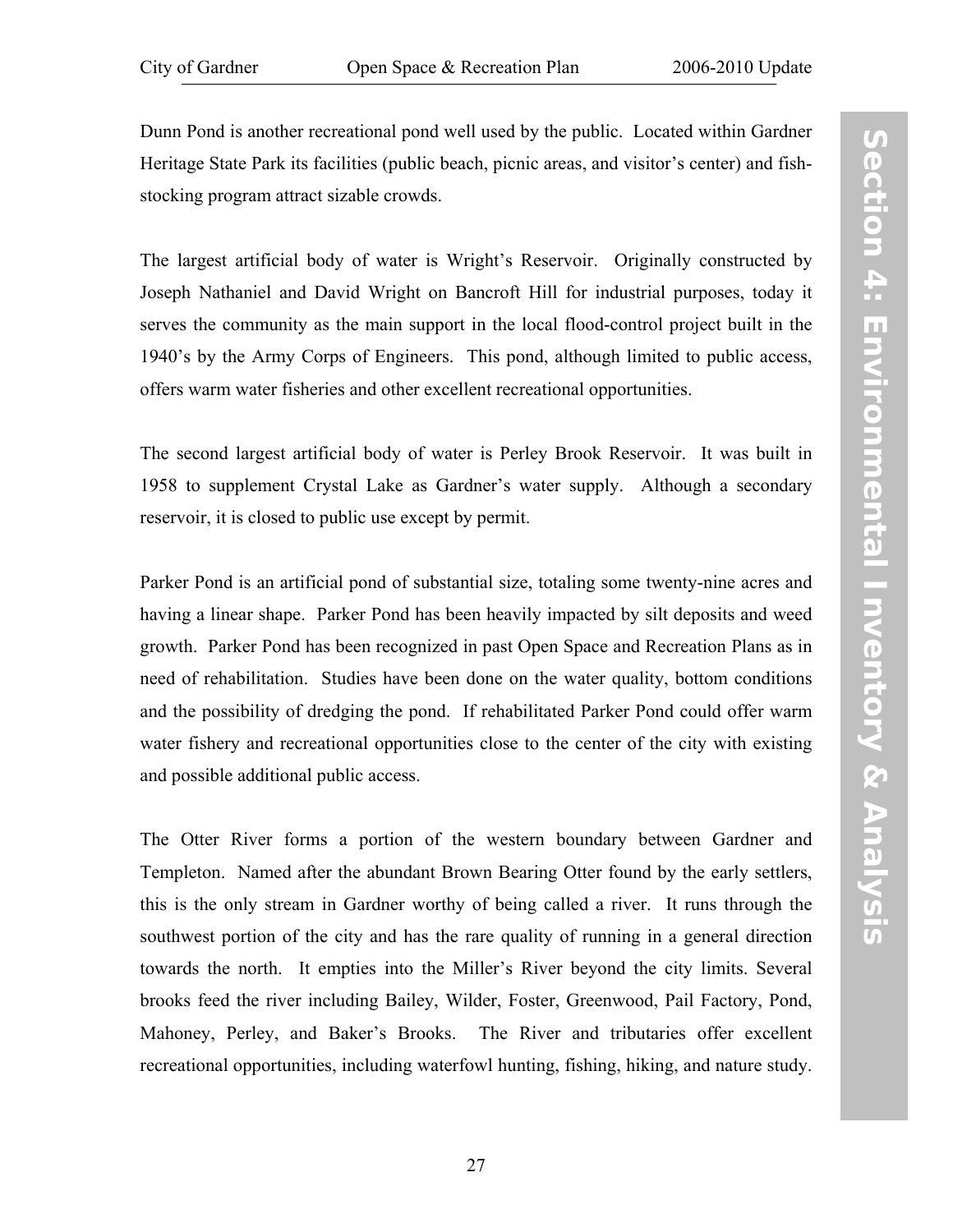Dunn Pond is another recreational pond well used by the public. Located within Gardner Heritage State Park its facilities (public beach, picnic areas, and visitor's center) and fish-stocking program attract sizable crowds.

The largest artificial body of water is Wright's Reservoir. Originally constructed by Joseph Nathaniel and David Wright on Bancroft Hill for industrial purposes, today it serves the community as the main support in the local flood-control project built in the 1940's by the Army Corps of Engineers. This pond, although limited to public access, offers warm water fisheries and other excellent recreational opportunities.

The second largest artificial body of water is Perley Brook Reservoir. It was built in 1958 to supplement Crystal Lake as Gardner's water supply. Although a secondary reservoir, it is closed to public use except by permit.

Parker Pond is an artificial pond of substantial size, totaling some twenty-nine acres and having a linear shape. Parker Pond has been heavily impacted by silt deposits and weed growth. Parker Pond has been recognized in past Open Space and Recreation Plans as in need of rehabilitation. Studies have been done on the water quality, bottom conditions and the possibility of dredging the pond. If rehabilitated Parker Pond could offer warm water fishery and recreational opportunities close to the center of the city with existing and possible additional public access.

The Otter River forms a portion of the western boundary between Gardner and Templeton. Named after the abundant Brown Bearing Otter found by the early settlers, this is the only stream in Gardner worthy of being called a river. It runs through the southwest portion of the city and has the rare quality of running in a general direction towards the north. It empties into the Miller's River beyond the city limits. Several brooks feed the river including Bailey, Wilder, Foster, Greenwood, Pail Factory, Pond, Mahoney, Perley, and Baker's Brooks. The River and tributaries offer excellent recreational opportunities, including waterfowl hunting, fishing, hiking, and nature study.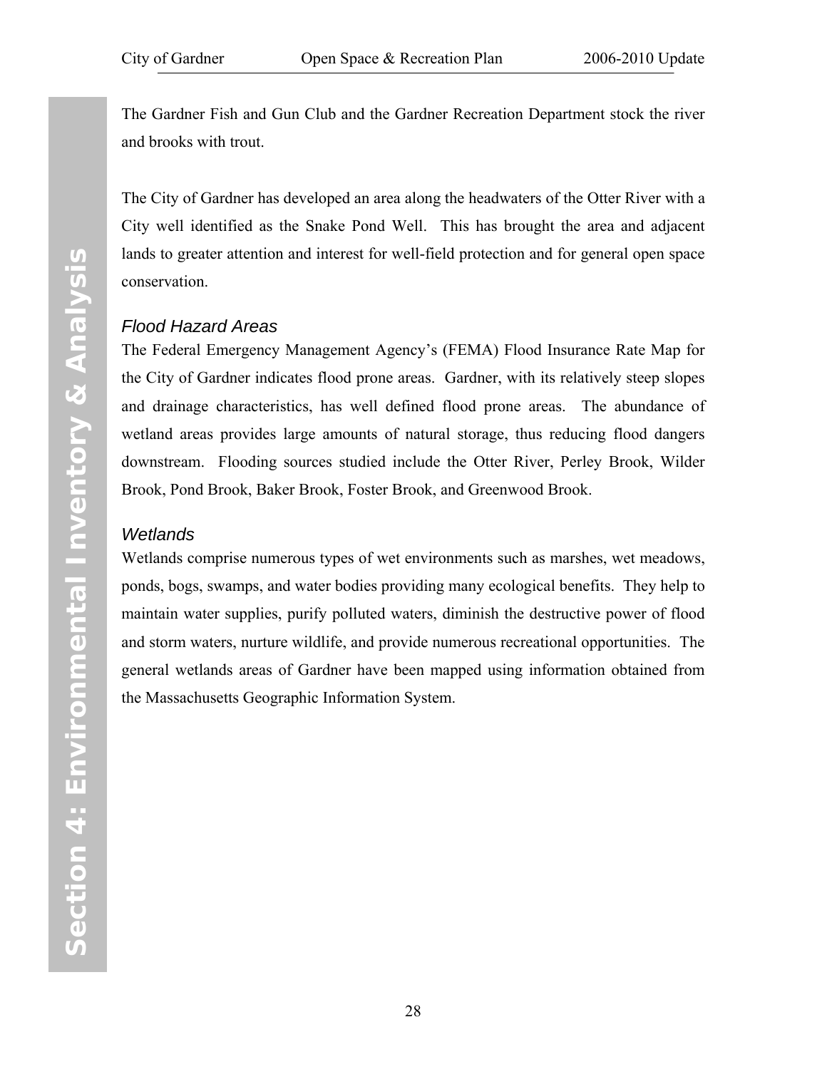The Gardner Fish and Gun Club and the Gardner Recreation Department stock the river and brooks with trout.

The City of Gardner has developed an area along the headwaters of the Otter River with a City well identified as the Snake Pond Well. This has brought the area and adjacent lands to greater attention and interest for well-field protection and for general open space conservation.

### *Flood Hazard Areas*

The Federal Emergency Management Agency's (FEMA) Flood Insurance Rate Map for the City of Gardner indicates flood prone areas. Gardner, with its relatively steep slopes and drainage characteristics, has well defined flood prone areas. The abundance of wetland areas provides large amounts of natural storage, thus reducing flood dangers downstream. Flooding sources studied include the Otter River, Perley Brook, Wilder Brook, Pond Brook, Baker Brook, Foster Brook, and Greenwood Brook.

### *Wetlands*

Wetlands comprise numerous types of wet environments such as marshes, wet meadows, ponds, bogs, swamps, and water bodies providing many ecological benefits. They help to maintain water supplies, purify polluted waters, diminish the destructive power of flood and storm waters, nurture wildlife, and provide numerous recreational opportunities. The general wetlands areas of Gardner have been mapped using information obtained from the Massachusetts Geographic Information System.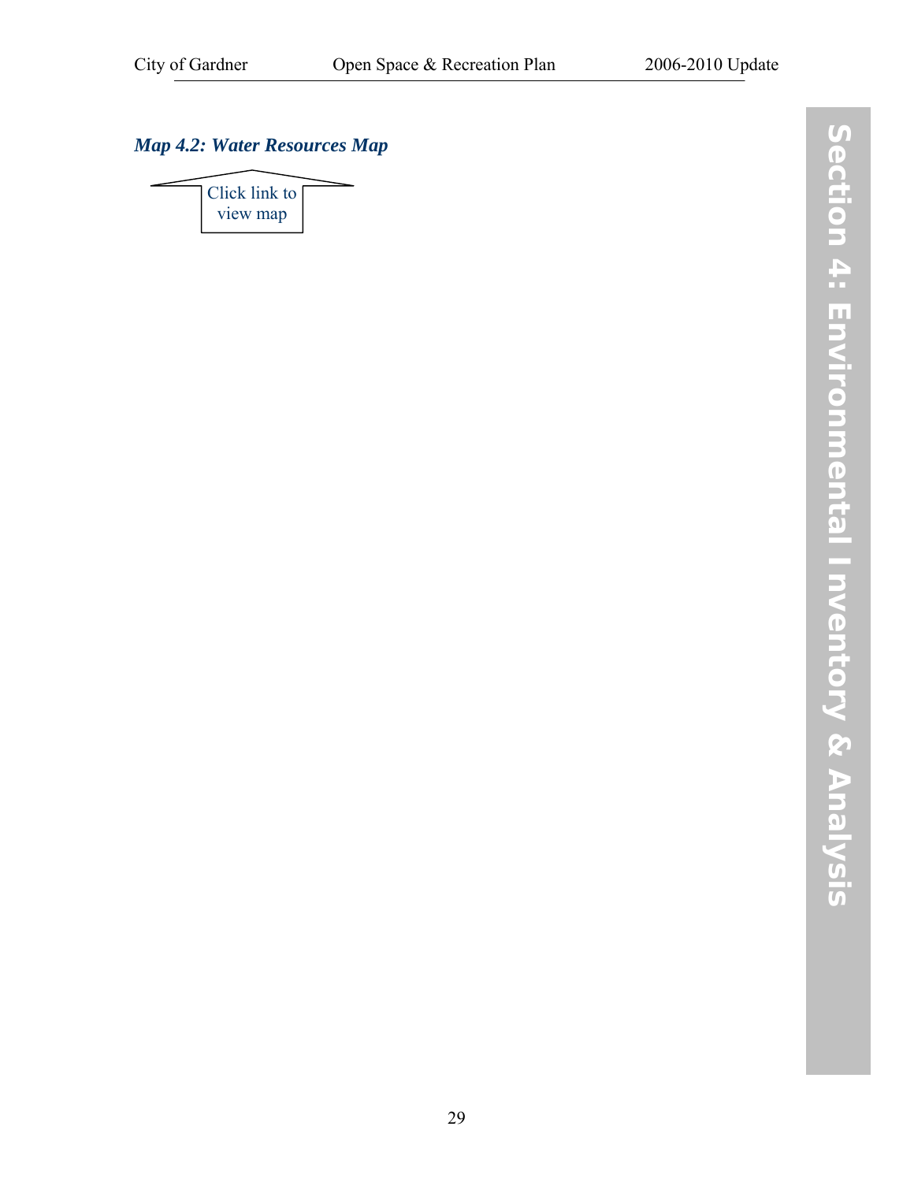### *Map 4.2: Water Resources Map*

Click link to view map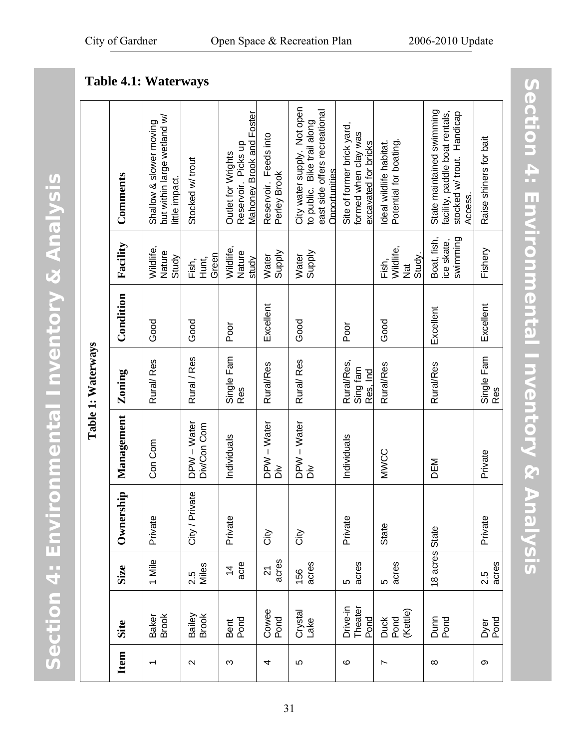## Table 4.1: Waterways

**Table 1: Waterways**

| Item | Site | Size | Ownership | Management | Zoning | Condition | Facility | Comments |
|---|---|---|---|---|---|---|---|---|
| 1 | Baker Brook | 1 Mile | Private | Con Com | Rural/ Res | Good | Wildlife, Nature Study | Shallow & slower moving but within large wetland w/ little impact. |
| 2 | Bailey Brook | 2.5 Miles | City / Private | DPW – Water Div/Con Com | Rural / Res | Good | Fish, Hunt, Green | Stocked w/ trout |
| 3 | Bent Pond | 14 acre | Private | Individuals | Single Fam Res | Poor | Wildlife, Nature study | Outlet for Wrights Reservoir. Picks up Mahoney Brook and Foster |
| 4 | Cowee Pond | 21 acres | City | DPW – Water Div | Rural/Res | Excellent | Water Supply | Reservoir. Feeds into Perley Brook |
| 5 | Crystal Lake | 156 acres | City | DPW – Water Div | Rural/ Res | Good | Water Supply | City water supply. Not open to public. Bike trail along east side offers recreational Opportunities |
| 6 | Drive-in Theater Pond | 5 acres | Private | Individuals | Rural/Res, Sing fam Res, Ind | Poor | | Site of former brick yard, formed when clay was excavated for bricks |
| 7 | Duck Pond (Kettle) | 5 acres | State | MWCC | Rural/Res | Good | Fish, Wildlife, Nat Study. | Ideal wildlife habitat. Potential for boating. |
| 8 | Dunn Pond | 18 acres | State | DEM | Rural/Res | Excellent | Boat, fish, ice skate, swimming | State maintained swimming facility, paddle boat rentals, stocked w/ trout. Handicap Access. |
| 9 | Dyer Pond | 2.5 acres | Private | Private | Single Fam Res | Excellent | Fishery | Raise shiners for bait |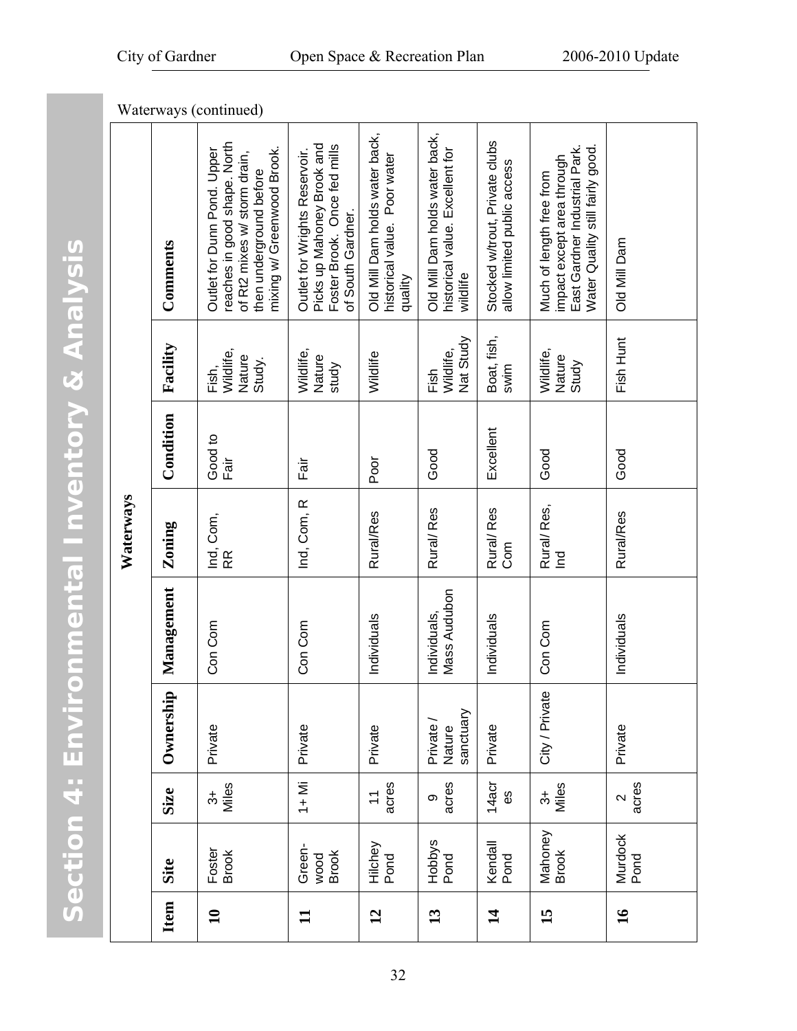Waterways (continued)

| Waterways | | | | | | | | | |
|---|---|---|---|---|---|---|---|---|---|
| **Item** | **Site** | **Size** | **Ownership** | **Management** | **Zoning** | **Condition** | **Facility** | **Comments** |
| **10** | Foster Brook | 3+ Miles | Private | Con Com | Ind, Com, RR | Good to Fair | Fish, Wildlife, Nature Study. | Outlet for Dunn Pond. Upper reaches in good shape. North of Rt2 mixes w/ storm drain, then underground before mixing w/ Greenwood Brook. |
| **11** | Green-wood Brook | 1+ Mi | Private | Con Com | Ind, Com, R | Fair | Wildlife, Nature study | Outlet for Wrights Reservoir. Picks up Mahoney Brook and Foster Brook. Once fed mills of South Gardner. |
| **12** | Hilchey Pond | 11 acres | Private | Individuals | Rural/Res | Poor | Wildlife | Old Mill Dam holds water back, historical value. Poor water quality |
| **13** | Hobbys Pond | 9 acres | Private / Nature sanctuary | Individuals, Mass Audubon | Rural/ Res | Good | Fish Wildlife, Nat Study | Old Mill Dam holds water back, historical value. Excellent for wildlife |
| **14** | Kendall Pond | 14acres | Private | Individuals | Rural/ Res Com | Excellent | Boat, fish, swim | Stocked w/trout, Private clubs allow limited public access |
| **15** | Mahoney Brook | 3+ Miles | City / Private | Con Com | Rural/ Res, Ind | Good | Wildlife, Nature Study | Much of length free from impact except area through East Gardner Industrial Park. Water Quality still fairly good. |
| **16** | Murdock Pond | 2 acres | Private | Individuals | Rural/Res | Good | Fish Hunt | Old Mill Dam |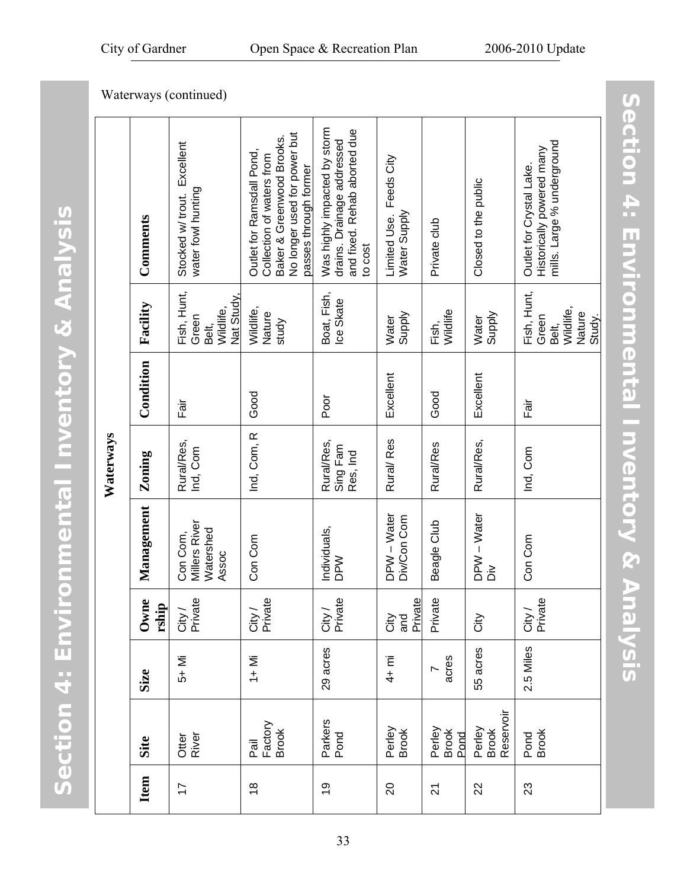Waterways (continued)

| Waterways | | | | | | | | | |
|---|---|---|---|---|---|---|---|---|---|
| **Item** | **Site** | **Size** | **Ownership** | **Management** | **Zoning** | **Condition** | **Facility** | **Comments** |
| 17 | Otter River | 5+ Mi | City / Private | Con Com, Millers River Watershed Assoc | Rural/Res, Ind, Com | Fair | Fish, Hunt, Green Belt, Wildlife, Nat Study, | Stocked w/ trout. Excellent water fowl hunting |
| 18 | Pail Factory Brook | 1+ Mi | City / Private | Con Com | Ind, Com, R | Good | Wildlife, Nature study | Outlet for Ramsdall Pond, Collection of waters from Baker & Greenwood Brooks. No longer used for power but passes through former |
| 19 | Parkers Pond | 29 acres | City / Private | Individuals, DPW | Rural/Res, Sing Fam Res, Ind | Poor | Boat, Fish, Ice Skate | Was highly impacted by storm drains. Drainage addressed and fixed. Rehab aborted due to cost |
| 20 | Perley Brook | 4+ mi | City and Private | DPW – Water Div/Con Com | Rural/ Res | Excellent | Water Supply | Limited Use. Feeds City Water Supply |
| 21 | Perley Brook Pond | 7 acres | Private | Beagle Club | Rural/Res | Good | Fish, Wildlife | Private club |
| 22 | Perley Brook Reservoir | 55 acres | City | DPW – Water Div | Rural/Res, | Excellent | Water Supply | Closed to the public |
| 23 | Pond Brook | 2.5 Miles | City / Private | Con Com | Ind, Com | Fair | Fish, Hunt, Green Belt, Wildlife, Nature Study. | Outlet for Crystal Lake. Historically powered many mills. Large % underground |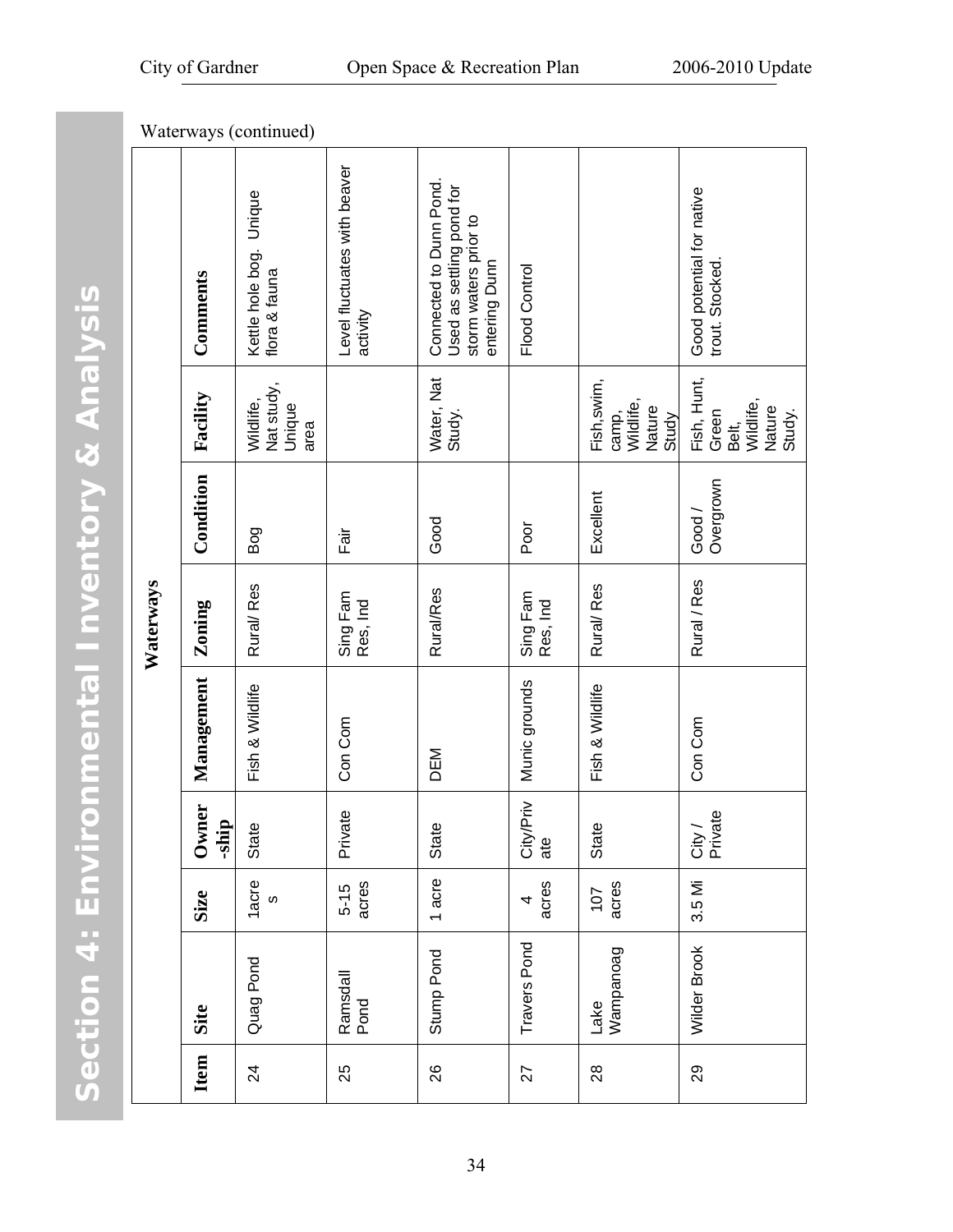Waterways (continued)

| Waterways | | | | | | | | | |
|---|---|---|---|---|---|---|---|---|---|
| **Item** | **Site** | **Size** | **Owner-ship** | **Management** | **Zoning** | **Condition** | **Facility** | **Comments** |
| 24 | Quag Pond | 1acres | State | Fish & Wildlife | Rural/ Res | Bog | Wildlife, Nat study, Unique area | Kettle hole bog. Unique flora & fauna |
| 25 | Ramsdall Pond | 5-15 acres | Private | Con Com | Sing Fam Res, Ind | Fair | | Level fluctuates with beaver activity |
| 26 | Stump Pond | 1 acre | State | DEM | Rural/Res | Good | Water, Nat Study. | Connected to Dunn Pond. Used as settling pond for storm waters prior to entering Dunn |
| 27 | Travers Pond | 4 acres | City/Private | Munic grounds | Sing Fam Res, Ind | Poor | | Flood Control |
| 28 | Lake Wampanoag | 107 acres | State | Fish & Wildlife | Rural/ Res | Excellent | Fish,swim, camp, Wildlife, Nature Study | |
| 29 | Wilder Brook | 3.5 Mi | City / Private | Con Com | Rural / Res | Good / Overgrown | Fish, Hunt, Green Belt, Wildlife, Nature Study. | Good potential for native trout. Stocked. |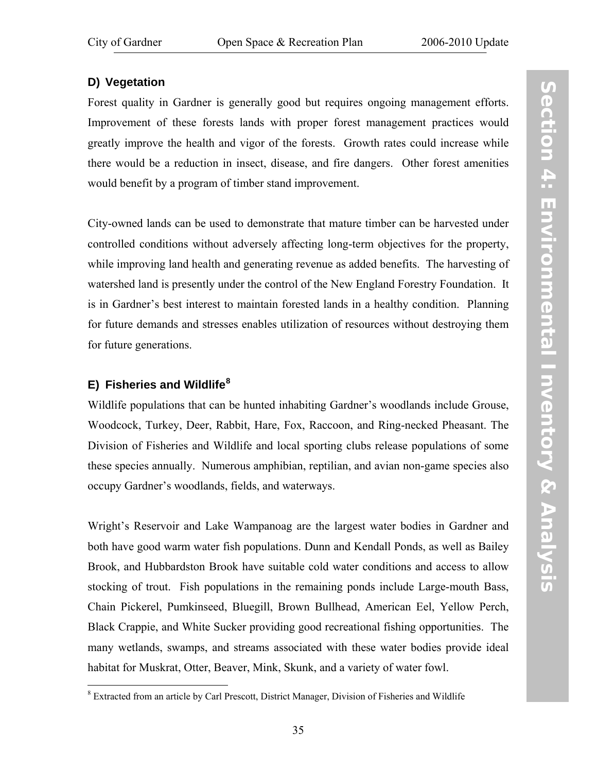## D) Vegetation

Forest quality in Gardner is generally good but requires ongoing management efforts. Improvement of these forests lands with proper forest management practices would greatly improve the health and vigor of the forests. Growth rates could increase while there would be a reduction in insect, disease, and fire dangers. Other forest amenities would benefit by a program of timber stand improvement.

City-owned lands can be used to demonstrate that mature timber can be harvested under controlled conditions without adversely affecting long-term objectives for the property, while improving land health and generating revenue as added benefits. The harvesting of watershed land is presently under the control of the New England Forestry Foundation. It is in Gardner's best interest to maintain forested lands in a healthy condition. Planning for future demands and stresses enables utilization of resources without destroying them for future generations.

## E) Fisheries and Wildlife[8]

Wildlife populations that can be hunted inhabiting Gardner's woodlands include Grouse, Woodcock, Turkey, Deer, Rabbit, Hare, Fox, Raccoon, and Ring-necked Pheasant. The Division of Fisheries and Wildlife and local sporting clubs release populations of some these species annually. Numerous amphibian, reptilian, and avian non-game species also occupy Gardner's woodlands, fields, and waterways.

Wright's Reservoir and Lake Wampanoag are the largest water bodies in Gardner and both have good warm water fish populations. Dunn and Kendall Ponds, as well as Bailey Brook, and Hubbardston Brook have suitable cold water conditions and access to allow stocking of trout. Fish populations in the remaining ponds include Large-mouth Bass, Chain Pickerel, Pumkinseed, Bluegill, Brown Bullhead, American Eel, Yellow Perch, Black Crappie, and White Sucker providing good recreational fishing opportunities. The many wetlands, swamps, and streams associated with these water bodies provide ideal habitat for Muskrat, Otter, Beaver, Mink, Skunk, and a variety of water fowl.

[8] Extracted from an article by Carl Prescott, District Manager, Division of Fisheries and Wildlife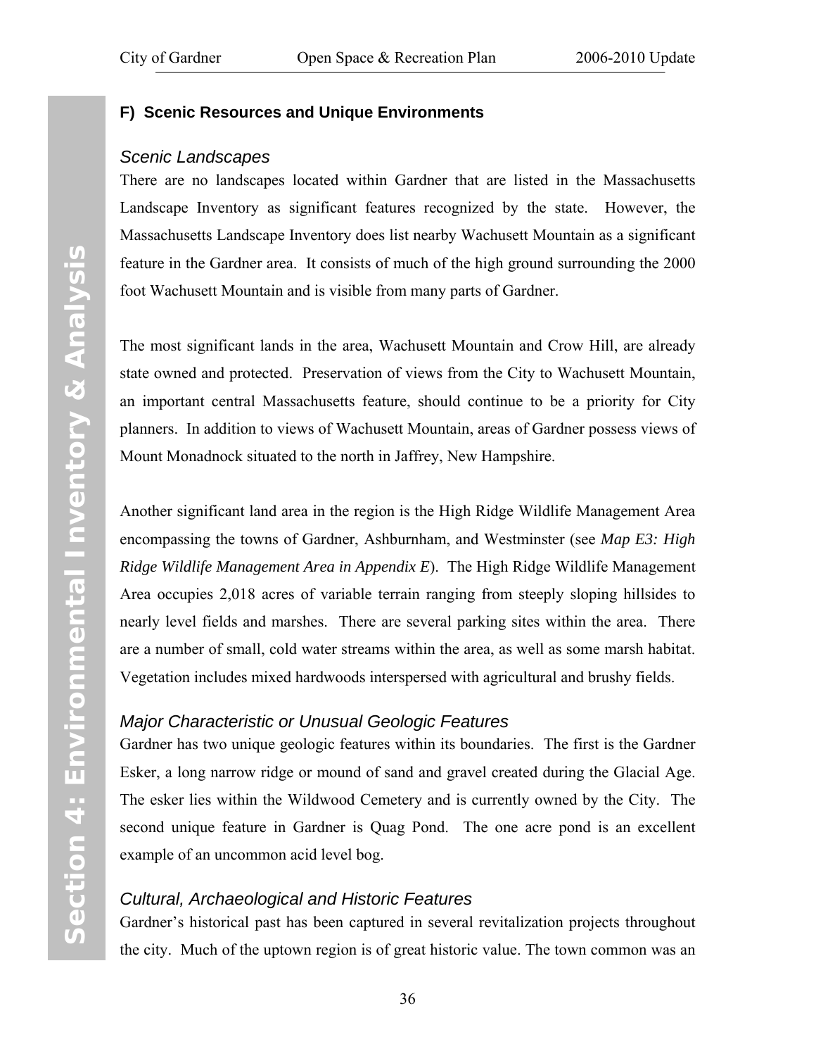### F) Scenic Resources and Unique Environments

#### *Scenic Landscapes*

There are no landscapes located within Gardner that are listed in the Massachusetts Landscape Inventory as significant features recognized by the state. However, the Massachusetts Landscape Inventory does list nearby Wachusett Mountain as a significant feature in the Gardner area. It consists of much of the high ground surrounding the 2000 foot Wachusett Mountain and is visible from many parts of Gardner.

The most significant lands in the area, Wachusett Mountain and Crow Hill, are already state owned and protected. Preservation of views from the City to Wachusett Mountain, an important central Massachusetts feature, should continue to be a priority for City planners. In addition to views of Wachusett Mountain, areas of Gardner possess views of Mount Monadnock situated to the north in Jaffrey, New Hampshire.

Another significant land area in the region is the High Ridge Wildlife Management Area encompassing the towns of Gardner, Ashburnham, and Westminster (see *Map E3: High Ridge Wildlife Management Area in Appendix E*). The High Ridge Wildlife Management Area occupies 2,018 acres of variable terrain ranging from steeply sloping hillsides to nearly level fields and marshes. There are several parking sites within the area. There are a number of small, cold water streams within the area, as well as some marsh habitat. Vegetation includes mixed hardwoods interspersed with agricultural and brushy fields.

#### *Major Characteristic or Unusual Geologic Features*

Gardner has two unique geologic features within its boundaries. The first is the Gardner Esker, a long narrow ridge or mound of sand and gravel created during the Glacial Age. The esker lies within the Wildwood Cemetery and is currently owned by the City. The second unique feature in Gardner is Quag Pond. The one acre pond is an excellent example of an uncommon acid level bog.

#### *Cultural, Archaeological and Historic Features*

Gardner's historical past has been captured in several revitalization projects throughout the city. Much of the uptown region is of great historic value. The town common was an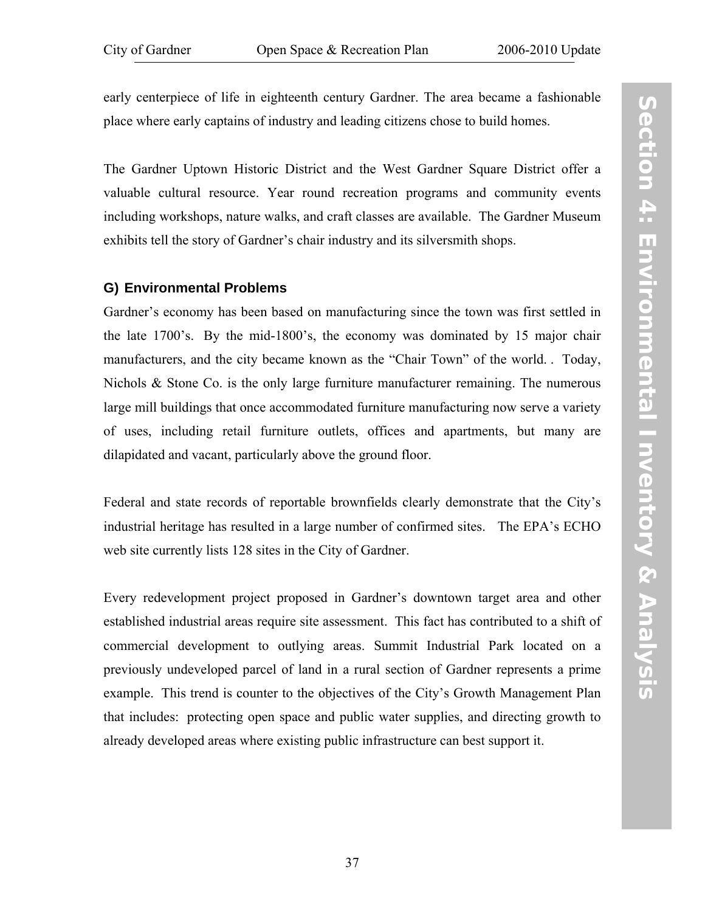early centerpiece of life in eighteenth century Gardner. The area became a fashionable place where early captains of industry and leading citizens chose to build homes.

The Gardner Uptown Historic District and the West Gardner Square District offer a valuable cultural resource. Year round recreation programs and community events including workshops, nature walks, and craft classes are available. The Gardner Museum exhibits tell the story of Gardner's chair industry and its silversmith shops.

### G) Environmental Problems

Gardner's economy has been based on manufacturing since the town was first settled in the late 1700's. By the mid-1800's, the economy was dominated by 15 major chair manufacturers, and the city became known as the "Chair Town" of the world. . Today, Nichols & Stone Co. is the only large furniture manufacturer remaining. The numerous large mill buildings that once accommodated furniture manufacturing now serve a variety of uses, including retail furniture outlets, offices and apartments, but many are dilapidated and vacant, particularly above the ground floor.

Federal and state records of reportable brownfields clearly demonstrate that the City's industrial heritage has resulted in a large number of confirmed sites. The EPA's ECHO web site currently lists 128 sites in the City of Gardner.

Every redevelopment project proposed in Gardner's downtown target area and other established industrial areas require site assessment. This fact has contributed to a shift of commercial development to outlying areas. Summit Industrial Park located on a previously undeveloped parcel of land in a rural section of Gardner represents a prime example. This trend is counter to the objectives of the City's Growth Management Plan that includes: protecting open space and public water supplies, and directing growth to already developed areas where existing public infrastructure can best support it.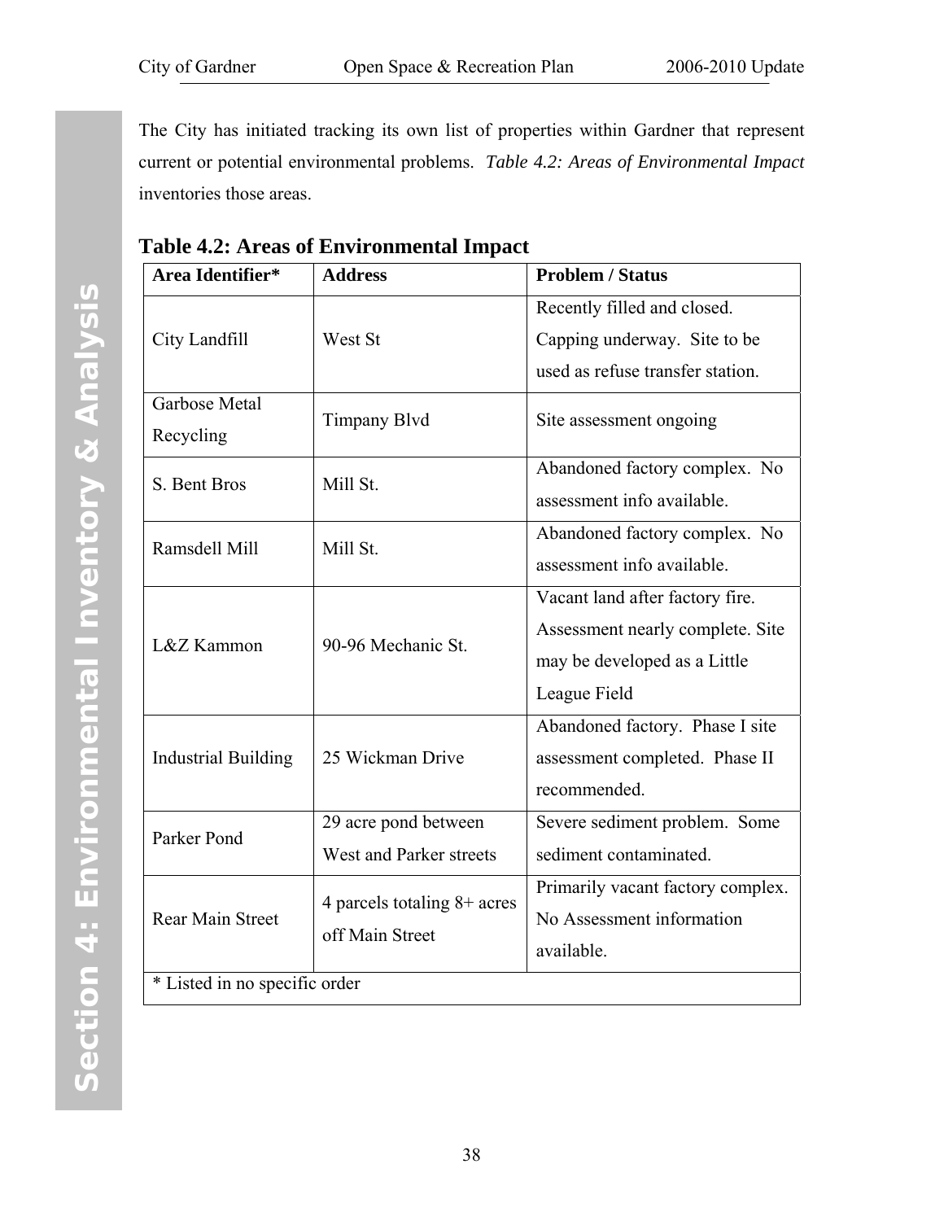The City has initiated tracking its own list of properties within Gardner that represent current or potential environmental problems. *Table 4.2: Areas of Environmental Impact* inventories those areas.

**Table 4.2: Areas of Environmental Impact**

| Area Identifier* | Address | Problem / Status |
|---|---|---|
| City Landfill | West St | Recently filled and closed. Capping underway. Site to be used as refuse transfer station. |
| Garbose Metal Recycling | Timpany Blvd | Site assessment ongoing |
| S. Bent Bros | Mill St. | Abandoned factory complex. No assessment info available. |
| Ramsdell Mill | Mill St. | Abandoned factory complex. No assessment info available. |
| L&Z Kammon | 90-96 Mechanic St. | Vacant land after factory fire. Assessment nearly complete. Site may be developed as a Little League Field |
| Industrial Building | 25 Wickman Drive | Abandoned factory. Phase I site assessment completed. Phase II recommended. |
| Parker Pond | 29 acre pond between West and Parker streets | Severe sediment problem. Some sediment contaminated. |
| Rear Main Street | 4 parcels totaling 8+ acres off Main Street | Primarily vacant factory complex. No Assessment information available. |

\* Listed in no specific order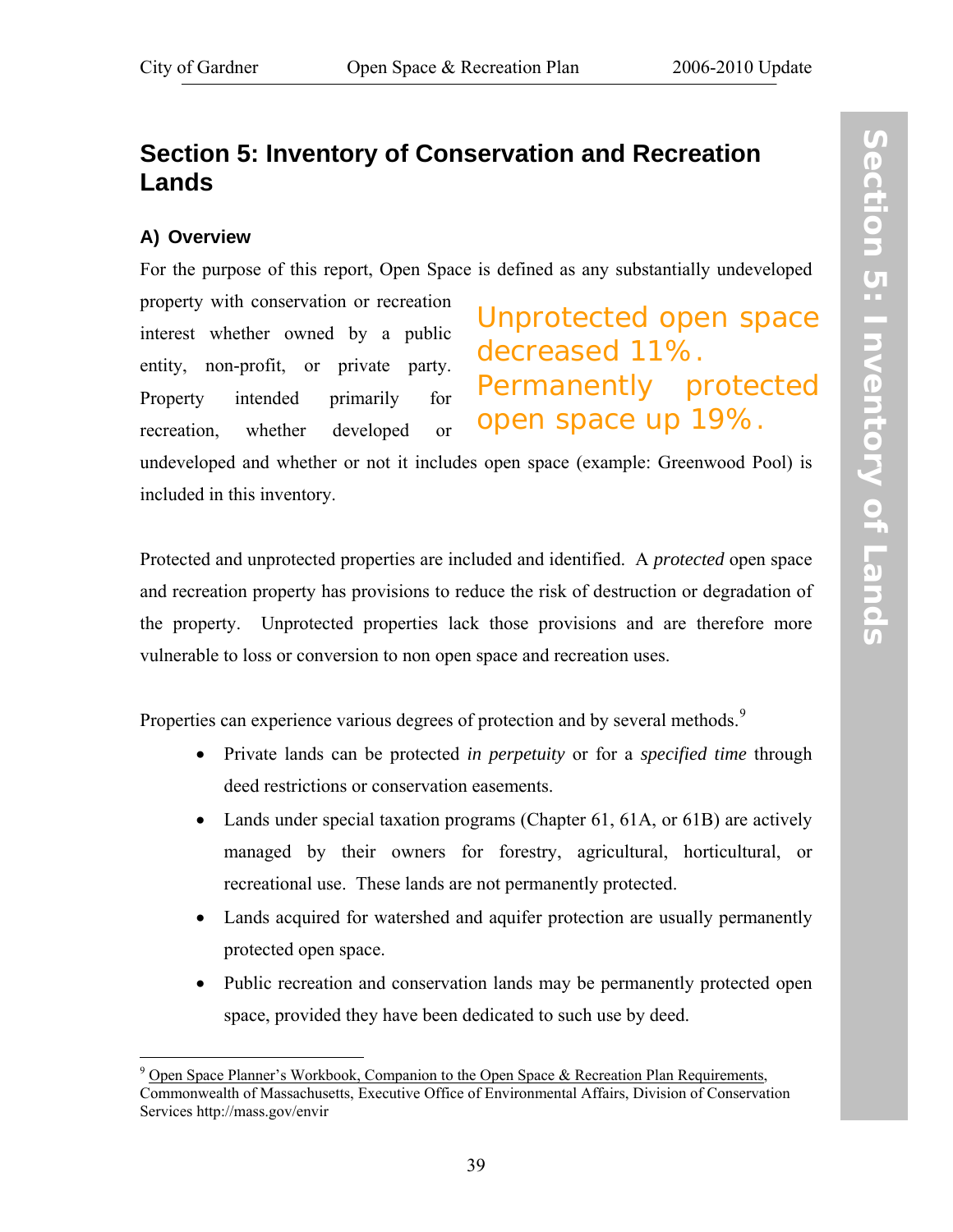# Section 5: Inventory of Conservation and Recreation Lands

## A) Overview

For the purpose of this report, Open Space is defined as any substantially undeveloped property with conservation or recreation interest whether owned by a public entity, non-profit, or private party. Property intended primarily for recreation, whether developed or undeveloped and whether or not it includes open space (example: Greenwood Pool) is included in this inventory.

> Unprotected open space decreased 11%. Permanently protected open space up 19%.

Protected and unprotected properties are included and identified. A *protected* open space and recreation property has provisions to reduce the risk of destruction or degradation of the property. Unprotected properties lack those provisions and are therefore more vulnerable to loss or conversion to non open space and recreation uses.

Properties can experience various degrees of protection and by several methods.[9]

- Private lands can be protected *in perpetuity* or for a *specified time* through deed restrictions or conservation easements.
- Lands under special taxation programs (Chapter 61, 61A, or 61B) are actively managed by their owners for forestry, agricultural, horticultural, or recreational use. These lands are not permanently protected.
- Lands acquired for watershed and aquifer protection are usually permanently protected open space.
- Public recreation and conservation lands may be permanently protected open space, provided they have been dedicated to such use by deed.

[9] Open Space Planner's Workbook, Companion to the Open Space & Recreation Plan Requirements, Commonwealth of Massachusetts, Executive Office of Environmental Affairs, Division of Conservation Services http://mass.gov/envir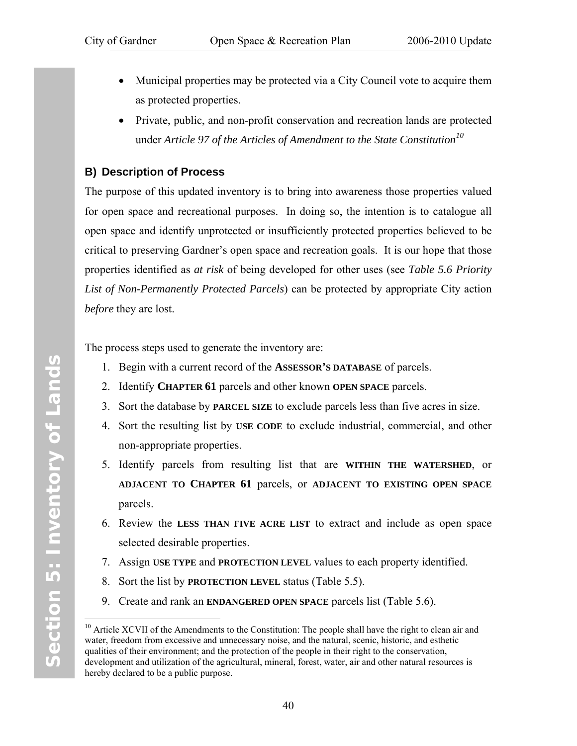- Municipal properties may be protected via a City Council vote to acquire them as protected properties.
- Private, public, and non-profit conservation and recreation lands are protected under *Article 97 of the Articles of Amendment to the State Constitution*[10]

### B) Description of Process

The purpose of this updated inventory is to bring into awareness those properties valued for open space and recreational purposes. In doing so, the intention is to catalogue all open space and identify unprotected or insufficiently protected properties believed to be critical to preserving Gardner's open space and recreation goals. It is our hope that those properties identified as *at risk* of being developed for other uses (see *Table 5.6 Priority List of Non-Permanently Protected Parcels*) can be protected by appropriate City action *before* they are lost.

The process steps used to generate the inventory are:

1. Begin with a current record of the **ASSESSOR'S DATABASE** of parcels.
2. Identify **CHAPTER 61** parcels and other known **OPEN SPACE** parcels.
3. Sort the database by **PARCEL SIZE** to exclude parcels less than five acres in size.
4. Sort the resulting list by **USE CODE** to exclude industrial, commercial, and other non-appropriate properties.
5. Identify parcels from resulting list that are **WITHIN THE WATERSHED**, or **ADJACENT TO CHAPTER 61** parcels, or **ADJACENT TO EXISTING OPEN SPACE** parcels.
6. Review the **LESS THAN FIVE ACRE LIST** to extract and include as open space selected desirable properties.
7. Assign **USE TYPE** and **PROTECTION LEVEL** values to each property identified.
8. Sort the list by **PROTECTION LEVEL** status (Table 5.5).
9. Create and rank an **ENDANGERED OPEN SPACE** parcels list (Table 5.6).

[10] Article XCVII of the Amendments to the Constitution: The people shall have the right to clean air and water, freedom from excessive and unnecessary noise, and the natural, scenic, historic, and esthetic qualities of their environment; and the protection of the people in their right to the conservation, development and utilization of the agricultural, mineral, forest, water, air and other natural resources is hereby declared to be a public purpose.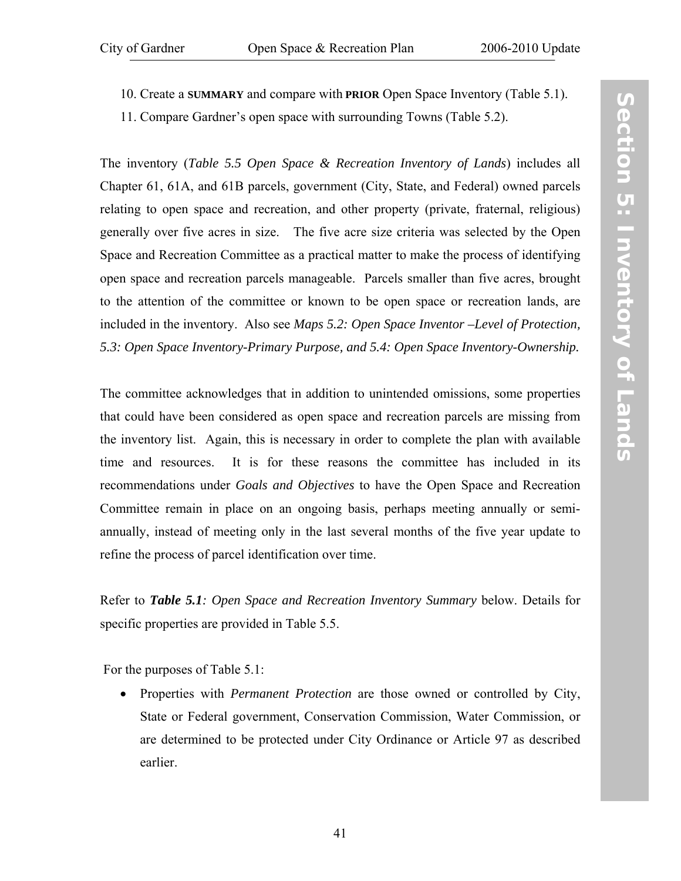10. Create a **SUMMARY** and compare with **PRIOR** Open Space Inventory (Table 5.1).
11. Compare Gardner's open space with surrounding Towns (Table 5.2).

The inventory (*Table 5.5 Open Space & Recreation Inventory of Lands*) includes all Chapter 61, 61A, and 61B parcels, government (City, State, and Federal) owned parcels relating to open space and recreation, and other property (private, fraternal, religious) generally over five acres in size. The five acre size criteria was selected by the Open Space and Recreation Committee as a practical matter to make the process of identifying open space and recreation parcels manageable. Parcels smaller than five acres, brought to the attention of the committee or known to be open space or recreation lands, are included in the inventory. Also see *Maps 5.2: Open Space Inventor –Level of Protection, 5.3: Open Space Inventory-Primary Purpose, and 5.4: Open Space Inventory-Ownership.*

The committee acknowledges that in addition to unintended omissions, some properties that could have been considered as open space and recreation parcels are missing from the inventory list. Again, this is necessary in order to complete the plan with available time and resources. It is for these reasons the committee has included in its recommendations under *Goals and Objectives* to have the Open Space and Recreation Committee remain in place on an ongoing basis, perhaps meeting annually or semi-annually, instead of meeting only in the last several months of the five year update to refine the process of parcel identification over time.

Refer to ***Table 5.1****: Open Space and Recreation Inventory Summary* below. Details for specific properties are provided in Table 5.5.

For the purposes of Table 5.1:

- Properties with *Permanent Protection* are those owned or controlled by City, State or Federal government, Conservation Commission, Water Commission, or are determined to be protected under City Ordinance or Article 97 as described earlier.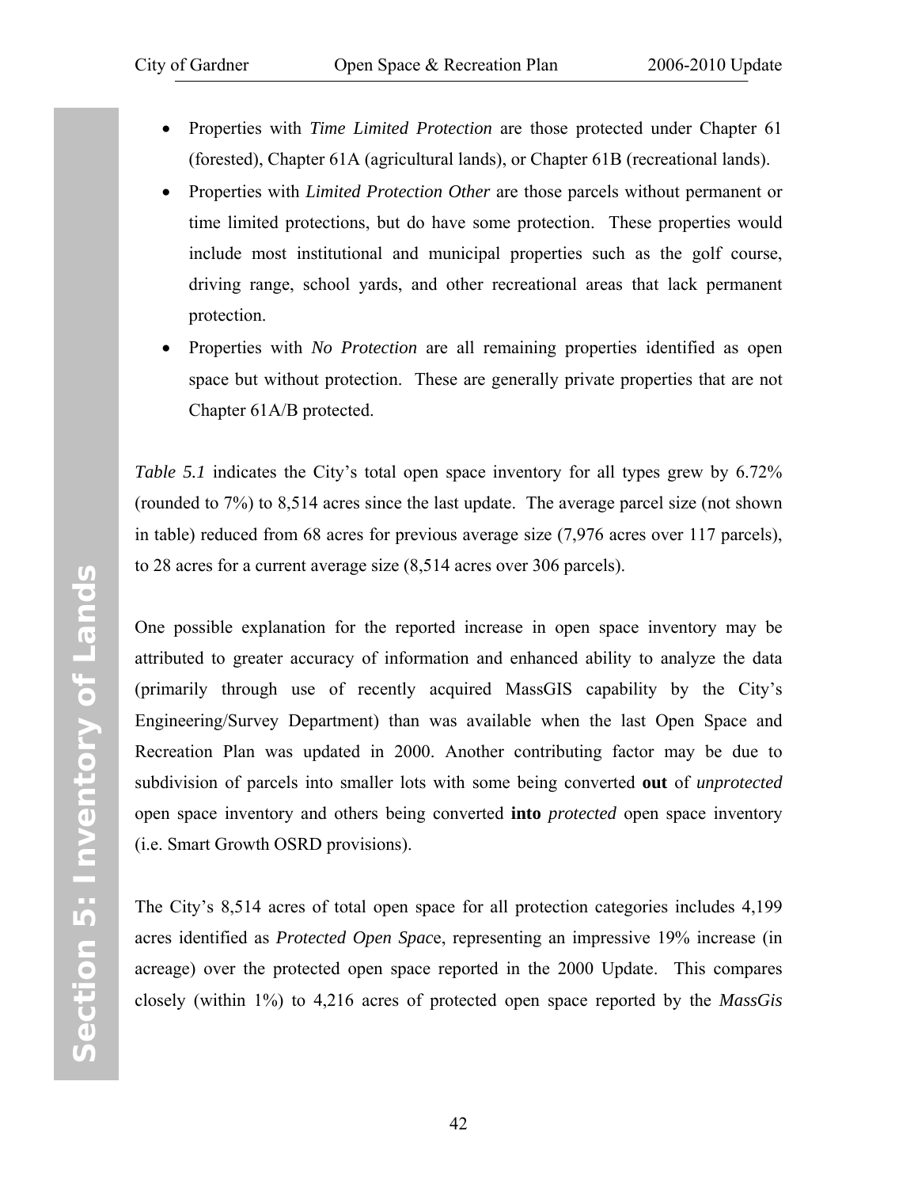- Properties with *Time Limited Protection* are those protected under Chapter 61 (forested), Chapter 61A (agricultural lands), or Chapter 61B (recreational lands).
- Properties with *Limited Protection Other* are those parcels without permanent or time limited protections, but do have some protection. These properties would include most institutional and municipal properties such as the golf course, driving range, school yards, and other recreational areas that lack permanent protection.
- Properties with *No Protection* are all remaining properties identified as open space but without protection. These are generally private properties that are not Chapter 61A/B protected.

*Table 5.1* indicates the City's total open space inventory for all types grew by 6.72% (rounded to 7%) to 8,514 acres since the last update. The average parcel size (not shown in table) reduced from 68 acres for previous average size (7,976 acres over 117 parcels), to 28 acres for a current average size (8,514 acres over 306 parcels).

One possible explanation for the reported increase in open space inventory may be attributed to greater accuracy of information and enhanced ability to analyze the data (primarily through use of recently acquired MassGIS capability by the City's Engineering/Survey Department) than was available when the last Open Space and Recreation Plan was updated in 2000. Another contributing factor may be due to subdivision of parcels into smaller lots with some being converted **out** of *unprotected* open space inventory and others being converted **into** *protected* open space inventory (i.e. Smart Growth OSRD provisions).

The City's 8,514 acres of total open space for all protection categories includes 4,199 acres identified as *Protected Open Space*, representing an impressive 19% increase (in acreage) over the protected open space reported in the 2000 Update. This compares closely (within 1%) to 4,216 acres of protected open space reported by the *MassGis*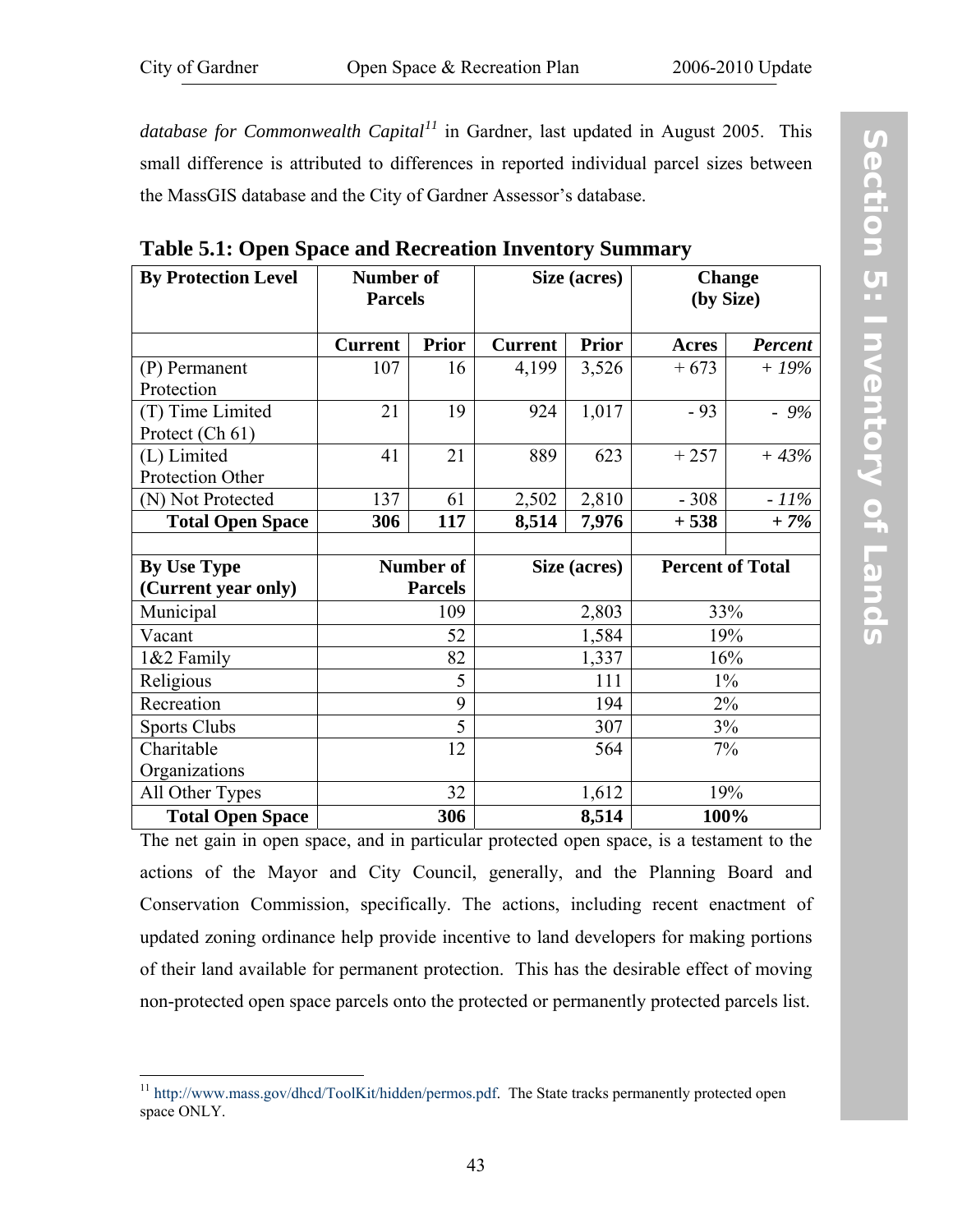*database for Commonwealth Capital*[11] in Gardner, last updated in August 2005. This small difference is attributed to differences in reported individual parcel sizes between the MassGIS database and the City of Gardner Assessor's database.

**Table 5.1: Open Space and Recreation Inventory Summary**

| **By Protection Level** | **Number of Parcels** | | **Size (acres)** | | **Change (by Size)** | |
|---|---|---|---|---|---|---|
| | **Current** | **Prior** | **Current** | **Prior** | **Acres** | ***Percent*** |
| (P) Permanent Protection | 107 | 16 | 4,199 | 3,526 | + 673 | *+ 19%* |
| (T) Time Limited Protect (Ch 61) | 21 | 19 | 924 | 1,017 | - 93 | *- 9%* |
| (L) Limited Protection Other | 41 | 21 | 889 | 623 | + 257 | *+ 43%* |
| (N) Not Protected | 137 | 61 | 2,502 | 2,810 | - 308 | *- 11%* |
| **Total Open Space** | **306** | **117** | **8,514** | **7,976** | **+ 538** | ***+ 7%*** |
| | | | | | | |
| **By Use Type (Current year only)** | **Number of Parcels** | | **Size (acres)** | | **Percent of Total** | |
| Municipal | 109 | | 2,803 | | 33% | |
| Vacant | 52 | | 1,584 | | 19% | |
| 1&2 Family | 82 | | 1,337 | | 16% | |
| Religious | 5 | | 111 | | 1% | |
| Recreation | 9 | | 194 | | 2% | |
| Sports Clubs | 5 | | 307 | | 3% | |
| Charitable Organizations | 12 | | 564 | | 7% | |
| All Other Types | 32 | | 1,612 | | 19% | |
| **Total Open Space** | **306** | | **8,514** | | **100%** | |

The net gain in open space, and in particular protected open space, is a testament to the actions of the Mayor and City Council, generally, and the Planning Board and Conservation Commission, specifically. The actions, including recent enactment of updated zoning ordinance help provide incentive to land developers for making portions of their land available for permanent protection. This has the desirable effect of moving non-protected open space parcels onto the protected or permanently protected parcels list.

[11] http://www.mass.gov/dhcd/ToolKit/hidden/permos.pdf. The State tracks permanently protected open space ONLY.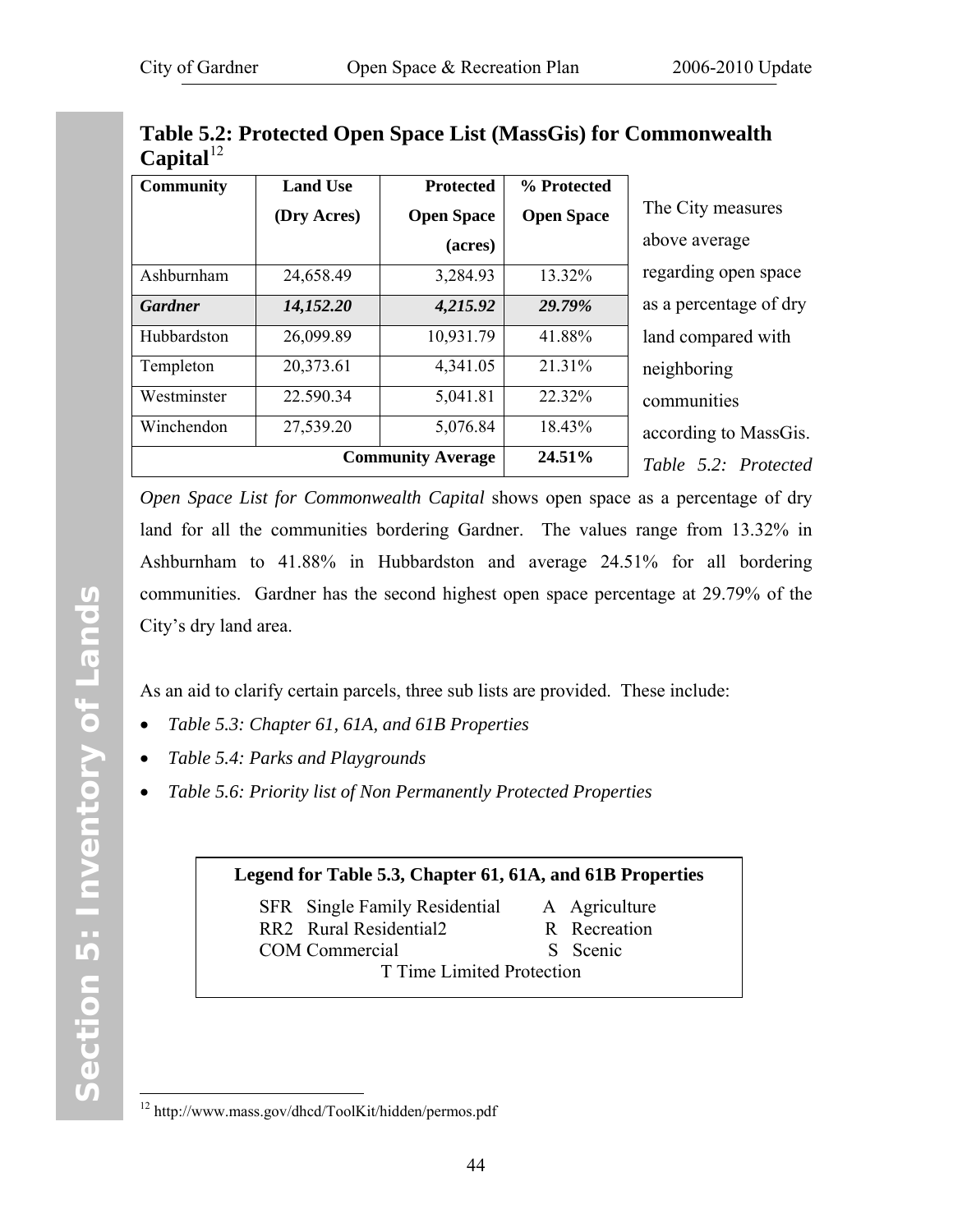## Table 5.2: Protected Open Space List (MassGis) for Commonwealth Capital[12]

| Community | Land Use (Dry Acres) | Protected Open Space (acres) | % Protected Open Space |
|---|---|---|---|
| Ashburnham | 24,658.49 | 3,284.93 | 13.32% |
| ***Gardner*** | ***14,152.20*** | ***4,215.92*** | ***29.79%*** |
| Hubbardston | 26,099.89 | 10,931.79 | 41.88% |
| Templeton | 20,373.61 | 4,341.05 | 21.31% |
| Westminster | 22.590.34 | 5,041.81 | 22.32% |
| Winchendon | 27,539.20 | 5,076.84 | 18.43% |
| | | **Community Average** | **24.51%** |

The City measures above average regarding open space as a percentage of dry land compared with neighboring communities according to MassGis. *Table 5.2: Protected Open Space List for Commonwealth Capital* shows open space as a percentage of dry land for all the communities bordering Gardner. The values range from 13.32% in Ashburnham to 41.88% in Hubbardston and average 24.51% for all bordering communities. Gardner has the second highest open space percentage at 29.79% of the City's dry land area.

As an aid to clarify certain parcels, three sub lists are provided. These include:

- *Table 5.3: Chapter 61, 61A, and 61B Properties*
- *Table 5.4: Parks and Playgrounds*
- *Table 5.6: Priority list of Non Permanently Protected Properties*

**Legend for Table 5.3, Chapter 61, 61A, and 61B Properties**

SFR Single Family Residential — A Agriculture
RR2 Rural Residential2 — R Recreation
COM Commercial — S Scenic
T Time Limited Protection

[12] http://www.mass.gov/dhcd/ToolKit/hidden/permos.pdf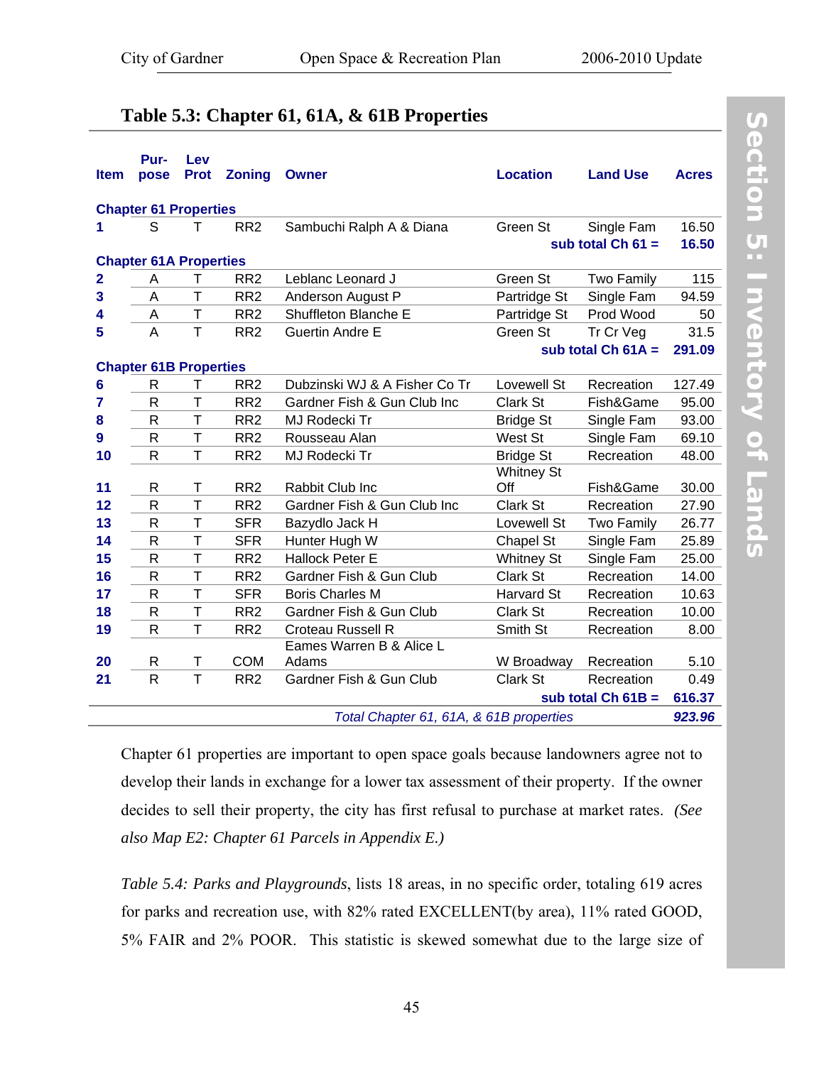## Table 5.3: Chapter 61, 61A, & 61B Properties

| Item | Pur-pose | Lev Prot | Zoning | Owner | Location | Land Use | Acres |
|---|---|---|---|---|---|---|---|
| **Chapter 61 Properties** | | | | | | | |
| **1** | S | T | RR2 | Sambuchi Ralph A & Diana | Green St | Single Fam | 16.50 |
| | | | | | | **sub total Ch 61 =** | **16.50** |
| **Chapter 61A Properties** | | | | | | | |
| **2** | A | T | RR2 | Leblanc Leonard J | Green St | Two Family | 115 |
| **3** | A | T | RR2 | Anderson August P | Partridge St | Single Fam | 94.59 |
| **4** | A | T | RR2 | Shuffleton Blanche E | Partridge St | Prod Wood | 50 |
| **5** | A | T | RR2 | Guertin Andre E | Green St | Tr Cr Veg | 31.5 |
| | | | | | | **sub total Ch 61A =** | **291.09** |
| **Chapter 61B Properties** | | | | | | | |
| **6** | R | T | RR2 | Dubzinski WJ & A Fisher Co Tr | Lovewell St | Recreation | 127.49 |
| **7** | R | T | RR2 | Gardner Fish & Gun Club Inc | Clark St | Fish&Game | 95.00 |
| **8** | R | T | RR2 | MJ Rodecki Tr | Bridge St | Single Fam | 93.00 |
| **9** | R | T | RR2 | Rousseau Alan | West St | Single Fam | 69.10 |
| **10** | R | T | RR2 | MJ Rodecki Tr | Bridge St | Recreation | 48.00 |
| **11** | R | T | RR2 | Rabbit Club Inc | Whitney St Off | Fish&Game | 30.00 |
| **12** | R | T | RR2 | Gardner Fish & Gun Club Inc | Clark St | Recreation | 27.90 |
| **13** | R | T | SFR | Bazydlo Jack H | Lovewell St | Two Family | 26.77 |
| **14** | R | T | SFR | Hunter Hugh W | Chapel St | Single Fam | 25.89 |
| **15** | R | T | RR2 | Hallock Peter E | Whitney St | Single Fam | 25.00 |
| **16** | R | T | RR2 | Gardner Fish & Gun Club | Clark St | Recreation | 14.00 |
| **17** | R | T | SFR | Boris Charles M | Harvard St | Recreation | 10.63 |
| **18** | R | T | RR2 | Gardner Fish & Gun Club | Clark St | Recreation | 10.00 |
| **19** | R | T | RR2 | Croteau Russell R | Smith St | Recreation | 8.00 |
| **20** | R | T | COM | Eames Warren B & Alice L Adams | W Broadway | Recreation | 5.10 |
| **21** | R | T | RR2 | Gardner Fish & Gun Club | Clark St | Recreation | 0.49 |
| | | | | | | **sub total Ch 61B =** | **616.37** |
| | | | | *Total Chapter 61, 61A, & 61B properties* | | | ***923.96*** |

Chapter 61 properties are important to open space goals because landowners agree not to develop their lands in exchange for a lower tax assessment of their property. If the owner decides to sell their property, the city has first refusal to purchase at market rates. *(See also Map E2: Chapter 61 Parcels in Appendix E.)*

*Table 5.4: Parks and Playgrounds*, lists 18 areas, in no specific order, totaling 619 acres for parks and recreation use, with 82% rated EXCELLENT(by area), 11% rated GOOD, 5% FAIR and 2% POOR. This statistic is skewed somewhat due to the large size of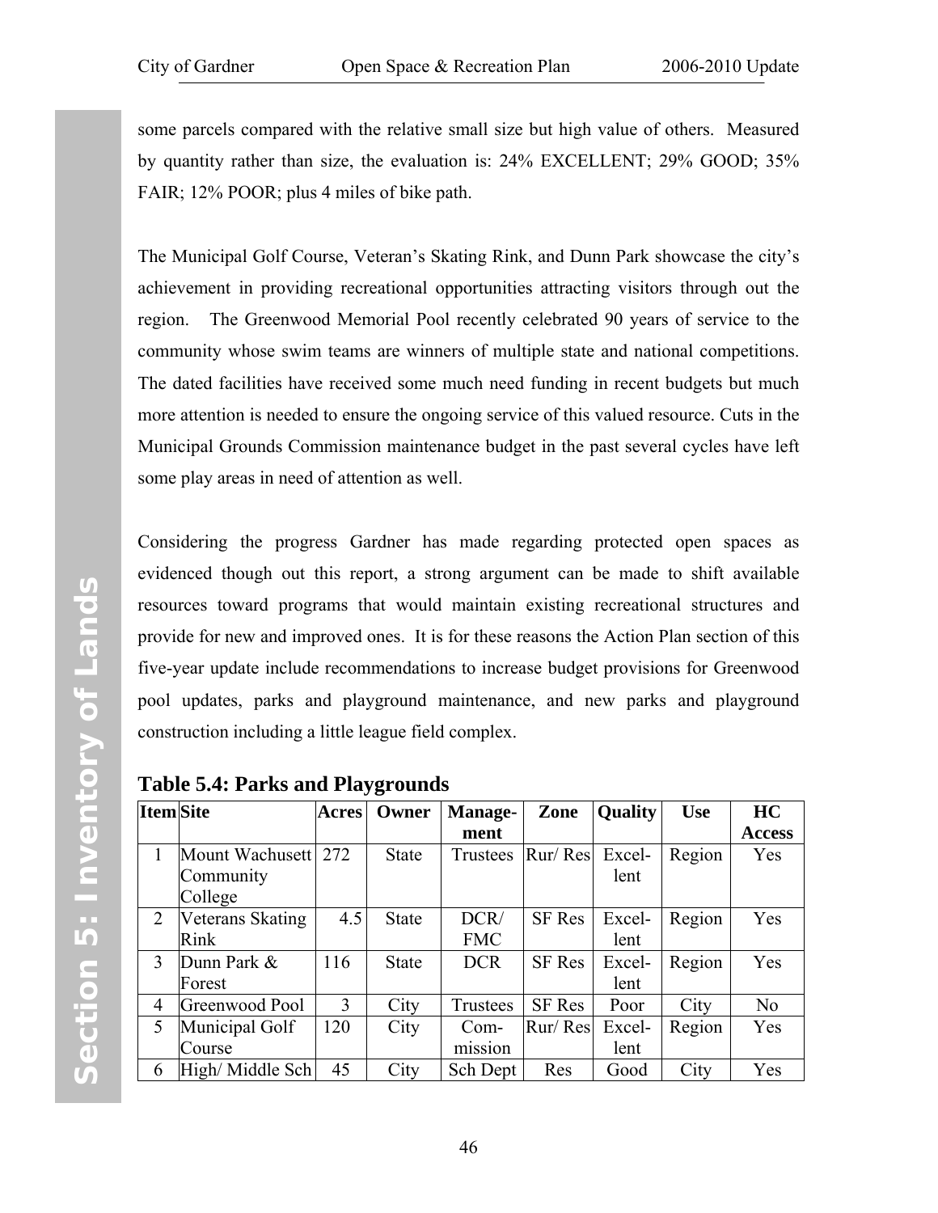some parcels compared with the relative small size but high value of others. Measured by quantity rather than size, the evaluation is: 24% EXCELLENT; 29% GOOD; 35% FAIR; 12% POOR; plus 4 miles of bike path.

The Municipal Golf Course, Veteran's Skating Rink, and Dunn Park showcase the city's achievement in providing recreational opportunities attracting visitors through out the region. The Greenwood Memorial Pool recently celebrated 90 years of service to the community whose swim teams are winners of multiple state and national competitions. The dated facilities have received some much need funding in recent budgets but much more attention is needed to ensure the ongoing service of this valued resource. Cuts in the Municipal Grounds Commission maintenance budget in the past several cycles have left some play areas in need of attention as well.

Considering the progress Gardner has made regarding protected open spaces as evidenced though out this report, a strong argument can be made to shift available resources toward programs that would maintain existing recreational structures and provide for new and improved ones. It is for these reasons the Action Plan section of this five-year update include recommendations to increase budget provisions for Greenwood pool updates, parks and playground maintenance, and new parks and playground construction including a little league field complex.

**Table 5.4: Parks and Playgrounds**

| Item | Site | Acres | Owner | Management | Zone | Quality | Use | HC Access |
|---|---|---|---|---|---|---|---|---|
| 1 | Mount Wachusett Community College | 272 | State | Trustees | Rur/ Res | Excellent | Region | Yes |
| 2 | Veterans Skating Rink | 4.5 | State | DCR/ FMC | SF Res | Excellent | Region | Yes |
| 3 | Dunn Park & Forest | 116 | State | DCR | SF Res | Excellent | Region | Yes |
| 4 | Greenwood Pool | 3 | City | Trustees | SF Res | Poor | City | No |
| 5 | Municipal Golf Course | 120 | City | Commission | Rur/ Res | Excellent | Region | Yes |
| 6 | High/ Middle Sch | 45 | City | Sch Dept | Res | Good | City | Yes |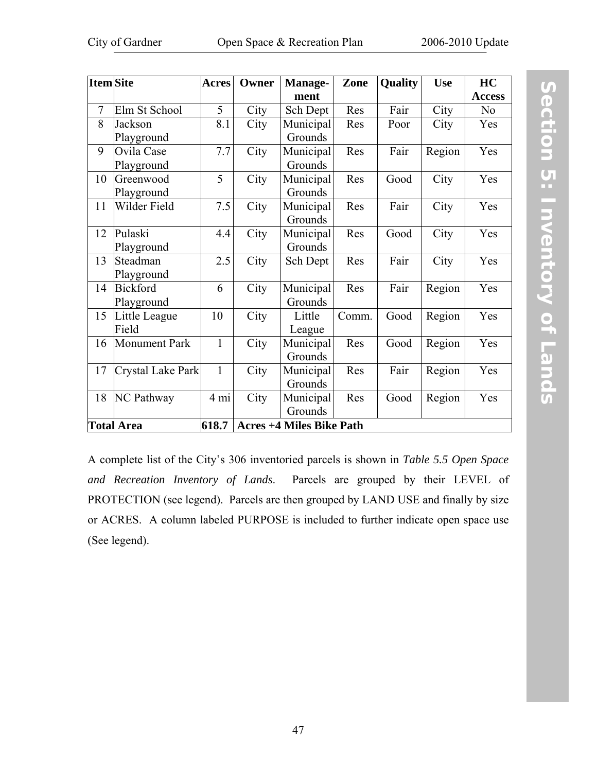| Item | Site | Acres | Owner | Management | Zone | Quality | Use | HC Access |
|---|---|---|---|---|---|---|---|---|
| 7 | Elm St School | 5 | City | Sch Dept | Res | Fair | City | No |
| 8 | Jackson Playground | 8.1 | City | Municipal Grounds | Res | Poor | City | Yes |
| 9 | Ovila Case Playground | 7.7 | City | Municipal Grounds | Res | Fair | Region | Yes |
| 10 | Greenwood Playground | 5 | City | Municipal Grounds | Res | Good | City | Yes |
| 11 | Wilder Field | 7.5 | City | Municipal Grounds | Res | Fair | City | Yes |
| 12 | Pulaski Playground | 4.4 | City | Municipal Grounds | Res | Good | City | Yes |
| 13 | Steadman Playground | 2.5 | City | Sch Dept | Res | Fair | City | Yes |
| 14 | Bickford Playground | 6 | City | Municipal Grounds | Res | Fair | Region | Yes |
| 15 | Little League Field | 10 | City | Little League | Comm. | Good | Region | Yes |
| 16 | Monument Park | 1 | City | Municipal Grounds | Res | Good | Region | Yes |
| 17 | Crystal Lake Park | 1 | City | Municipal Grounds | Res | Fair | Region | Yes |
| 18 | NC Pathway | 4 mi | City | Municipal Grounds | Res | Good | Region | Yes |
| **Total Area** | | **618.7** | **Acres +4 Miles Bike Path** | | | | | |

A complete list of the City's 306 inventoried parcels is shown in *Table 5.5 Open Space and Recreation Inventory of Lands*. Parcels are grouped by their LEVEL of PROTECTION (see legend). Parcels are then grouped by LAND USE and finally by size or ACRES. A column labeled PURPOSE is included to further indicate open space use (See legend).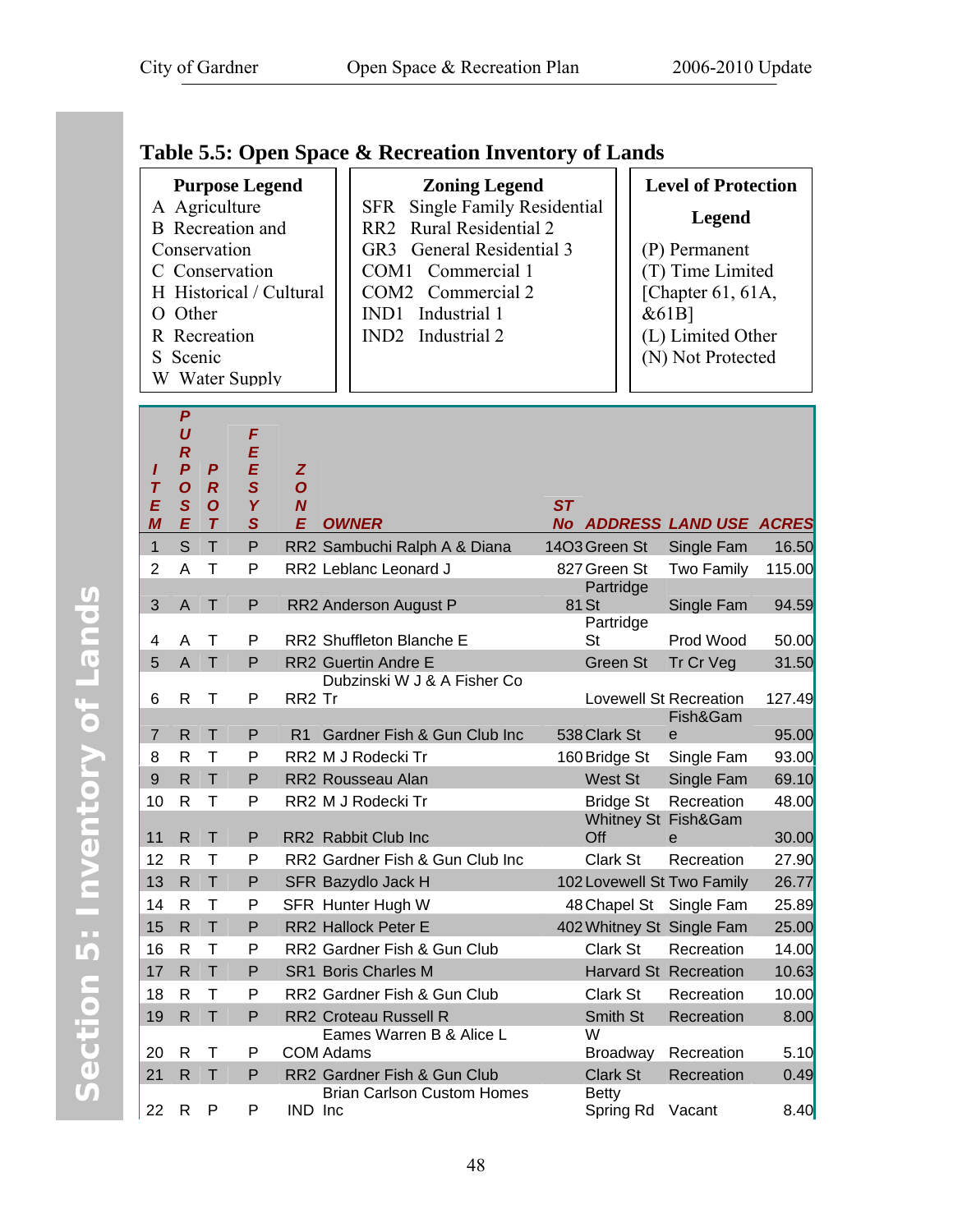## Table 5.5: Open Space & Recreation Inventory of Lands

**Purpose Legend**
A Agriculture
B Recreation and Conservation
C Conservation
H Historical / Cultural
O Other
R Recreation
S Scenic
W Water Supply

**Zoning Legend**
SFR Single Family Residential
RR2 Rural Residential 2
GR3 General Residential 3
COM1 Commercial 1
COM2 Commercial 2
IND1 Industrial 1
IND2 Industrial 2

**Level of Protection Legend**
(P) Permanent
(T) Time Limited [Chapter 61, 61A, &61B]
(L) Limited Other
(N) Not Protected

| ITEM | PURPOSE | PROT | FEESYS | ZONE | OWNER | ST No | ADDRESS | LAND USE | ACRES |
|---|---|---|---|---|---|---|---|---|---|
| 1 | S | T | P | RR2 | Sambuchi Ralph A & Diana | 14O3 | Green St | Single Fam | 16.50 |
| 2 | A | T | P | RR2 | Leblanc Leonard J | 827 | Green St | Two Family | 115.00 |
| 3 | A | T | P | RR2 | Anderson August P | 81 | Partridge St | Single Fam | 94.59 |
| 4 | A | T | P | RR2 | Shuffleton Blanche E | | Partridge St | Prod Wood | 50.00 |
| 5 | A | T | P | RR2 | Guertin Andre E | | Green St | Tr Cr Veg | 31.50 |
| 6 | R | T | P | RR2 | Dubzinski W J & A Fisher Co Tr | | Lovewell St | Recreation | 127.49 |
| 7 | R | T | P | R1 | Gardner Fish & Gun Club Inc | 538 | Clark St | Fish&Game | 95.00 |
| 8 | R | T | P | RR2 | M J Rodecki Tr | 160 | Bridge St | Single Fam | 93.00 |
| 9 | R | T | P | RR2 | Rousseau Alan | | West St | Single Fam | 69.10 |
| 10 | R | T | P | RR2 | M J Rodecki Tr | | Bridge St | Recreation | 48.00 |
| 11 | R | T | P | RR2 | Rabbit Club Inc | | Whitney St Off | Fish&Game | 30.00 |
| 12 | R | T | P | RR2 | Gardner Fish & Gun Club Inc | | Clark St | Recreation | 27.90 |
| 13 | R | T | P | SFR | Bazydlo Jack H | 102 | Lovewell St | Two Family | 26.77 |
| 14 | R | T | P | SFR | Hunter Hugh W | 48 | Chapel St | Single Fam | 25.89 |
| 15 | R | T | P | RR2 | Hallock Peter E | 402 | Whitney St | Single Fam | 25.00 |
| 16 | R | T | P | RR2 | Gardner Fish & Gun Club | | Clark St | Recreation | 14.00 |
| 17 | R | T | P | SR1 | Boris Charles M | | Harvard St | Recreation | 10.63 |
| 18 | R | T | P | RR2 | Gardner Fish & Gun Club | | Clark St | Recreation | 10.00 |
| 19 | R | T | P | RR2 | Croteau Russell R | | Smith St | Recreation | 8.00 |
| 20 | R | T | P | COM | Eames Warren B & Alice L Adams | | W Broadway | Recreation | 5.10 |
| 21 | R | T | P | RR2 | Gardner Fish & Gun Club | | Clark St | Recreation | 0.49 |
| 22 | R | P | P | IND | Brian Carlson Custom Homes Inc | | Betty Spring Rd | Vacant | 8.40 |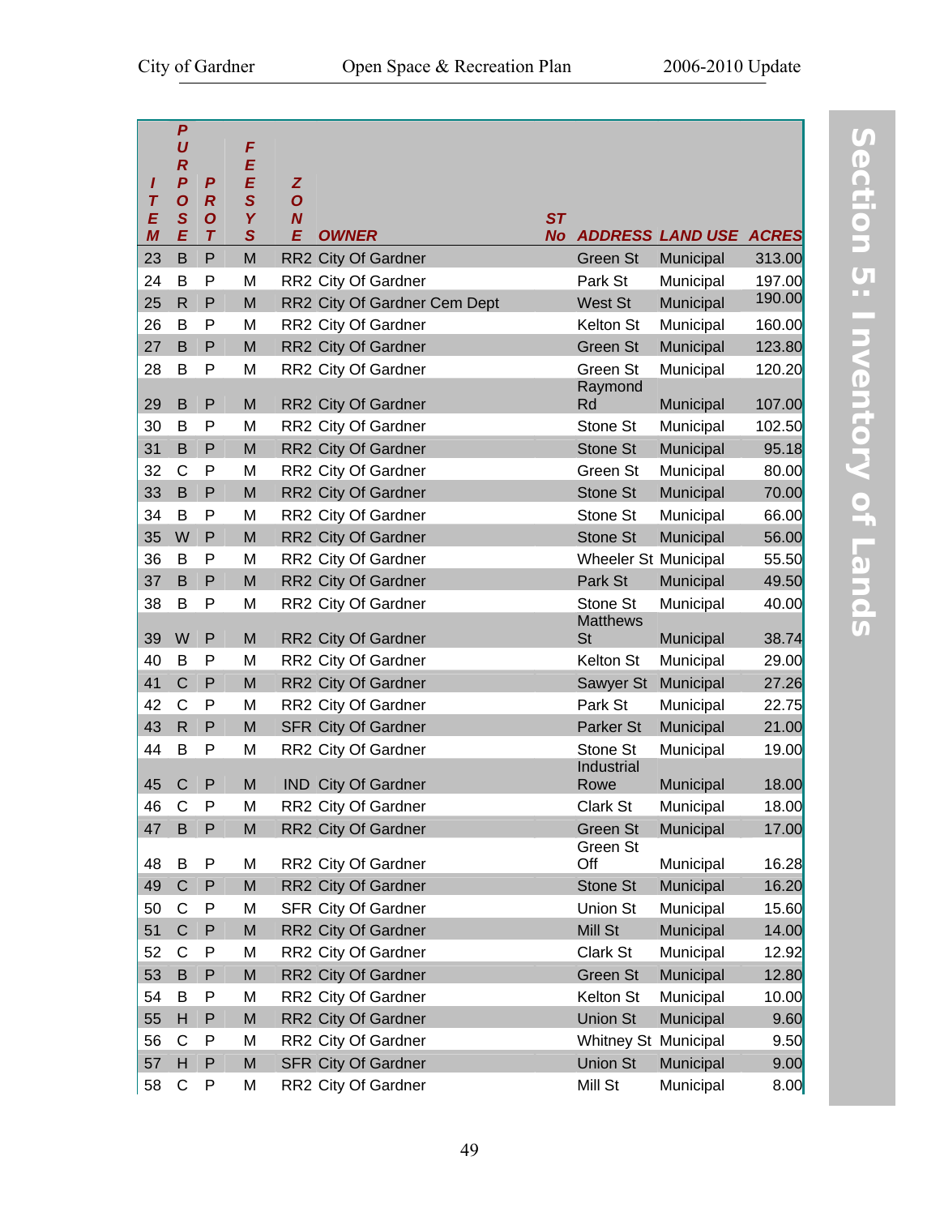| ITEM | PURPOSE | PROT | FEESYS | ZONE | OWNER | ST No | ADDRESS | LAND USE | ACRES |
|---|---|---|---|---|---|---|---|---|---|
| 23 | B | P | M | RR2 | City Of Gardner | | Green St | Municipal | 313.00 |
| 24 | B | P | M | RR2 | City Of Gardner | | Park St | Municipal | 197.00 |
| 25 | R | P | M | RR2 | City Of Gardner Cem Dept | | West St | Municipal | 190.00 |
| 26 | B | P | M | RR2 | City Of Gardner | | Kelton St | Municipal | 160.00 |
| 27 | B | P | M | RR2 | City Of Gardner | | Green St | Municipal | 123.80 |
| 28 | B | P | M | RR2 | City Of Gardner | | Green St | Municipal | 120.20 |
| 29 | B | P | M | RR2 | City Of Gardner | | Raymond Rd | Municipal | 107.00 |
| 30 | B | P | M | RR2 | City Of Gardner | | Stone St | Municipal | 102.50 |
| 31 | B | P | M | RR2 | City Of Gardner | | Stone St | Municipal | 95.18 |
| 32 | C | P | M | RR2 | City Of Gardner | | Green St | Municipal | 80.00 |
| 33 | B | P | M | RR2 | City Of Gardner | | Stone St | Municipal | 70.00 |
| 34 | B | P | M | RR2 | City Of Gardner | | Stone St | Municipal | 66.00 |
| 35 | W | P | M | RR2 | City Of Gardner | | Stone St | Municipal | 56.00 |
| 36 | B | P | M | RR2 | City Of Gardner | | Wheeler St | Municipal | 55.50 |
| 37 | B | P | M | RR2 | City Of Gardner | | Park St | Municipal | 49.50 |
| 38 | B | P | M | RR2 | City Of Gardner | | Stone St | Municipal | 40.00 |
| 39 | W | P | M | RR2 | City Of Gardner | | Matthews St | Municipal | 38.74 |
| 40 | B | P | M | RR2 | City Of Gardner | | Kelton St | Municipal | 29.00 |
| 41 | C | P | M | RR2 | City Of Gardner | | Sawyer St | Municipal | 27.26 |
| 42 | C | P | M | RR2 | City Of Gardner | | Park St | Municipal | 22.75 |
| 43 | R | P | M | SFR | City Of Gardner | | Parker St | Municipal | 21.00 |
| 44 | B | P | M | RR2 | City Of Gardner | | Stone St | Municipal | 19.00 |
| 45 | C | P | M | IND | City Of Gardner | | Industrial Rowe | Municipal | 18.00 |
| 46 | C | P | M | RR2 | City Of Gardner | | Clark St | Municipal | 18.00 |
| 47 | B | P | M | RR2 | City Of Gardner | | Green St | Municipal | 17.00 |
| 48 | B | P | M | RR2 | City Of Gardner | | Green St Off | Municipal | 16.28 |
| 49 | C | P | M | RR2 | City Of Gardner | | Stone St | Municipal | 16.20 |
| 50 | C | P | M | SFR | City Of Gardner | | Union St | Municipal | 15.60 |
| 51 | C | P | M | RR2 | City Of Gardner | | Mill St | Municipal | 14.00 |
| 52 | C | P | M | RR2 | City Of Gardner | | Clark St | Municipal | 12.92 |
| 53 | B | P | M | RR2 | City Of Gardner | | Green St | Municipal | 12.80 |
| 54 | B | P | M | RR2 | City Of Gardner | | Kelton St | Municipal | 10.00 |
| 55 | H | P | M | RR2 | City Of Gardner | | Union St | Municipal | 9.60 |
| 56 | C | P | M | RR2 | City Of Gardner | | Whitney St | Municipal | 9.50 |
| 57 | H | P | M | SFR | City Of Gardner | | Union St | Municipal | 9.00 |
| 58 | C | P | M | RR2 | City Of Gardner | | Mill St | Municipal | 8.00 |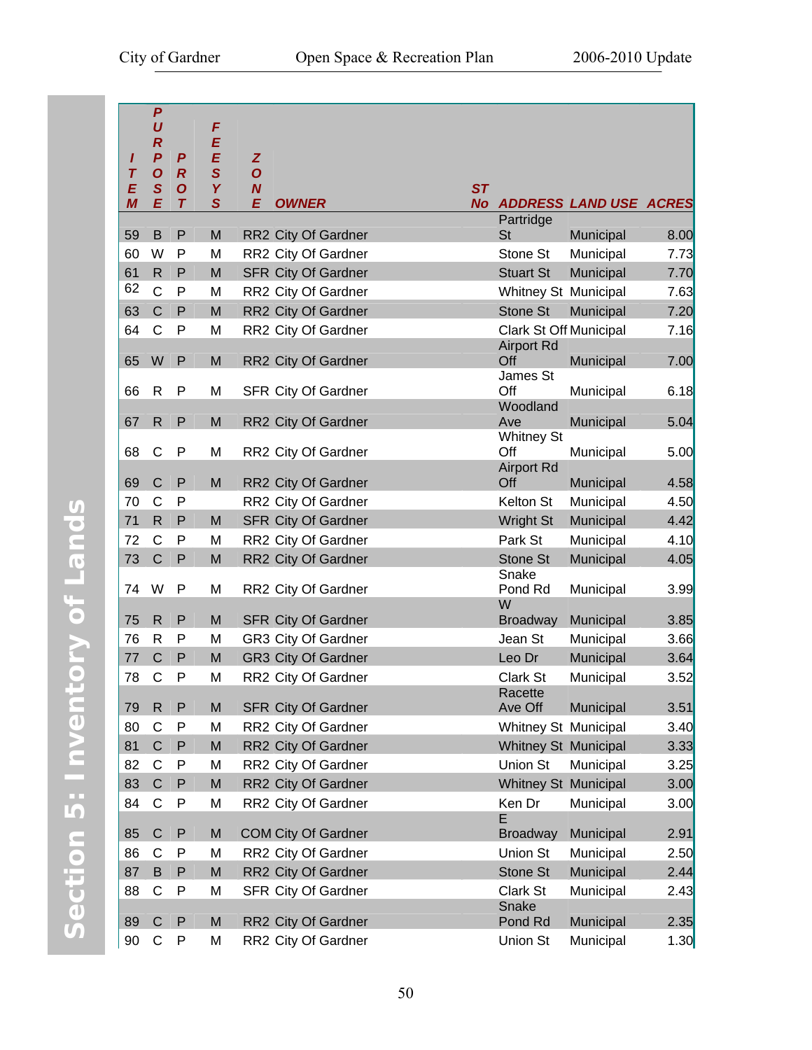| ITEM | PURPOSE | PROT | FEES YS | ZONE | OWNER | ST No | ADDRESS | LAND USE | ACRES |
|---|---|---|---|---|---|---|---|---|---|
| 59 | B | P | M | RR2 | City Of Gardner | | Partridge St | Municipal | 8.00 |
| 60 | W | P | M | RR2 | City Of Gardner | | Stone St | Municipal | 7.73 |
| 61 | R | P | M | SFR | City Of Gardner | | Stuart St | Municipal | 7.70 |
| 62 | C | P | M | RR2 | City Of Gardner | | Whitney St | Municipal | 7.63 |
| 63 | C | P | M | RR2 | City Of Gardner | | Stone St | Municipal | 7.20 |
| 64 | C | P | M | RR2 | City Of Gardner | | Clark St Off | Municipal | 7.16 |
| 65 | W | P | M | RR2 | City Of Gardner | | Airport Rd Off | Municipal | 7.00 |
| 66 | R | P | M | SFR | City Of Gardner | | James St Off | Municipal | 6.18 |
| 67 | R | P | M | RR2 | City Of Gardner | | Woodland Ave | Municipal | 5.04 |
| 68 | C | P | M | RR2 | City Of Gardner | | Whitney St Off | Municipal | 5.00 |
| 69 | C | P | M | RR2 | City Of Gardner | | Airport Rd Off | Municipal | 4.58 |
| 70 | C | P | | RR2 | City Of Gardner | | Kelton St | Municipal | 4.50 |
| 71 | R | P | M | SFR | City Of Gardner | | Wright St | Municipal | 4.42 |
| 72 | C | P | M | RR2 | City Of Gardner | | Park St | Municipal | 4.10 |
| 73 | C | P | M | RR2 | City Of Gardner | | Stone St | Municipal | 4.05 |
| 74 | W | P | M | RR2 | City Of Gardner | | Snake Pond Rd | Municipal | 3.99 |
| 75 | R | P | M | SFR | City Of Gardner | | W Broadway | Municipal | 3.85 |
| 76 | R | P | M | GR3 | City Of Gardner | | Jean St | Municipal | 3.66 |
| 77 | C | P | M | GR3 | City Of Gardner | | Leo Dr | Municipal | 3.64 |
| 78 | C | P | M | RR2 | City Of Gardner | | Clark St | Municipal | 3.52 |
| 79 | R | P | M | SFR | City Of Gardner | | Racette Ave Off | Municipal | 3.51 |
| 80 | C | P | M | RR2 | City Of Gardner | | Whitney St | Municipal | 3.40 |
| 81 | C | P | M | RR2 | City Of Gardner | | Whitney St | Municipal | 3.33 |
| 82 | C | P | M | RR2 | City Of Gardner | | Union St | Municipal | 3.25 |
| 83 | C | P | M | RR2 | City Of Gardner | | Whitney St | Municipal | 3.00 |
| 84 | C | P | M | RR2 | City Of Gardner | | Ken Dr | Municipal | 3.00 |
| 85 | C | P | M | COM | City Of Gardner | | E Broadway | Municipal | 2.91 |
| 86 | C | P | M | RR2 | City Of Gardner | | Union St | Municipal | 2.50 |
| 87 | B | P | M | RR2 | City Of Gardner | | Stone St | Municipal | 2.44 |
| 88 | C | P | M | SFR | City Of Gardner | | Clark St | Municipal | 2.43 |
| 89 | C | P | M | RR2 | City Of Gardner | | Snake Pond Rd | Municipal | 2.35 |
| 90 | C | P | M | RR2 | City Of Gardner | | Union St | Municipal | 1.30 |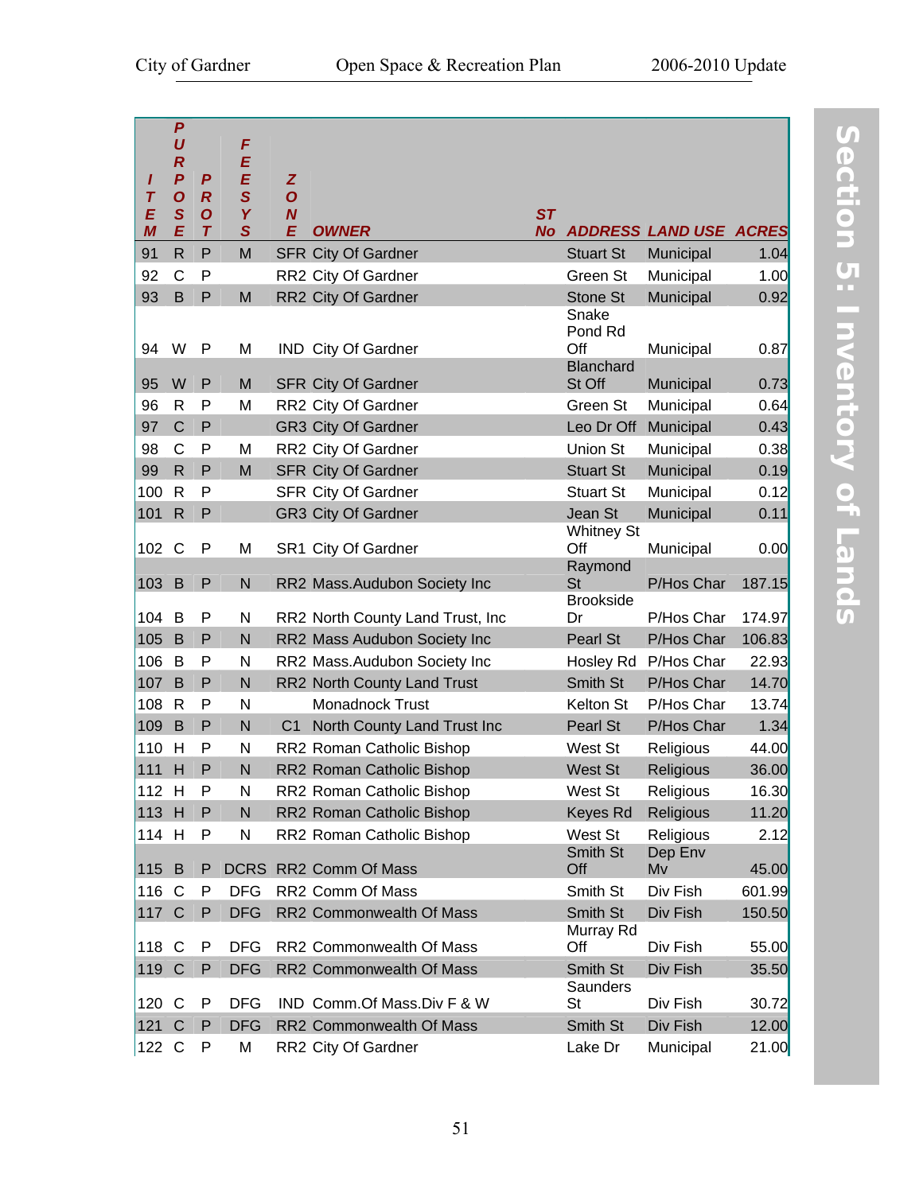| ITEM | PURPOSE | PROT | FEESYS | ZONE | OWNER | ST No | ADDRESS | LAND USE | ACRES |
|---|---|---|---|---|---|---|---|---|---|
| 91 | R | P | M | SFR | City Of Gardner | | Stuart St | Municipal | 1.04 |
| 92 | C | P | | RR2 | City Of Gardner | | Green St | Municipal | 1.00 |
| 93 | B | P | M | RR2 | City Of Gardner | | Stone St | Municipal | 0.92 |
| 94 | W | P | M | IND | City Of Gardner | | Snake Pond Rd Off | Municipal | 0.87 |
| 95 | W | P | M | SFR | City Of Gardner | | Blanchard St Off | Municipal | 0.73 |
| 96 | R | P | M | RR2 | City Of Gardner | | Green St | Municipal | 0.64 |
| 97 | C | P | | GR3 | City Of Gardner | | Leo Dr Off | Municipal | 0.43 |
| 98 | C | P | M | RR2 | City Of Gardner | | Union St | Municipal | 0.38 |
| 99 | R | P | M | SFR | City Of Gardner | | Stuart St | Municipal | 0.19 |
| 100 | R | P | | SFR | City Of Gardner | | Stuart St | Municipal | 0.12 |
| 101 | R | P | | GR3 | City Of Gardner | | Jean St | Municipal | 0.11 |
| 102 | C | P | M | SR1 | City Of Gardner | | Whitney St Off | Municipal | 0.00 |
| 103 | B | P | N | RR2 | Mass.Audubon Society Inc | | Raymond St | P/Hos Char | 187.15 |
| 104 | B | P | N | RR2 | North County Land Trust, Inc | | Brookside Dr | P/Hos Char | 174.97 |
| 105 | B | P | N | RR2 | Mass Audubon Society Inc | | Pearl St | P/Hos Char | 106.83 |
| 106 | B | P | N | RR2 | Mass.Audubon Society Inc | | Hosley Rd | P/Hos Char | 22.93 |
| 107 | B | P | N | RR2 | North County Land Trust | | Smith St | P/Hos Char | 14.70 |
| 108 | R | P | N | | Monadnock Trust | | Kelton St | P/Hos Char | 13.74 |
| 109 | B | P | N | C1 | North County Land Trust Inc | | Pearl St | P/Hos Char | 1.34 |
| 110 | H | P | N | RR2 | Roman Catholic Bishop | | West St | Religious | 44.00 |
| 111 | H | P | N | RR2 | Roman Catholic Bishop | | West St | Religious | 36.00 |
| 112 | H | P | N | RR2 | Roman Catholic Bishop | | West St | Religious | 16.30 |
| 113 | H | P | N | RR2 | Roman Catholic Bishop | | Keyes Rd | Religious | 11.20 |
| 114 | H | P | N | RR2 | Roman Catholic Bishop | | West St | Religious | 2.12 |
| 115 | B | P | DCRS | RR2 | Comm Of Mass | | Smith St Off | Dep Env Mv | 45.00 |
| 116 | C | P | DFG | RR2 | Comm Of Mass | | Smith St | Div Fish | 601.99 |
| 117 | C | P | DFG | RR2 | Commonwealth Of Mass | | Smith St | Div Fish | 150.50 |
| 118 | C | P | DFG | RR2 | Commonwealth Of Mass | | Murray Rd Off | Div Fish | 55.00 |
| 119 | C | P | DFG | RR2 | Commonwealth Of Mass | | Smith St | Div Fish | 35.50 |
| 120 | C | P | DFG | IND | Comm.Of Mass.Div F & W | | Saunders St | Div Fish | 30.72 |
| 121 | C | P | DFG | RR2 | Commonwealth Of Mass | | Smith St | Div Fish | 12.00 |
| 122 | C | P | M | RR2 | City Of Gardner | | Lake Dr | Municipal | 21.00 |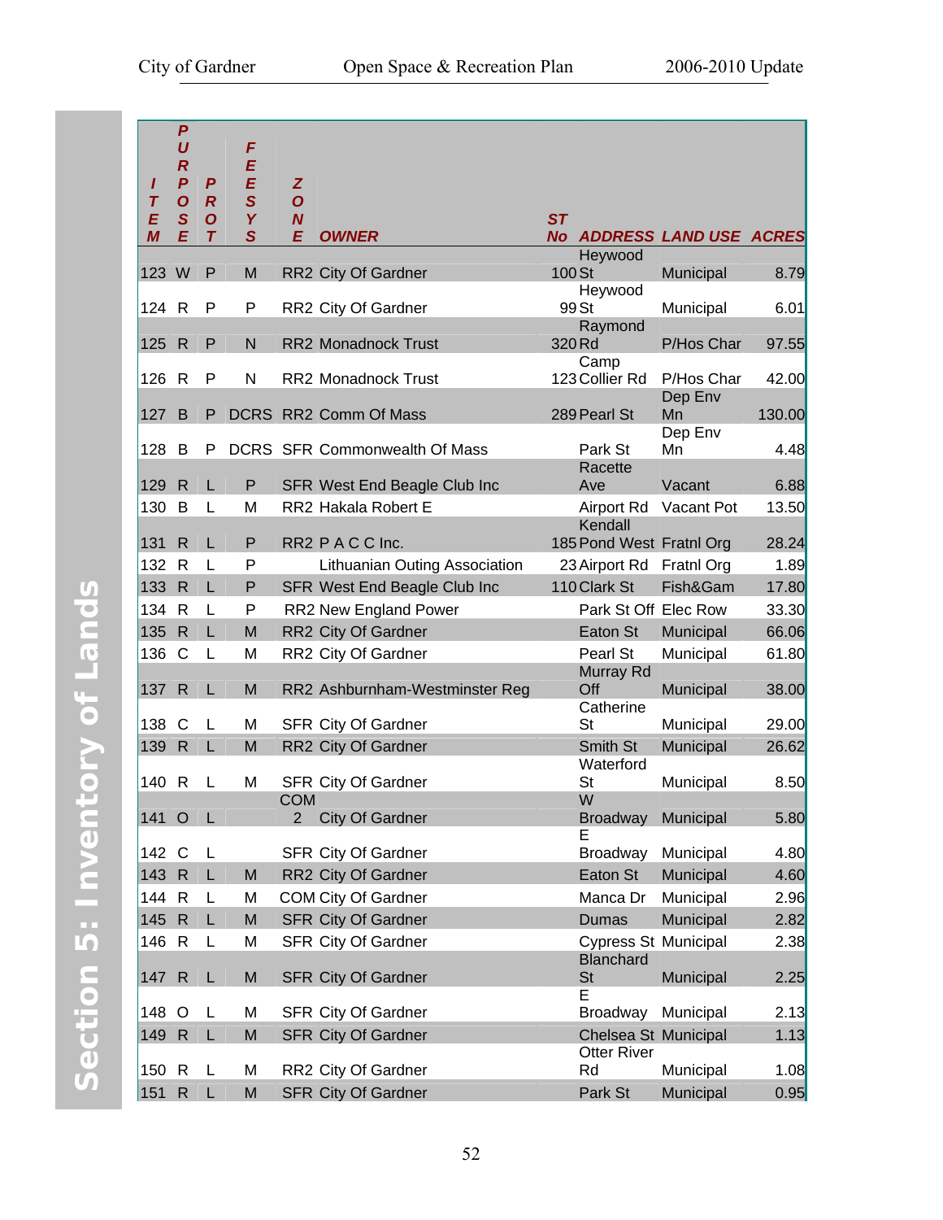| ITEM | PURPOSE | PROT | FEESYS | ZONE | OWNER | ST No | ADDRESS | LAND USE | ACRES |
|---|---|---|---|---|---|---|---|---|---|
| 123 | W | P | M | RR2 | City Of Gardner | 100 | Heywood St | Municipal | 8.79 |
| 124 | R | P | P | RR2 | City Of Gardner | 99 | Heywood St | Municipal | 6.01 |
| 125 | R | P | N | RR2 | Monadnock Trust | 320 | Raymond Rd | P/Hos Char | 97.55 |
| 126 | R | P | N | RR2 | Monadnock Trust | 123 | Camp Collier Rd | P/Hos Char | 42.00 |
| 127 | B | P | DCRS | RR2 | Comm Of Mass | 289 | Pearl St | Dep Env Mn | 130.00 |
| 128 | B | P | DCRS | SFR | Commonwealth Of Mass | | Park St | Dep Env Mn | 4.48 |
| 129 | R | L | P | SFR | West End Beagle Club Inc | | Racette Ave | Vacant | 6.88 |
| 130 | B | L | M | RR2 | Hakala Robert E | | Airport Rd | Vacant Pot | 13.50 |
| 131 | R | L | P | RR2 | P A C C Inc. | 185 | Kendall Pond West | Fratnl Org | 28.24 |
| 132 | R | L | P | | Lithuanian Outing Association | 23 | Airport Rd | Fratnl Org | 1.89 |
| 133 | R | L | P | SFR | West End Beagle Club Inc | 110 | Clark St | Fish&Gam | 17.80 |
| 134 | R | L | P | RR2 | New England Power | | Park St Off | Elec Row | 33.30 |
| 135 | R | L | M | RR2 | City Of Gardner | | Eaton St | Municipal | 66.06 |
| 136 | C | L | M | RR2 | City Of Gardner | | Pearl St | Municipal | 61.80 |
| 137 | R | L | M | RR2 | Ashburnham-Westminster Reg | | Murray Rd Off | Municipal | 38.00 |
| 138 | C | L | M | SFR | City Of Gardner | | Catherine St | Municipal | 29.00 |
| 139 | R | L | M | RR2 | City Of Gardner | | Smith St | Municipal | 26.62 |
| 140 | R | L | M | SFR | City Of Gardner | | Waterford St | Municipal | 8.50 |
| 141 | O | L | | COM 2 | City Of Gardner | | W Broadway | Municipal | 5.80 |
| 142 | C | L | | SFR | City Of Gardner | | E Broadway | Municipal | 4.80 |
| 143 | R | L | M | RR2 | City Of Gardner | | Eaton St | Municipal | 4.60 |
| 144 | R | L | M | COM | City Of Gardner | | Manca Dr | Municipal | 2.96 |
| 145 | R | L | M | SFR | City Of Gardner | | Dumas | Municipal | 2.82 |
| 146 | R | L | M | SFR | City Of Gardner | | Cypress St | Municipal | 2.38 |
| 147 | R | L | M | SFR | City Of Gardner | | Blanchard St | Municipal | 2.25 |
| 148 | O | L | M | SFR | City Of Gardner | | E Broadway | Municipal | 2.13 |
| 149 | R | L | M | SFR | City Of Gardner | | Chelsea St | Municipal | 1.13 |
| 150 | R | L | M | RR2 | City Of Gardner | | Otter River Rd | Municipal | 1.08 |
| 151 | R | L | M | SFR | City Of Gardner | | Park St | Municipal | 0.95 |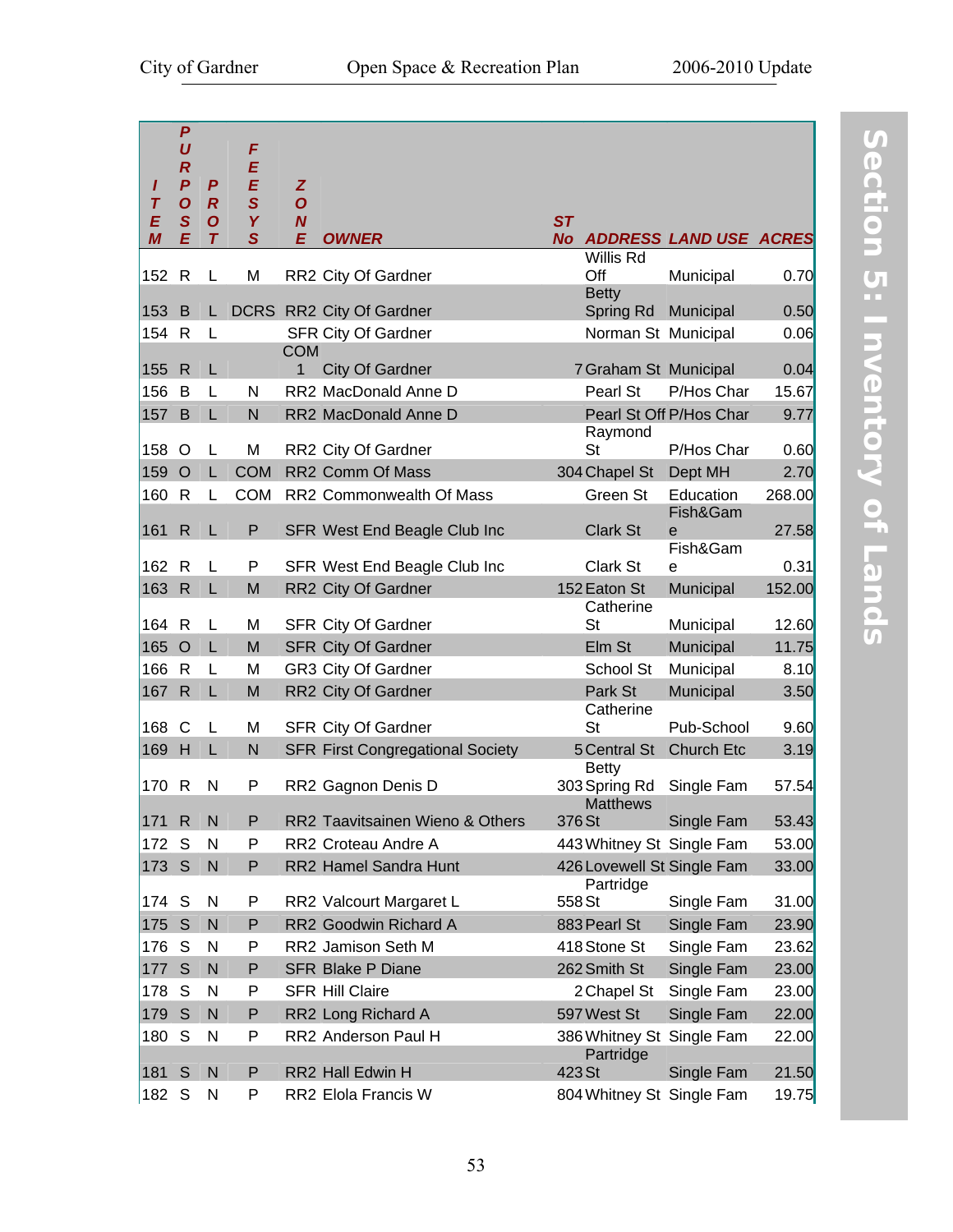| ITEM | PURPOSE | PROT | FEESYS | ZONE | OWNER | ST No | ADDRESS | LAND USE | ACRES |
|---|---|---|---|---|---|---|---|---|---|
| 152 | R | L | M | RR2 | City Of Gardner | | Willis Rd Off | Municipal | 0.70 |
| 153 | B | L | DCRS | RR2 | City Of Gardner | | Betty Spring Rd | Municipal | 0.50 |
| 154 | R | L | | SFR | City Of Gardner | | Norman St | Municipal | 0.06 |
| 155 | R | L | | COM 1 | City Of Gardner | 7 | Graham St | Municipal | 0.04 |
| 156 | B | L | N | RR2 | MacDonald Anne D | | Pearl St | P/Hos Char | 15.67 |
| 157 | B | L | N | RR2 | MacDonald Anne D | | Pearl St Off | P/Hos Char | 9.77 |
| 158 | O | L | M | RR2 | City Of Gardner | | Raymond St | P/Hos Char | 0.60 |
| 159 | O | L | COM | RR2 | Comm Of Mass | 304 | Chapel St | Dept MH | 2.70 |
| 160 | R | L | COM | RR2 | Commonwealth Of Mass | | Green St | Education | 268.00 |
| 161 | R | L | P | SFR | West End Beagle Club Inc | | Clark St | Fish&Game | 27.58 |
| 162 | R | L | P | SFR | West End Beagle Club Inc | | Clark St | Fish&Game | 0.31 |
| 163 | R | L | M | RR2 | City Of Gardner | 152 | Eaton St | Municipal | 152.00 |
| 164 | R | L | M | SFR | City Of Gardner | | Catherine St | Municipal | 12.60 |
| 165 | O | L | M | SFR | City Of Gardner | | Elm St | Municipal | 11.75 |
| 166 | R | L | M | GR3 | City Of Gardner | | School St | Municipal | 8.10 |
| 167 | R | L | M | RR2 | City Of Gardner | | Park St | Municipal | 3.50 |
| 168 | C | L | M | SFR | City Of Gardner | | Catherine St | Pub-School | 9.60 |
| 169 | H | L | N | SFR | First Congregational Society | 5 | Central St | Church Etc | 3.19 |
| 170 | R | N | P | RR2 | Gagnon Denis D | 303 | Betty Spring Rd | Single Fam | 57.54 |
| 171 | R | N | P | RR2 | Taavitsainen Wieno & Others | 376 | Matthews St | Single Fam | 53.43 |
| 172 | S | N | P | RR2 | Croteau Andre A | 443 | Whitney St | Single Fam | 53.00 |
| 173 | S | N | P | RR2 | Hamel Sandra Hunt | 426 | Lovewell St | Single Fam | 33.00 |
| 174 | S | N | P | RR2 | Valcourt Margaret L | 558 | Partridge St | Single Fam | 31.00 |
| 175 | S | N | P | RR2 | Goodwin Richard A | 883 | Pearl St | Single Fam | 23.90 |
| 176 | S | N | P | RR2 | Jamison Seth M | 418 | Stone St | Single Fam | 23.62 |
| 177 | S | N | P | SFR | Blake P Diane | 262 | Smith St | Single Fam | 23.00 |
| 178 | S | N | P | SFR | Hill Claire | 2 | Chapel St | Single Fam | 23.00 |
| 179 | S | N | P | RR2 | Long Richard A | 597 | West St | Single Fam | 22.00 |
| 180 | S | N | P | RR2 | Anderson Paul H | 386 | Whitney St | Single Fam | 22.00 |
| 181 | S | N | P | RR2 | Hall Edwin H | 423 | Partridge St | Single Fam | 21.50 |
| 182 | S | N | P | RR2 | Elola Francis W | 804 | Whitney St | Single Fam | 19.75 |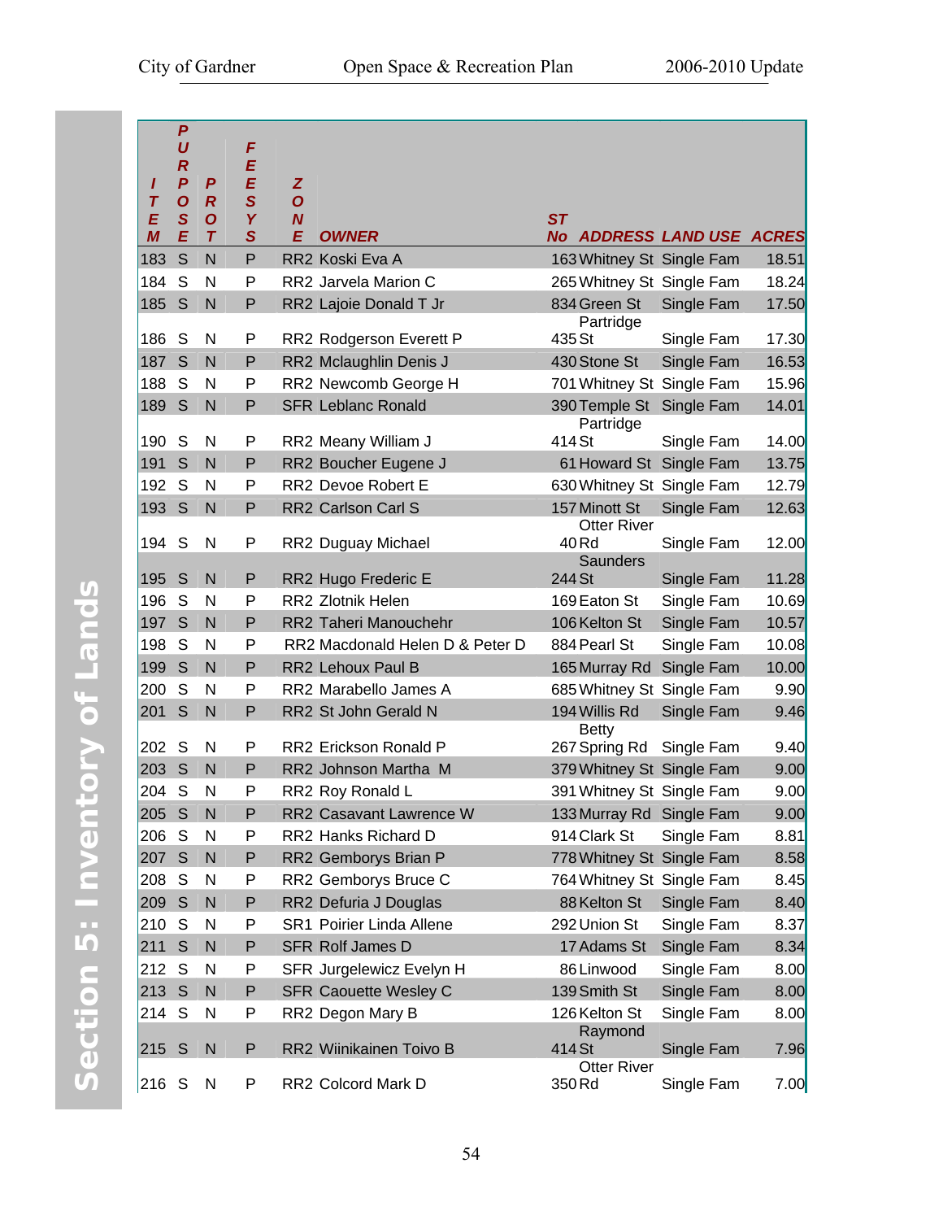| ITEM | PURPOSE | PROT | FEES YS | ZONE | OWNER | ST No | ADDRESS | LAND USE | ACRES |
|---|---|---|---|---|---|---|---|---|---|
| 183 | S | N | P | RR2 | Koski Eva A | 163 | Whitney St | Single Fam | 18.51 |
| 184 | S | N | P | RR2 | Jarvela Marion C | 265 | Whitney St | Single Fam | 18.24 |
| 185 | S | N | P | RR2 | Lajoie Donald T Jr | 834 | Green St | Single Fam | 17.50 |
| 186 | S | N | P | RR2 | Rodgerson Everett P | 435 | Partridge St | Single Fam | 17.30 |
| 187 | S | N | P | RR2 | Mclaughlin Denis J | 430 | Stone St | Single Fam | 16.53 |
| 188 | S | N | P | RR2 | Newcomb George H | 701 | Whitney St | Single Fam | 15.96 |
| 189 | S | N | P | SFR | Leblanc Ronald | 390 | Temple St | Single Fam | 14.01 |
| 190 | S | N | P | RR2 | Meany William J | 414 | Partridge St | Single Fam | 14.00 |
| 191 | S | N | P | RR2 | Boucher Eugene J | 61 | Howard St | Single Fam | 13.75 |
| 192 | S | N | P | RR2 | Devoe Robert E | 630 | Whitney St | Single Fam | 12.79 |
| 193 | S | N | P | RR2 | Carlson Carl S | 157 | Minott St | Single Fam | 12.63 |
| 194 | S | N | P | RR2 | Duguay Michael | 40 | Otter River Rd | Single Fam | 12.00 |
| 195 | S | N | P | RR2 | Hugo Frederic E | 244 | Saunders St | Single Fam | 11.28 |
| 196 | S | N | P | RR2 | Zlotnik Helen | 169 | Eaton St | Single Fam | 10.69 |
| 197 | S | N | P | RR2 | Taheri Manouchehr | 106 | Kelton St | Single Fam | 10.57 |
| 198 | S | N | P | RR2 | Macdonald Helen D & Peter D | 884 | Pearl St | Single Fam | 10.08 |
| 199 | S | N | P | RR2 | Lehoux Paul B | 165 | Murray Rd | Single Fam | 10.00 |
| 200 | S | N | P | RR2 | Marabello James A | 685 | Whitney St | Single Fam | 9.90 |
| 201 | S | N | P | RR2 | St John Gerald N | 194 | Willis Rd | Single Fam | 9.46 |
| 202 | S | N | P | RR2 | Erickson Ronald P | 267 | Betty Spring Rd | Single Fam | 9.40 |
| 203 | S | N | P | RR2 | Johnson Martha M | 379 | Whitney St | Single Fam | 9.00 |
| 204 | S | N | P | RR2 | Roy Ronald L | 391 | Whitney St | Single Fam | 9.00 |
| 205 | S | N | P | RR2 | Casavant Lawrence W | 133 | Murray Rd | Single Fam | 9.00 |
| 206 | S | N | P | RR2 | Hanks Richard D | 914 | Clark St | Single Fam | 8.81 |
| 207 | S | N | P | RR2 | Gemborys Brian P | 778 | Whitney St | Single Fam | 8.58 |
| 208 | S | N | P | RR2 | Gemborys Bruce C | 764 | Whitney St | Single Fam | 8.45 |
| 209 | S | N | P | RR2 | Defuria J Douglas | 88 | Kelton St | Single Fam | 8.40 |
| 210 | S | N | P | SR1 | Poirier Linda Allene | 292 | Union St | Single Fam | 8.37 |
| 211 | S | N | P | SFR | Rolf James D | 17 | Adams St | Single Fam | 8.34 |
| 212 | S | N | P | SFR | Jurgelewicz Evelyn H | 86 | Linwood | Single Fam | 8.00 |
| 213 | S | N | P | SFR | Caouette Wesley C | 139 | Smith St | Single Fam | 8.00 |
| 214 | S | N | P | RR2 | Degon Mary B | 126 | Kelton St | Single Fam | 8.00 |
| 215 | S | N | P | RR2 | Wiinikainen Toivo B | 414 | Raymond St | Single Fam | 7.96 |
| 216 | S | N | P | RR2 | Colcord Mark D | 350 | Otter River Rd | Single Fam | 7.00 |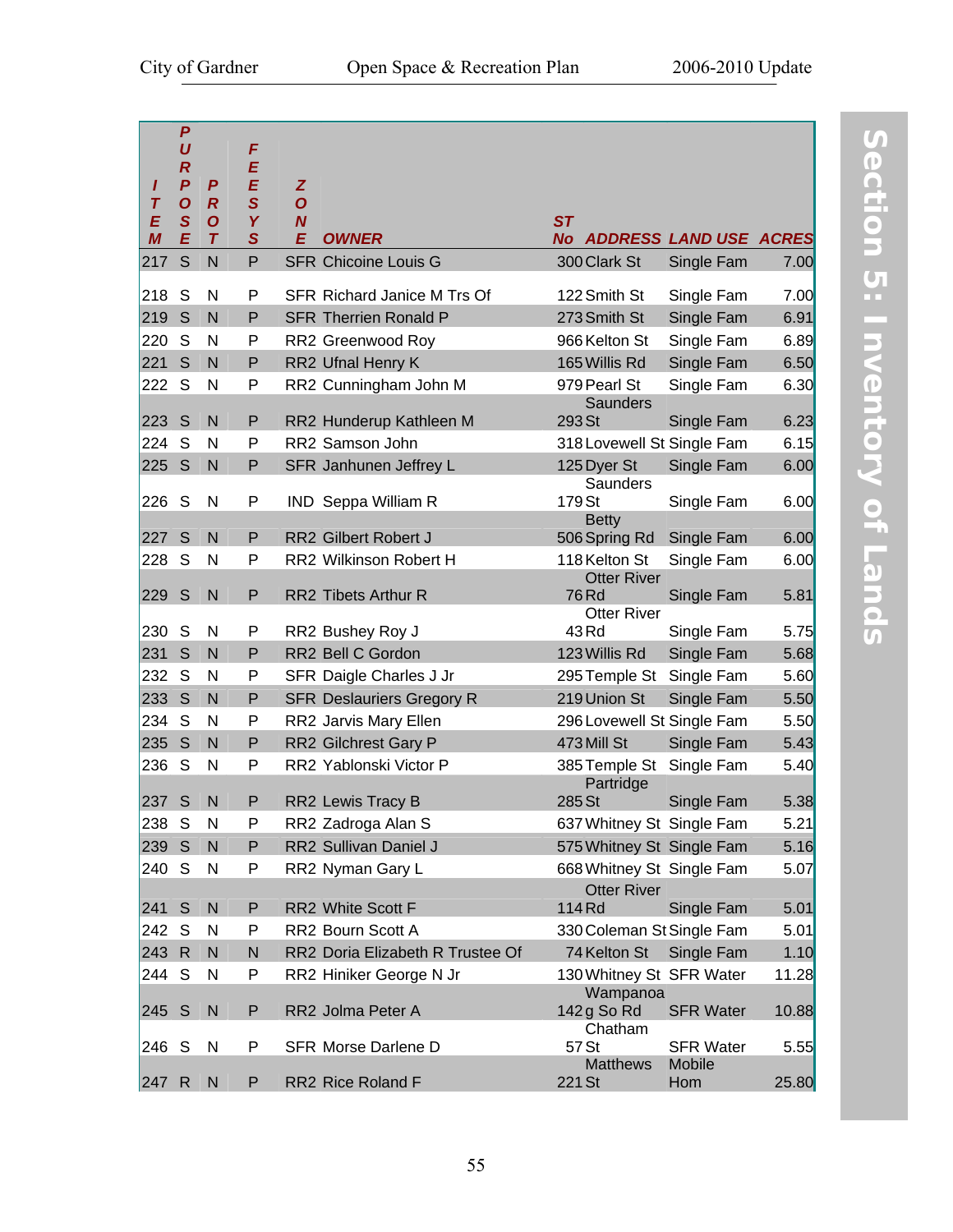| ITEM | PURPOSE | PROT | FEES | ZONE | OWNER | ST No | ADDRESS | LAND USE | ACRES |
|---|---|---|---|---|---|---|---|---|---|
| 217 | S | N | P | SFR | Chicoine Louis G | 300 | Clark St | Single Fam | 7.00 |
| 218 | S | N | P | SFR | Richard Janice M Trs Of | 122 | Smith St | Single Fam | 7.00 |
| 219 | S | N | P | SFR | Therrien Ronald P | 273 | Smith St | Single Fam | 6.91 |
| 220 | S | N | P | RR2 | Greenwood Roy | 966 | Kelton St | Single Fam | 6.89 |
| 221 | S | N | P | RR2 | Ufnal Henry K | 165 | Willis Rd | Single Fam | 6.50 |
| 222 | S | N | P | RR2 | Cunningham John M | 979 | Pearl St | Single Fam | 6.30 |
| 223 | S | N | P | RR2 | Hunderup Kathleen M | 293 | Saunders St | Single Fam | 6.23 |
| 224 | S | N | P | RR2 | Samson John | 318 | Lovewell St | Single Fam | 6.15 |
| 225 | S | N | P | SFR | Janhunen Jeffrey L | 125 | Dyer St | Single Fam | 6.00 |
| 226 | S | N | P | IND | Seppa William R | 179 | Saunders St | Single Fam | 6.00 |
| 227 | S | N | P | RR2 | Gilbert Robert J | 506 | Betty Spring Rd | Single Fam | 6.00 |
| 228 | S | N | P | RR2 | Wilkinson Robert H | 118 | Kelton St | Single Fam | 6.00 |
| 229 | S | N | P | RR2 | Tibets Arthur R | 76 | Otter River Rd | Single Fam | 5.81 |
| 230 | S | N | P | RR2 | Bushey Roy J | 43 | Otter River Rd | Single Fam | 5.75 |
| 231 | S | N | P | RR2 | Bell C Gordon | 123 | Willis Rd | Single Fam | 5.68 |
| 232 | S | N | P | SFR | Daigle Charles J Jr | 295 | Temple St | Single Fam | 5.60 |
| 233 | S | N | P | SFR | Deslauriers Gregory R | 219 | Union St | Single Fam | 5.50 |
| 234 | S | N | P | RR2 | Jarvis Mary Ellen | 296 | Lovewell St | Single Fam | 5.50 |
| 235 | S | N | P | RR2 | Gilchrest Gary P | 473 | Mill St | Single Fam | 5.43 |
| 236 | S | N | P | RR2 | Yablonski Victor P | 385 | Temple St | Single Fam | 5.40 |
| 237 | S | N | P | RR2 | Lewis Tracy B | 285 | Partridge St | Single Fam | 5.38 |
| 238 | S | N | P | RR2 | Zadroga Alan S | 637 | Whitney St | Single Fam | 5.21 |
| 239 | S | N | P | RR2 | Sullivan Daniel J | 575 | Whitney St | Single Fam | 5.16 |
| 240 | S | N | P | RR2 | Nyman Gary L | 668 | Whitney St | Single Fam | 5.07 |
| 241 | S | N | P | RR2 | White Scott F | 114 | Otter River Rd | Single Fam | 5.01 |
| 242 | S | N | P | RR2 | Bourn Scott A | 330 | Coleman St | Single Fam | 5.01 |
| 243 | R | N | N | RR2 | Doria Elizabeth R Trustee Of | 74 | Kelton St | Single Fam | 1.10 |
| 244 | S | N | P | RR2 | Hiniker George N Jr | 130 | Whitney St | SFR Water | 11.28 |
| 245 | S | N | P | RR2 | Jolma Peter A | 142 | Wampanoag So Rd | SFR Water | 10.88 |
| 246 | S | N | P | SFR | Morse Darlene D | 57 | Chatham St | SFR Water | 5.55 |
| 247 | R | N | P | RR2 | Rice Roland F | 221 | Matthews St | Mobile Hom | 25.80 |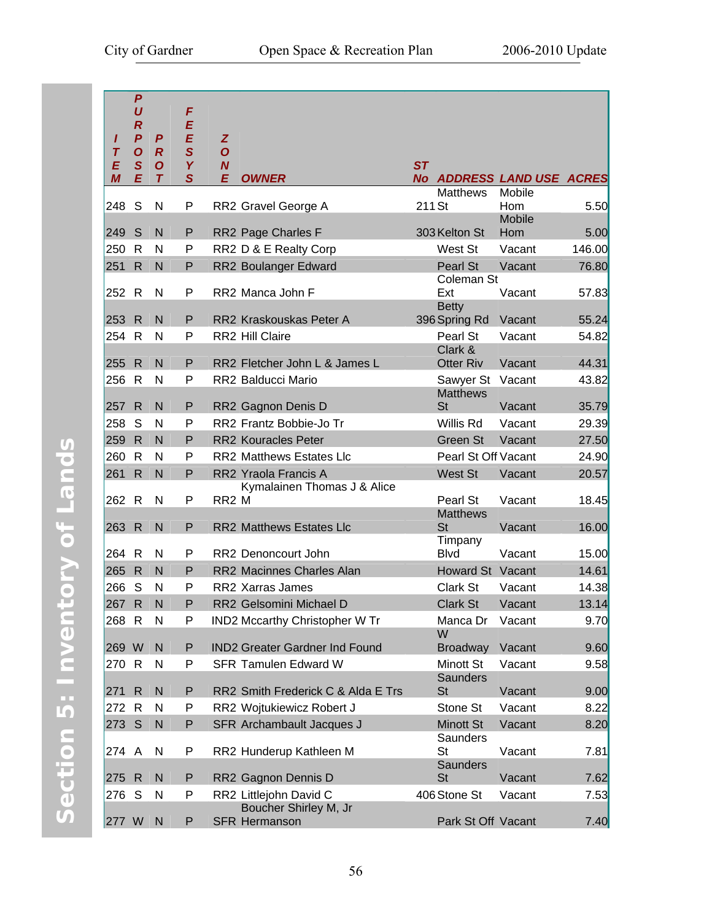| ITEM | PURPOSE | PROT | FEES | ZONE | OWNER | ST No | ADDRESS | LAND USE | ACRES |
|---|---|---|---|---|---|---|---|---|---|
| 248 | S | N | P | RR2 | Gravel George A | 211 | Matthews St | Mobile Hom | 5.50 |
| 249 | S | N | P | RR2 | Page Charles F | 303 | Kelton St | Mobile Hom | 5.00 |
| 250 | R | N | P | RR2 | D & E Realty Corp | | West St | Vacant | 146.00 |
| 251 | R | N | P | RR2 | Boulanger Edward | | Pearl St | Vacant | 76.80 |
| 252 | R | N | P | RR2 | Manca John F | | Coleman St Ext | Vacant | 57.83 |
| 253 | R | N | P | RR2 | Kraskouskas Peter A | 396 | Betty Spring Rd | Vacant | 55.24 |
| 254 | R | N | P | RR2 | Hill Claire | | Pearl St | Vacant | 54.82 |
| 255 | R | N | P | RR2 | Fletcher John L & James L | | Clark & Otter Riv | Vacant | 44.31 |
| 256 | R | N | P | RR2 | Balducci Mario | | Sawyer St | Vacant | 43.82 |
| 257 | R | N | P | RR2 | Gagnon Denis D | | Matthews St | Vacant | 35.79 |
| 258 | S | N | P | RR2 | Frantz Bobbie-Jo Tr | | Willis Rd | Vacant | 29.39 |
| 259 | R | N | P | RR2 | Kouracles Peter | | Green St | Vacant | 27.50 |
| 260 | R | N | P | RR2 | Matthews Estates Llc | | Pearl St Off | Vacant | 24.90 |
| 261 | R | N | P | RR2 | Yraola Francis A | | West St | Vacant | 20.57 |
| 262 | R | N | P | RR2 | Kymalainen Thomas J & Alice M | | Pearl St | Vacant | 18.45 |
| 263 | R | N | P | RR2 | Matthews Estates Llc | | Matthews St | Vacant | 16.00 |
| 264 | R | N | P | RR2 | Denoncourt John | | Timpany Blvd | Vacant | 15.00 |
| 265 | R | N | P | RR2 | Macinnes Charles Alan | | Howard St | Vacant | 14.61 |
| 266 | S | N | P | RR2 | Xarras James | | Clark St | Vacant | 14.38 |
| 267 | R | N | P | RR2 | Gelsomini Michael D | | Clark St | Vacant | 13.14 |
| 268 | R | N | P | IND2 | Mccarthy Christopher W Tr | | Manca Dr | Vacant | 9.70 |
| 269 | W | N | P | IND2 | Greater Gardner Ind Found | | W Broadway | Vacant | 9.60 |
| 270 | R | N | P | SFR | Tamulen Edward W | | Minott St | Vacant | 9.58 |
| 271 | R | N | P | RR2 | Smith Frederick C & Alda E Trs | | Saunders St | Vacant | 9.00 |
| 272 | R | N | P | RR2 | Wojtukiewicz Robert J | | Stone St | Vacant | 8.22 |
| 273 | S | N | P | SFR | Archambault Jacques J | | Minott St | Vacant | 8.20 |
| 274 | A | N | P | RR2 | Hunderup Kathleen M | | Saunders St | Vacant | 7.81 |
| 275 | R | N | P | RR2 | Gagnon Dennis D | | Saunders St | Vacant | 7.62 |
| 276 | S | N | P | RR2 | Littlejohn David C | 406 | Stone St | Vacant | 7.53 |
| 277 | W | N | P | SFR | Boucher Shirley M, Jr Hermanson | | Park St Off | Vacant | 7.40 |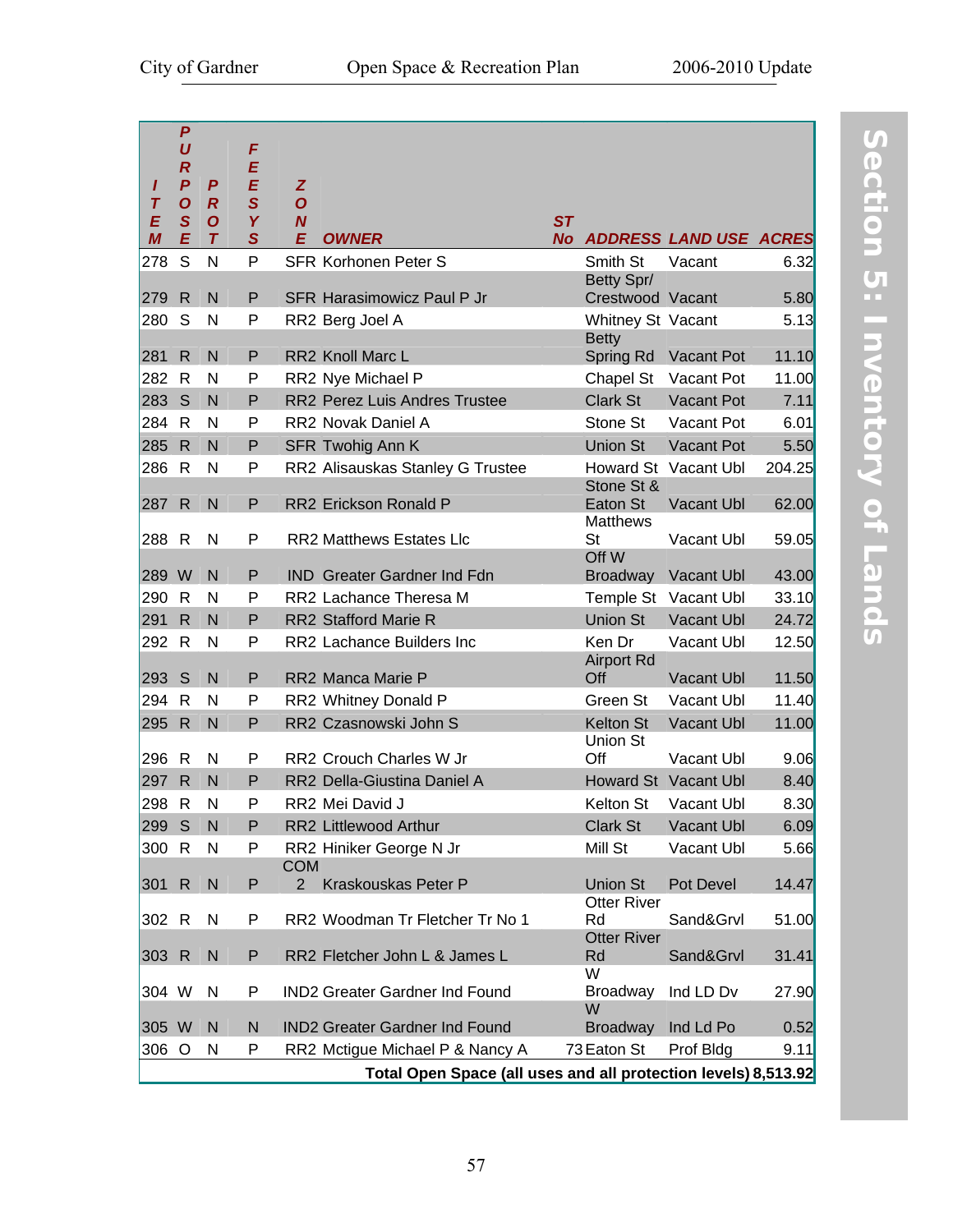| ITEM | PURPOSE | PROT | FEESYS | ZONE | OWNER | ST No | ADDRESS | LAND USE | ACRES |
|---|---|---|---|---|---|---|---|---|---|
| 278 | S | N | P | SFR | Korhonen Peter S | | Smith St | Vacant | 6.32 |
| 279 | R | N | P | SFR | Harasimowicz Paul P Jr | | Betty Spr/ Crestwood | Vacant | 5.80 |
| 280 | S | N | P | RR2 | Berg Joel A | | Whitney St | Vacant | 5.13 |
| 281 | R | N | P | RR2 | Knoll Marc L | | Betty Spring Rd | Vacant Pot | 11.10 |
| 282 | R | N | P | RR2 | Nye Michael P | | Chapel St | Vacant Pot | 11.00 |
| 283 | S | N | P | RR2 | Perez Luis Andres Trustee | | Clark St | Vacant Pot | 7.11 |
| 284 | R | N | P | RR2 | Novak Daniel A | | Stone St | Vacant Pot | 6.01 |
| 285 | R | N | P | SFR | Twohig Ann K | | Union St | Vacant Pot | 5.50 |
| 286 | R | N | P | RR2 | Alisauskas Stanley G Trustee | | Howard St | Vacant Ubl | 204.25 |
| 287 | R | N | P | RR2 | Erickson Ronald P | | Stone St & Eaton St | Vacant Ubl | 62.00 |
| 288 | R | N | P | RR2 | Matthews Estates Llc | | Matthews St | Vacant Ubl | 59.05 |
| 289 | W | N | P | IND | Greater Gardner Ind Fdn | | Off W Broadway | Vacant Ubl | 43.00 |
| 290 | R | N | P | RR2 | Lachance Theresa M | | Temple St | Vacant Ubl | 33.10 |
| 291 | R | N | P | RR2 | Stafford Marie R | | Union St | Vacant Ubl | 24.72 |
| 292 | R | N | P | RR2 | Lachance Builders Inc | | Ken Dr | Vacant Ubl | 12.50 |
| 293 | S | N | P | RR2 | Manca Marie P | | Airport Rd Off | Vacant Ubl | 11.50 |
| 294 | R | N | P | RR2 | Whitney Donald P | | Green St | Vacant Ubl | 11.40 |
| 295 | R | N | P | RR2 | Czasnowski John S | | Kelton St | Vacant Ubl | 11.00 |
| 296 | R | N | P | RR2 | Crouch Charles W Jr | | Union St Off | Vacant Ubl | 9.06 |
| 297 | R | N | P | RR2 | Della-Giustina Daniel A | | Howard St | Vacant Ubl | 8.40 |
| 298 | R | N | P | RR2 | Mei David J | | Kelton St | Vacant Ubl | 8.30 |
| 299 | S | N | P | RR2 | Littlewood Arthur | | Clark St | Vacant Ubl | 6.09 |
| 300 | R | N | P | RR2 | Hiniker George N Jr | | Mill St | Vacant Ubl | 5.66 |
| 301 | R | N | P | COM 2 | Kraskouskas Peter P | | Union St | Pot Devel | 14.47 |
| 302 | R | N | P | RR2 | Woodman Tr Fletcher Tr No 1 | | Otter River Rd | Sand&Grvl | 51.00 |
| 303 | R | N | P | RR2 | Fletcher John L & James L | | Otter River Rd | Sand&Grvl | 31.41 |
| 304 | W | N | P | IND2 | Greater Gardner Ind Found | | W Broadway | Ind LD Dv | 27.90 |
| 305 | W | N | N | IND2 | Greater Gardner Ind Found | | W Broadway | Ind Ld Po | 0.52 |
| 306 | O | N | P | RR2 | Mctigue Michael P & Nancy A | 73 | Eaton St | Prof Bldg | 9.11 |
| | | | | | **Total Open Space (all uses and all protection levels)** | | | | **8,513.92** |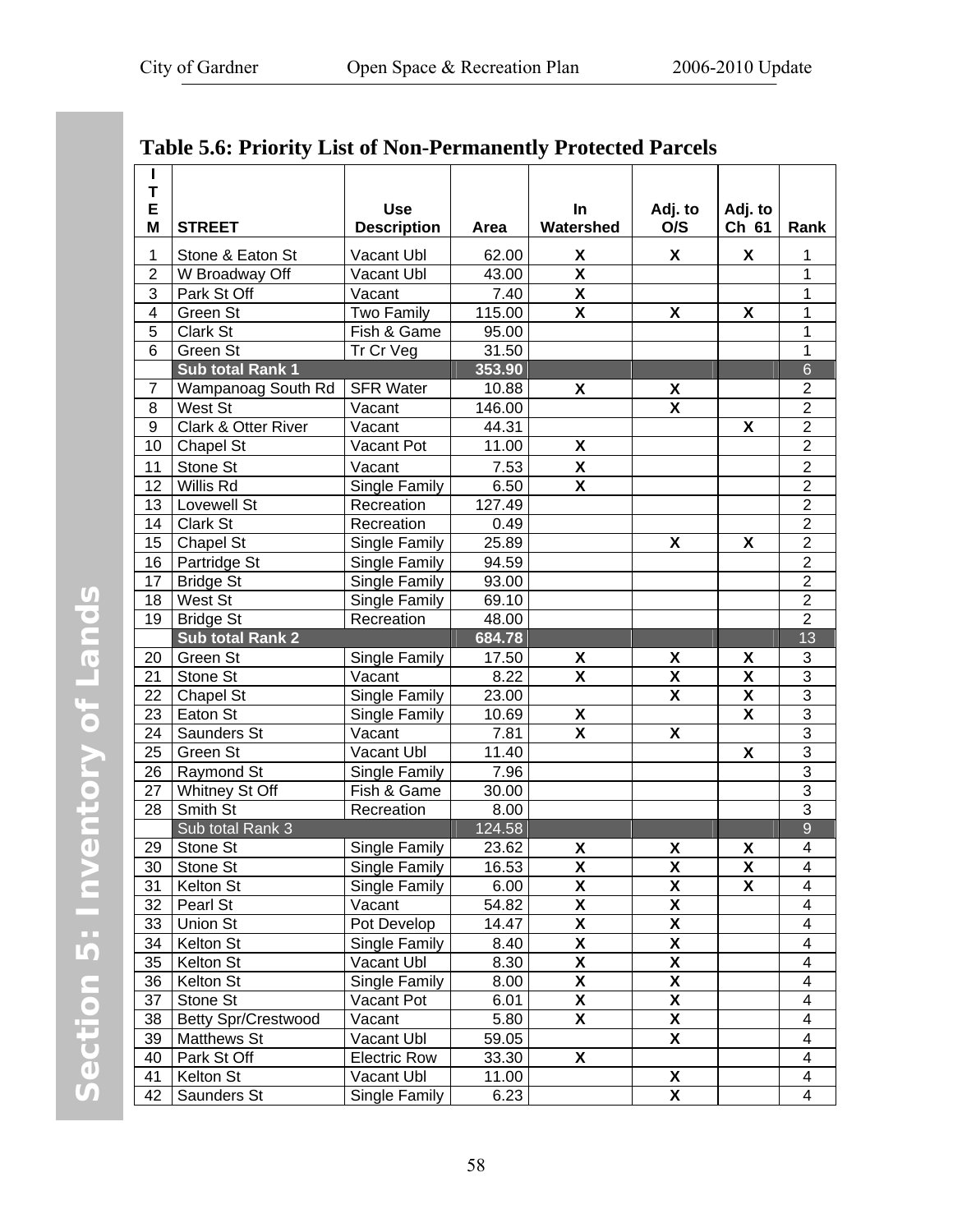## Table 5.6: Priority List of Non-Permanently Protected Parcels

| ITEM | STREET | Use Description | Area | In Watershed | Adj. to O/S | Adj. to Ch 61 | Rank |
|---|---|---|---|---|---|---|---|
| 1 | Stone & Eaton St | Vacant Ubl | 62.00 | X | X | X | 1 |
| 2 | W Broadway Off | Vacant Ubl | 43.00 | X | | | 1 |
| 3 | Park St Off | Vacant | 7.40 | X | | | 1 |
| 4 | Green St | Two Family | 115.00 | X | X | X | 1 |
| 5 | Clark St | Fish & Game | 95.00 | | | | 1 |
| 6 | Green St | Tr Cr Veg | 31.50 | | | | 1 |
| | **Sub total Rank 1** | | **353.90** | | | | 6 |
| 7 | Wampanoag South Rd | SFR Water | 10.88 | X | X | | 2 |
| 8 | West St | Vacant | 146.00 | | X | | 2 |
| 9 | Clark & Otter River | Vacant | 44.31 | | | X | 2 |
| 10 | Chapel St | Vacant Pot | 11.00 | X | | | 2 |
| 11 | Stone St | Vacant | 7.53 | X | | | 2 |
| 12 | Willis Rd | Single Family | 6.50 | X | | | 2 |
| 13 | Lovewell St | Recreation | 127.49 | | | | 2 |
| 14 | Clark St | Recreation | 0.49 | | | | 2 |
| 15 | Chapel St | Single Family | 25.89 | | X | X | 2 |
| 16 | Partridge St | Single Family | 94.59 | | | | 2 |
| 17 | Bridge St | Single Family | 93.00 | | | | 2 |
| 18 | West St | Single Family | 69.10 | | | | 2 |
| 19 | Bridge St | Recreation | 48.00 | | | | 2 |
| | **Sub total Rank 2** | | **684.78** | | | | 13 |
| 20 | Green St | Single Family | 17.50 | X | X | X | 3 |
| 21 | Stone St | Vacant | 8.22 | X | X | X | 3 |
| 22 | Chapel St | Single Family | 23.00 | | X | X | 3 |
| 23 | Eaton St | Single Family | 10.69 | X | | X | 3 |
| 24 | Saunders St | Vacant | 7.81 | X | X | | 3 |
| 25 | Green St | Vacant Ubl | 11.40 | | | X | 3 |
| 26 | Raymond St | Single Family | 7.96 | | | | 3 |
| 27 | Whitney St Off | Fish & Game | 30.00 | | | | 3 |
| 28 | Smith St | Recreation | 8.00 | | | | 3 |
| | Sub total Rank 3 | | 124.58 | | | | 9 |
| 29 | Stone St | Single Family | 23.62 | X | X | X | 4 |
| 30 | Stone St | Single Family | 16.53 | X | X | X | 4 |
| 31 | Kelton St | Single Family | 6.00 | X | X | X | 4 |
| 32 | Pearl St | Vacant | 54.82 | X | X | | 4 |
| 33 | Union St | Pot Develop | 14.47 | X | X | | 4 |
| 34 | Kelton St | Single Family | 8.40 | X | X | | 4 |
| 35 | Kelton St | Vacant Ubl | 8.30 | X | X | | 4 |
| 36 | Kelton St | Single Family | 8.00 | X | X | | 4 |
| 37 | Stone St | Vacant Pot | 6.01 | X | X | | 4 |
| 38 | Betty Spr/Crestwood | Vacant | 5.80 | X | X | | 4 |
| 39 | Matthews St | Vacant Ubl | 59.05 | | X | | 4 |
| 40 | Park St Off | Electric Row | 33.30 | X | | | 4 |
| 41 | Kelton St | Vacant Ubl | 11.00 | | X | | 4 |
| 42 | Saunders St | Single Family | 6.23 | | X | | 4 |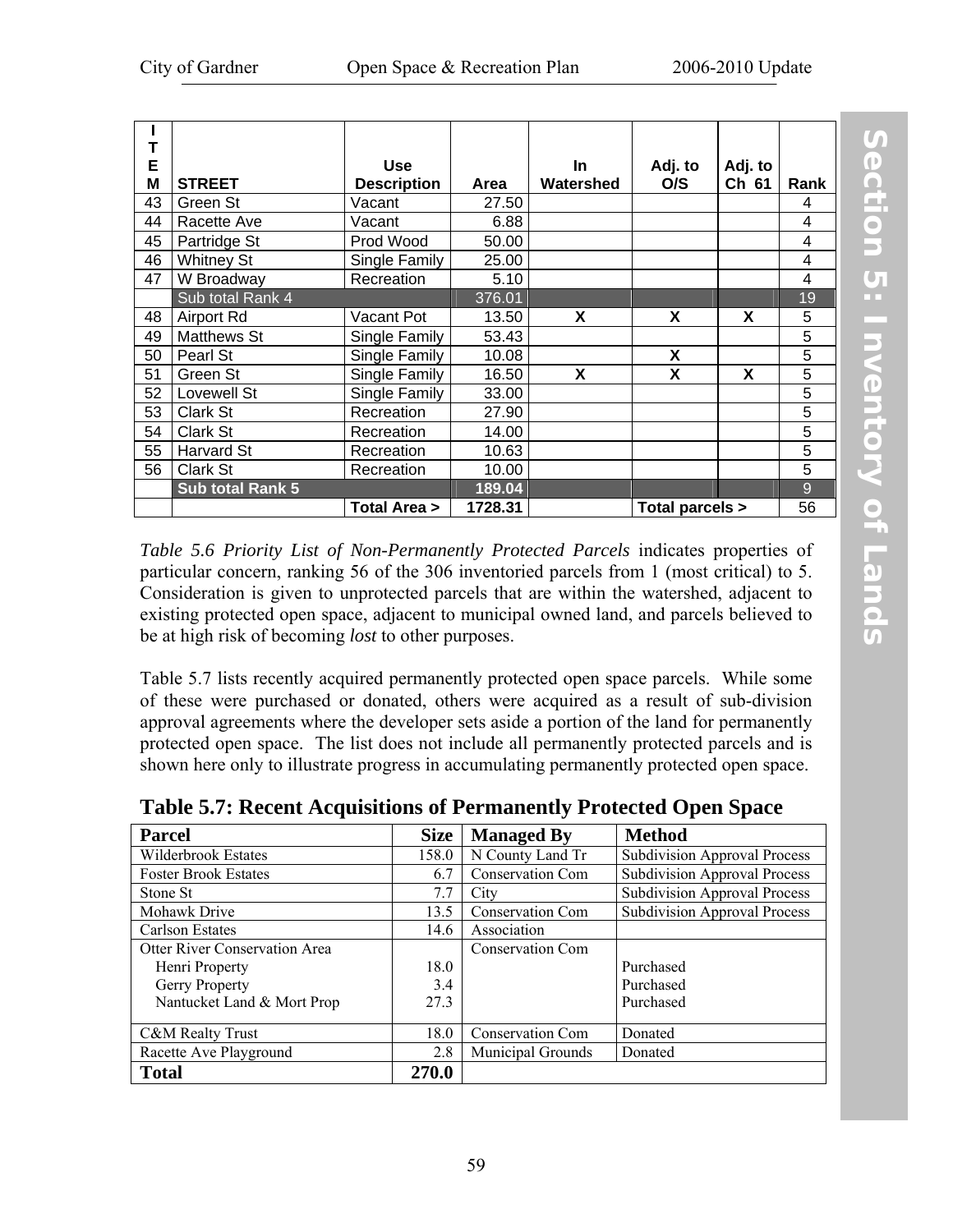| ITEM | STREET | Use Description | Area | In Watershed | Adj. to O/S | Adj. to Ch 61 | Rank |
|---|---|---|---|---|---|---|---|
| 43 | Green St | Vacant | 27.50 | | | | 4 |
| 44 | Racette Ave | Vacant | 6.88 | | | | 4 |
| 45 | Partridge St | Prod Wood | 50.00 | | | | 4 |
| 46 | Whitney St | Single Family | 25.00 | | | | 4 |
| 47 | W Broadway | Recreation | 5.10 | | | | 4 |
| | Sub total Rank 4 | | 376.01 | | | | 19 |
| 48 | Airport Rd | Vacant Pot | 13.50 | X | X | X | 5 |
| 49 | Matthews St | Single Family | 53.43 | | | | 5 |
| 50 | Pearl St | Single Family | 10.08 | | X | | 5 |
| 51 | Green St | Single Family | 16.50 | X | X | X | 5 |
| 52 | Lovewell St | Single Family | 33.00 | | | | 5 |
| 53 | Clark St | Recreation | 27.90 | | | | 5 |
| 54 | Clark St | Recreation | 14.00 | | | | 5 |
| 55 | Harvard St | Recreation | 10.63 | | | | 5 |
| 56 | Clark St | Recreation | 10.00 | | | | 5 |
| | **Sub total Rank 5** | | **189.04** | | | | 9 |
| | | **Total Area >** | **1728.31** | | **Total parcels >** | | 56 |

*Table 5.6 Priority List of Non-Permanently Protected Parcels* indicates properties of particular concern, ranking 56 of the 306 inventoried parcels from 1 (most critical) to 5. Consideration is given to unprotected parcels that are within the watershed, adjacent to existing protected open space, adjacent to municipal owned land, and parcels believed to be at high risk of becoming *lost* to other purposes.

Table 5.7 lists recently acquired permanently protected open space parcels. While some of these were purchased or donated, others were acquired as a result of sub-division approval agreements where the developer sets aside a portion of the land for permanently protected open space. The list does not include all permanently protected parcels and is shown here only to illustrate progress in accumulating permanently protected open space.

**Table 5.7: Recent Acquisitions of Permanently Protected Open Space**

| Parcel | Size | Managed By | Method |
|---|---|---|---|
| Wilderbrook Estates | 158.0 | N County Land Tr | Subdivision Approval Process |
| Foster Brook Estates | 6.7 | Conservation Com | Subdivision Approval Process |
| Stone St | 7.7 | City | Subdivision Approval Process |
| Mohawk Drive | 13.5 | Conservation Com | Subdivision Approval Process |
| Carlson Estates | 14.6 | Association | |
| Otter River Conservation Area | | Conservation Com | |
| Henri Property | 18.0 | | Purchased |
| Gerry Property | 3.4 | | Purchased |
| Nantucket Land & Mort Prop | 27.3 | | Purchased |
| C&M Realty Trust | 18.0 | Conservation Com | Donated |
| Racette Ave Playground | 2.8 | Municipal Grounds | Donated |
| **Total** | **270.0** | | |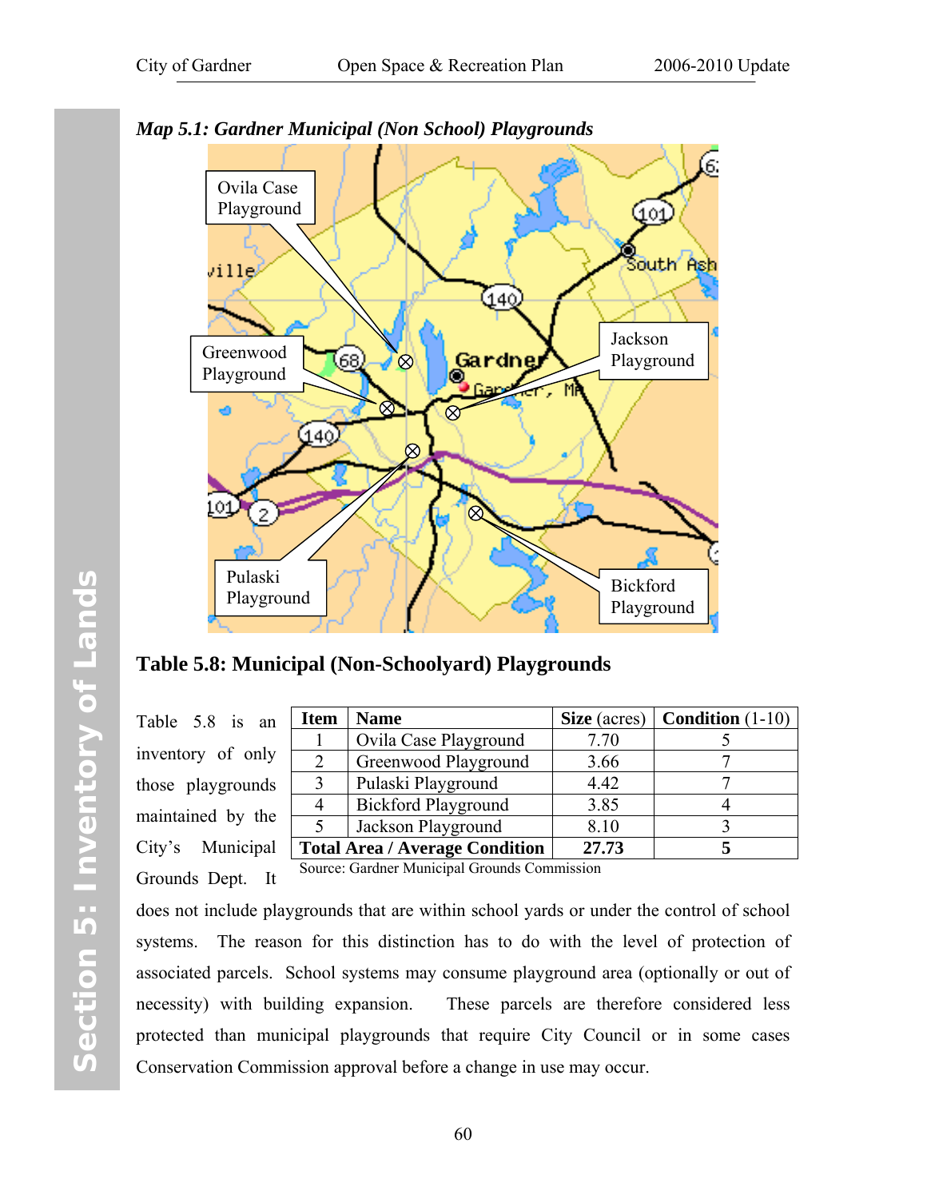*Map 5.1: Gardner Municipal (Non School) Playgrounds*

## Table 5.8: Municipal (Non-Schoolyard) Playgrounds

| Item | Name | Size (acres) | Condition (1-10) |
|---|---|---|---|
| 1 | Ovila Case Playground | 7.70 | 5 |
| 2 | Greenwood Playground | 3.66 | 7 |
| 3 | Pulaski Playground | 4.42 | 7 |
| 4 | Bickford Playground | 3.85 | 4 |
| 5 | Jackson Playground | 8.10 | 3 |
| **Total Area / Average Condition** | | **27.73** | **5** |

Source: Gardner Municipal Grounds Commission

Table 5.8 is an inventory of only those playgrounds maintained by the City's Municipal Grounds Dept. It does not include playgrounds that are within school yards or under the control of school systems. The reason for this distinction has to do with the level of protection of associated parcels. School systems may consume playground area (optionally or out of necessity) with building expansion. These parcels are therefore considered less protected than municipal playgrounds that require City Council or in some cases Conservation Commission approval before a change in use may occur.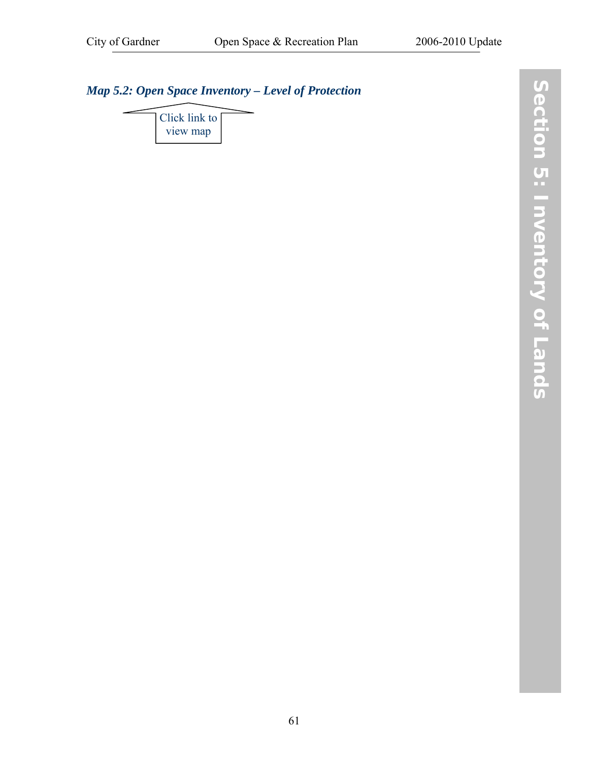### *Map 5.2: Open Space Inventory – Level of Protection*

Click link to view map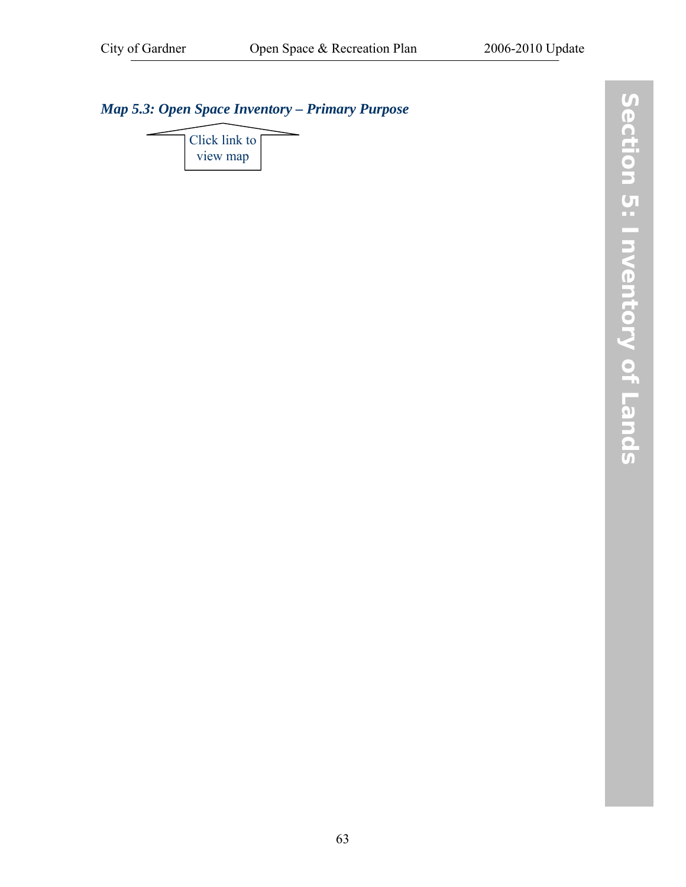*Map 5.3: Open Space Inventory – Primary Purpose*

Click link to view map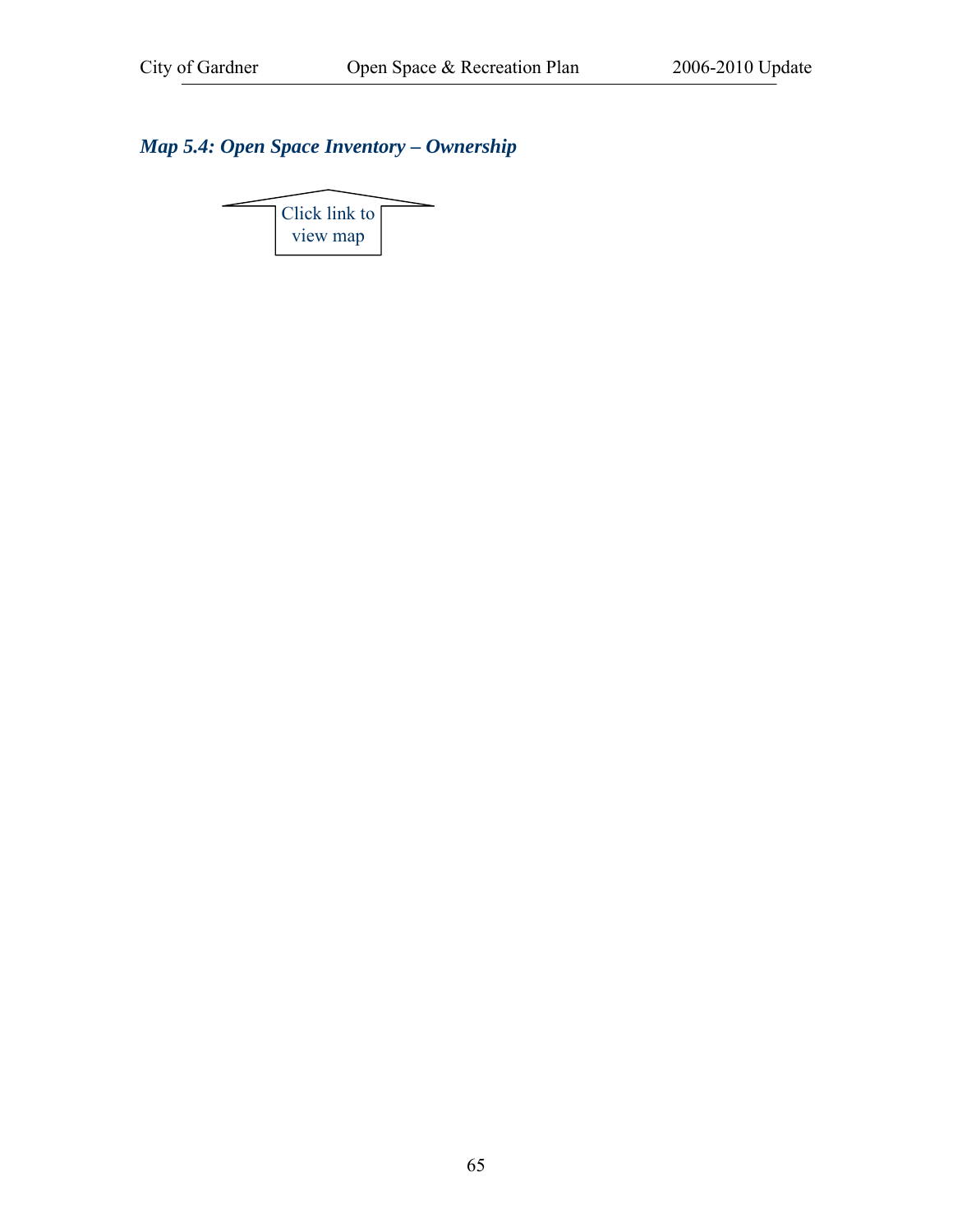### *Map 5.4: Open Space Inventory – Ownership*

Click link to view map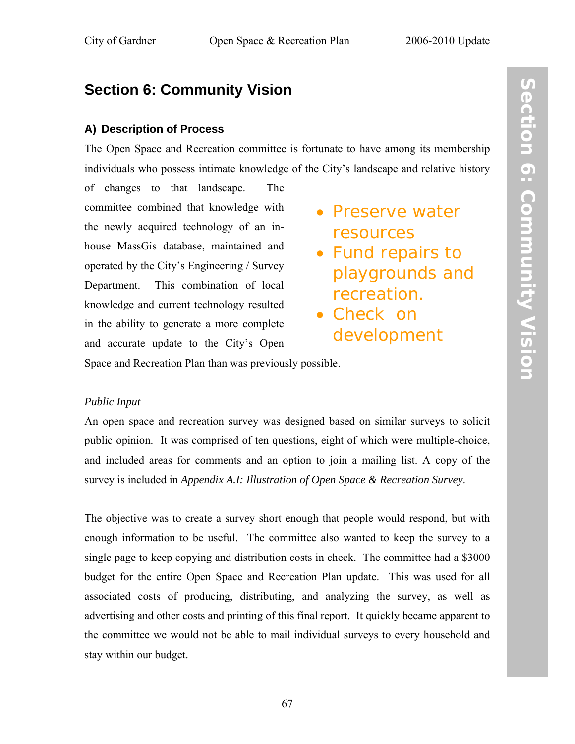## Section 6: Community Vision

### A) Description of Process

The Open Space and Recreation committee is fortunate to have among its membership individuals who possess intimate knowledge of the City's landscape and relative history of changes to that landscape. The committee combined that knowledge with the newly acquired technology of an in-house MassGis database, maintained and operated by the City's Engineering / Survey Department. This combination of local knowledge and current technology resulted in the ability to generate a more complete and accurate update to the City's Open Space and Recreation Plan than was previously possible.

- Preserve water resources
- Fund repairs to playgrounds and recreation.
- Check on development

*Public Input*

An open space and recreation survey was designed based on similar surveys to solicit public opinion. It was comprised of ten questions, eight of which were multiple-choice, and included areas for comments and an option to join a mailing list. A copy of the survey is included in *Appendix A.I: Illustration of Open Space & Recreation Survey*.

The objective was to create a survey short enough that people would respond, but with enough information to be useful. The committee also wanted to keep the survey to a single page to keep copying and distribution costs in check. The committee had a $3000 budget for the entire Open Space and Recreation Plan update. This was used for all associated costs of producing, distributing, and analyzing the survey, as well as advertising and other costs and printing of this final report. It quickly became apparent to the committee we would not be able to mail individual surveys to every household and stay within our budget.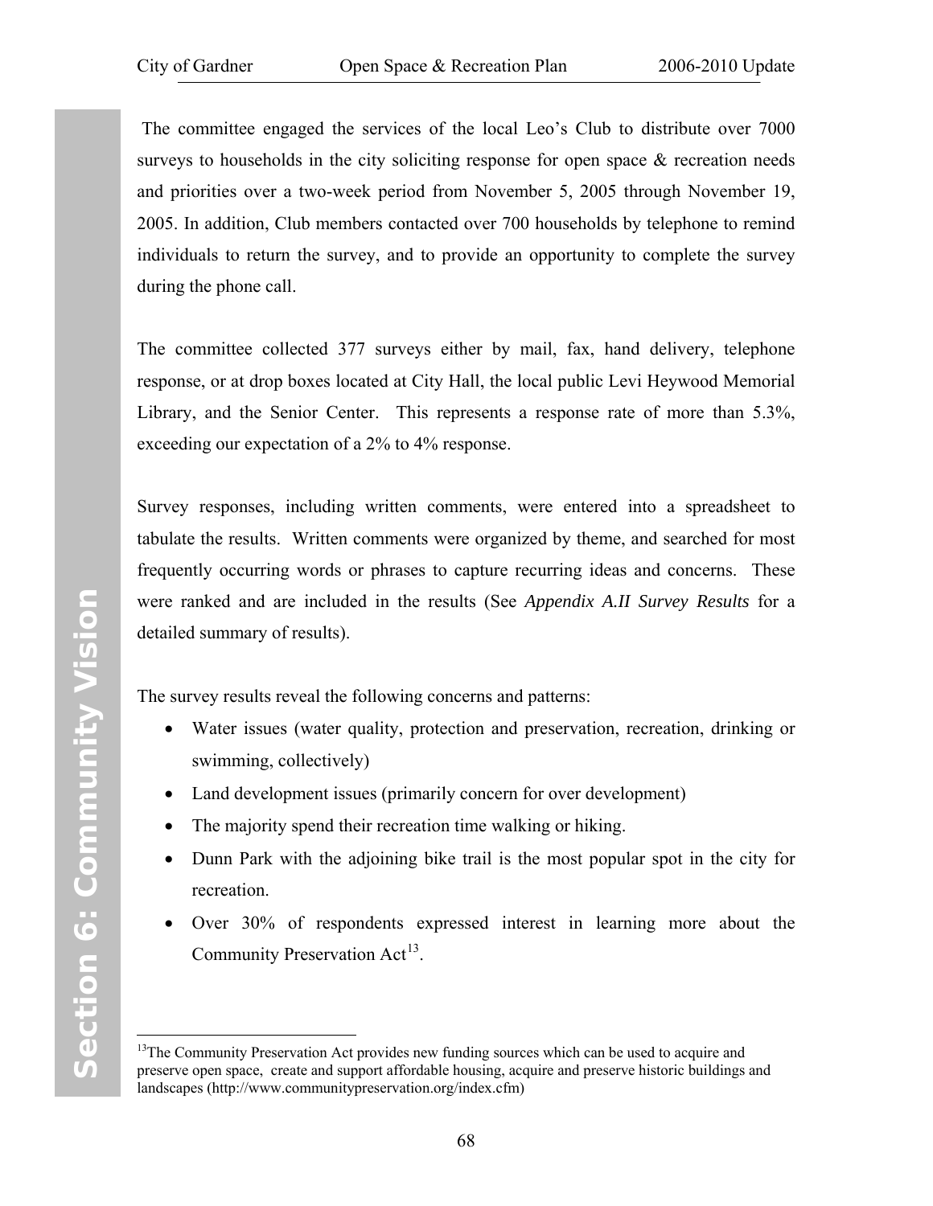The committee engaged the services of the local Leo's Club to distribute over 7000 surveys to households in the city soliciting response for open space & recreation needs and priorities over a two-week period from November 5, 2005 through November 19, 2005. In addition, Club members contacted over 700 households by telephone to remind individuals to return the survey, and to provide an opportunity to complete the survey during the phone call.

The committee collected 377 surveys either by mail, fax, hand delivery, telephone response, or at drop boxes located at City Hall, the local public Levi Heywood Memorial Library, and the Senior Center. This represents a response rate of more than 5.3%, exceeding our expectation of a 2% to 4% response.

Survey responses, including written comments, were entered into a spreadsheet to tabulate the results. Written comments were organized by theme, and searched for most frequently occurring words or phrases to capture recurring ideas and concerns. These were ranked and are included in the results (See *Appendix A.II Survey Results* for a detailed summary of results).

The survey results reveal the following concerns and patterns:

- Water issues (water quality, protection and preservation, recreation, drinking or swimming, collectively)
- Land development issues (primarily concern for over development)
- The majority spend their recreation time walking or hiking.
- Dunn Park with the adjoining bike trail is the most popular spot in the city for recreation.
- Over 30% of respondents expressed interest in learning more about the Community Preservation Act[13].

[13] The Community Preservation Act provides new funding sources which can be used to acquire and preserve open space, create and support affordable housing, acquire and preserve historic buildings and landscapes (http://www.communitypreservation.org/index.cfm)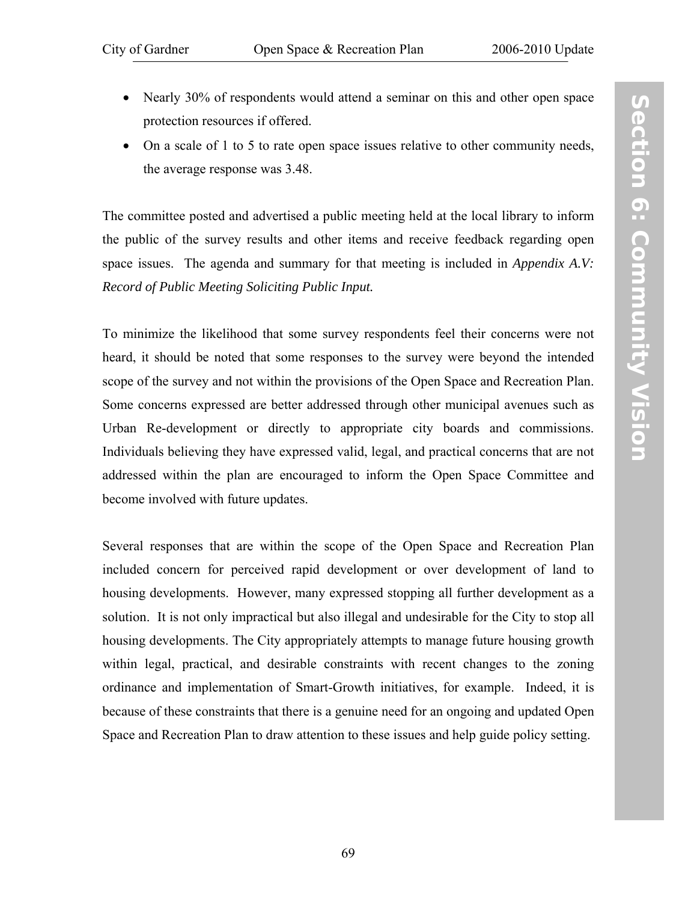- Nearly 30% of respondents would attend a seminar on this and other open space protection resources if offered.
- On a scale of 1 to 5 to rate open space issues relative to other community needs, the average response was 3.48.

The committee posted and advertised a public meeting held at the local library to inform the public of the survey results and other items and receive feedback regarding open space issues. The agenda and summary for that meeting is included in *Appendix A.V: Record of Public Meeting Soliciting Public Input.*

To minimize the likelihood that some survey respondents feel their concerns were not heard, it should be noted that some responses to the survey were beyond the intended scope of the survey and not within the provisions of the Open Space and Recreation Plan. Some concerns expressed are better addressed through other municipal avenues such as Urban Re-development or directly to appropriate city boards and commissions. Individuals believing they have expressed valid, legal, and practical concerns that are not addressed within the plan are encouraged to inform the Open Space Committee and become involved with future updates.

Several responses that are within the scope of the Open Space and Recreation Plan included concern for perceived rapid development or over development of land to housing developments. However, many expressed stopping all further development as a solution. It is not only impractical but also illegal and undesirable for the City to stop all housing developments. The City appropriately attempts to manage future housing growth within legal, practical, and desirable constraints with recent changes to the zoning ordinance and implementation of Smart-Growth initiatives, for example. Indeed, it is because of these constraints that there is a genuine need for an ongoing and updated Open Space and Recreation Plan to draw attention to these issues and help guide policy setting.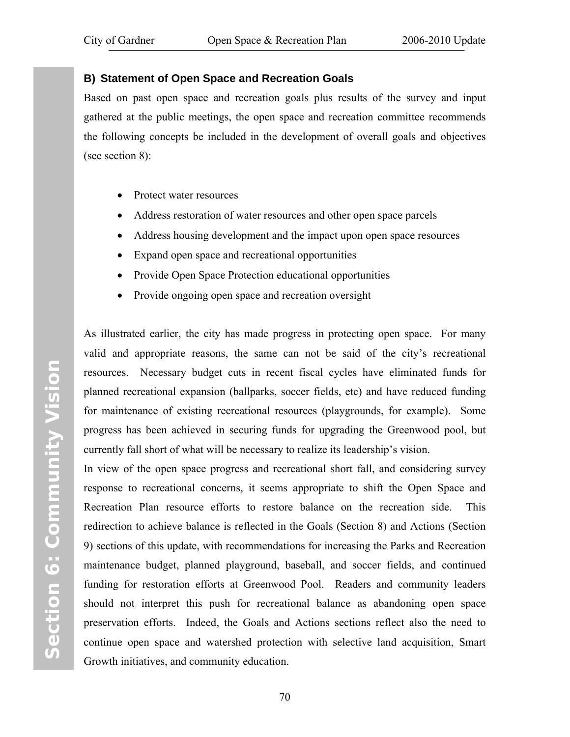### B) Statement of Open Space and Recreation Goals

Based on past open space and recreation goals plus results of the survey and input gathered at the public meetings, the open space and recreation committee recommends the following concepts be included in the development of overall goals and objectives (see section 8):

- Protect water resources
- Address restoration of water resources and other open space parcels
- Address housing development and the impact upon open space resources
- Expand open space and recreational opportunities
- Provide Open Space Protection educational opportunities
- Provide ongoing open space and recreation oversight

As illustrated earlier, the city has made progress in protecting open space. For many valid and appropriate reasons, the same can not be said of the city's recreational resources. Necessary budget cuts in recent fiscal cycles have eliminated funds for planned recreational expansion (ballparks, soccer fields, etc) and have reduced funding for maintenance of existing recreational resources (playgrounds, for example). Some progress has been achieved in securing funds for upgrading the Greenwood pool, but currently fall short of what will be necessary to realize its leadership's vision.

In view of the open space progress and recreational short fall, and considering survey response to recreational concerns, it seems appropriate to shift the Open Space and Recreation Plan resource efforts to restore balance on the recreation side. This redirection to achieve balance is reflected in the Goals (Section 8) and Actions (Section 9) sections of this update, with recommendations for increasing the Parks and Recreation maintenance budget, planned playground, baseball, and soccer fields, and continued funding for restoration efforts at Greenwood Pool. Readers and community leaders should not interpret this push for recreational balance as abandoning open space preservation efforts. Indeed, the Goals and Actions sections reflect also the need to continue open space and watershed protection with selective land acquisition, Smart Growth initiatives, and community education.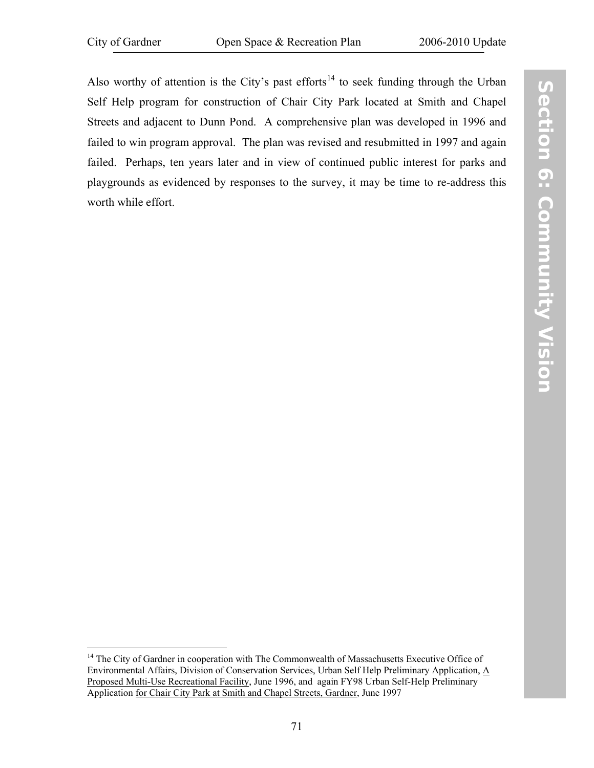Also worthy of attention is the City's past efforts[14] to seek funding through the Urban Self Help program for construction of Chair City Park located at Smith and Chapel Streets and adjacent to Dunn Pond. A comprehensive plan was developed in 1996 and failed to win program approval. The plan was revised and resubmitted in 1997 and again failed. Perhaps, ten years later and in view of continued public interest for parks and playgrounds as evidenced by responses to the survey, it may be time to re-address this worth while effort.

---

[14] The City of Gardner in cooperation with The Commonwealth of Massachusetts Executive Office of Environmental Affairs, Division of Conservation Services, Urban Self Help Preliminary Application, A Proposed Multi-Use Recreational Facility, June 1996, and again FY98 Urban Self-Help Preliminary Application for Chair City Park at Smith and Chapel Streets, Gardner, June 1997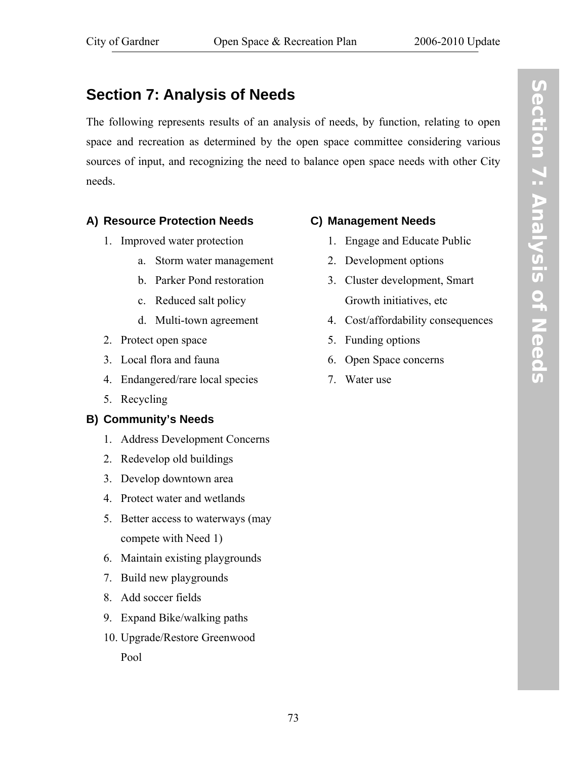# Section 7: Analysis of Needs

The following represents results of an analysis of needs, by function, relating to open space and recreation as determined by the open space committee considering various sources of input, and recognizing the need to balance open space needs with other City needs.

### A) Resource Protection Needs

1. Improved water protection
   a. Storm water management
   b. Parker Pond restoration
   c. Reduced salt policy
   d. Multi-town agreement
2. Protect open space
3. Local flora and fauna
4. Endangered/rare local species
5. Recycling

### B) Community's Needs

1. Address Development Concerns
2. Redevelop old buildings
3. Develop downtown area
4. Protect water and wetlands
5. Better access to waterways (may compete with Need 1)
6. Maintain existing playgrounds
7. Build new playgrounds
8. Add soccer fields
9. Expand Bike/walking paths
10. Upgrade/Restore Greenwood Pool

### C) Management Needs

1. Engage and Educate Public
2. Development options
3. Cluster development, Smart Growth initiatives, etc
4. Cost/affordability consequences
5. Funding options
6. Open Space concerns
7. Water use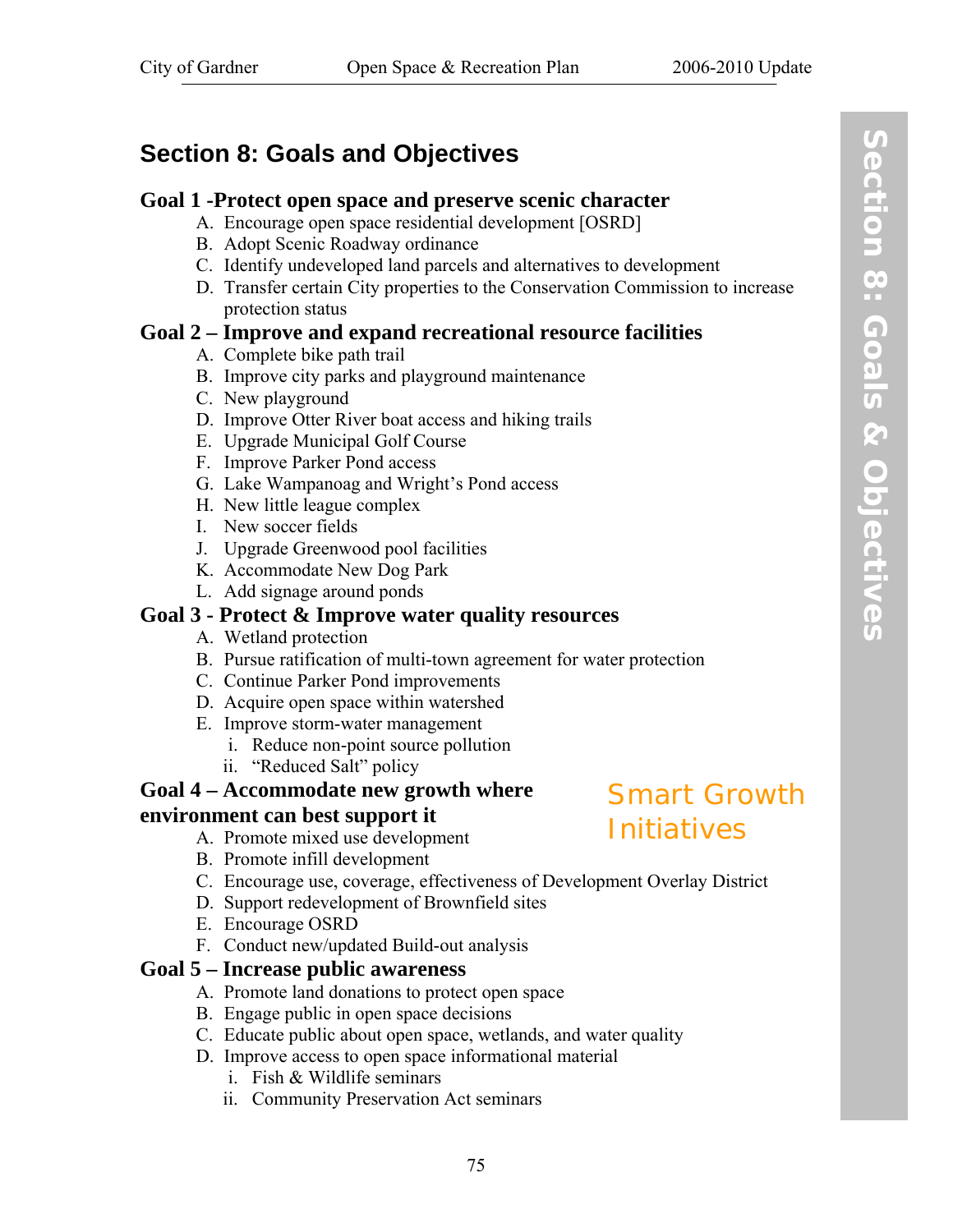# Section 8: Goals and Objectives

## Goal 1 -Protect open space and preserve scenic character

A. Encourage open space residential development [OSRD]
B. Adopt Scenic Roadway ordinance
C. Identify undeveloped land parcels and alternatives to development
D. Transfer certain City properties to the Conservation Commission to increase protection status

## Goal 2 – Improve and expand recreational resource facilities

A. Complete bike path trail
B. Improve city parks and playground maintenance
C. New playground
D. Improve Otter River boat access and hiking trails
E. Upgrade Municipal Golf Course
F. Improve Parker Pond access
G. Lake Wampanoag and Wright's Pond access
H. New little league complex
I. New soccer fields
J. Upgrade Greenwood pool facilities
K. Accommodate New Dog Park
L. Add signage around ponds

## Goal 3 - Protect & Improve water quality resources

A. Wetland protection
B. Pursue ratification of multi-town agreement for water protection
C. Continue Parker Pond improvements
D. Acquire open space within watershed
E. Improve storm-water management
   i. Reduce non-point source pollution
   ii. "Reduced Salt" policy

## Goal 4 – Accommodate new growth where environment can best support it

Smart Growth Initiatives

A. Promote mixed use development
B. Promote infill development
C. Encourage use, coverage, effectiveness of Development Overlay District
D. Support redevelopment of Brownfield sites
E. Encourage OSRD
F. Conduct new/updated Build-out analysis

## Goal 5 – Increase public awareness

A. Promote land donations to protect open space
B. Engage public in open space decisions
C. Educate public about open space, wetlands, and water quality
D. Improve access to open space informational material
   i. Fish & Wildlife seminars
   ii. Community Preservation Act seminars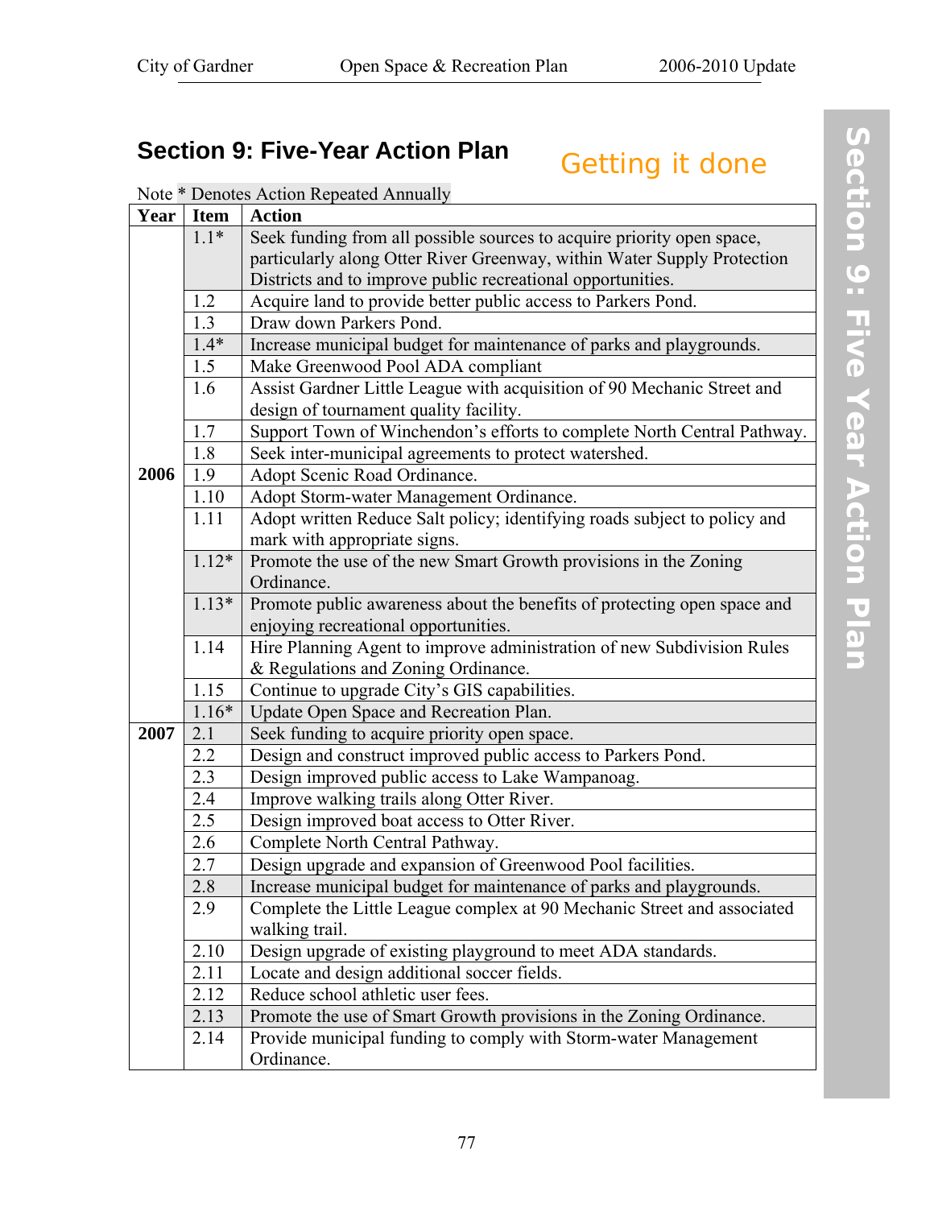# Section 9: Five-Year Action Plan

Getting it done

Note * Denotes Action Repeated Annually

| Year | Item | Action |
|---|---|---|
| 2006 | 1.1* | Seek funding from all possible sources to acquire priority open space, particularly along Otter River Greenway, within Water Supply Protection Districts and to improve public recreational opportunities. |
| | 1.2 | Acquire land to provide better public access to Parkers Pond. |
| | 1.3 | Draw down Parkers Pond. |
| | 1.4* | Increase municipal budget for maintenance of parks and playgrounds. |
| | 1.5 | Make Greenwood Pool ADA compliant |
| | 1.6 | Assist Gardner Little League with acquisition of 90 Mechanic Street and design of tournament quality facility. |
| | 1.7 | Support Town of Winchendon's efforts to complete North Central Pathway. |
| | 1.8 | Seek inter-municipal agreements to protect watershed. |
| | 1.9 | Adopt Scenic Road Ordinance. |
| | 1.10 | Adopt Storm-water Management Ordinance. |
| | 1.11 | Adopt written Reduce Salt policy; identifying roads subject to policy and mark with appropriate signs. |
| | 1.12* | Promote the use of the new Smart Growth provisions in the Zoning Ordinance. |
| | 1.13* | Promote public awareness about the benefits of protecting open space and enjoying recreational opportunities. |
| | 1.14 | Hire Planning Agent to improve administration of new Subdivision Rules & Regulations and Zoning Ordinance. |
| | 1.15 | Continue to upgrade City's GIS capabilities. |
| | 1.16* | Update Open Space and Recreation Plan. |
| 2007 | 2.1 | Seek funding to acquire priority open space. |
| | 2.2 | Design and construct improved public access to Parkers Pond. |
| | 2.3 | Design improved public access to Lake Wampanoag. |
| | 2.4 | Improve walking trails along Otter River. |
| | 2.5 | Design improved boat access to Otter River. |
| | 2.6 | Complete North Central Pathway. |
| | 2.7 | Design upgrade and expansion of Greenwood Pool facilities. |
| | 2.8 | Increase municipal budget for maintenance of parks and playgrounds. |
| | 2.9 | Complete the Little League complex at 90 Mechanic Street and associated walking trail. |
| | 2.10 | Design upgrade of existing playground to meet ADA standards. |
| | 2.11 | Locate and design additional soccer fields. |
| | 2.12 | Reduce school athletic user fees. |
| | 2.13 | Promote the use of Smart Growth provisions in the Zoning Ordinance. |
| | 2.14 | Provide municipal funding to comply with Storm-water Management Ordinance. |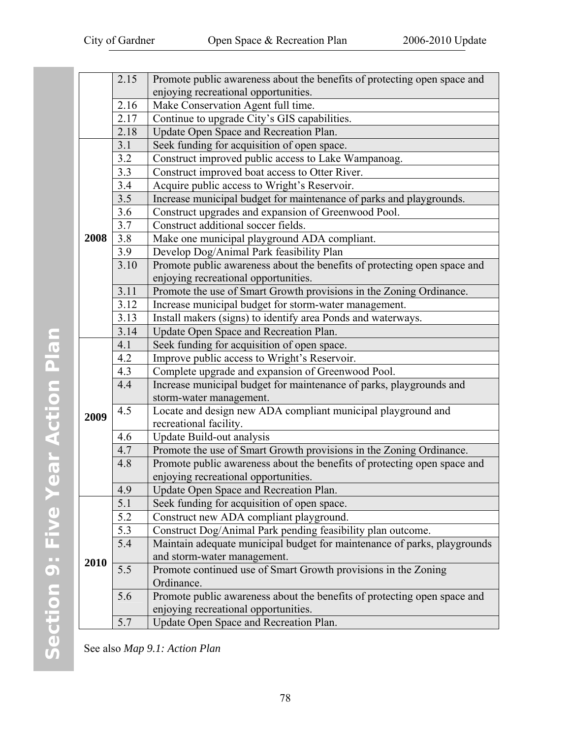| | | |
|---|---|---|
| | 2.15 | Promote public awareness about the benefits of protecting open space and enjoying recreational opportunities. |
| | 2.16 | Make Conservation Agent full time. |
| | 2.17 | Continue to upgrade City's GIS capabilities. |
| | 2.18 | Update Open Space and Recreation Plan. |
| **2008** | 3.1 | Seek funding for acquisition of open space. |
| | 3.2 | Construct improved public access to Lake Wampanoag. |
| | 3.3 | Construct improved boat access to Otter River. |
| | 3.4 | Acquire public access to Wright's Reservoir. |
| | 3.5 | Increase municipal budget for maintenance of parks and playgrounds. |
| | 3.6 | Construct upgrades and expansion of Greenwood Pool. |
| | 3.7 | Construct additional soccer fields. |
| | 3.8 | Make one municipal playground ADA compliant. |
| | 3.9 | Develop Dog/Animal Park feasibility Plan |
| | 3.10 | Promote public awareness about the benefits of protecting open space and enjoying recreational opportunities. |
| | 3.11 | Promote the use of Smart Growth provisions in the Zoning Ordinance. |
| | 3.12 | Increase municipal budget for storm-water management. |
| | 3.13 | Install makers (signs) to identify area Ponds and waterways. |
| | 3.14 | Update Open Space and Recreation Plan. |
| **2009** | 4.1 | Seek funding for acquisition of open space. |
| | 4.2 | Improve public access to Wright's Reservoir. |
| | 4.3 | Complete upgrade and expansion of Greenwood Pool. |
| | 4.4 | Increase municipal budget for maintenance of parks, playgrounds and storm-water management. |
| | 4.5 | Locate and design new ADA compliant municipal playground and recreational facility. |
| | 4.6 | Update Build-out analysis |
| | 4.7 | Promote the use of Smart Growth provisions in the Zoning Ordinance. |
| | 4.8 | Promote public awareness about the benefits of protecting open space and enjoying recreational opportunities. |
| | 4.9 | Update Open Space and Recreation Plan. |
| **2010** | 5.1 | Seek funding for acquisition of open space. |
| | 5.2 | Construct new ADA compliant playground. |
| | 5.3 | Construct Dog/Animal Park pending feasibility plan outcome. |
| | 5.4 | Maintain adequate municipal budget for maintenance of parks, playgrounds and storm-water management. |
| | 5.5 | Promote continued use of Smart Growth provisions in the Zoning Ordinance. |
| | 5.6 | Promote public awareness about the benefits of protecting open space and enjoying recreational opportunities. |
| | 5.7 | Update Open Space and Recreation Plan. |

See also *Map 9.1: Action Plan*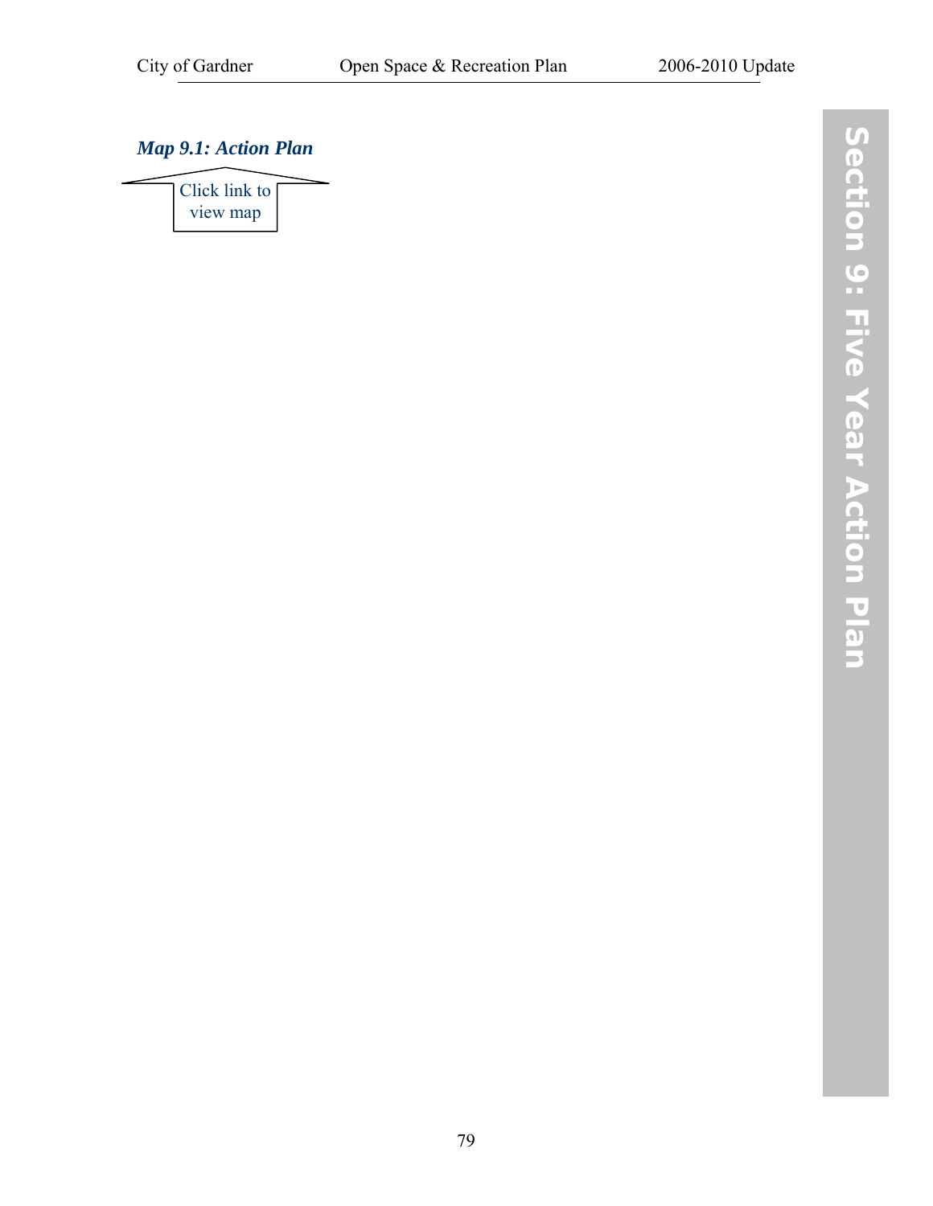*Map 9.1: Action Plan*

Click link to view map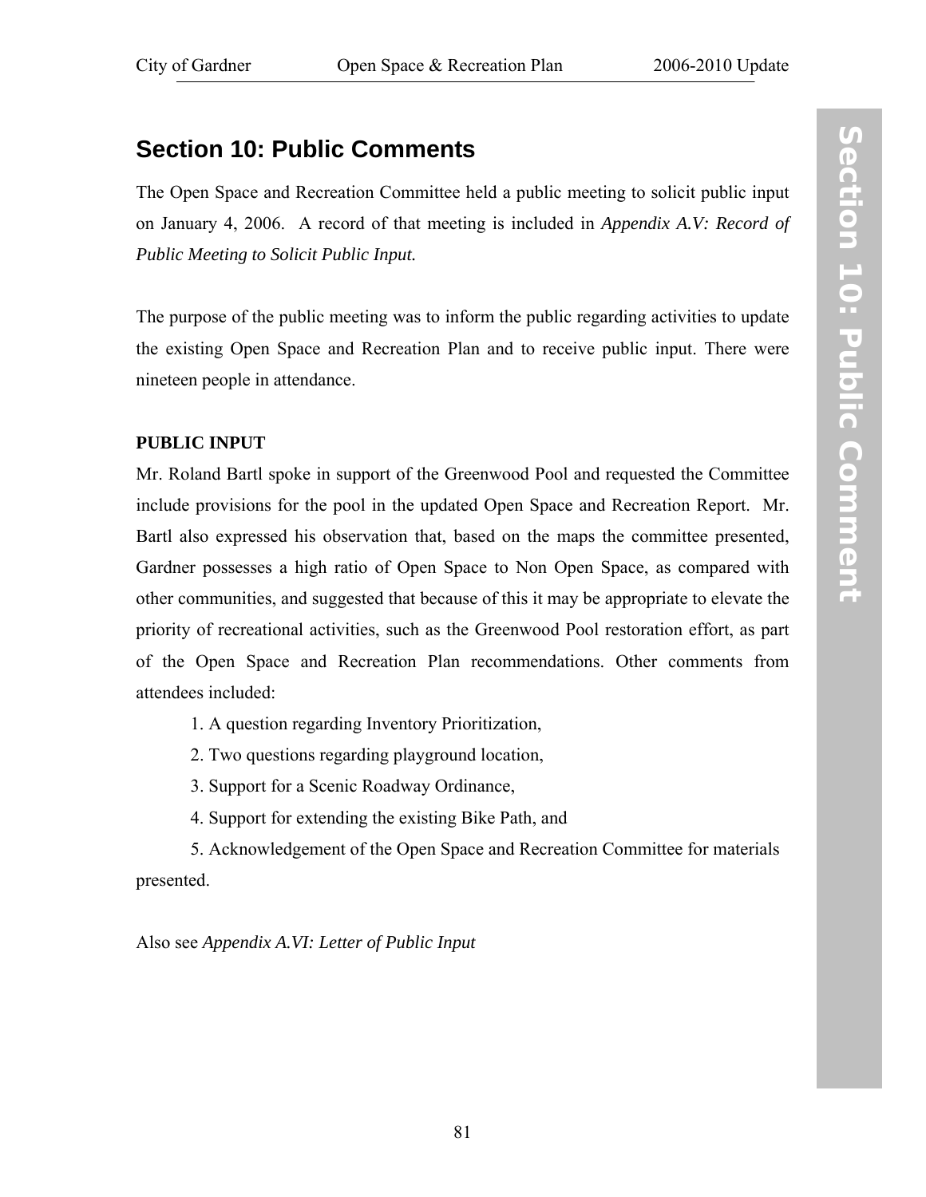## Section 10: Public Comments

The Open Space and Recreation Committee held a public meeting to solicit public input on January 4, 2006. A record of that meeting is included in *Appendix A.V: Record of Public Meeting to Solicit Public Input.*

The purpose of the public meeting was to inform the public regarding activities to update the existing Open Space and Recreation Plan and to receive public input. There were nineteen people in attendance.

**PUBLIC INPUT**

Mr. Roland Bartl spoke in support of the Greenwood Pool and requested the Committee include provisions for the pool in the updated Open Space and Recreation Report. Mr. Bartl also expressed his observation that, based on the maps the committee presented, Gardner possesses a high ratio of Open Space to Non Open Space, as compared with other communities, and suggested that because of this it may be appropriate to elevate the priority of recreational activities, such as the Greenwood Pool restoration effort, as part of the Open Space and Recreation Plan recommendations. Other comments from attendees included:

1. A question regarding Inventory Prioritization,
2. Two questions regarding playground location,
3. Support for a Scenic Roadway Ordinance,
4. Support for extending the existing Bike Path, and
5. Acknowledgement of the Open Space and Recreation Committee for materials presented.

Also see *Appendix A.VI: Letter of Public Input*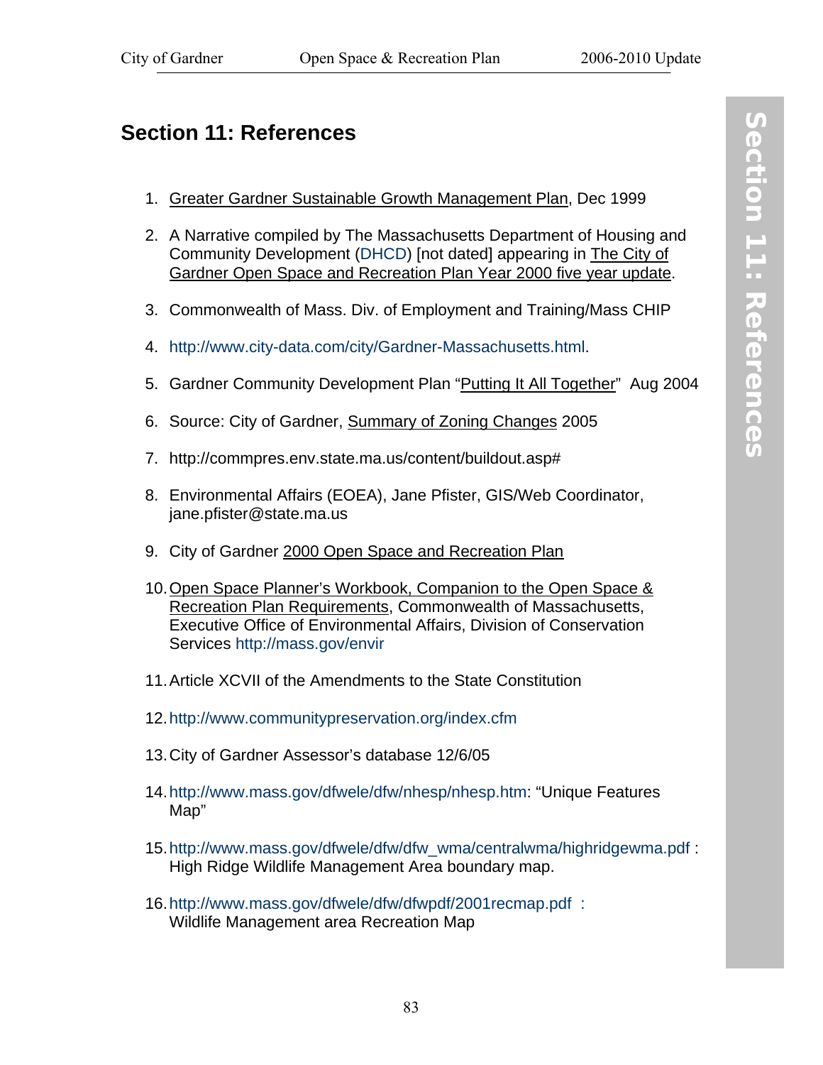# Section 11: References

1. Greater Gardner Sustainable Growth Management Plan, Dec 1999

2. A Narrative compiled by The Massachusetts Department of Housing and Community Development (DHCD) [not dated] appearing in The City of Gardner Open Space and Recreation Plan Year 2000 five year update.

3. Commonwealth of Mass. Div. of Employment and Training/Mass CHIP

4. http://www.city-data.com/city/Gardner-Massachusetts.html.

5. Gardner Community Development Plan "Putting It All Together" Aug 2004

6. Source: City of Gardner, Summary of Zoning Changes 2005

7. http://commpres.env.state.ma.us/content/buildout.asp#

8. Environmental Affairs (EOEA), Jane Pfister, GIS/Web Coordinator, jane.pfister@state.ma.us

9. City of Gardner 2000 Open Space and Recreation Plan

10. Open Space Planner's Workbook, Companion to the Open Space & Recreation Plan Requirements, Commonwealth of Massachusetts, Executive Office of Environmental Affairs, Division of Conservation Services http://mass.gov/envir

11. Article XCVII of the Amendments to the State Constitution

12. http://www.communitypreservation.org/index.cfm

13. City of Gardner Assessor's database 12/6/05

14. http://www.mass.gov/dfwele/dfw/nhesp/nhesp.htm: "Unique Features Map"

15. http://www.mass.gov/dfwele/dfw/dfw_wma/centralwma/highridgewma.pdf : High Ridge Wildlife Management Area boundary map.

16. http://www.mass.gov/dfwele/dfw/dfwpdf/2001recmap.pdf : Wildlife Management area Recreation Map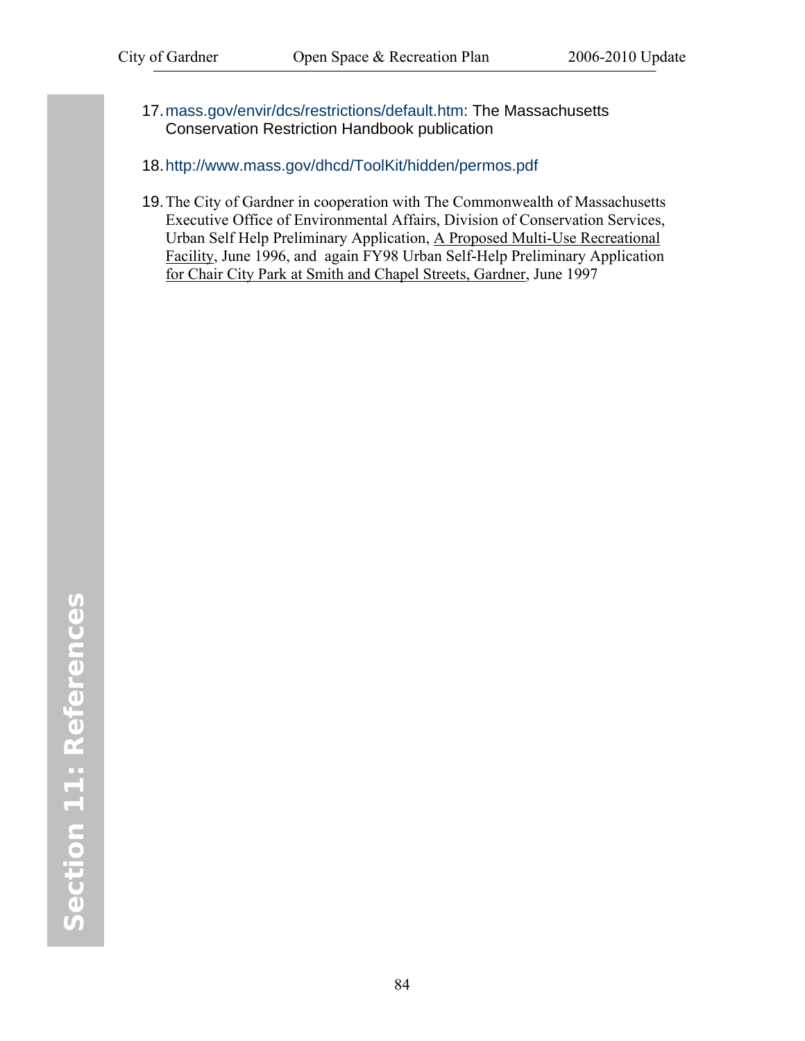17. mass.gov/envir/dcs/restrictions/default.htm: The Massachusetts Conservation Restriction Handbook publication

18. http://www.mass.gov/dhcd/ToolKit/hidden/permos.pdf

19. The City of Gardner in cooperation with The Commonwealth of Massachusetts Executive Office of Environmental Affairs, Division of Conservation Services, Urban Self Help Preliminary Application, A Proposed Multi-Use Recreational Facility, June 1996, and again FY98 Urban Self-Help Preliminary Application for Chair City Park at Smith and Chapel Streets, Gardner, June 1997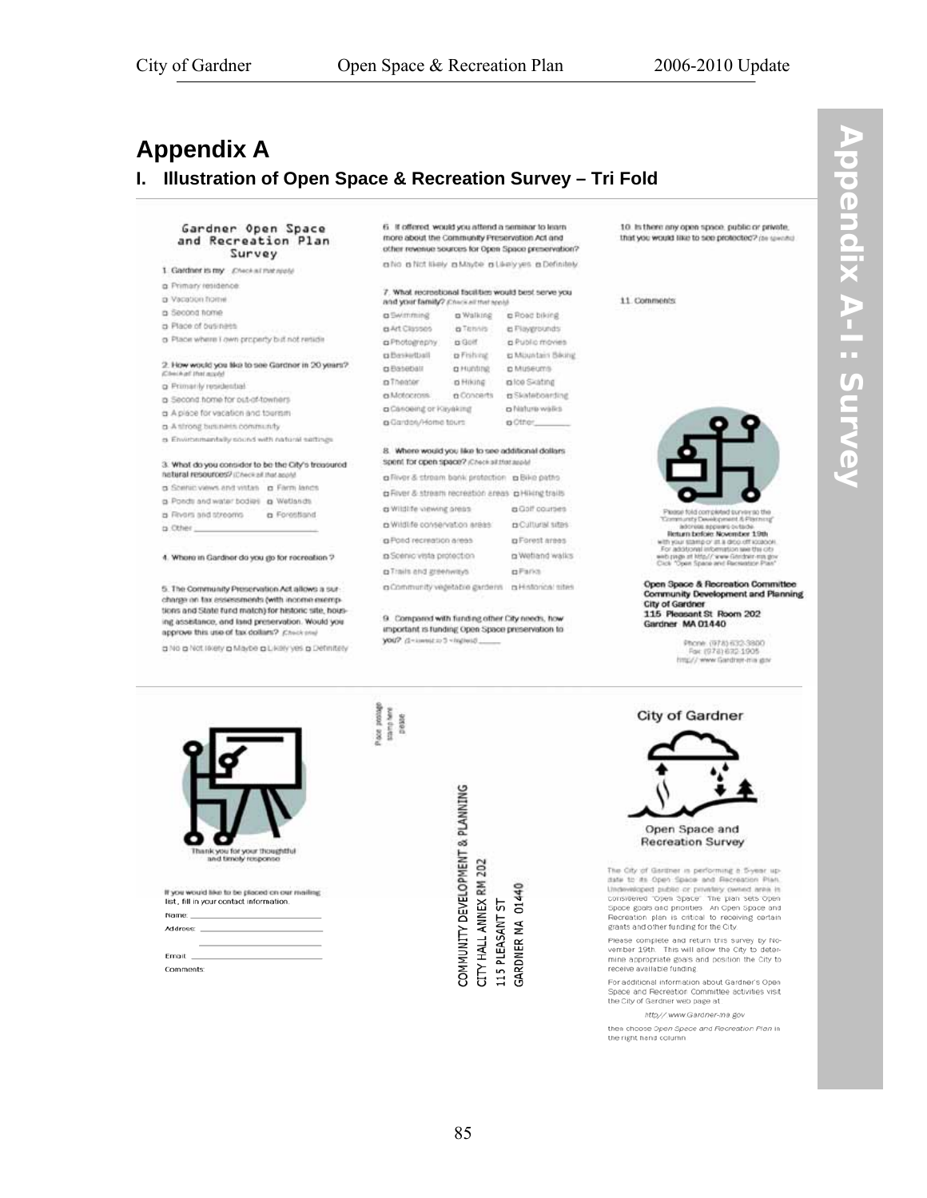# Appendix A

## I. Illustration of Open Space & Recreation Survey – Tri Fold

### Gardner Open Space and Recreation Plan Survey

1. Gardner is my *(Check all that apply)*
- Primary residence
- Vacation home
- Second home
- Place of business
- Place where I own property but not reside

2. How would you like to see Gardner in 20 years? *(Check all that apply)*
- Primarily residential
- Second home for out-of-towners
- A place for vacation and tourism
- A strong business community
- Environmentally sound with natural settings

3. What do you consider to be the City's treasured natural resources? *(Check all that apply)*
- Scenic views and vistas
- Farm lands
- Ponds and water bodies
- Wetlands
- Rivers and streams
- Forestland
- Other \_\_\_\_\_\_\_\_\_\_

4. Where in Gardner do you go for recreation?

5. The Community Preservation Act allows a surcharge on tax assessments (with income exemptions and State fund match) for historic site, housing assistance, and land preservation. Would you approve this use of tax dollars? *(Check one)*
- No
- Not likely
- Maybe
- Likely yes
- Definitely

6. If offered, would you attend a seminar to learn more about the Community Preservation Act and other revenue sources for Open Space preservation?
- No
- Not likely
- Maybe
- Likely yes
- Definitely

7. What recreational facilities would best serve you and your family? *(Check all that apply)*
- Swimming
- Walking
- Road biking
- Art Classes
- Tennis
- Playgrounds
- Photography
- Golf
- Public movies
- Basketball
- Fishing
- Mountain Biking
- Baseball
- Hunting
- Museums
- Theater
- Hiking
- Ice Skating
- Motocross
- Concerts
- Skateboarding
- Canoeing or Kayaking
- Nature walks
- Garden/Home tours
- Other \_\_\_\_\_\_\_\_

8. Where would you like to see additional dollars spent for open space? *(Check all that apply)*
- River & stream bank protection
- Bike paths
- River & stream recreation areas
- Hiking trails
- Wildlife viewing areas
- Golf courses
- Wildlife conservation areas
- Cultural sites
- Pond recreation areas
- Forest areas
- Scenic vista protection
- Wetland walks
- Trails and greenways
- Parks
- Community vegetable gardens
- Historical sites

9. Compared with funding other City needs, how important is funding Open Space preservation to you? *(1 – lowest to 5 – highest)* \_\_\_\_\_

10. Is there any open space, public or private, that you would like to see protected? *(Be specific)*

11. Comments

Please fold completed survey so the "Community Development & Planning" address appears outside. Return before November 19th with your stamp or at a drop off location. For additional information see the city web page at http:// www.Gardner-ma.gov Click "Open Space and Recreation Plan"

**Open Space & Recreation Committee**
**Community Development and Planning**
**City of Gardner**
**115 Pleasant St Room 202**
**Gardner MA 01440**

Phone (978) 632-3800
Fax (978) 632-1905
http:// www.Gardner-ma.gov

---

Thank you for your thoughtful and timely response

If you would like to be placed on our mailing list, fill in your contact information.

Name: \_\_\_\_\_\_\_\_\_\_

Address: \_\_\_\_\_\_\_\_\_\_

Email: \_\_\_\_\_\_\_\_\_\_

Comments:

Place postage stamp here please

COMMUNITY DEVELOPMENT & PLANNING
CITY HALL ANNEX RM 202
115 PLEASANT ST
GARDNER MA 01440

### City of Gardner

Open Space and Recreation Survey

The City of Gardner is performing a 5-year update to its Open Space and Recreation Plan. Undeveloped public or privately owned area is considered "Open Space". The plan sets Open Space goals and priorities. An Open Space and Recreation plan is critical to receiving certain grants and other funding for the City.

Please complete and return this survey by November 19th. This will allow the City to determine appropriate goals and position the City to receive available funding.

For additional information about Gardner's Open Space and Recreation Committee activities visit the City of Gardner web page at

*http:// www.Gardner-ma.gov*

then choose *Open Space and Recreation Plan* in the right hand column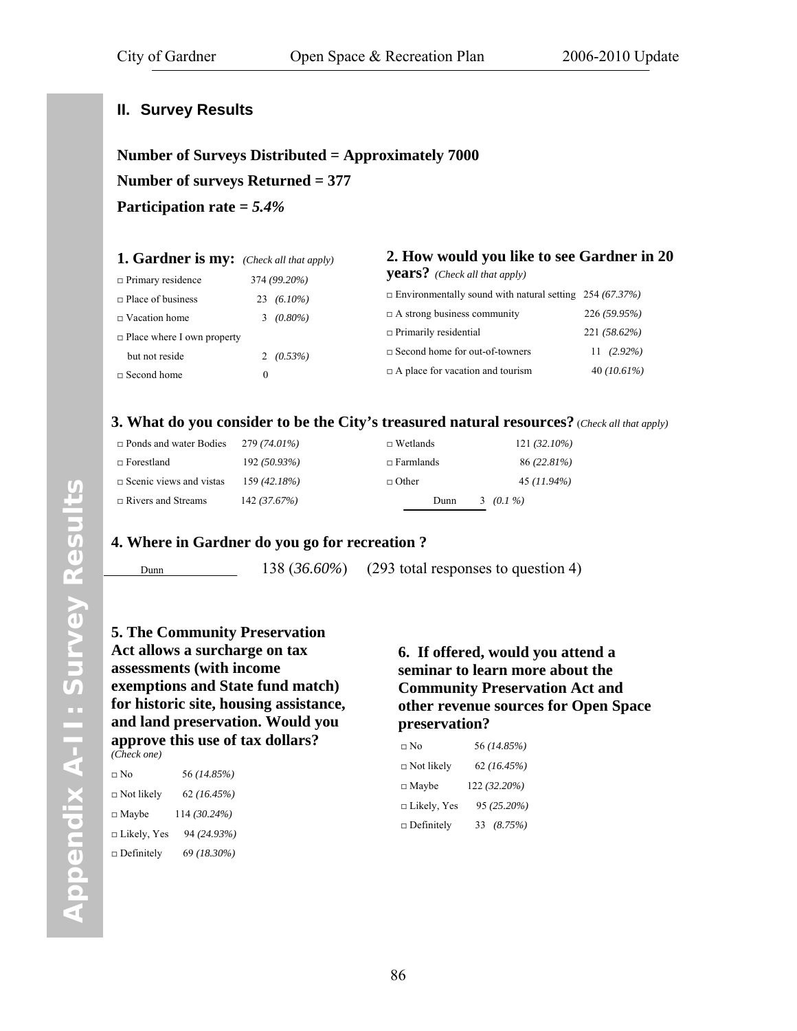## II. Survey Results

**Number of Surveys Distributed = Approximately 7000**

**Number of surveys Returned = 377**

**Participation rate = *5.4%***

### 1. Gardner is my: *(Check all that apply)*

| | |
|---|---|
| □ Primary residence | 374 *(99.20%)* |
| □ Place of business | 23 *(6.10%)* |
| □ Vacation home | 3 *(0.80%)* |
| □ Place where I own property but not reside | 2 *(0.53%)* |
| □ Second home | 0 |

### 2. How would you like to see Gardner in 20 years? *(Check all that apply)*

| | |
|---|---|
| □ Environmentally sound with natural setting | 254 *(67.37%)* |
| □ A strong business community | 226 *(59.95%)* |
| □ Primarily residential | 221 *(58.62%)* |
| □ Second home for out-of-towners | 11 *(2.92%)* |
| □ A place for vacation and tourism | 40 *(10.61%)* |

### 3. What do you consider to be the City's treasured natural resources? *(Check all that apply)*

| | | | |
|---|---|---|---|
| □ Ponds and water Bodies | 279 *(74.01%)* | □ Wetlands | 121 *(32.10%)* |
| □ Forestland | 192 *(50.93%)* | □ Farmlands | 86 *(22.81%)* |
| □ Scenic views and vistas | 159 *(42.18%)* | □ Other | 45 *(11.94%)* |
| □ Rivers and Streams | 142 *(37.67%)* | Dunn | 3 *(0.1 %)* |

### 4. Where in Gardner do you go for recreation ?

Dunn 138 (*36.60%*) (293 total responses to question 4)

### 5. The Community Preservation Act allows a surcharge on tax assessments (with income exemptions and State fund match) for historic site, housing assistance, and land preservation. Would you approve this use of tax dollars? *(Check one)*

| | |
|---|---|
| □ No | 56 *(14.85%)* |
| □ Not likely | 62 *(16.45%)* |
| □ Maybe | 114 *(30.24%)* |
| □ Likely, Yes | 94 *(24.93%)* |
| □ Definitely | 69 *(18.30%)* |

### 6. If offered, would you attend a seminar to learn more about the Community Preservation Act and other revenue sources for Open Space preservation?

| | |
|---|---|
| □ No | 56 *(14.85%)* |
| □ Not likely | 62 *(16.45%)* |
| □ Maybe | 122 *(32.20%)* |
| □ Likely, Yes | 95 *(25.20%)* |
| □ Definitely | 33 *(8.75%)* |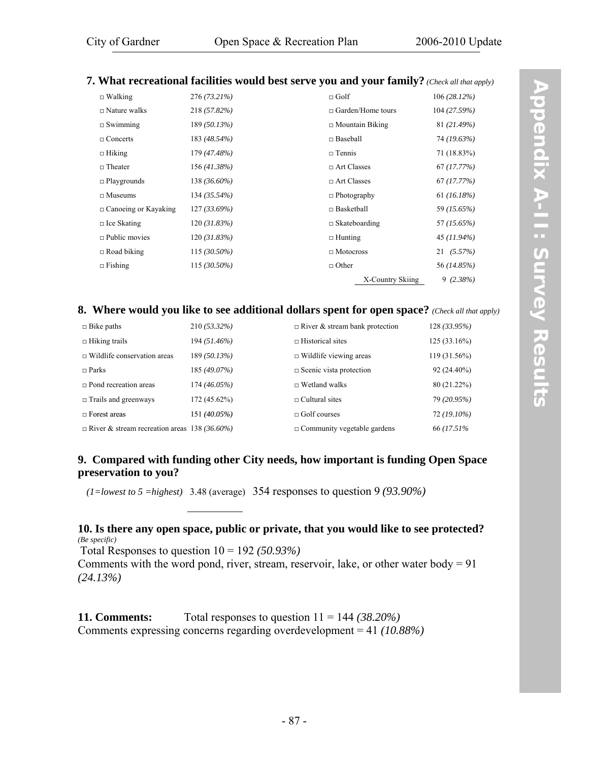**7. What recreational facilities would best serve you and your family?** *(Check all that apply)*

| | | | |
|---|---|---|---|
| □ Walking | 276 *(73.21%)* | □ Golf | 106 *(28.12%)* |
| □ Nature walks | 218 *(57.82%)* | □ Garden/Home tours | 104 *(27.59%)* |
| □ Swimming | 189 *(50.13%)* | □ Mountain Biking | 81 *(21.49%)* |
| □ Concerts | 183 *(48.54%)* | □ Baseball | 74 *(19.63%)* |
| □ Hiking | 179 *(47.48%)* | □ Tennis | 71 (18.83%) |
| □ Theater | 156 *(41.38%)* | □ Art Classes | 67 *(17.77%)* |
| □ Playgrounds | 138 *(36.60%)* | □ Art Classes | 67 *(17.77%)* |
| □ Museums | 134 *(35.54%)* | □ Photography | 61 *(16.18%)* |
| □ Canoeing or Kayaking | 127 *(33.69%)* | □ Basketball | 59 *(15.65%)* |
| □ Ice Skating | 120 *(31.83%)* | □ Skateboarding | 57 *(15.65%)* |
| □ Public movies | 120 *(31.83%)* | □ Hunting | 45 *(11.94%)* |
| □ Road biking | 115 *(30.50%)* | □ Motocross | 21 *(5.57%)* |
| □ Fishing | 115 *(30.50%)* | □ Other | 56 *(14.85%)* |
| | | X-Country Skiing | 9 *(2.38%)* |

**8. Where would you like to see additional dollars spent for open space?** *(Check all that apply)*

| | | | |
|---|---|---|---|
| □ Bike paths | 210 *(53.32%)* | □ River & stream bank protection | 128 *(33.95%)* |
| □ Hiking trails | 194 *(51.46%)* | □ Historical sites | 125 (33.16%) |
| □ Wildlife conservation areas | 189 *(50.13%)* | □ Wildlife viewing areas | 119 (31.56%) |
| □ Parks | 185 *(49.07%)* | □ Scenic vista protection | 92 (24.40%) |
| □ Pond recreation areas | 174 *(46.05%)* | □ Wetland walks | 80 (21.22%) |
| □ Trails and greenways | 172 (45.62%) | □ Cultural sites | 79 *(20.95%)* |
| □ Forest areas | 151 *(40.05%)* | □ Golf courses | 72 *(19.10%)* |
| □ River & stream recreation areas | 138 *(36.60%)* | □ Community vegetable gardens | 66 *(17.51%* |

**9. Compared with funding other City needs, how important is funding Open Space preservation to you?**

*(1=lowest to 5 =highest)* 3.48 (average) 354 responses to question 9 *(93.90%)*

**10. Is there any open space, public or private, that you would like to see protected?** *(Be specific)*

Total Responses to question 10 = 192 *(50.93%)*
Comments with the word pond, river, stream, reservoir, lake, or other water body = 91 *(24.13%)*

**11. Comments:** Total responses to question 11 = 144 *(38.20%)*
Comments expressing concerns regarding overdevelopment = 41 *(10.88%)*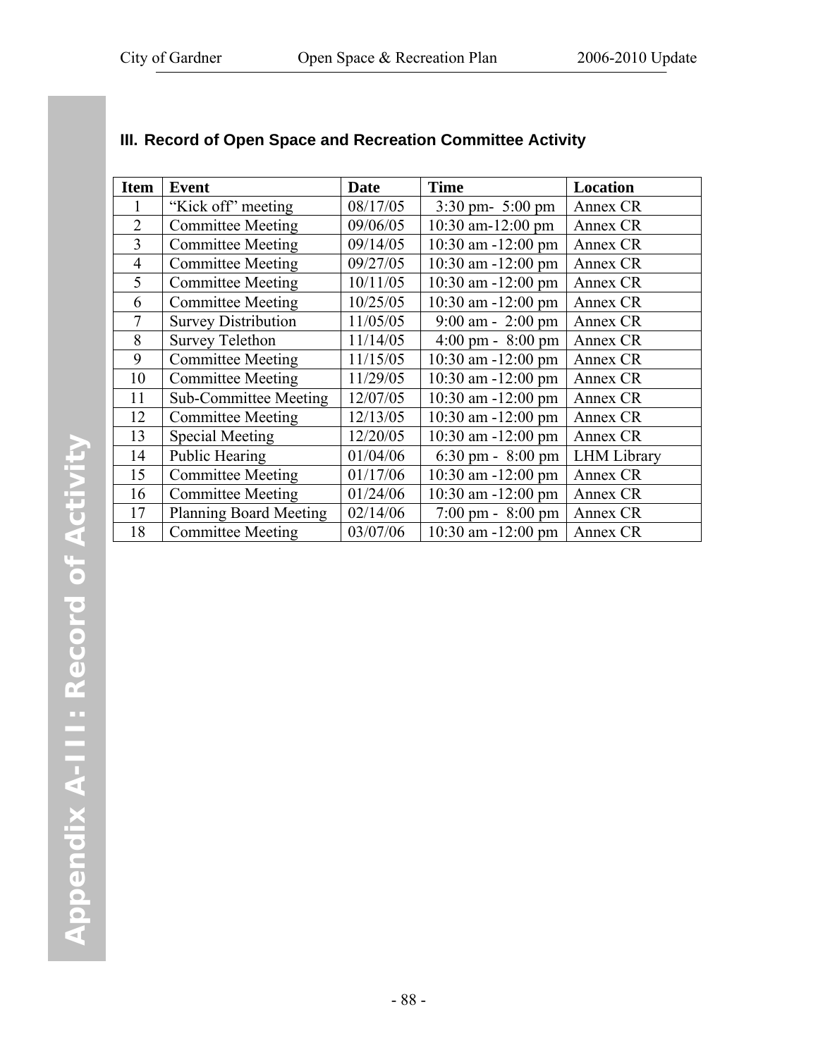### III. Record of Open Space and Recreation Committee Activity

| Item | Event | Date | Time | Location |
|---|---|---|---|---|
| 1 | "Kick off" meeting | 08/17/05 | 3:30 pm- 5:00 pm | Annex CR |
| 2 | Committee Meeting | 09/06/05 | 10:30 am-12:00 pm | Annex CR |
| 3 | Committee Meeting | 09/14/05 | 10:30 am -12:00 pm | Annex CR |
| 4 | Committee Meeting | 09/27/05 | 10:30 am -12:00 pm | Annex CR |
| 5 | Committee Meeting | 10/11/05 | 10:30 am -12:00 pm | Annex CR |
| 6 | Committee Meeting | 10/25/05 | 10:30 am -12:00 pm | Annex CR |
| 7 | Survey Distribution | 11/05/05 | 9:00 am - 2:00 pm | Annex CR |
| 8 | Survey Telethon | 11/14/05 | 4:00 pm - 8:00 pm | Annex CR |
| 9 | Committee Meeting | 11/15/05 | 10:30 am -12:00 pm | Annex CR |
| 10 | Committee Meeting | 11/29/05 | 10:30 am -12:00 pm | Annex CR |
| 11 | Sub-Committee Meeting | 12/07/05 | 10:30 am -12:00 pm | Annex CR |
| 12 | Committee Meeting | 12/13/05 | 10:30 am -12:00 pm | Annex CR |
| 13 | Special Meeting | 12/20/05 | 10:30 am -12:00 pm | Annex CR |
| 14 | Public Hearing | 01/04/06 | 6:30 pm - 8:00 pm | LHM Library |
| 15 | Committee Meeting | 01/17/06 | 10:30 am -12:00 pm | Annex CR |
| 16 | Committee Meeting | 01/24/06 | 10:30 am -12:00 pm | Annex CR |
| 17 | Planning Board Meeting | 02/14/06 | 7:00 pm - 8:00 pm | Annex CR |
| 18 | Committee Meeting | 03/07/06 | 10:30 am -12:00 pm | Annex CR |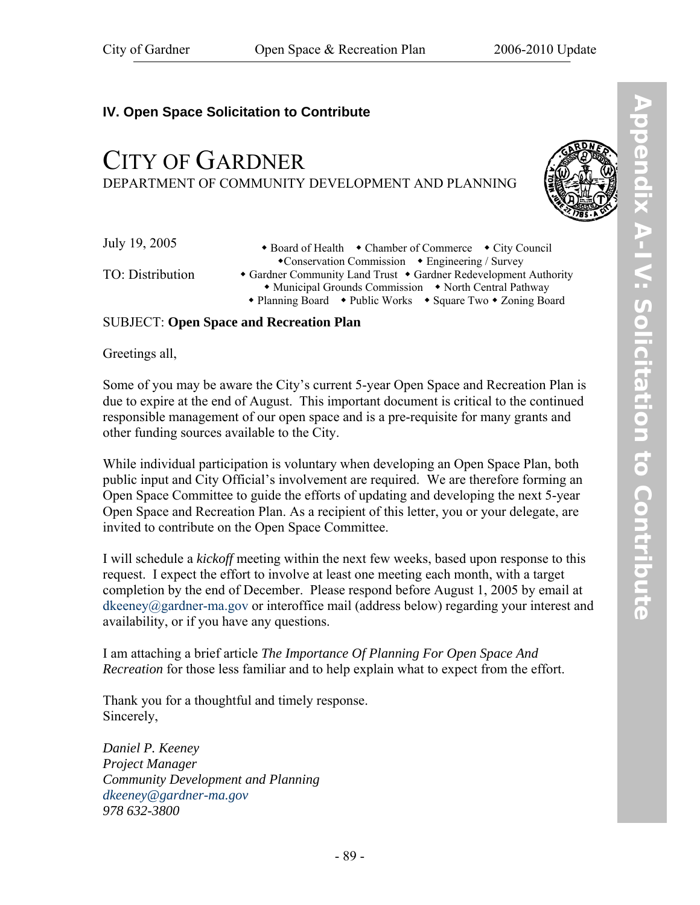### IV. Open Space Solicitation to Contribute

# CITY OF GARDNER

DEPARTMENT OF COMMUNITY DEVELOPMENT AND PLANNING

July 19, 2005

TO: Distribution

- Board of Health • Chamber of Commerce • City Council
- Conservation Commission • Engineering / Survey
- Gardner Community Land Trust • Gardner Redevelopment Authority
- Municipal Grounds Commission • North Central Pathway
- Planning Board • Public Works • Square Two • Zoning Board

SUBJECT: **Open Space and Recreation Plan**

Greetings all,

Some of you may be aware the City's current 5-year Open Space and Recreation Plan is due to expire at the end of August. This important document is critical to the continued responsible management of our open space and is a pre-requisite for many grants and other funding sources available to the City.

While individual participation is voluntary when developing an Open Space Plan, both public input and City Official's involvement are required. We are therefore forming an Open Space Committee to guide the efforts of updating and developing the next 5-year Open Space and Recreation Plan. As a recipient of this letter, you or your delegate, are invited to contribute on the Open Space Committee.

I will schedule a *kickoff* meeting within the next few weeks, based upon response to this request. I expect the effort to involve at least one meeting each month, with a target completion by the end of December. Please respond before August 1, 2005 by email at dkeeney@gardner-ma.gov or interoffice mail (address below) regarding your interest and availability, or if you have any questions.

I am attaching a brief article *The Importance Of Planning For Open Space And Recreation* for those less familiar and to help explain what to expect from the effort.

Thank you for a thoughtful and timely response.
Sincerely,

*Daniel P. Keeney*
*Project Manager*
*Community Development and Planning*
*dkeeney@gardner-ma.gov*
*978 632-3800*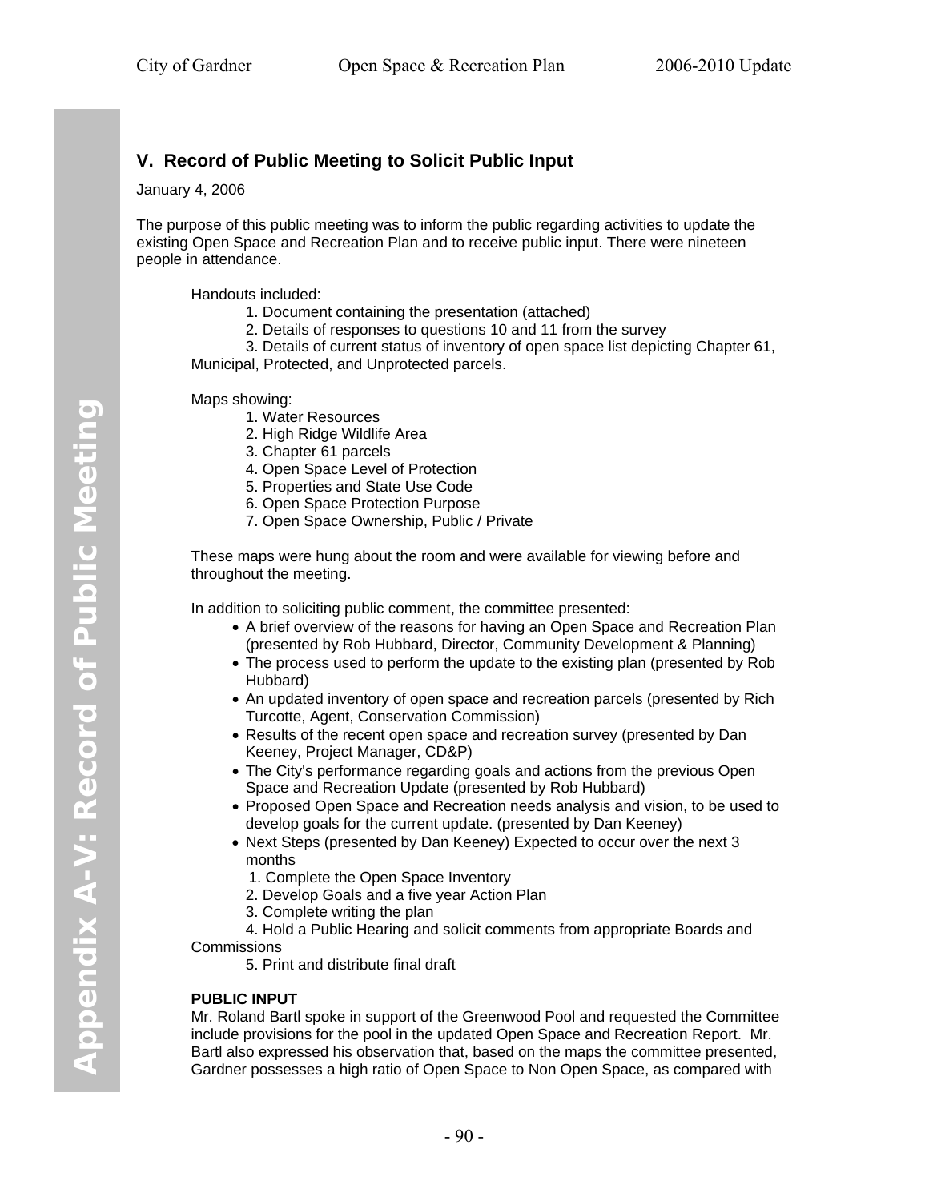## V. Record of Public Meeting to Solicit Public Input

January 4, 2006

The purpose of this public meeting was to inform the public regarding activities to update the existing Open Space and Recreation Plan and to receive public input. There were nineteen people in attendance.

Handouts included:

1. Document containing the presentation (attached)
2. Details of responses to questions 10 and 11 from the survey
3. Details of current status of inventory of open space list depicting Chapter 61, Municipal, Protected, and Unprotected parcels.

Maps showing:

1. Water Resources
2. High Ridge Wildlife Area
3. Chapter 61 parcels
4. Open Space Level of Protection
5. Properties and State Use Code
6. Open Space Protection Purpose
7. Open Space Ownership, Public / Private

These maps were hung about the room and were available for viewing before and throughout the meeting.

In addition to soliciting public comment, the committee presented:

- A brief overview of the reasons for having an Open Space and Recreation Plan (presented by Rob Hubbard, Director, Community Development & Planning)
- The process used to perform the update to the existing plan (presented by Rob Hubbard)
- An updated inventory of open space and recreation parcels (presented by Rich Turcotte, Agent, Conservation Commission)
- Results of the recent open space and recreation survey (presented by Dan Keeney, Project Manager, CD&P)
- The City's performance regarding goals and actions from the previous Open Space and Recreation Update (presented by Rob Hubbard)
- Proposed Open Space and Recreation needs analysis and vision, to be used to develop goals for the current update. (presented by Dan Keeney)
- Next Steps (presented by Dan Keeney) Expected to occur over the next 3 months
  1. Complete the Open Space Inventory
  2. Develop Goals and a five year Action Plan
  3. Complete writing the plan
  4. Hold a Public Hearing and solicit comments from appropriate Boards and Commissions
  5. Print and distribute final draft

**PUBLIC INPUT**

Mr. Roland Bartl spoke in support of the Greenwood Pool and requested the Committee include provisions for the pool in the updated Open Space and Recreation Report. Mr. Bartl also expressed his observation that, based on the maps the committee presented, Gardner possesses a high ratio of Open Space to Non Open Space, as compared with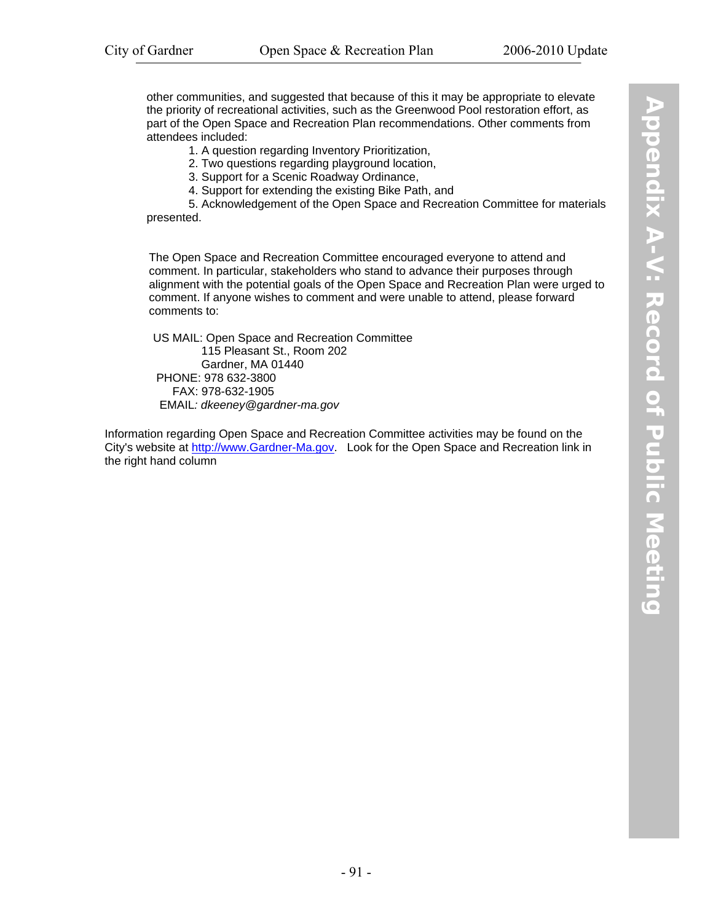other communities, and suggested that because of this it may be appropriate to elevate the priority of recreational activities, such as the Greenwood Pool restoration effort, as part of the Open Space and Recreation Plan recommendations. Other comments from attendees included:

1. A question regarding Inventory Prioritization,
2. Two questions regarding playground location,
3. Support for a Scenic Roadway Ordinance,
4. Support for extending the existing Bike Path, and
5. Acknowledgement of the Open Space and Recreation Committee for materials presented.

The Open Space and Recreation Committee encouraged everyone to attend and comment. In particular, stakeholders who stand to advance their purposes through alignment with the potential goals of the Open Space and Recreation Plan were urged to comment. If anyone wishes to comment and were unable to attend, please forward comments to:

US MAIL: Open Space and Recreation Committee
115 Pleasant St., Room 202
Gardner, MA 01440
PHONE: 978 632-3800
FAX: 978-632-1905
EMAIL: *dkeeney@gardner-ma.gov*

Information regarding Open Space and Recreation Committee activities may be found on the City's website at http://www.Gardner-Ma.gov. Look for the Open Space and Recreation link in the right hand column

Appendix A-V: Record of Public Meeting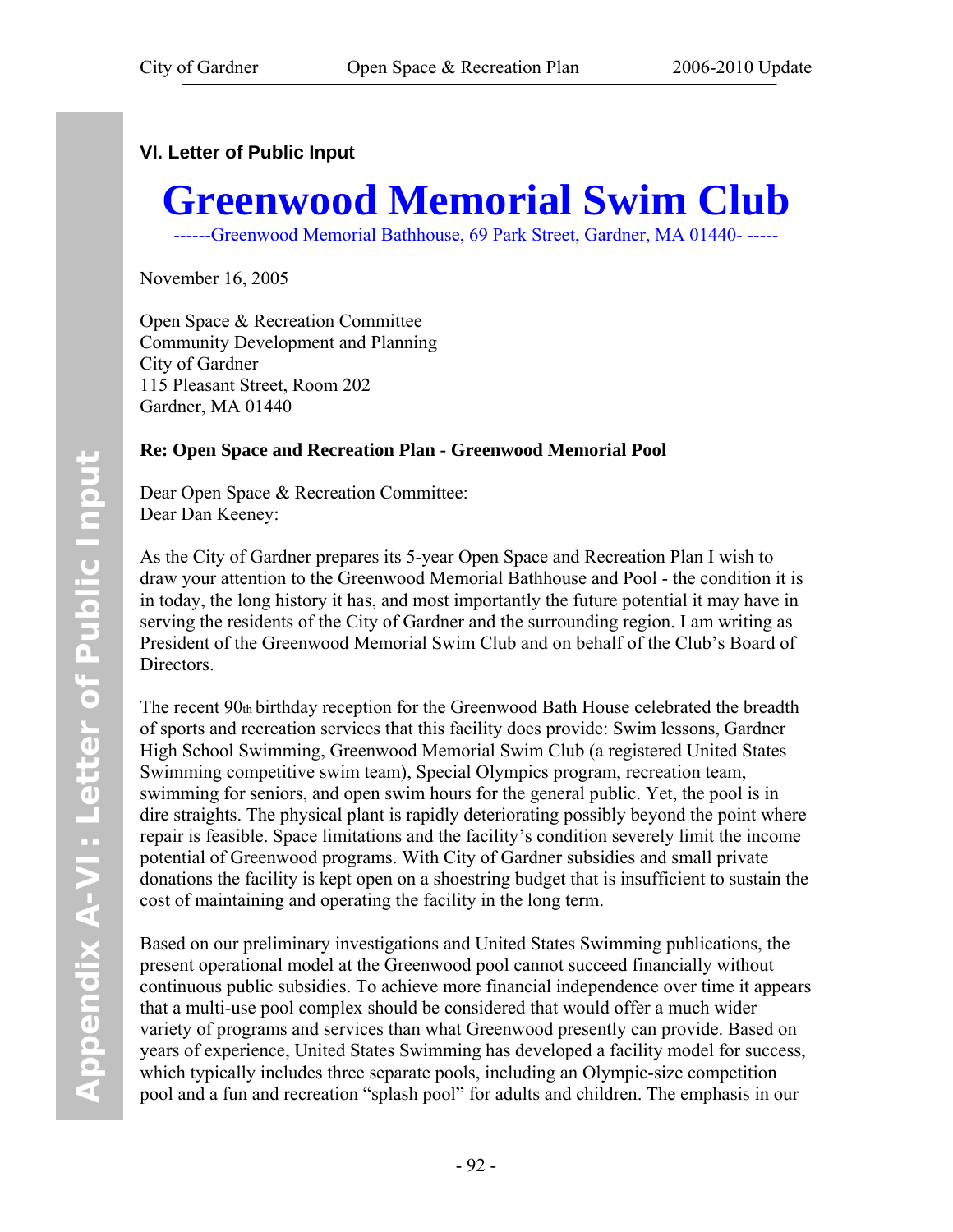### VI. Letter of Public Input

# Greenwood Memorial Swim Club

------Greenwood Memorial Bathhouse, 69 Park Street, Gardner, MA 01440- -----

November 16, 2005

Open Space & Recreation Committee
Community Development and Planning
City of Gardner
115 Pleasant Street, Room 202
Gardner, MA 01440

**Re: Open Space and Recreation Plan - Greenwood Memorial Pool**

Dear Open Space & Recreation Committee:
Dear Dan Keeney:

As the City of Gardner prepares its 5-year Open Space and Recreation Plan I wish to draw your attention to the Greenwood Memorial Bathhouse and Pool - the condition it is in today, the long history it has, and most importantly the future potential it may have in serving the residents of the City of Gardner and the surrounding region. I am writing as President of the Greenwood Memorial Swim Club and on behalf of the Club's Board of Directors.

The recent 90th birthday reception for the Greenwood Bath House celebrated the breadth of sports and recreation services that this facility does provide: Swim lessons, Gardner High School Swimming, Greenwood Memorial Swim Club (a registered United States Swimming competitive swim team), Special Olympics program, recreation team, swimming for seniors, and open swim hours for the general public. Yet, the pool is in dire straights. The physical plant is rapidly deteriorating possibly beyond the point where repair is feasible. Space limitations and the facility's condition severely limit the income potential of Greenwood programs. With City of Gardner subsidies and small private donations the facility is kept open on a shoestring budget that is insufficient to sustain the cost of maintaining and operating the facility in the long term.

Based on our preliminary investigations and United States Swimming publications, the present operational model at the Greenwood pool cannot succeed financially without continuous public subsidies. To achieve more financial independence over time it appears that a multi-use pool complex should be considered that would offer a much wider variety of programs and services than what Greenwood presently can provide. Based on years of experience, United States Swimming has developed a facility model for success, which typically includes three separate pools, including an Olympic-size competition pool and a fun and recreation "splash pool" for adults and children. The emphasis in our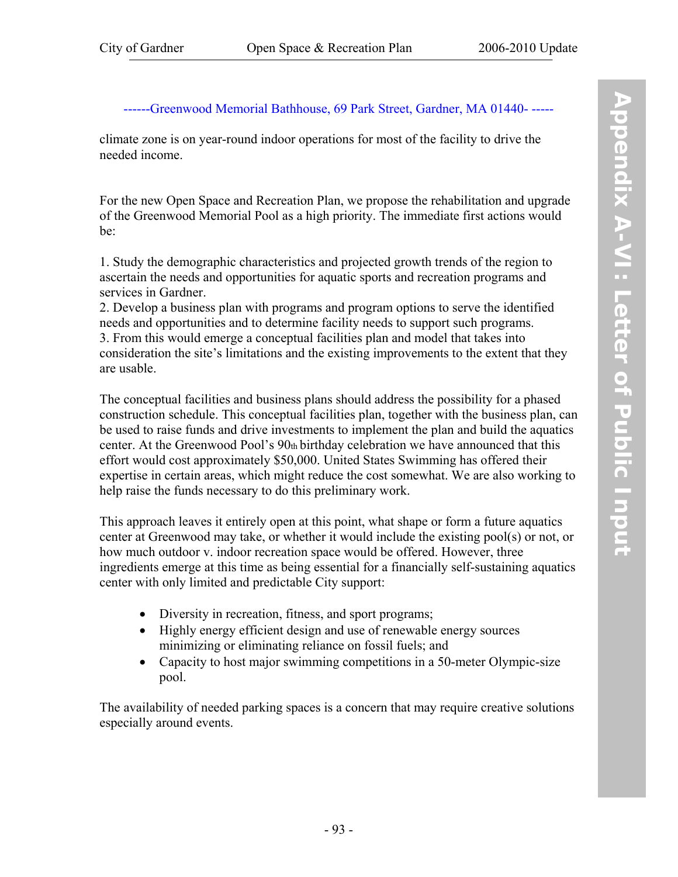------Greenwood Memorial Bathhouse, 69 Park Street, Gardner, MA 01440- -----

climate zone is on year-round indoor operations for most of the facility to drive the needed income.

For the new Open Space and Recreation Plan, we propose the rehabilitation and upgrade of the Greenwood Memorial Pool as a high priority. The immediate first actions would be:

1. Study the demographic characteristics and projected growth trends of the region to ascertain the needs and opportunities for aquatic sports and recreation programs and services in Gardner.
2. Develop a business plan with programs and program options to serve the identified needs and opportunities and to determine facility needs to support such programs.
3. From this would emerge a conceptual facilities plan and model that takes into consideration the site's limitations and the existing improvements to the extent that they are usable.

The conceptual facilities and business plans should address the possibility for a phased construction schedule. This conceptual facilities plan, together with the business plan, can be used to raise funds and drive investments to implement the plan and build the aquatics center. At the Greenwood Pool's 90th birthday celebration we have announced that this effort would cost approximately $50,000. United States Swimming has offered their expertise in certain areas, which might reduce the cost somewhat. We are also working to help raise the funds necessary to do this preliminary work.

This approach leaves it entirely open at this point, what shape or form a future aquatics center at Greenwood may take, or whether it would include the existing pool(s) or not, or how much outdoor v. indoor recreation space would be offered. However, three ingredients emerge at this time as being essential for a financially self-sustaining aquatics center with only limited and predictable City support:

- Diversity in recreation, fitness, and sport programs;
- Highly energy efficient design and use of renewable energy sources minimizing or eliminating reliance on fossil fuels; and
- Capacity to host major swimming competitions in a 50-meter Olympic-size pool.

The availability of needed parking spaces is a concern that may require creative solutions especially around events.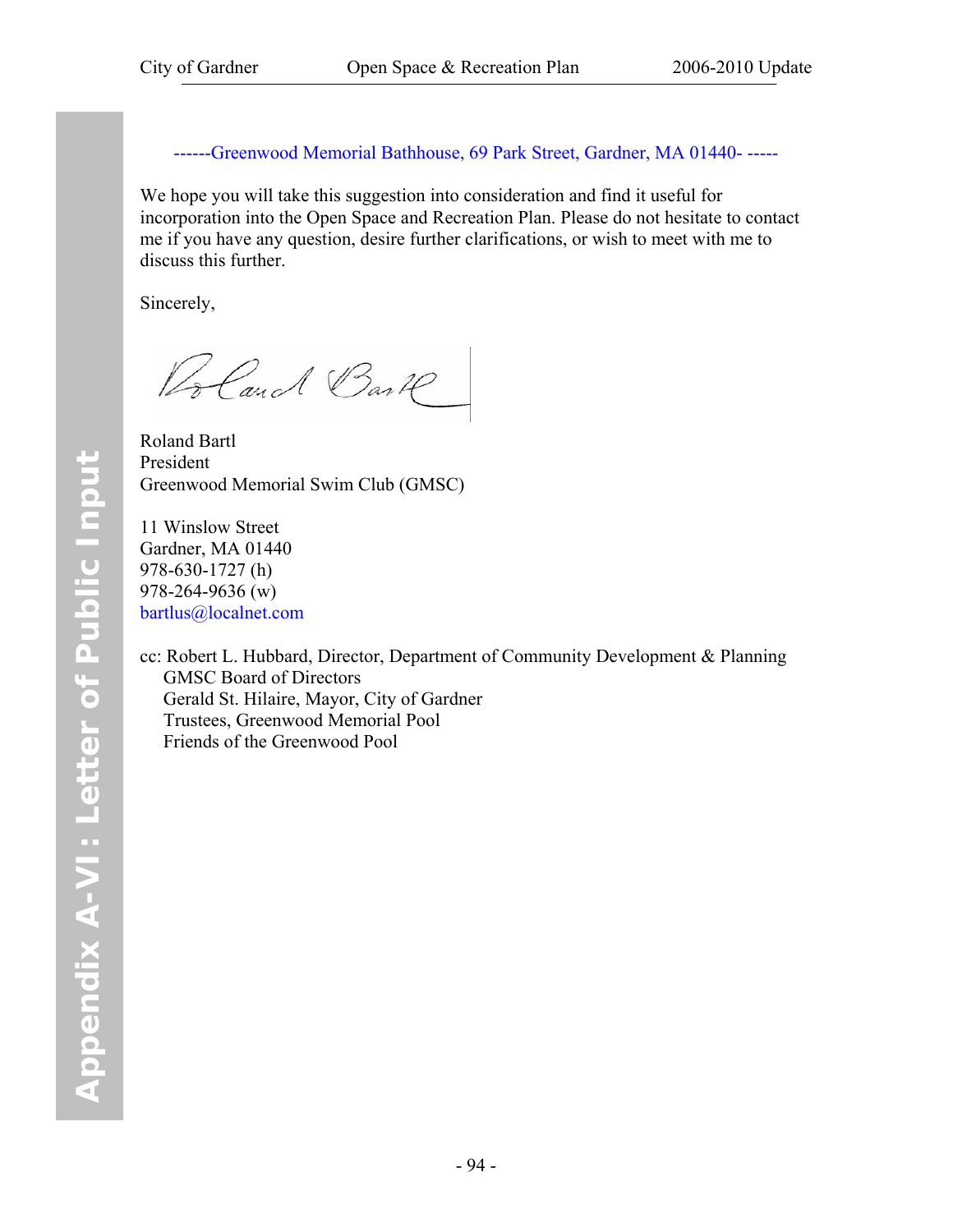------Greenwood Memorial Bathhouse, 69 Park Street, Gardner, MA 01440- -----

We hope you will take this suggestion into consideration and find it useful for incorporation into the Open Space and Recreation Plan. Please do not hesitate to contact me if you have any question, desire further clarifications, or wish to meet with me to discuss this further.

Sincerely,

Roland Bartl
President
Greenwood Memorial Swim Club (GMSC)

11 Winslow Street
Gardner, MA 01440
978-630-1727 (h)
978-264-9636 (w)
bartlus@localnet.com

cc: Robert L. Hubbard, Director, Department of Community Development & Planning
GMSC Board of Directors
Gerald St. Hilaire, Mayor, City of Gardner
Trustees, Greenwood Memorial Pool
Friends of the Greenwood Pool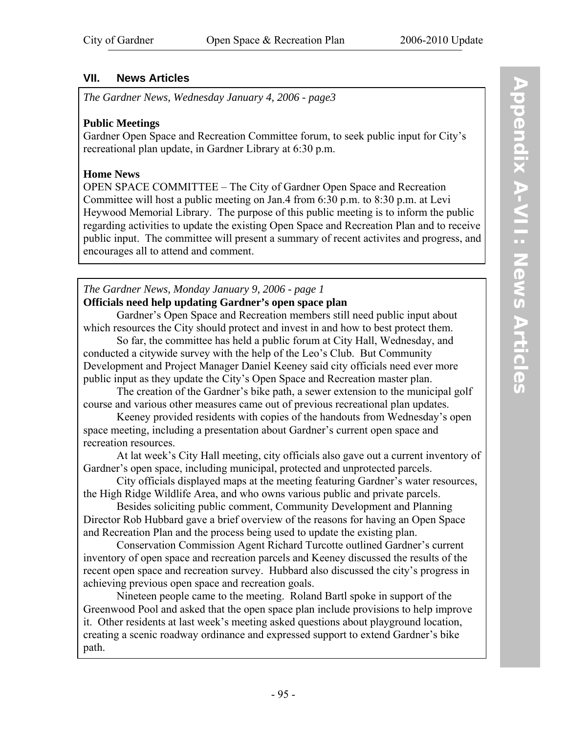## VII. News Articles

*The Gardner News, Wednesday January 4, 2006 - page3*

**Public Meetings**

Gardner Open Space and Recreation Committee forum, to seek public input for City's recreational plan update, in Gardner Library at 6:30 p.m.

**Home News**

OPEN SPACE COMMITTEE – The City of Gardner Open Space and Recreation Committee will host a public meeting on Jan.4 from 6:30 p.m. to 8:30 p.m. at Levi Heywood Memorial Library. The purpose of this public meeting is to inform the public regarding activities to update the existing Open Space and Recreation Plan and to receive public input. The committee will present a summary of recent activites and progress, and encourages all to attend and comment.

*The Gardner News, Monday January 9, 2006 - page 1*

**Officials need help updating Gardner's open space plan**

Gardner's Open Space and Recreation members still need public input about which resources the City should protect and invest in and how to best protect them.

So far, the committee has held a public forum at City Hall, Wednesday, and conducted a citywide survey with the help of the Leo's Club. But Community Development and Project Manager Daniel Keeney said city officials need ever more public input as they update the City's Open Space and Recreation master plan.

The creation of the Gardner's bike path, a sewer extension to the municipal golf course and various other measures came out of previous recreational plan updates.

Keeney provided residents with copies of the handouts from Wednesday's open space meeting, including a presentation about Gardner's current open space and recreation resources.

At lat week's City Hall meeting, city officials also gave out a current inventory of Gardner's open space, including municipal, protected and unprotected parcels.

City officials displayed maps at the meeting featuring Gardner's water resources, the High Ridge Wildlife Area, and who owns various public and private parcels.

Besides soliciting public comment, Community Development and Planning Director Rob Hubbard gave a brief overview of the reasons for having an Open Space and Recreation Plan and the process being used to update the existing plan.

Conservation Commission Agent Richard Turcotte outlined Gardner's current inventory of open space and recreation parcels and Keeney discussed the results of the recent open space and recreation survey. Hubbard also discussed the city's progress in achieving previous open space and recreation goals.

Nineteen people came to the meeting. Roland Bartl spoke in support of the Greenwood Pool and asked that the open space plan include provisions to help improve it. Other residents at last week's meeting asked questions about playground location, creating a scenic roadway ordinance and expressed support to extend Gardner's bike path.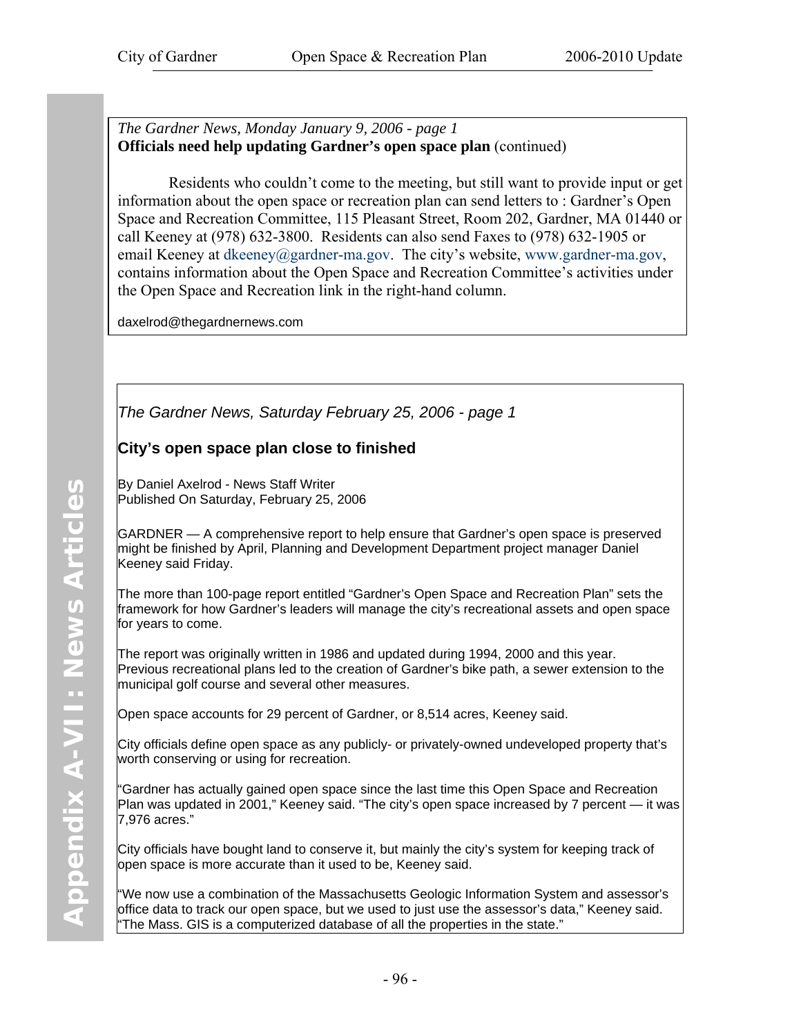*The Gardner News, Monday January 9, 2006 - page 1*
**Officials need help updating Gardner's open space plan** (continued)

Residents who couldn't come to the meeting, but still want to provide input or get information about the open space or recreation plan can send letters to : Gardner's Open Space and Recreation Committee, 115 Pleasant Street, Room 202, Gardner, MA 01440 or call Keeney at (978) 632-3800. Residents can also send Faxes to (978) 632-1905 or email Keeney at dkeeney@gardner-ma.gov. The city's website, www.gardner-ma.gov, contains information about the Open Space and Recreation Committee's activities under the Open Space and Recreation link in the right-hand column.

daxelrod@thegardnernews.com

*The Gardner News, Saturday February 25, 2006 - page 1*

## City's open space plan close to finished

By Daniel Axelrod - News Staff Writer
Published On Saturday, February 25, 2006

GARDNER — A comprehensive report to help ensure that Gardner's open space is preserved might be finished by April, Planning and Development Department project manager Daniel Keeney said Friday.

The more than 100-page report entitled "Gardner's Open Space and Recreation Plan" sets the framework for how Gardner's leaders will manage the city's recreational assets and open space for years to come.

The report was originally written in 1986 and updated during 1994, 2000 and this year. Previous recreational plans led to the creation of Gardner's bike path, a sewer extension to the municipal golf course and several other measures.

Open space accounts for 29 percent of Gardner, or 8,514 acres, Keeney said.

City officials define open space as any publicly- or privately-owned undeveloped property that's worth conserving or using for recreation.

"Gardner has actually gained open space since the last time this Open Space and Recreation Plan was updated in 2001," Keeney said. "The city's open space increased by 7 percent — it was 7,976 acres."

City officials have bought land to conserve it, but mainly the city's system for keeping track of open space is more accurate than it used to be, Keeney said.

"We now use a combination of the Massachusetts Geologic Information System and assessor's office data to track our open space, but we used to just use the assessor's data," Keeney said. "The Mass. GIS is a computerized database of all the properties in the state."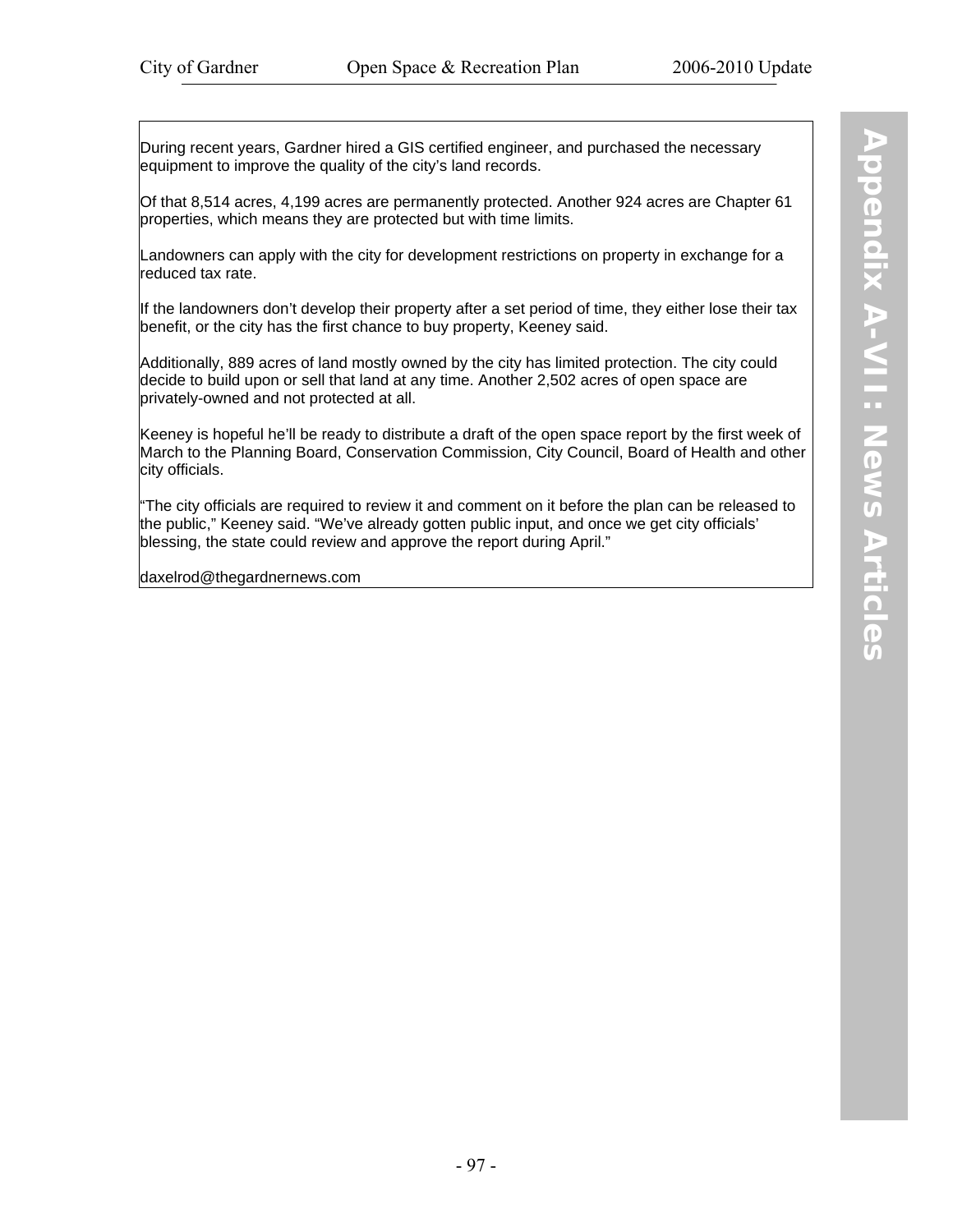During recent years, Gardner hired a GIS certified engineer, and purchased the necessary equipment to improve the quality of the city's land records.

Of that 8,514 acres, 4,199 acres are permanently protected. Another 924 acres are Chapter 61 properties, which means they are protected but with time limits.

Landowners can apply with the city for development restrictions on property in exchange for a reduced tax rate.

If the landowners don't develop their property after a set period of time, they either lose their tax benefit, or the city has the first chance to buy property, Keeney said.

Additionally, 889 acres of land mostly owned by the city has limited protection. The city could decide to build upon or sell that land at any time. Another 2,502 acres of open space are privately-owned and not protected at all.

Keeney is hopeful he'll be ready to distribute a draft of the open space report by the first week of March to the Planning Board, Conservation Commission, City Council, Board of Health and other city officials.

"The city officials are required to review it and comment on it before the plan can be released to the public," Keeney said. "We've already gotten public input, and once we get city officials' blessing, the state could review and approve the report during April."

daxelrod@thegardnernews.com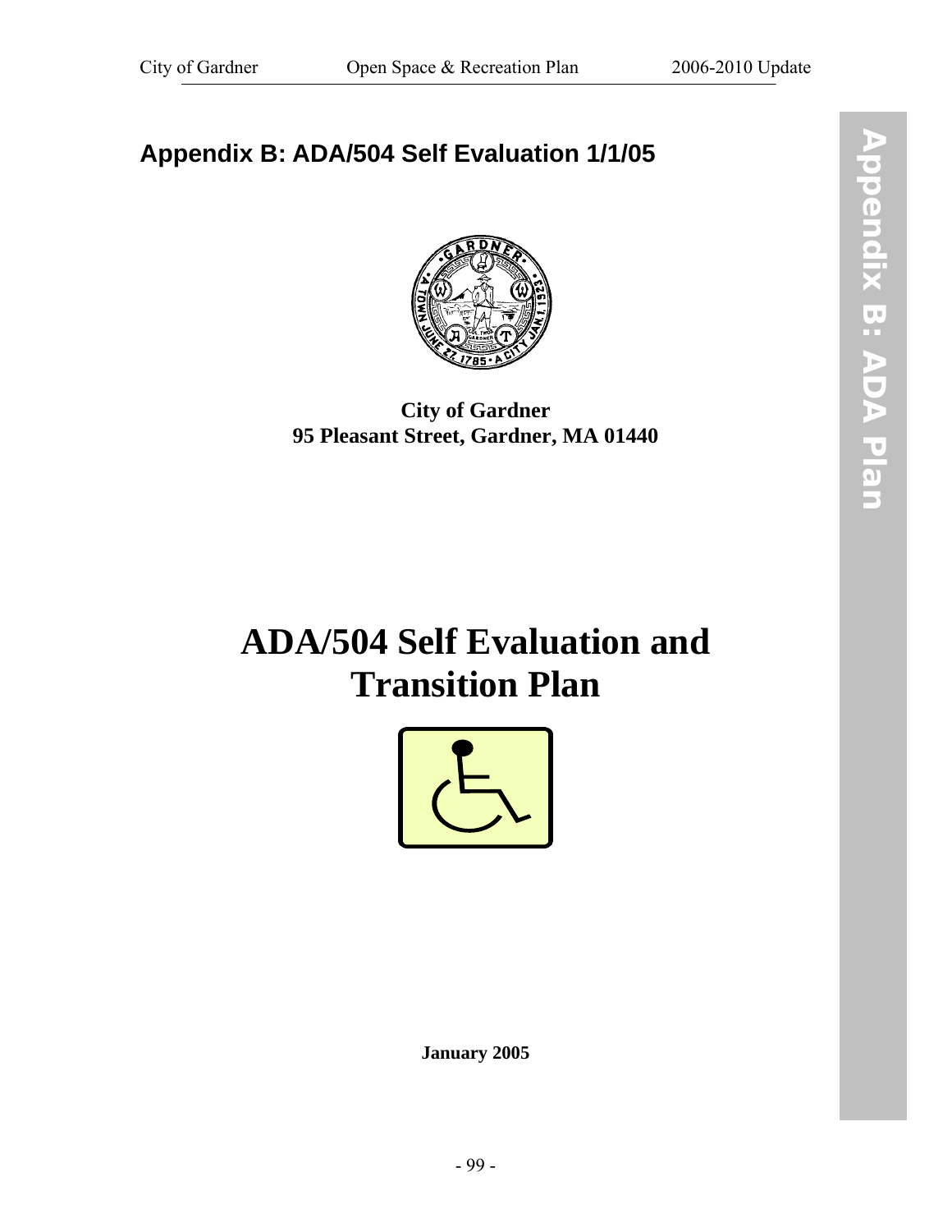## Appendix B: ADA/504 Self Evaluation 1/1/05

**City of Gardner**
**95 Pleasant Street, Gardner, MA 01440**

# ADA/504 Self Evaluation and Transition Plan

**January 2005**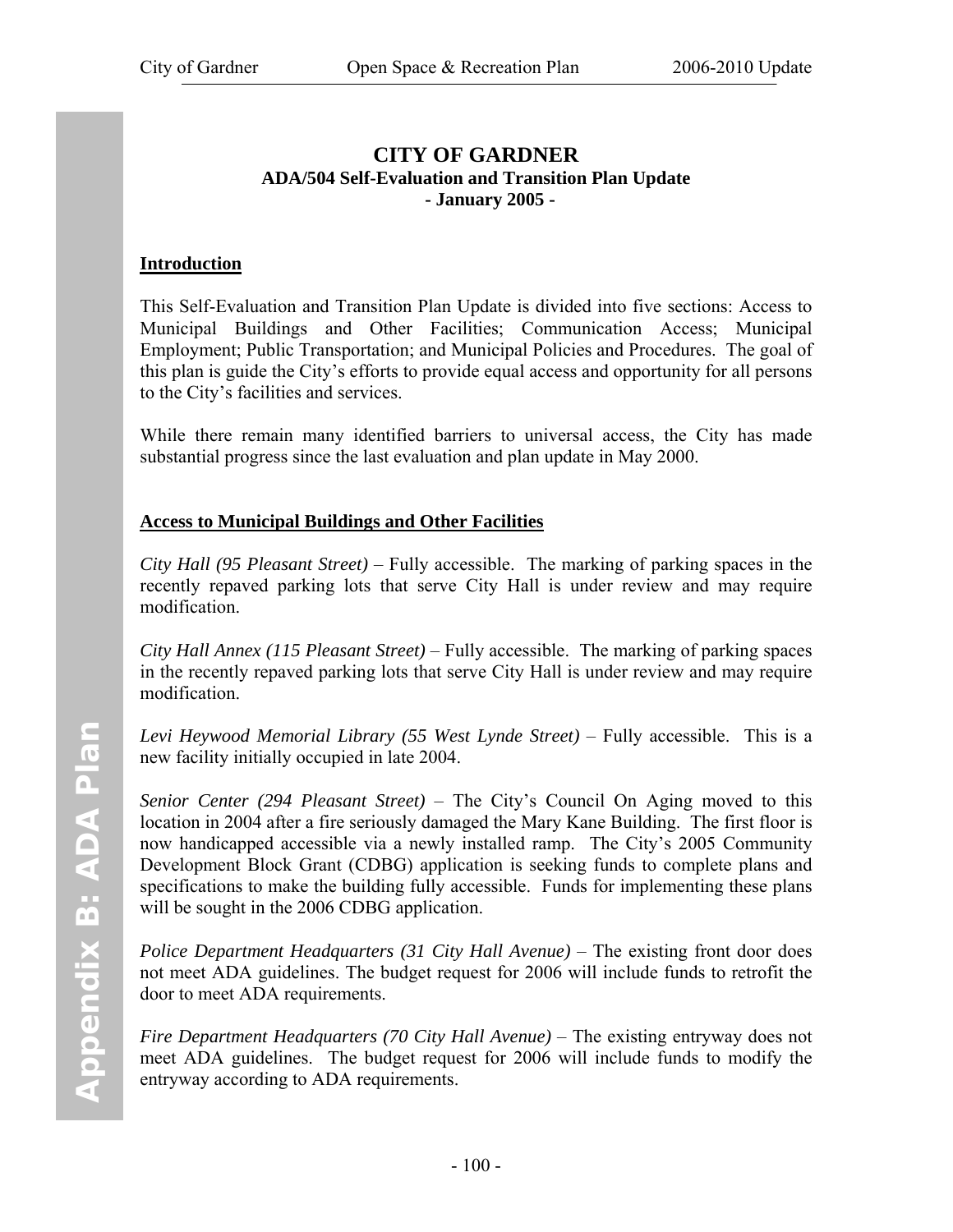# CITY OF GARDNER

## ADA/504 Self-Evaluation and Transition Plan Update

**- January 2005 -**

### Introduction

This Self-Evaluation and Transition Plan Update is divided into five sections: Access to Municipal Buildings and Other Facilities; Communication Access; Municipal Employment; Public Transportation; and Municipal Policies and Procedures. The goal of this plan is guide the City's efforts to provide equal access and opportunity for all persons to the City's facilities and services.

While there remain many identified barriers to universal access, the City has made substantial progress since the last evaluation and plan update in May 2000.

### Access to Municipal Buildings and Other Facilities

*City Hall (95 Pleasant Street)* – Fully accessible. The marking of parking spaces in the recently repaved parking lots that serve City Hall is under review and may require modification.

*City Hall Annex (115 Pleasant Street)* – Fully accessible. The marking of parking spaces in the recently repaved parking lots that serve City Hall is under review and may require modification.

*Levi Heywood Memorial Library (55 West Lynde Street)* – Fully accessible. This is a new facility initially occupied in late 2004.

*Senior Center (294 Pleasant Street)* – The City's Council On Aging moved to this location in 2004 after a fire seriously damaged the Mary Kane Building. The first floor is now handicapped accessible via a newly installed ramp. The City's 2005 Community Development Block Grant (CDBG) application is seeking funds to complete plans and specifications to make the building fully accessible. Funds for implementing these plans will be sought in the 2006 CDBG application.

*Police Department Headquarters (31 City Hall Avenue)* – The existing front door does not meet ADA guidelines. The budget request for 2006 will include funds to retrofit the door to meet ADA requirements.

*Fire Department Headquarters (70 City Hall Avenue)* – The existing entryway does not meet ADA guidelines. The budget request for 2006 will include funds to modify the entryway according to ADA requirements.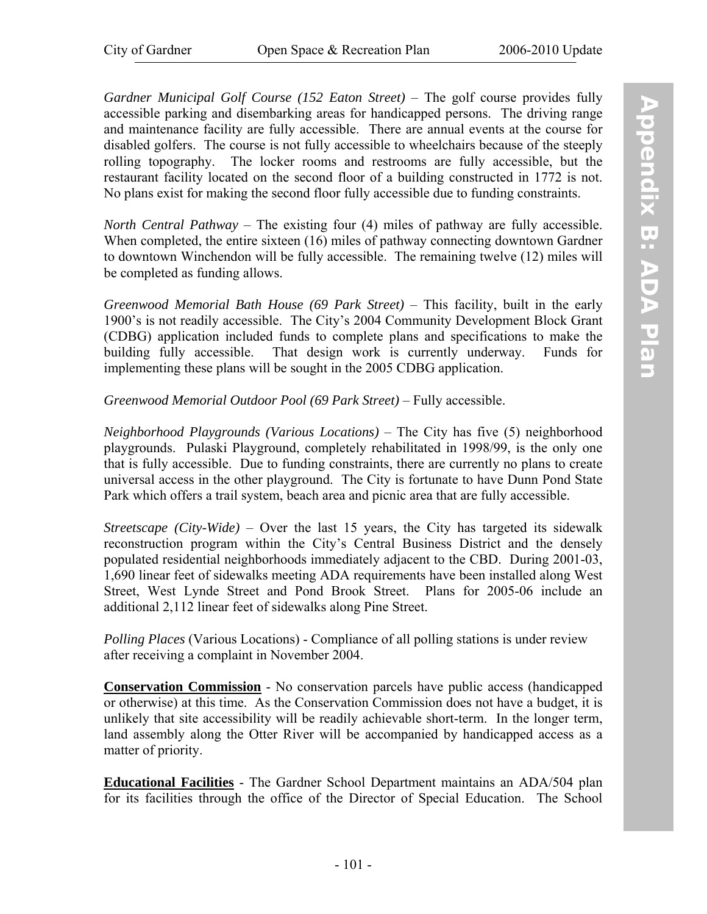*Gardner Municipal Golf Course (152 Eaton Street)* – The golf course provides fully accessible parking and disembarking areas for handicapped persons. The driving range and maintenance facility are fully accessible. There are annual events at the course for disabled golfers. The course is not fully accessible to wheelchairs because of the steeply rolling topography. The locker rooms and restrooms are fully accessible, but the restaurant facility located on the second floor of a building constructed in 1772 is not. No plans exist for making the second floor fully accessible due to funding constraints.

*North Central Pathway* – The existing four (4) miles of pathway are fully accessible. When completed, the entire sixteen (16) miles of pathway connecting downtown Gardner to downtown Winchendon will be fully accessible. The remaining twelve (12) miles will be completed as funding allows.

*Greenwood Memorial Bath House (69 Park Street)* – This facility, built in the early 1900's is not readily accessible. The City's 2004 Community Development Block Grant (CDBG) application included funds to complete plans and specifications to make the building fully accessible. That design work is currently underway. Funds for implementing these plans will be sought in the 2005 CDBG application.

*Greenwood Memorial Outdoor Pool (69 Park Street)* – Fully accessible.

*Neighborhood Playgrounds (Various Locations)* – The City has five (5) neighborhood playgrounds. Pulaski Playground, completely rehabilitated in 1998/99, is the only one that is fully accessible. Due to funding constraints, there are currently no plans to create universal access in the other playground. The City is fortunate to have Dunn Pond State Park which offers a trail system, beach area and picnic area that are fully accessible.

*Streetscape (City-Wide)* – Over the last 15 years, the City has targeted its sidewalk reconstruction program within the City's Central Business District and the densely populated residential neighborhoods immediately adjacent to the CBD. During 2001-03, 1,690 linear feet of sidewalks meeting ADA requirements have been installed along West Street, West Lynde Street and Pond Brook Street. Plans for 2005-06 include an additional 2,112 linear feet of sidewalks along Pine Street.

*Polling Places* (Various Locations) - Compliance of all polling stations is under review after receiving a complaint in November 2004.

**Conservation Commission** - No conservation parcels have public access (handicapped or otherwise) at this time. As the Conservation Commission does not have a budget, it is unlikely that site accessibility will be readily achievable short-term. In the longer term, land assembly along the Otter River will be accompanied by handicapped access as a matter of priority.

**Educational Facilities** - The Gardner School Department maintains an ADA/504 plan for its facilities through the office of the Director of Special Education. The School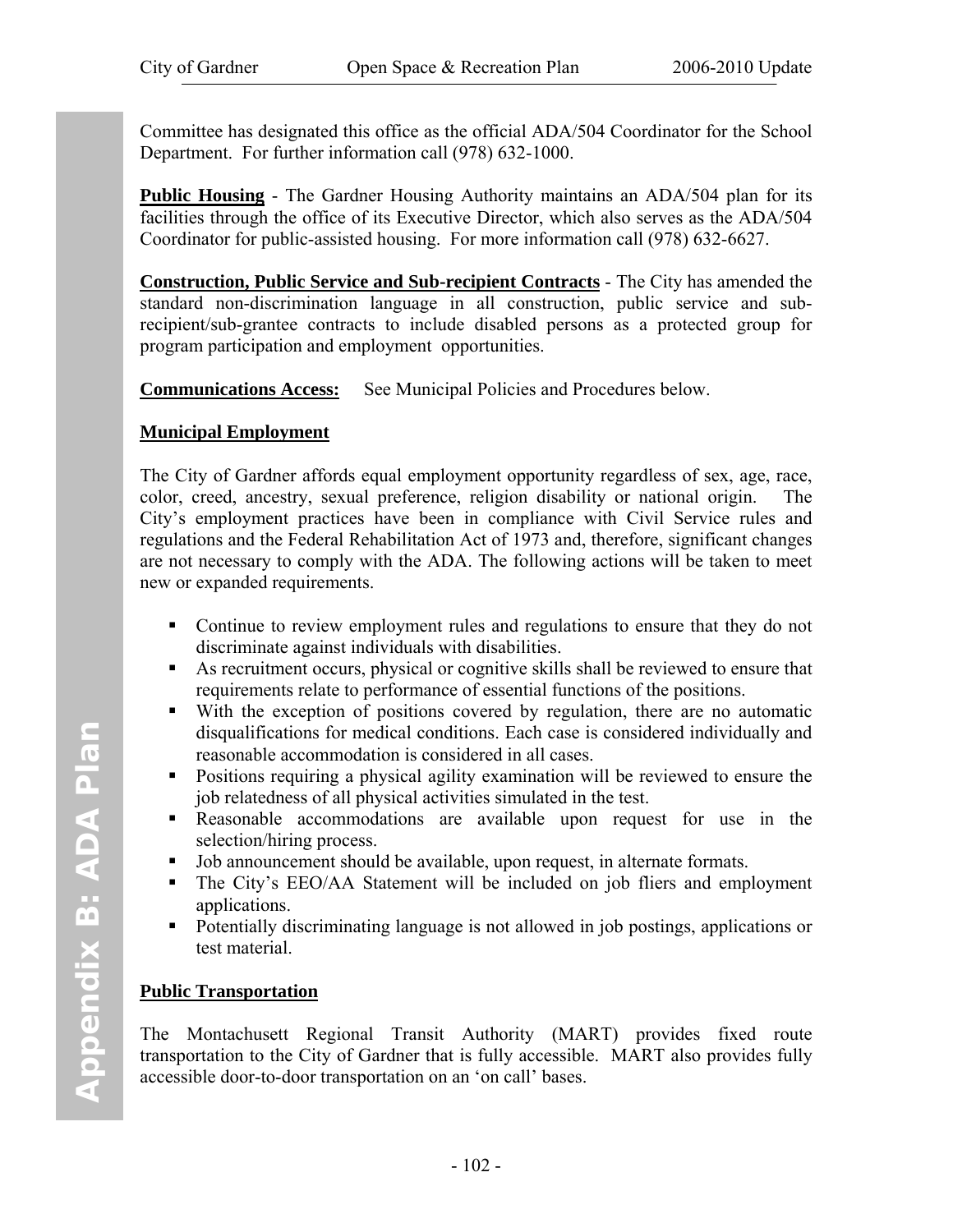Committee has designated this office as the official ADA/504 Coordinator for the School Department. For further information call (978) 632-1000.

**Public Housing** - The Gardner Housing Authority maintains an ADA/504 plan for its facilities through the office of its Executive Director, which also serves as the ADA/504 Coordinator for public-assisted housing. For more information call (978) 632-6627.

**Construction, Public Service and Sub-recipient Contracts** - The City has amended the standard non-discrimination language in all construction, public service and sub-recipient/sub-grantee contracts to include disabled persons as a protected group for program participation and employment opportunities.

**Communications Access:** See Municipal Policies and Procedures below.

**Municipal Employment**

The City of Gardner affords equal employment opportunity regardless of sex, age, race, color, creed, ancestry, sexual preference, religion disability or national origin. The City's employment practices have been in compliance with Civil Service rules and regulations and the Federal Rehabilitation Act of 1973 and, therefore, significant changes are not necessary to comply with the ADA. The following actions will be taken to meet new or expanded requirements.

- Continue to review employment rules and regulations to ensure that they do not discriminate against individuals with disabilities.
- As recruitment occurs, physical or cognitive skills shall be reviewed to ensure that requirements relate to performance of essential functions of the positions.
- With the exception of positions covered by regulation, there are no automatic disqualifications for medical conditions. Each case is considered individually and reasonable accommodation is considered in all cases.
- Positions requiring a physical agility examination will be reviewed to ensure the job relatedness of all physical activities simulated in the test.
- Reasonable accommodations are available upon request for use in the selection/hiring process.
- Job announcement should be available, upon request, in alternate formats.
- The City's EEO/AA Statement will be included on job fliers and employment applications.
- Potentially discriminating language is not allowed in job postings, applications or test material.

**Public Transportation**

The Montachusett Regional Transit Authority (MART) provides fixed route transportation to the City of Gardner that is fully accessible. MART also provides fully accessible door-to-door transportation on an 'on call' bases.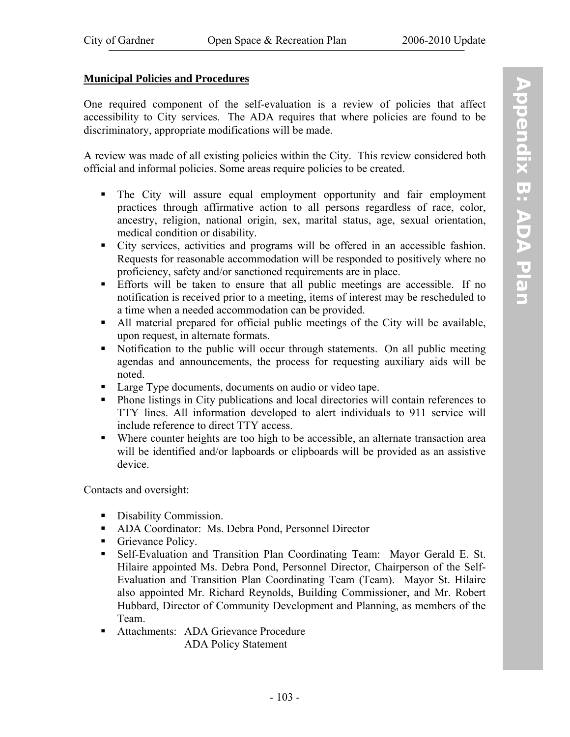**Municipal Policies and Procedures**

One required component of the self-evaluation is a review of policies that affect accessibility to City services. The ADA requires that where policies are found to be discriminatory, appropriate modifications will be made.

A review was made of all existing policies within the City. This review considered both official and informal policies. Some areas require policies to be created.

- The City will assure equal employment opportunity and fair employment practices through affirmative action to all persons regardless of race, color, ancestry, religion, national origin, sex, marital status, age, sexual orientation, medical condition or disability.
- City services, activities and programs will be offered in an accessible fashion. Requests for reasonable accommodation will be responded to positively where no proficiency, safety and/or sanctioned requirements are in place.
- Efforts will be taken to ensure that all public meetings are accessible. If no notification is received prior to a meeting, items of interest may be rescheduled to a time when a needed accommodation can be provided.
- All material prepared for official public meetings of the City will be available, upon request, in alternate formats.
- Notification to the public will occur through statements. On all public meeting agendas and announcements, the process for requesting auxiliary aids will be noted.
- Large Type documents, documents on audio or video tape.
- Phone listings in City publications and local directories will contain references to TTY lines. All information developed to alert individuals to 911 service will include reference to direct TTY access.
- Where counter heights are too high to be accessible, an alternate transaction area will be identified and/or lapboards or clipboards will be provided as an assistive device.

Contacts and oversight:

- Disability Commission.
- ADA Coordinator: Ms. Debra Pond, Personnel Director
- Grievance Policy.
- Self-Evaluation and Transition Plan Coordinating Team: Mayor Gerald E. St. Hilaire appointed Ms. Debra Pond, Personnel Director, Chairperson of the Self-Evaluation and Transition Plan Coordinating Team (Team). Mayor St. Hilaire also appointed Mr. Richard Reynolds, Building Commissioner, and Mr. Robert Hubbard, Director of Community Development and Planning, as members of the Team.
- Attachments: ADA Grievance Procedure
  ADA Policy Statement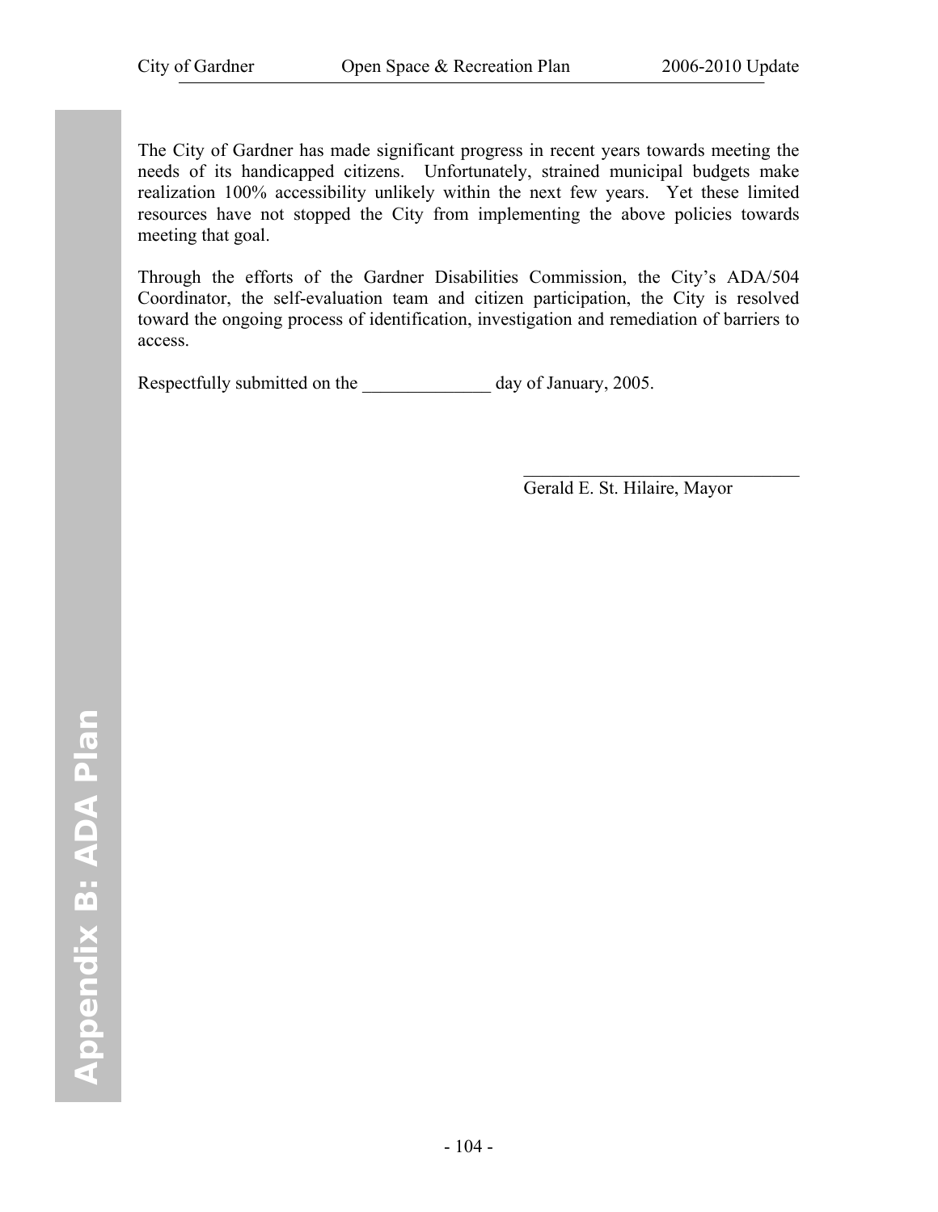The City of Gardner has made significant progress in recent years towards meeting the needs of its handicapped citizens. Unfortunately, strained municipal budgets make realization 100% accessibility unlikely within the next few years. Yet these limited resources have not stopped the City from implementing the above policies towards meeting that goal.

Through the efforts of the Gardner Disabilities Commission, the City's ADA/504 Coordinator, the self-evaluation team and citizen participation, the City is resolved toward the ongoing process of identification, investigation and remediation of barriers to access.

Respectfully submitted on the ______________ day of January, 2005.

_________________________________
Gerald E. St. Hilaire, Mayor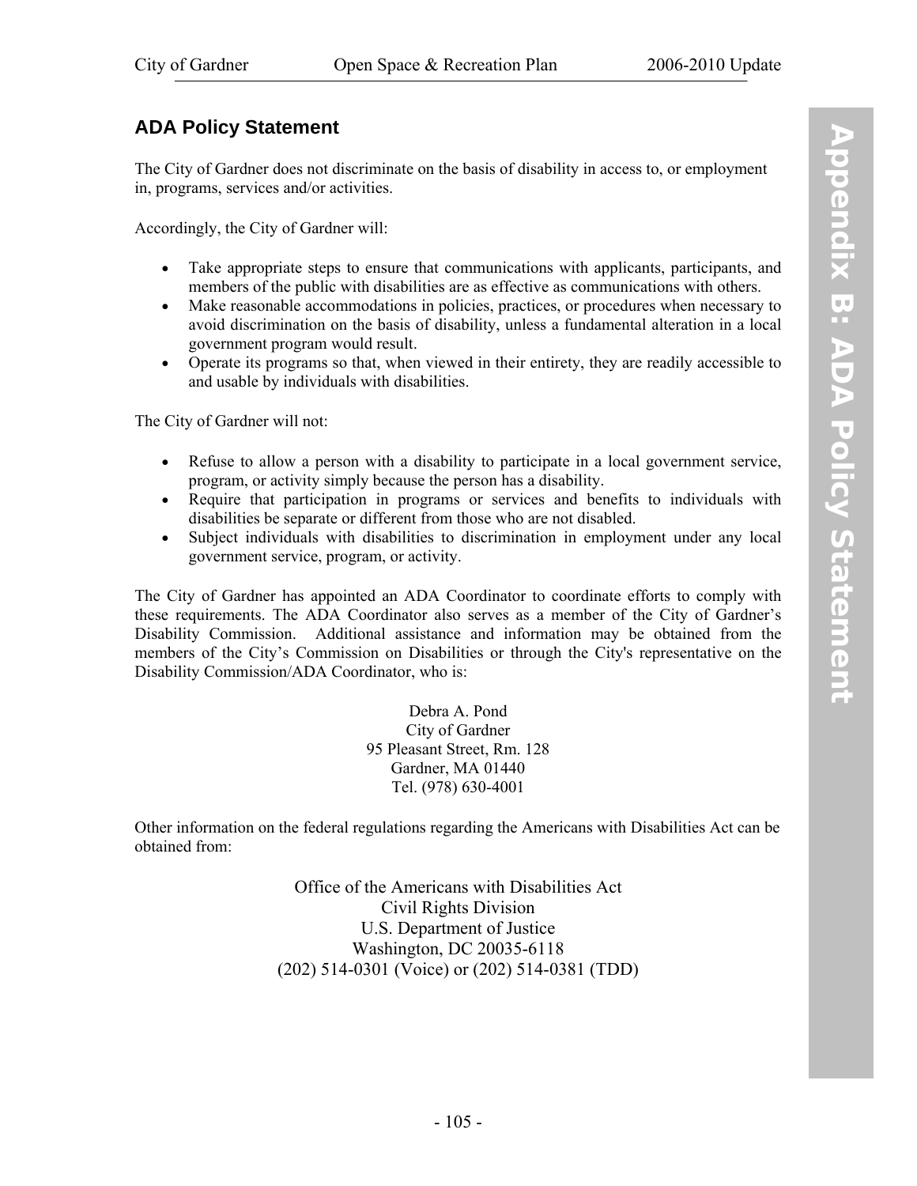## ADA Policy Statement

The City of Gardner does not discriminate on the basis of disability in access to, or employment in, programs, services and/or activities.

Accordingly, the City of Gardner will:

- Take appropriate steps to ensure that communications with applicants, participants, and members of the public with disabilities are as effective as communications with others.
- Make reasonable accommodations in policies, practices, or procedures when necessary to avoid discrimination on the basis of disability, unless a fundamental alteration in a local government program would result.
- Operate its programs so that, when viewed in their entirety, they are readily accessible to and usable by individuals with disabilities.

The City of Gardner will not:

- Refuse to allow a person with a disability to participate in a local government service, program, or activity simply because the person has a disability.
- Require that participation in programs or services and benefits to individuals with disabilities be separate or different from those who are not disabled.
- Subject individuals with disabilities to discrimination in employment under any local government service, program, or activity.

The City of Gardner has appointed an ADA Coordinator to coordinate efforts to comply with these requirements. The ADA Coordinator also serves as a member of the City of Gardner's Disability Commission. Additional assistance and information may be obtained from the members of the City's Commission on Disabilities or through the City's representative on the Disability Commission/ADA Coordinator, who is:

Debra A. Pond
City of Gardner
95 Pleasant Street, Rm. 128
Gardner, MA 01440
Tel. (978) 630-4001

Other information on the federal regulations regarding the Americans with Disabilities Act can be obtained from:

Office of the Americans with Disabilities Act
Civil Rights Division
U.S. Department of Justice
Washington, DC 20035-6118
(202) 514-0301 (Voice) or (202) 514-0381 (TDD)

Appendix B: ADA Policy Statement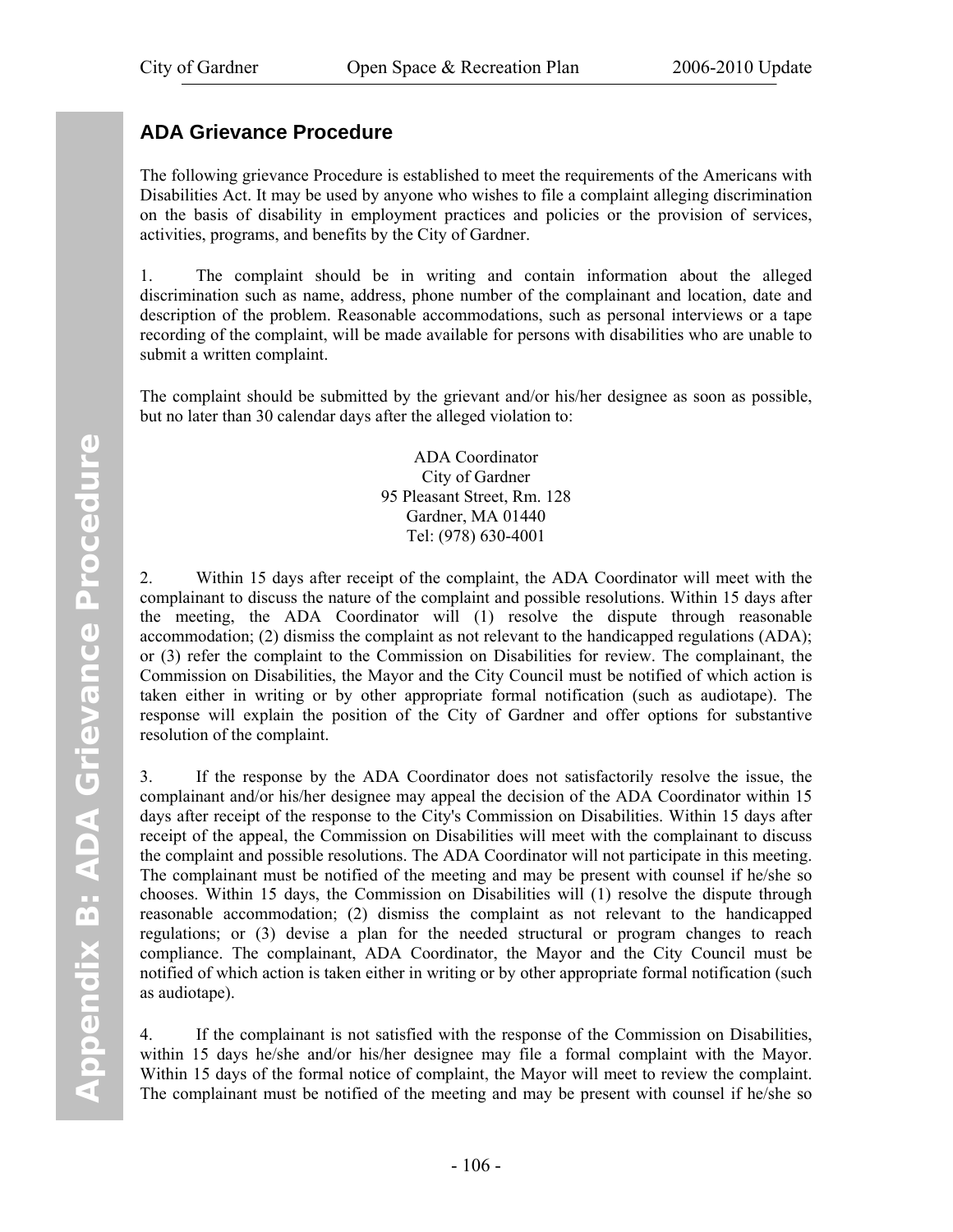## ADA Grievance Procedure

The following grievance Procedure is established to meet the requirements of the Americans with Disabilities Act. It may be used by anyone who wishes to file a complaint alleging discrimination on the basis of disability in employment practices and policies or the provision of services, activities, programs, and benefits by the City of Gardner.

1. The complaint should be in writing and contain information about the alleged discrimination such as name, address, phone number of the complainant and location, date and description of the problem. Reasonable accommodations, such as personal interviews or a tape recording of the complaint, will be made available for persons with disabilities who are unable to submit a written complaint.

The complaint should be submitted by the grievant and/or his/her designee as soon as possible, but no later than 30 calendar days after the alleged violation to:

ADA Coordinator
City of Gardner
95 Pleasant Street, Rm. 128
Gardner, MA 01440
Tel: (978) 630-4001

2. Within 15 days after receipt of the complaint, the ADA Coordinator will meet with the complainant to discuss the nature of the complaint and possible resolutions. Within 15 days after the meeting, the ADA Coordinator will (1) resolve the dispute through reasonable accommodation; (2) dismiss the complaint as not relevant to the handicapped regulations (ADA); or (3) refer the complaint to the Commission on Disabilities for review. The complainant, the Commission on Disabilities, the Mayor and the City Council must be notified of which action is taken either in writing or by other appropriate formal notification (such as audiotape). The response will explain the position of the City of Gardner and offer options for substantive resolution of the complaint.

3. If the response by the ADA Coordinator does not satisfactorily resolve the issue, the complainant and/or his/her designee may appeal the decision of the ADA Coordinator within 15 days after receipt of the response to the City's Commission on Disabilities. Within 15 days after receipt of the appeal, the Commission on Disabilities will meet with the complainant to discuss the complaint and possible resolutions. The ADA Coordinator will not participate in this meeting. The complainant must be notified of the meeting and may be present with counsel if he/she so chooses. Within 15 days, the Commission on Disabilities will (1) resolve the dispute through reasonable accommodation; (2) dismiss the complaint as not relevant to the handicapped regulations; or (3) devise a plan for the needed structural or program changes to reach compliance. The complainant, ADA Coordinator, the Mayor and the City Council must be notified of which action is taken either in writing or by other appropriate formal notification (such as audiotape).

4. If the complainant is not satisfied with the response of the Commission on Disabilities, within 15 days he/she and/or his/her designee may file a formal complaint with the Mayor. Within 15 days of the formal notice of complaint, the Mayor will meet to review the complaint. The complainant must be notified of the meeting and may be present with counsel if he/she so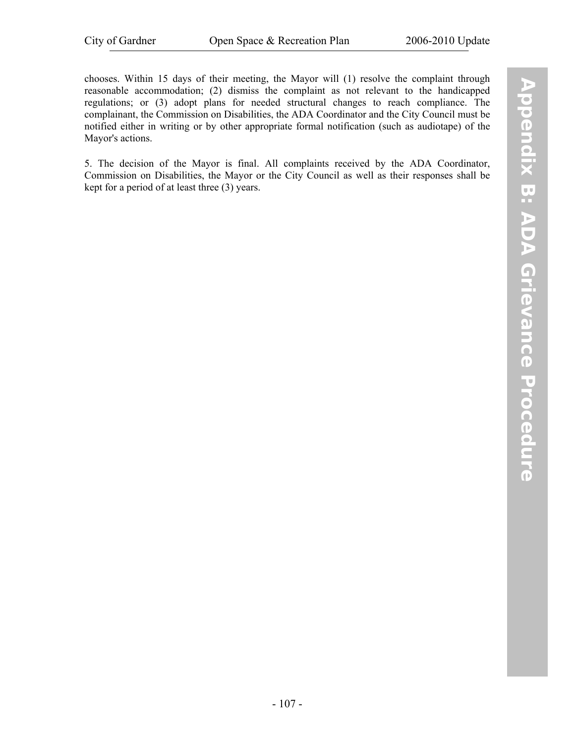chooses. Within 15 days of their meeting, the Mayor will (1) resolve the complaint through reasonable accommodation; (2) dismiss the complaint as not relevant to the handicapped regulations; or (3) adopt plans for needed structural changes to reach compliance. The complainant, the Commission on Disabilities, the ADA Coordinator and the City Council must be notified either in writing or by other appropriate formal notification (such as audiotape) of the Mayor's actions.

5. The decision of the Mayor is final. All complaints received by the ADA Coordinator, Commission on Disabilities, the Mayor or the City Council as well as their responses shall be kept for a period of at least three (3) years.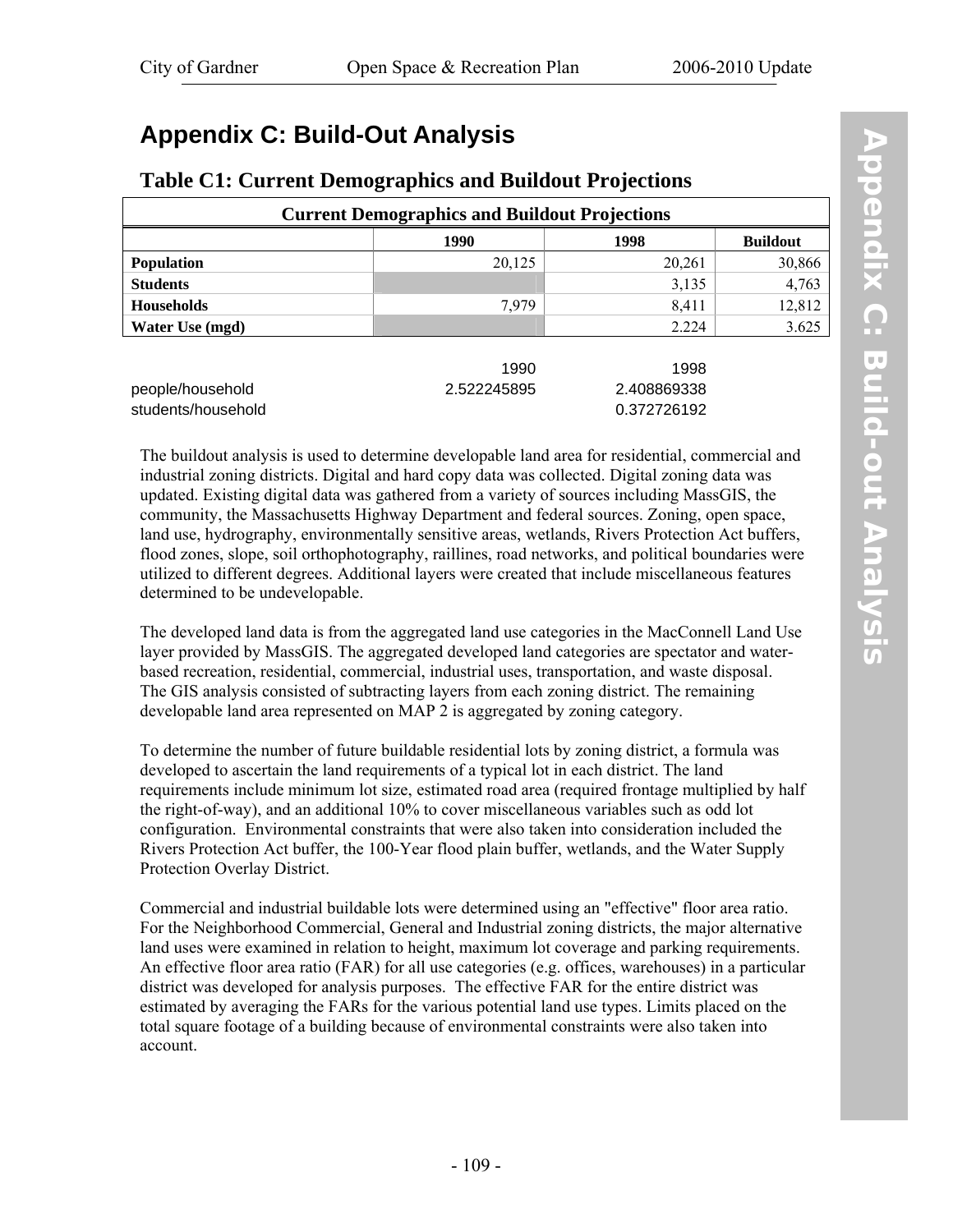# Appendix C: Build-Out Analysis

## Table C1: Current Demographics and Buildout Projections

| Current Demographics and Buildout Projections | | | |
|---|---|---|---|
| | 1990 | 1998 | Buildout |
| **Population** | 20,125 | 20,261 | 30,866 |
| **Students** | | 3,135 | 4,763 |
| **Households** | 7,979 | 8,411 | 12,812 |
| **Water Use (mgd)** | | 2.224 | 3.625 |

| | 1990 | 1998 |
|---|---|---|
| people/household | 2.522245895 | 2.408869338 |
| students/household | | 0.372726192 |

The buildout analysis is used to determine developable land area for residential, commercial and industrial zoning districts. Digital and hard copy data was collected. Digital zoning data was updated. Existing digital data was gathered from a variety of sources including MassGIS, the community, the Massachusetts Highway Department and federal sources. Zoning, open space, land use, hydrography, environmentally sensitive areas, wetlands, Rivers Protection Act buffers, flood zones, slope, soil orthophotography, raillines, road networks, and political boundaries were utilized to different degrees. Additional layers were created that include miscellaneous features determined to be undevelopable.

The developed land data is from the aggregated land use categories in the MacConnell Land Use layer provided by MassGIS. The aggregated developed land categories are spectator and water-based recreation, residential, commercial, industrial uses, transportation, and waste disposal. The GIS analysis consisted of subtracting layers from each zoning district. The remaining developable land area represented on MAP 2 is aggregated by zoning category.

To determine the number of future buildable residential lots by zoning district, a formula was developed to ascertain the land requirements of a typical lot in each district. The land requirements include minimum lot size, estimated road area (required frontage multiplied by half the right-of-way), and an additional 10% to cover miscellaneous variables such as odd lot configuration. Environmental constraints that were also taken into consideration included the Rivers Protection Act buffer, the 100-Year flood plain buffer, wetlands, and the Water Supply Protection Overlay District.

Commercial and industrial buildable lots were determined using an "effective" floor area ratio. For the Neighborhood Commercial, General and Industrial zoning districts, the major alternative land uses were examined in relation to height, maximum lot coverage and parking requirements. An effective floor area ratio (FAR) for all use categories (e.g. offices, warehouses) in a particular district was developed for analysis purposes. The effective FAR for the entire district was estimated by averaging the FARs for the various potential land use types. Limits placed on the total square footage of a building because of environmental constraints were also taken into account.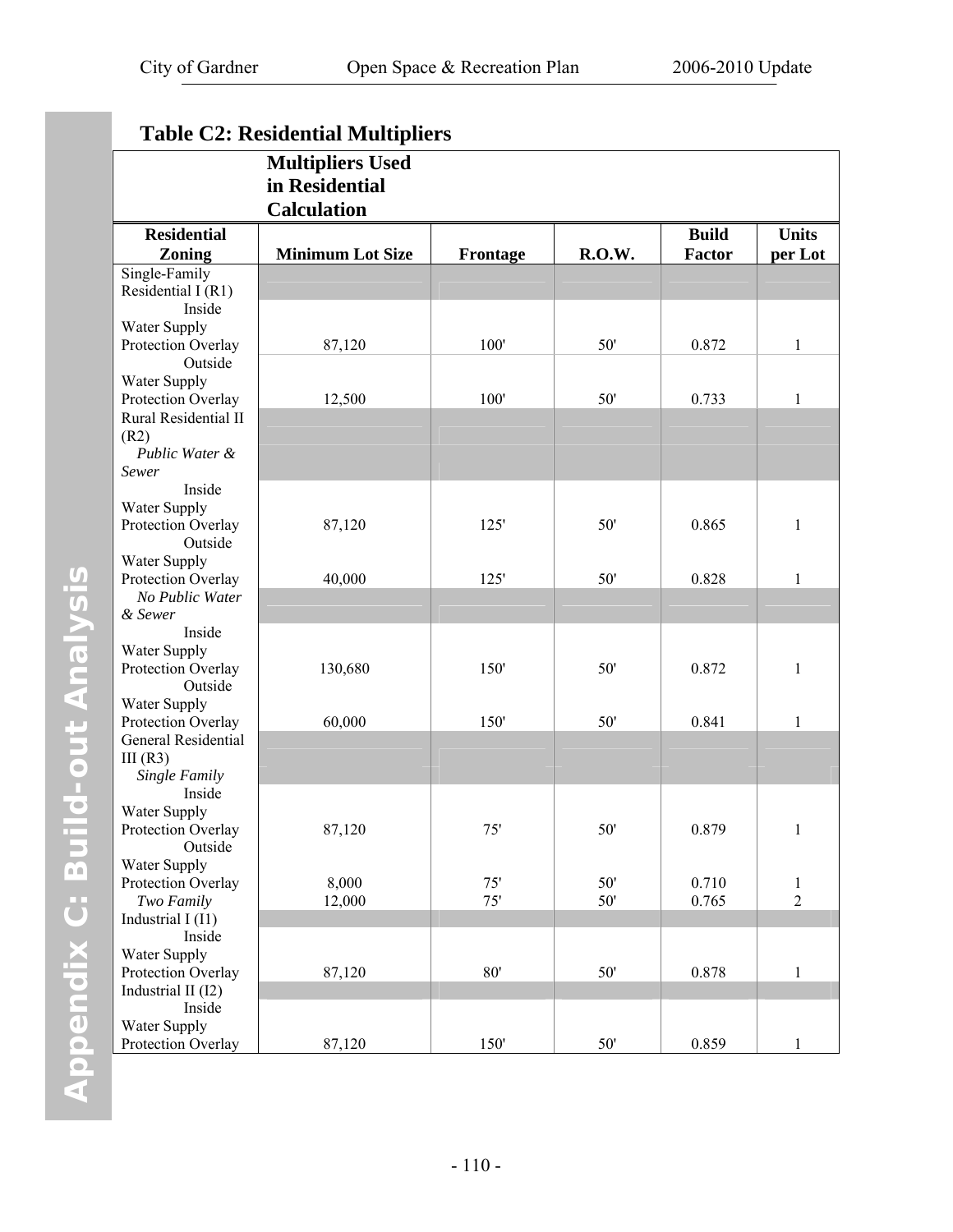## Table C2: Residential Multipliers

| Multipliers Used in Residential Calculation | | | | | |
|---|---|---|---|---|---|
| **Residential Zoning** | **Minimum Lot Size** | **Frontage** | **R.O.W.** | **Build Factor** | **Units per Lot** |
| Single-Family Residential I (R1) | | | | | |
| Inside Water Supply Protection Overlay | 87,120 | 100' | 50' | 0.872 | 1 |
| Outside Water Supply Protection Overlay | 12,500 | 100' | 50' | 0.733 | 1 |
| Rural Residential II (R2) | | | | | |
| *Public Water & Sewer* | | | | | |
| Inside Water Supply Protection Overlay | 87,120 | 125' | 50' | 0.865 | 1 |
| Outside Water Supply Protection Overlay | 40,000 | 125' | 50' | 0.828 | 1 |
| *No Public Water & Sewer* | | | | | |
| Inside Water Supply Protection Overlay | 130,680 | 150' | 50' | 0.872 | 1 |
| Outside Water Supply Protection Overlay | 60,000 | 150' | 50' | 0.841 | 1 |
| General Residential III (R3) | | | | | |
| *Single Family* | | | | | |
| Inside Water Supply Protection Overlay | 87,120 | 75' | 50' | 0.879 | 1 |
| Outside Water Supply Protection Overlay | 8,000 | 75' | 50' | 0.710 | 1 |
| *Two Family* | 12,000 | 75' | 50' | 0.765 | 2 |
| Industrial I (I1) | | | | | |
| Inside Water Supply Protection Overlay | 87,120 | 80' | 50' | 0.878 | 1 |
| Industrial II (I2) | | | | | |
| Inside Water Supply Protection Overlay | 87,120 | 150' | 50' | 0.859 | 1 |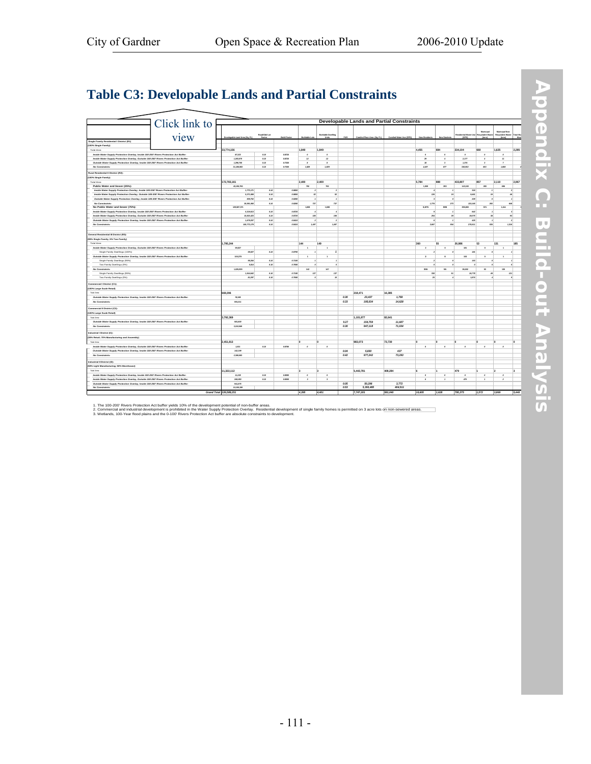# Table C3: Developable Lands and Partial Constraints

Click link to view

| Developable Lands and Partial Constraints | Developable Land Area (Sq. Ft.) | Road/Odd Lot Factor | Build Factor | Buildable Lots | Buildable Dwelling Units | FAR | Comfied Floor Area (Sq. Ft.) | Comfied Water Use (GPD) | New Residents | New Students | Residential Water Use (GPD) | Municipal Recyclable Waste (tons) | Municipal Non-Recyclable Waste (tons) | Total Mu... Was... |
|---|---|---|---|---|---|---|---|---|---|---|---|---|---|---|
| **Single Family Residential I District (R1):** | | | | | | | | | | | | | | |
| **(100% Single Family)** | | | | | | | | | | | | | | |
| Total Area: | 33,774,156 | | | 1,849 | 1,849 | | | | 4,455 | 684 | 334,104 | 660 | 1,625 | 2,285 |
| Inside Water Supply Protection Overlay, Inside 100-200' Rivers Protection Act Buffer: | 87,123 | 0.10 | 0.8720 | 0 | 0 | | | | 0 | 0 | 0 | 0 | 0 | |
| Inside Water Supply Protection Overlay, Outside 100-200' Rivers Protection Act Buffer: | 1,283,976 | 0.10 | 0.8720 | 12 | 12 | | | | 29 | 4 | 2,177 | 4 | 11 | |
| Outside Water Supply Protection Overlay, Inside 100-200' Rivers Protection Act Buffer: | 1,299,796 | 0.10 | 0.7330 | 8 | 8 | | | | 18 | 3 | 1,376 | 3 | 7 | |
| No Constraints: | 31,066,963 | 0.10 | 0.7330 | 1,829 | 1,829 | | | | 4,407 | 677 | 330,552 | 653 | 1,608 | 2 |
| **Rural Residential II District (R2):** | | | | | | | | | | | | | | |
| **(100% Single Family)** | | | | | | | | | | | | | | |
| Total Area: | 172,703,161 | | | 2,400 | 2,400 | | | | 5,784 | 888 | 433,807 | 857 | 2,110 | 2,967 |
| **Public Water and Sewer (25%):** | 43,195,790 | | | 750 | 751 | | | | 1,808 | 283 | 143,165 | 283 | 696 | |
| Inside Water Supply Protection Overlay, Inside 100-200' Rivers Protection Act Buffer: | 1,772,171 | 0.10 | 0.8880 | 2 | 2 | | | | 4 | 1 | 316 | 1 | 2 | |
| Inside Water Supply Protection Overlay, Outside 100-200' Rivers Protection Act Buffer: | 5,371,808 | 0.10 | 0.8880 | 52 | 52 | | | | 126 | 19 | 9,441 | 19 | 46 | |
| Outside Water Supply Protection Overlay, Inside 100-200' Rivers Protection Act Buffer: | 559,792 | 0.10 | 0.8280 | 1 | 1 | | | | 3 | 0 | 209 | 0 | 1 | |
| No Constraints: | 35,491,968 | 0.10 | 0.8280 | 737 | 737 | | | | 1,776 | 273 | 133,149 | 263 | 648 | |
| **No Public Water and Sewer (75%):** | 129,507,371 | | | 1,650 | 1,650 | | | | 3,976 | 606 | 290,683 | 573 | 1,414 | |
| Inside Water Supply Protection Overlay, Inside 100-200' Rivers Protection Act Buffer: | 5,319,913 | 0.10 | 0.8720 | 4 | 4 | | | | 9 | 1 | 642 | 2 | 3 | |
| Inside Water Supply Protection Overlay, Outside 100-200' Rivers Protection Act Buffer: | 16,916,423 | 0.10 | 0.8720 | 106 | 106 | | | | 254 | 39 | 19,075 | 38 | 93 | |
| Outside Water Supply Protection Overlay, Inside 100-200' Rivers Protection Act Buffer: | 1,678,257 | 0.10 | 0.8410 | 2 | 2 | | | | 6 | 1 | 435 | 1 | 2 | |
| No Constraints: | 105,773,179 | 0.10 | 0.8410 | 1,497 | 1,497 | | | | 3,607 | 554 | 270,511 | 535 | 1,316 | |
| **General Residential III District (R3):** | | | | | | | | | | | | | | |
| **(95% Single Family; 5% Two Family)** | | | | | | | | | | | | | | |
| Total Area: | 1,795,244 | | | 144 | 149 | | | | 360 | 55 | 26,906 | 53 | 131 | 185 |
| Inside Water Supply Protection Overlay, Outside 100-200' Rivers Protection Act Buffer: | 69,827 | | | 1 | 1 | | | | 2 | 0 | 181 | 0 | 1 | |
| Single Family Dwellings (100%) | 69,827 | 0.10 | 0.8790 | 1 | 1 | | | | 2 | 0 | 181 | 0 | 1 | |
| Outside Water Supply Protection Overlay, Inside 100-200' Rivers Protection Act Buffer: | 105,278 | | | 1 | 1 | | | | 3 | 0 | 153 | 0 | 1 | |
| Single Family Dwellings (95%) | 99,264 | 0.10 | 0.7190 | 1 | 1 | | | | 2 | 0 | 153 | 0 | 1 | |
| Two Family Dwellings (5%) | 5,014 | 0.10 | 0.7690 | 0 | 0 | | | | 0 | 0 | 0 | 0 | 0 | |
| No Constraints: | 1,620,939 | | | 142 | 147 | | | | 356 | 55 | 26,642 | 53 | 130 | |
| Single Family Dwellings (95%) | 1,464,642 | 0.10 | 0.7190 | 137 | 137 | | | | 330 | 51 | 24,779 | 49 | 121 | |
| Two Family Dwellings (5%) | 81,297 | 0.10 | 0.7690 | 5 | 10 | | | | 26 | 4 | 1,973 | 4 | 9 | |
| **Commercial I District (C1):** | | | | | | | | | | | | | | |
| **(100% Large Scale Retail)** | | | | | | | | | | | | | | |
| Total Area: | 669,396 | | | | | | 218,471 | 16,385 | | | | | | |
| Outside Water Supply Protection Overlay, Inside 100-200' Rivers Protection Act Buffer: | 78,385 | | | | | 0.20 | 22,437 | 1,758 | | | | | | |
| No Constraints: | 593,011 | | | | | 0.22 | 195,934 | 14,628 | | | | | | |
| **Commercial II District (C2):** | | | | | | | | | | | | | | |
| **(100% Large Scale Retail)** | | | | | | | | | | | | | | |
| Total Area: | 3,792,369 | | | | | | 1,101,877 | 82,641 | | | | | | |
| Outside Water Supply Protection Overlay, Inside 100-200' Rivers Protection Act Buffer: | 583,800 | | | | | 0.27 | 154,759 | 11,607 | | | | | | |
| No Constraints: | 3,210,569 | | | | | 0.30 | 947,118 | 71,034 | | | | | | |
| **Industrial I District (I1):** | | | | | | | | | | | | | | |
| **(30% Retail; 70% Manufacturing and Assembly)** | | | | | | | | | | | | | | |
| Total Area: | 2,451,813 | | | 0 | 0 | | 983,073 | 73,730 | 0 | 0 | 0 | 0 | 0 | 0 |
| Inside Water Supply Protection Overlay, Inside 100-200' Rivers Protection Act Buffer: | 1,631 | 0.10 | 0.8700 | 0 | 0 | | | | 0 | 0 | 0 | 0 | 0 | |
| Outside Water Supply Protection Overlay, Inside 100-200' Rivers Protection Act Buffer: | 142,199 | | | | | 0.04 | 5,830 | 437 | | | | | | |
| No Constraints: | 2,308,983 | | | | | 0.42 | 977,242 | 73,293 | | | | | | |
| **Industrial II District (I2):** | | | | | | | | | | | | | | |
| **(50% Light Manufacturing; 50% Warehouse)** | | | | | | | | | | | | | | |
| Total Area: | 11,322,112 | | | 3 | 3 | | 5,443,781 | 408,284 | 6 | 1 | 479 | 1 | 2 | 3 |
| Inside Water Supply Protection Overlay, Inside 100-200' Rivers Protection Act Buffer: | 11,115 | 0.10 | 0.8890 | 0 | 0 | | | | 0 | 0 | 0 | 0 | 0 | |
| Inside Water Supply Protection Overlay, Outside 100-200' Rivers Protection Act Buffer: | 268,850 | 0.10 | 0.8890 | 3 | 3 | | | | 6 | 1 | 479 | 1 | 2 | |
| Outside Water Supply Protection Overlay, Inside 100-200' Rivers Protection Act Buffer: | 943,879 | | | | | 0.05 | 50,296 | 3,772 | | | | | | |
| No Constraints: | 10,106,106 | | | | | 0.53 | 5,393,485 | 404,511 | | | | | | |
| **Grand Total** | 226,588,251 | | | 4,395 | 4,401 | | 7,747,201 | 581,040 | 10,605 | 1,628 | 795,375 | 1,572 | 3,869 | 5,440 |

1. The 100-200' Rivers Protection Act buffer yields 10% of the development potential of non-buffer areas.
2. Commercial and industrial development is prohibited in the Water Supply Protection Overlay. Residential development of single family homes is permitted on 3 acre lots on non-sewered areas.
3. Wetlands, 100-Year flood plains and the 0-100' Rivers Protection Act buffer are absolute constraints to development.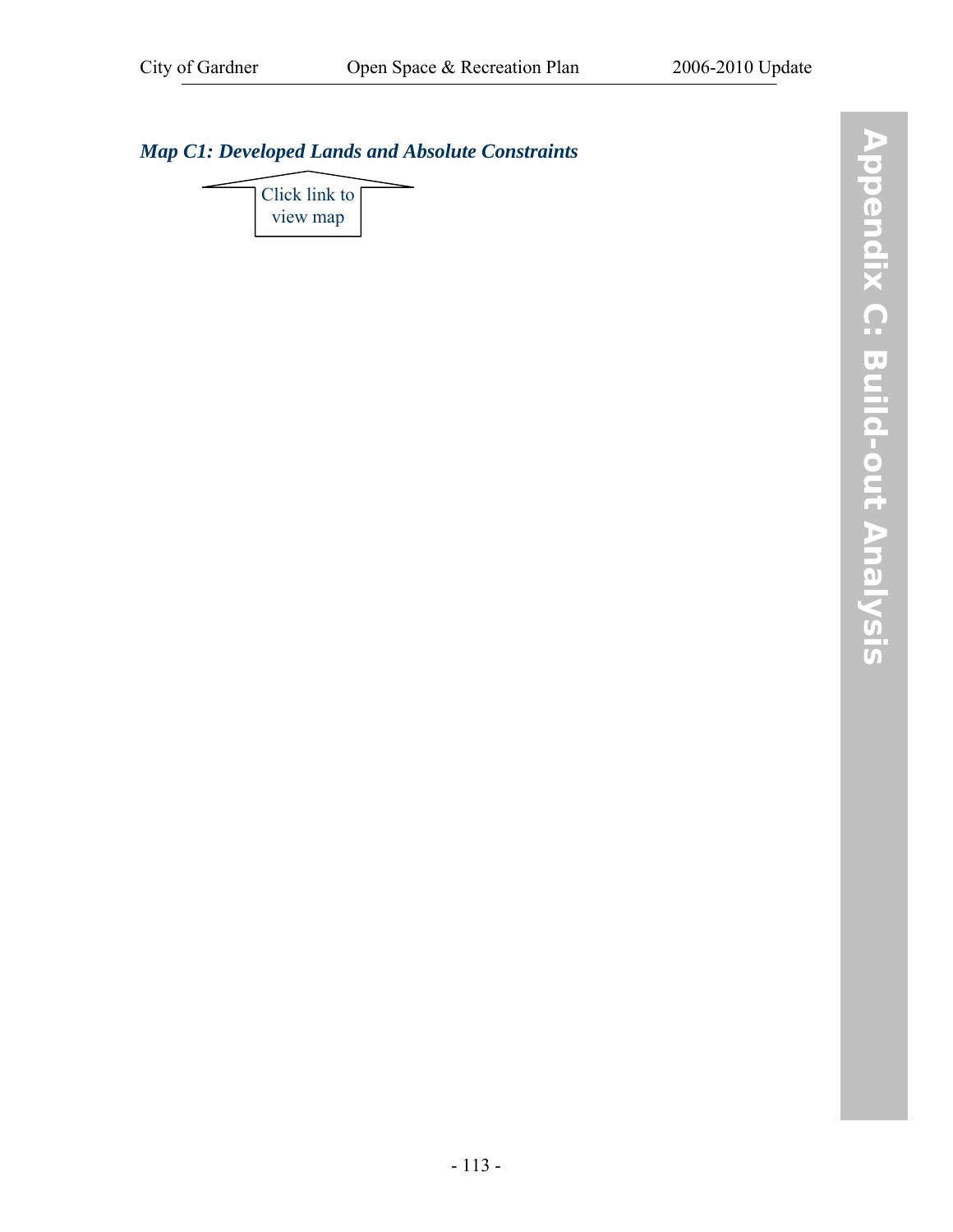### *Map C1: Developed Lands and Absolute Constraints*

Click link to view map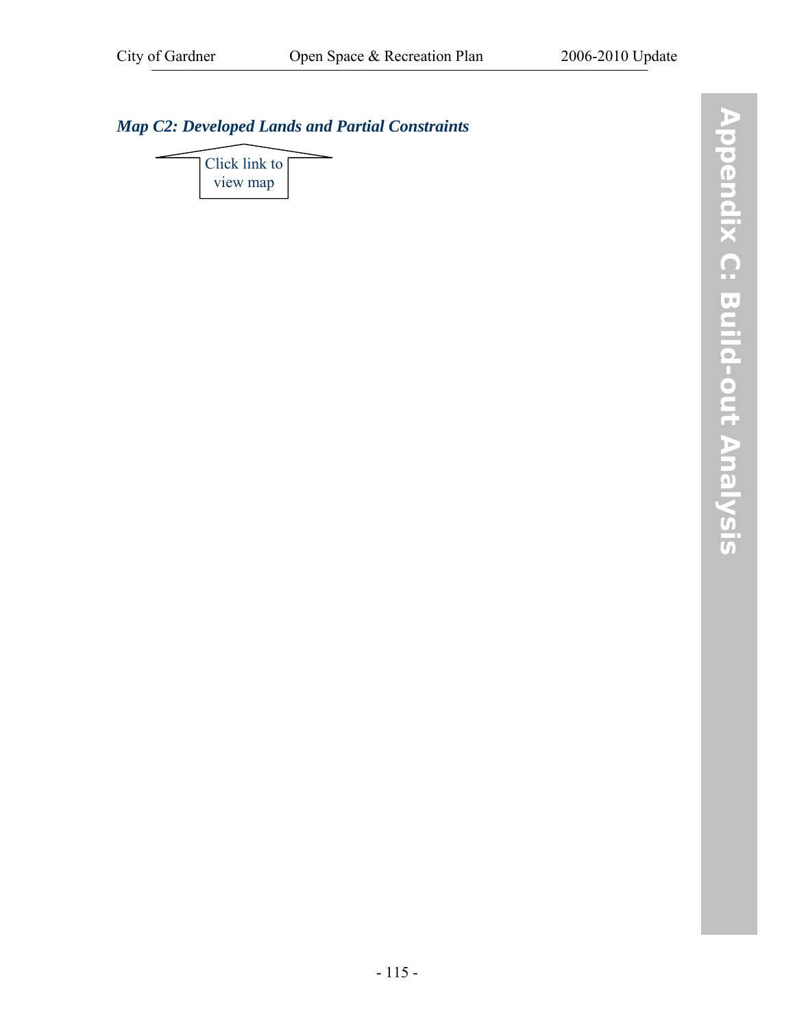### *Map C2: Developed Lands and Partial Constraints*

Click link to view map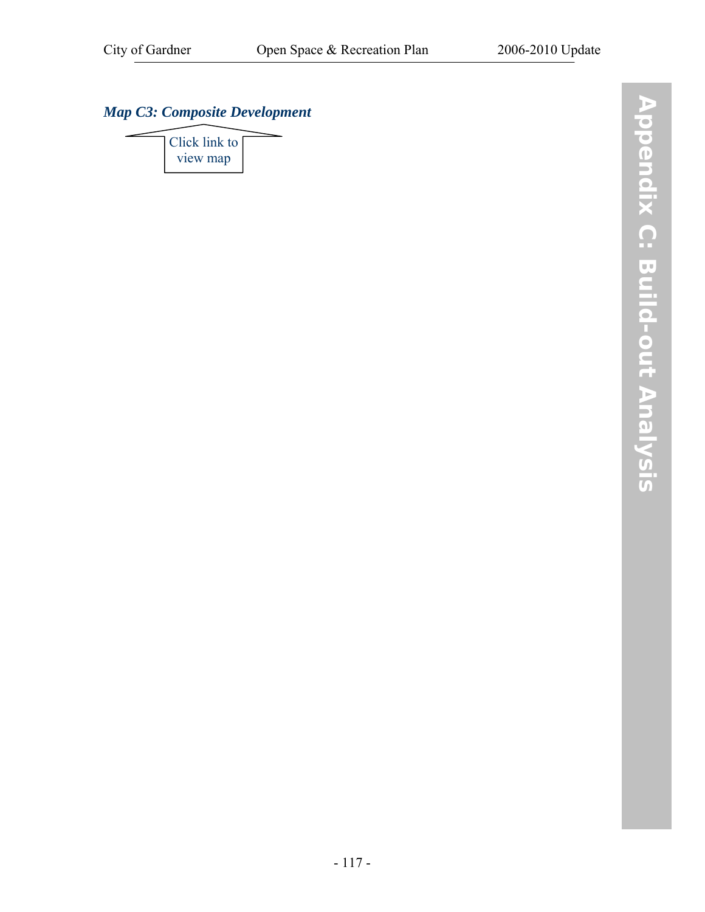### *Map C3: Composite Development*

Click link to view map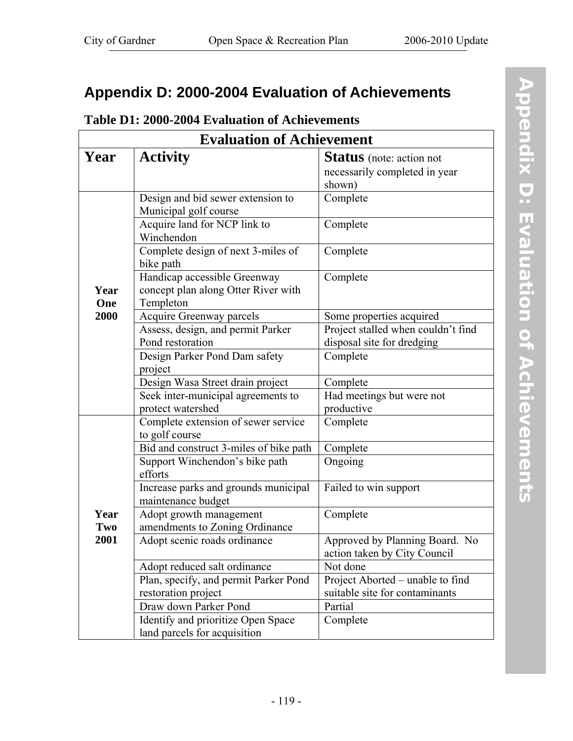# Appendix D: 2000-2004 Evaluation of Achievements

### Table D1: 2000-2004 Evaluation of Achievements

| Evaluation of Achievement | | |
|---|---|---|
| **Year** | **Activity** | **Status** (note: action not necessarily completed in year shown) |
| **Year One 2000** | Design and bid sewer extension to Municipal golf course | Complete |
| | Acquire land for NCP link to Winchendon | Complete |
| | Complete design of next 3-miles of bike path | Complete |
| | Handicap accessible Greenway concept plan along Otter River with Templeton | Complete |
| | Acquire Greenway parcels | Some properties acquired |
| | Assess, design, and permit Parker Pond restoration | Project stalled when couldn't find disposal site for dredging |
| | Design Parker Pond Dam safety project | Complete |
| | Design Wasa Street drain project | Complete |
| | Seek inter-municipal agreements to protect watershed | Had meetings but were not productive |
| **Year Two 2001** | Complete extension of sewer service to golf course | Complete |
| | Bid and construct 3-miles of bike path | Complete |
| | Support Winchendon's bike path efforts | Ongoing |
| | Increase parks and grounds municipal maintenance budget | Failed to win support |
| | Adopt growth management amendments to Zoning Ordinance | Complete |
| | Adopt scenic roads ordinance | Approved by Planning Board. No action taken by City Council |
| | Adopt reduced salt ordinance | Not done |
| | Plan, specify, and permit Parker Pond restoration project | Project Aborted – unable to find suitable site for contaminants |
| | Draw down Parker Pond | Partial |
| | Identify and prioritize Open Space land parcels for acquisition | Complete |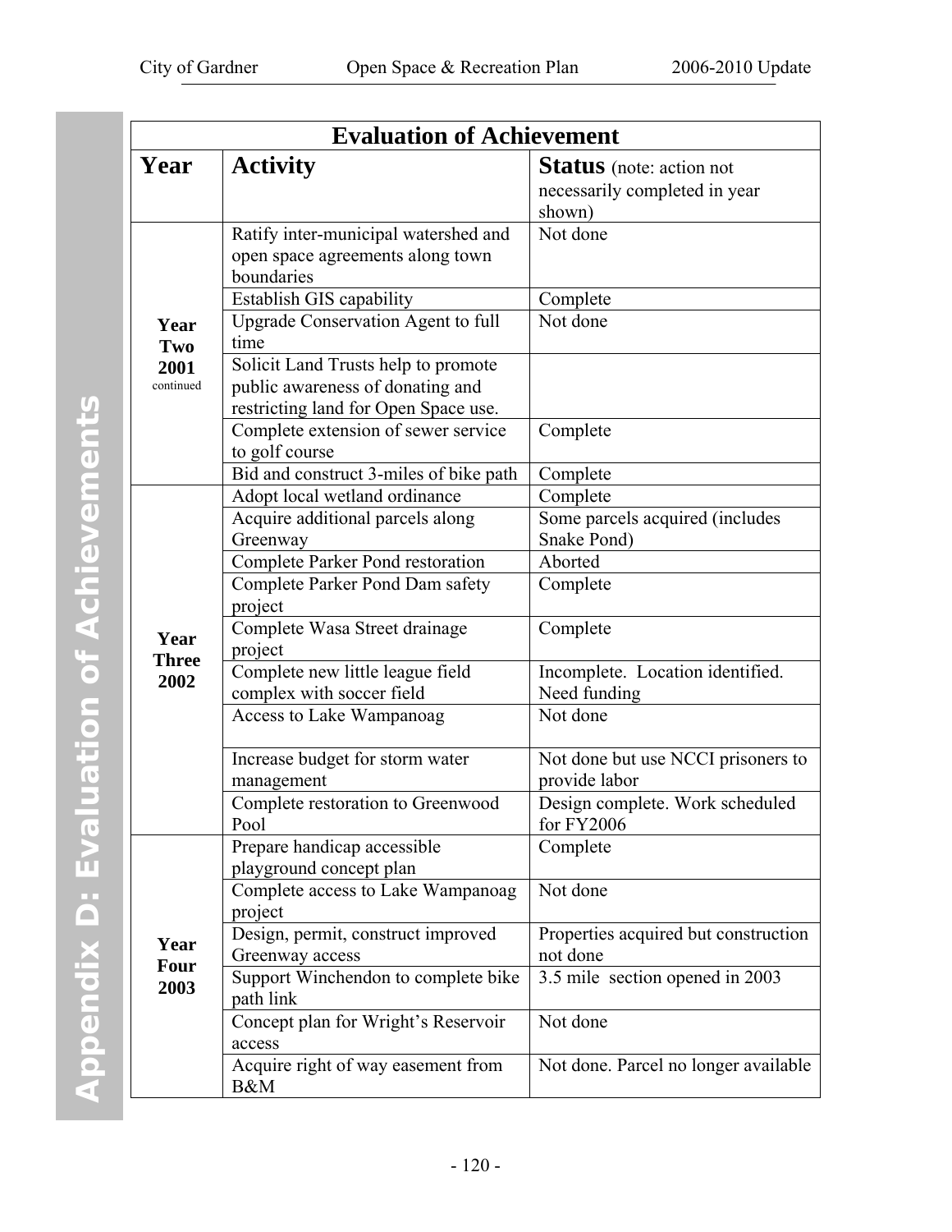| Evaluation of Achievement | | |
|---|---|---|
| **Year** | **Activity** | **Status** (note: action not necessarily completed in year shown) |
| **Year Two 2001** continued | Ratify inter-municipal watershed and open space agreements along town boundaries | Not done |
| | Establish GIS capability | Complete |
| | Upgrade Conservation Agent to full time | Not done |
| | Solicit Land Trusts help to promote public awareness of donating and restricting land for Open Space use. | |
| | Complete extension of sewer service to golf course | Complete |
| | Bid and construct 3-miles of bike path | Complete |
| **Year Three 2002** | Adopt local wetland ordinance | Complete |
| | Acquire additional parcels along Greenway | Some parcels acquired (includes Snake Pond) |
| | Complete Parker Pond restoration | Aborted |
| | Complete Parker Pond Dam safety project | Complete |
| | Complete Wasa Street drainage project | Complete |
| | Complete new little league field complex with soccer field | Incomplete. Location identified. Need funding |
| | Access to Lake Wampanoag | Not done |
| | Increase budget for storm water management | Not done but use NCCI prisoners to provide labor |
| | Complete restoration to Greenwood Pool | Design complete. Work scheduled for FY2006 |
| **Year Four 2003** | Prepare handicap accessible playground concept plan | Complete |
| | Complete access to Lake Wampanoag project | Not done |
| | Design, permit, construct improved Greenway access | Properties acquired but construction not done |
| | Support Winchendon to complete bike path link | 3.5 mile section opened in 2003 |
| | Concept plan for Wright's Reservoir access | Not done |
| | Acquire right of way easement from B&M | Not done. Parcel no longer available |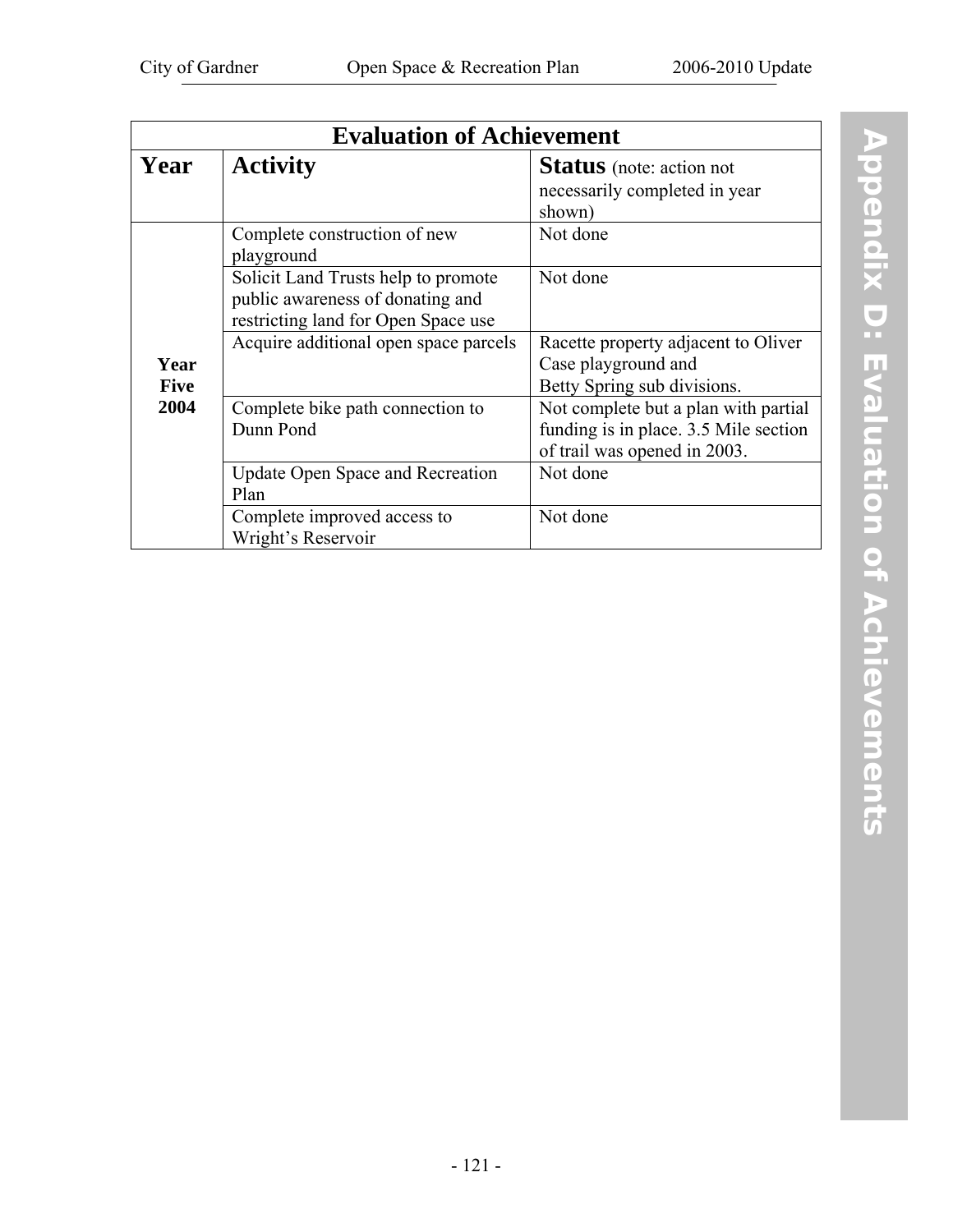| Evaluation of Achievement | | |
|---|---|---|
| **Year** | **Activity** | **Status** (note: action not necessarily completed in year shown) |
| **Year Five 2004** | Complete construction of new playground | Not done |
| | Solicit Land Trusts help to promote public awareness of donating and restricting land for Open Space use | Not done |
| | Acquire additional open space parcels | Racette property adjacent to Oliver Case playground and Betty Spring sub divisions. |
| | Complete bike path connection to Dunn Pond | Not complete but a plan with partial funding is in place. 3.5 Mile section of trail was opened in 2003. |
| | Update Open Space and Recreation Plan | Not done |
| | Complete improved access to Wright's Reservoir | Not done |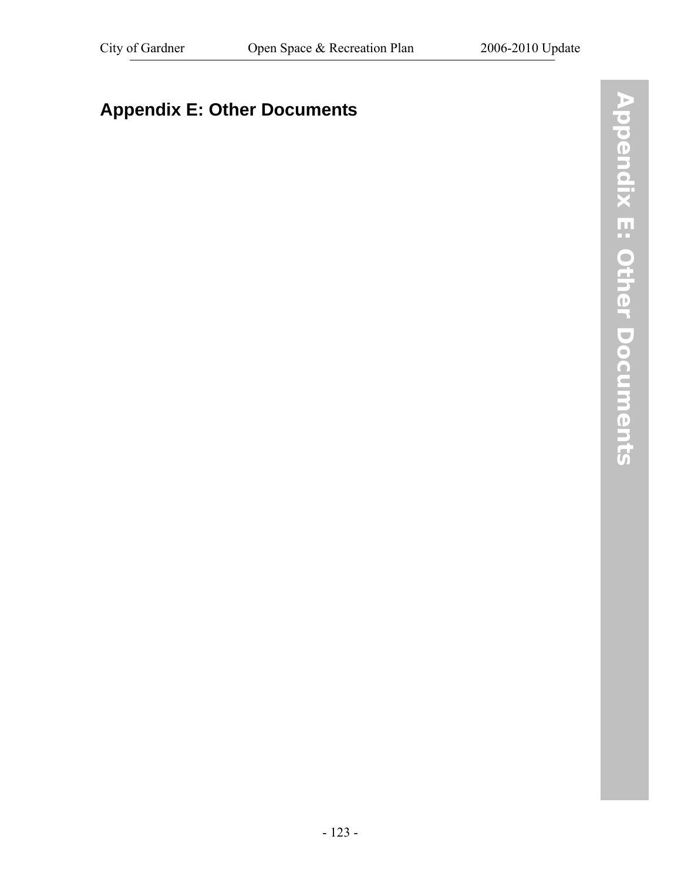# Appendix E: Other Documents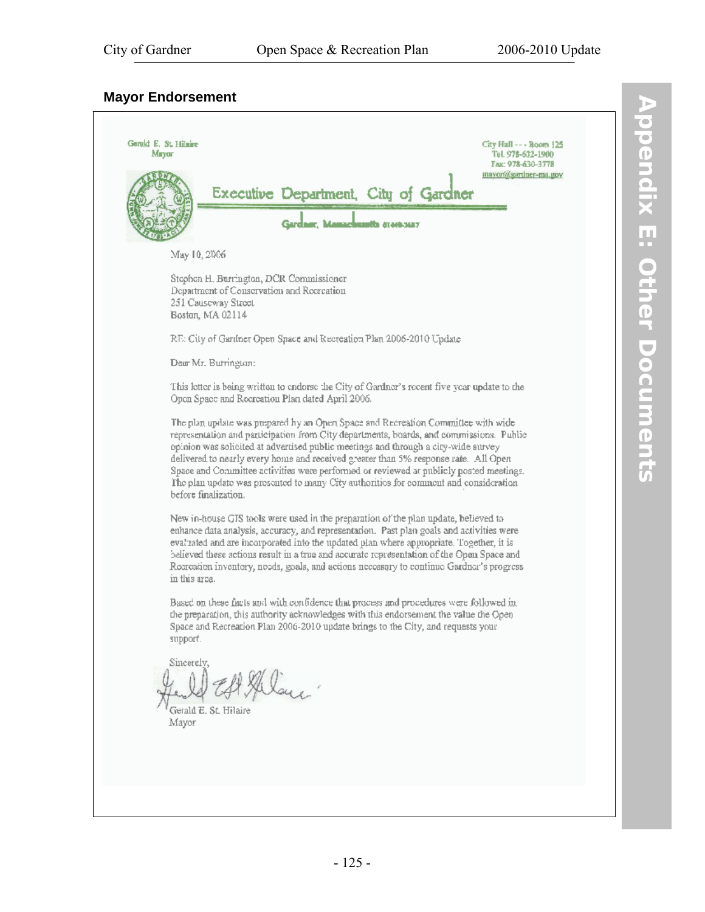## Mayor Endorsement

Gerald E. St. Hilaire
Mayor

City Hall - - - Room 125
Tel. 978-632-1900
Fax: 978-630-3778
mayor@gardner-ma.gov

**Executive Department, City of Gardner**

Gardner, Massachusetts 01440-3487

May 10, 2006

Stephen H. Burrington, DCR Commissioner
Department of Conservation and Recreation
251 Causeway Street
Boston, MA 02114

RE: City of Gardner Open Space and Recreation Plan 2006-2010 Update

Dear Mr. Burrington:

This letter is being written to endorse the City of Gardner's recent five year update to the Open Space and Recreation Plan dated April 2006.

The plan update was prepared by an Open Space and Recreation Committee with wide representation and participation from City departments, boards, and commissions. Public opinion was solicited at advertised public meetings and through a city-wide survey delivered to nearly every home and received greater than 5% response rate. All Open Space and Committee activities were performed or reviewed at publicly posted meetings. The plan update was presented to many City authorities for comment and consideration before finalization.

New in-house GIS tools were used in the preparation of the plan update, believed to enhance data analysis, accuracy, and representation. Past plan goals and activities were evaluated and are incorporated into the updated plan where appropriate. Together, it is believed these actions result in a true and accurate representation of the Open Space and Recreation inventory, needs, goals, and actions necessary to continue Gardner's progress in this area.

Based on these facts and with confidence that process and procedures were followed in the preparation, this authority acknowledges with this endorsement the value the Open Space and Recreation Plan 2006-2010 update brings to the City, and requests your support.

Sincerely,

Gerald E. St. Hilaire
Mayor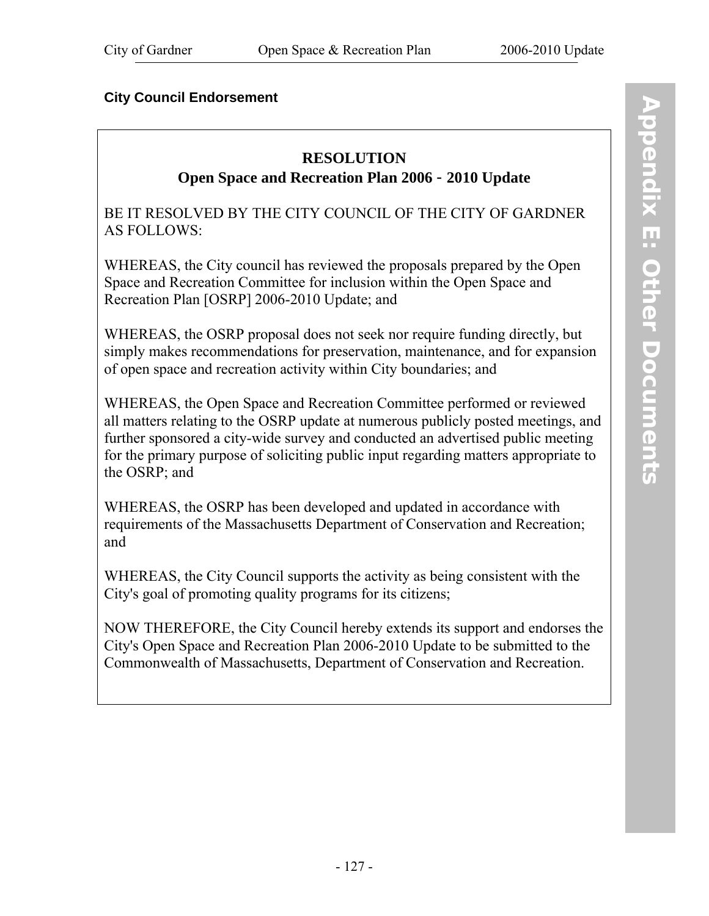### City Council Endorsement

**RESOLUTION**

**Open Space and Recreation Plan 2006 - 2010 Update**

BE IT RESOLVED BY THE CITY COUNCIL OF THE CITY OF GARDNER AS FOLLOWS:

WHEREAS, the City council has reviewed the proposals prepared by the Open Space and Recreation Committee for inclusion within the Open Space and Recreation Plan [OSRP] 2006-2010 Update; and

WHEREAS, the OSRP proposal does not seek nor require funding directly, but simply makes recommendations for preservation, maintenance, and for expansion of open space and recreation activity within City boundaries; and

WHEREAS, the Open Space and Recreation Committee performed or reviewed all matters relating to the OSRP update at numerous publicly posted meetings, and further sponsored a city-wide survey and conducted an advertised public meeting for the primary purpose of soliciting public input regarding matters appropriate to the OSRP; and

WHEREAS, the OSRP has been developed and updated in accordance with requirements of the Massachusetts Department of Conservation and Recreation; and

WHEREAS, the City Council supports the activity as being consistent with the City's goal of promoting quality programs for its citizens;

NOW THEREFORE, the City Council hereby extends its support and endorses the City's Open Space and Recreation Plan 2006-2010 Update to be submitted to the Commonwealth of Massachusetts, Department of Conservation and Recreation.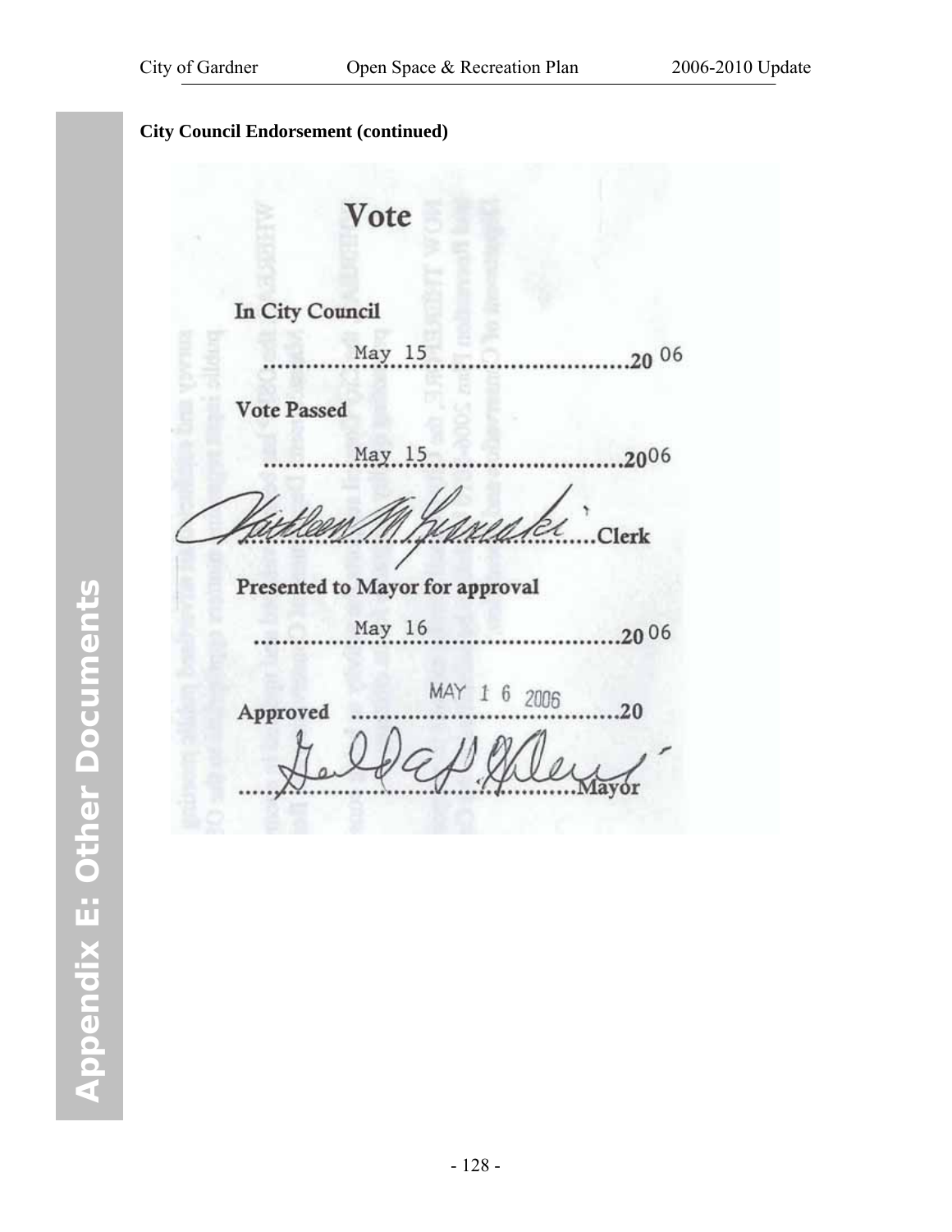**City Council Endorsement (continued)**

## Vote

In City Council

May 15 ..........................................20 06

Vote Passed

May 15 ..........................................2006

Kathleen M. Gurneski .....Clerk

Presented to Mayor for approval

May 16 ..........................................20 06

Approved MAY 16 2006 ..........................................20

..........................................Mayor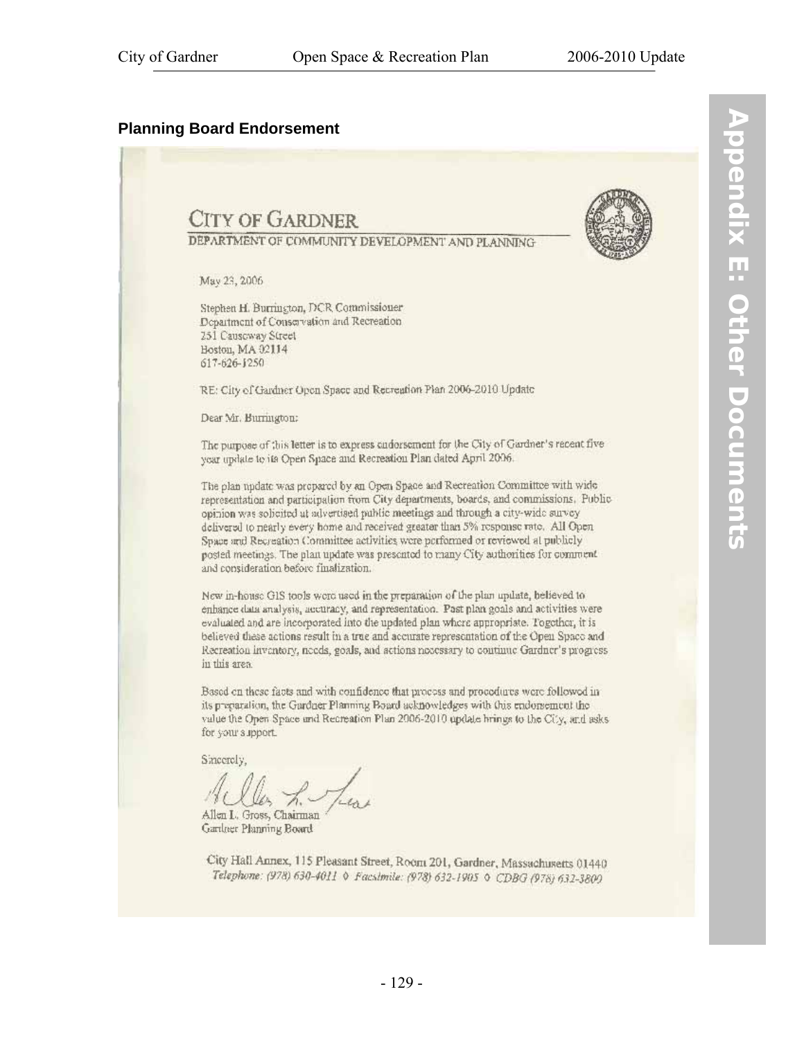## Planning Board Endorsement

# CITY OF GARDNER

DEPARTMENT OF COMMUNITY DEVELOPMENT AND PLANNING

May 23, 2006

Stephen H. Burrington, DCR Commissioner
Department of Conservation and Recreation
251 Causeway Street
Boston, MA 02114
617-626-1250

RE: City of Gardner Open Space and Recreation Plan 2006-2010 Update

Dear Mr. Burrington:

The purpose of this letter is to express endorsement for the City of Gardner's recent five year update to its Open Space and Recreation Plan dated April 2006.

The plan update was prepared by an Open Space and Recreation Committee with wide representation and participation from City departments, boards, and commissions. Public opinion was solicited at advertised public meetings and through a city-wide survey delivered to nearly every home and received greater than 5% response rate. All Open Space and Recreation Committee activities were performed or reviewed at publicly posted meetings. The plan update was presented to many City authorities for comment and consideration before finalization.

New in-house GIS tools were used in the preparation of the plan update, believed to enhance data analysis, accuracy, and representation. Past plan goals and activities were evaluated and are incorporated into the updated plan where appropriate. Together, it is believed these actions result in a true and accurate representation of the Open Space and Recreation inventory, needs, goals, and actions necessary to continue Gardner's progress in this area.

Based on these facts and with confidence that process and procedures were followed in its preparation, the Gardner Planning Board acknowledges with this endorsement the value the Open Space and Recreation Plan 2006-2010 update brings to the City, and asks for your support.

Sincerely,

Allen L. Gross, Chairman
Gardner Planning Board

City Hall Annex, 115 Pleasant Street, Room 201, Gardner, Massachusetts 01440
*Telephone: (978) 630-4011 ◊ Facsimile: (978) 632-1905 ◊ CDBG (978) 632-3800*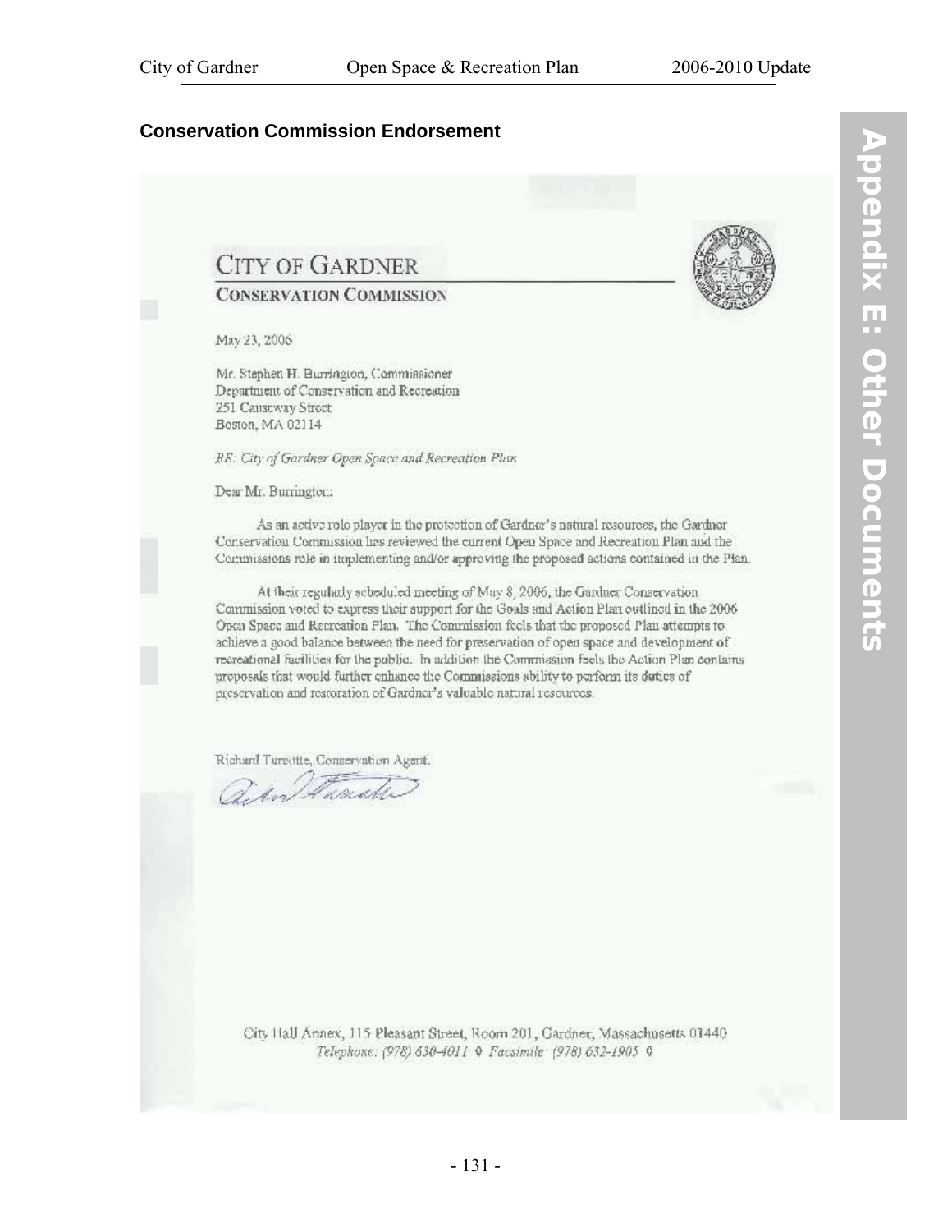## Conservation Commission Endorsement

# CITY OF GARDNER

### CONSERVATION COMMISSION

May 23, 2006

Mr. Stephen H. Burrington, Commissioner
Department of Conservation and Recreation
251 Causeway Street
Boston, MA 02114

*RE: City of Gardner Open Space and Recreation Plan*

Dear Mr. Burrington:

As an active role player in the protection of Gardner's natural resources, the Gardner Conservation Commission has reviewed the current Open Space and Recreation Plan and the Commissions role in implementing and/or approving the proposed actions contained in the Plan.

At their regularly scheduled meeting of May 8, 2006, the Gardner Conservation Commission voted to express their support for the Goals and Action Plan outlined in the 2006 Open Space and Recreation Plan. The Commission feels that the proposed Plan attempts to achieve a good balance between the need for preservation of open space and development of recreational facilities for the public. In addition the Commission feels the Action Plan contains proposals that would further enhance the Commissions ability to perform its duties of preservation and restoration of Gardner's valuable natural resources.

Richard Turcotte, Conservation Agent.

City Hall Annex, 115 Pleasant Street, Room 201, Gardner, Massachusetts 01440
*Telephone: (978) 630-4011 ◊ Facsimile (978) 632-1905 ◊*

Appendix E: Other Documents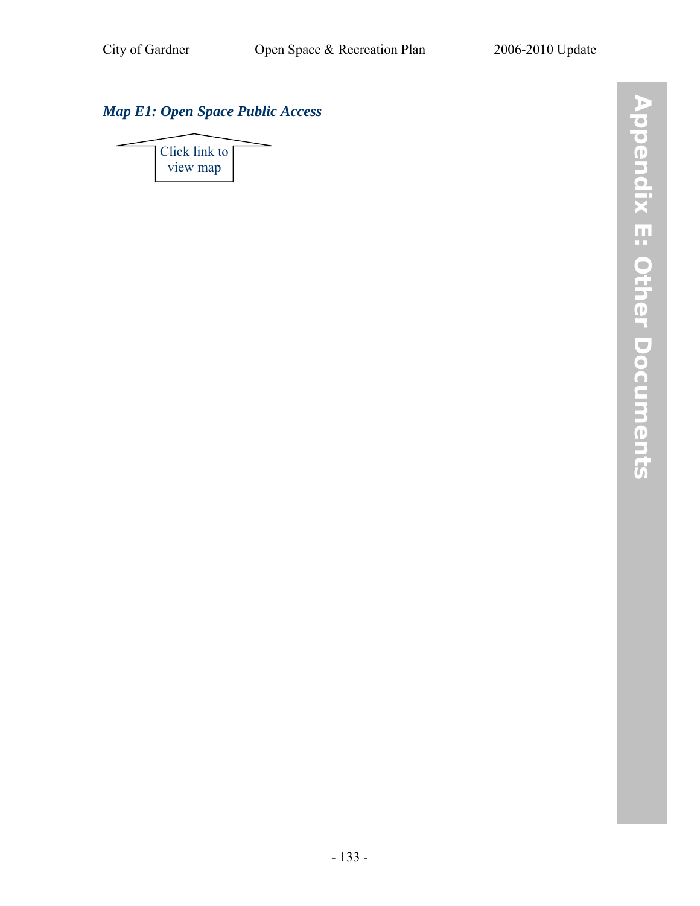### *Map E1: Open Space Public Access*

Click link to view map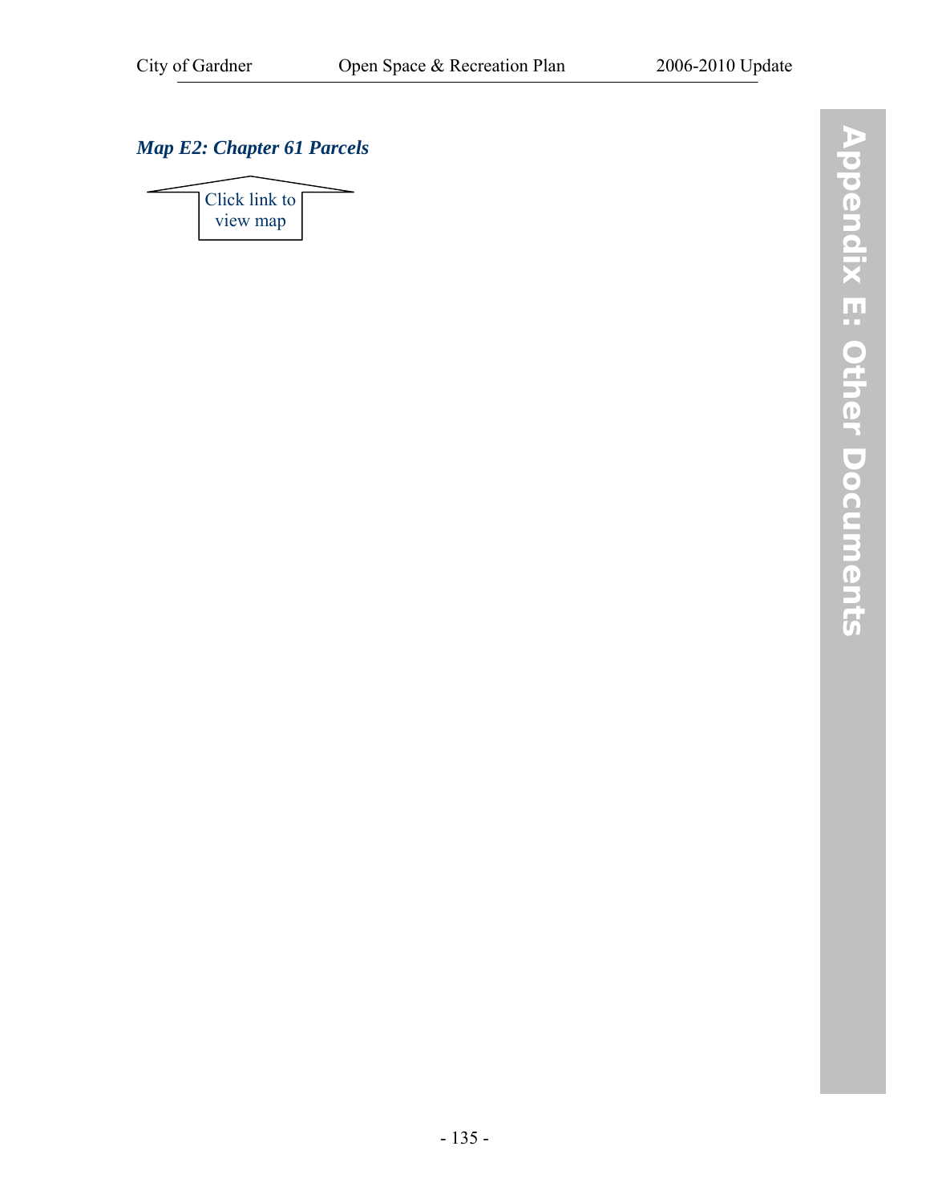### *Map E2: Chapter 61 Parcels*

Click link to view map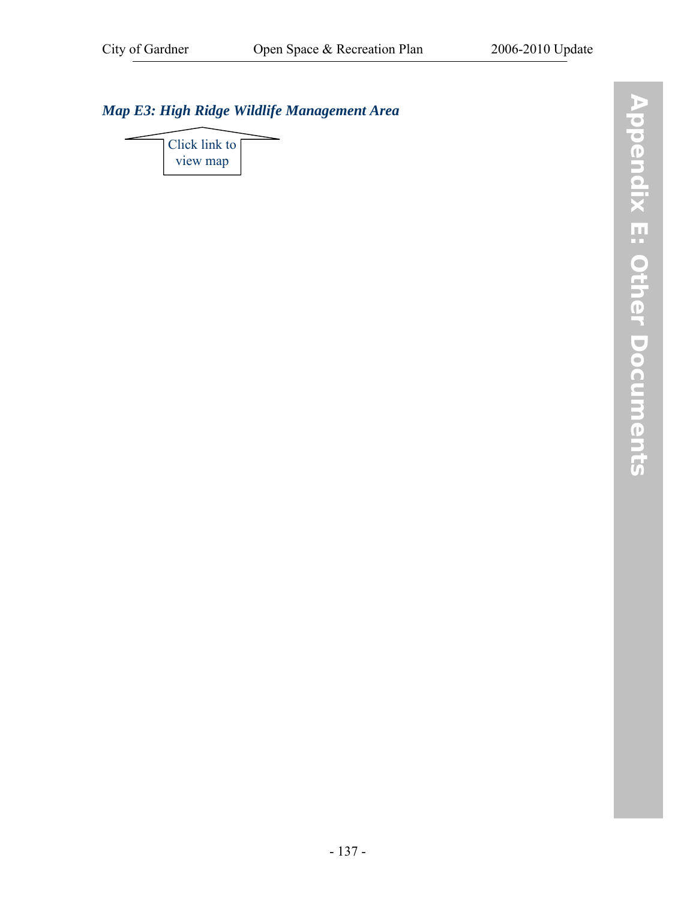## *Map E3: High Ridge Wildlife Management Area*

Click link to view map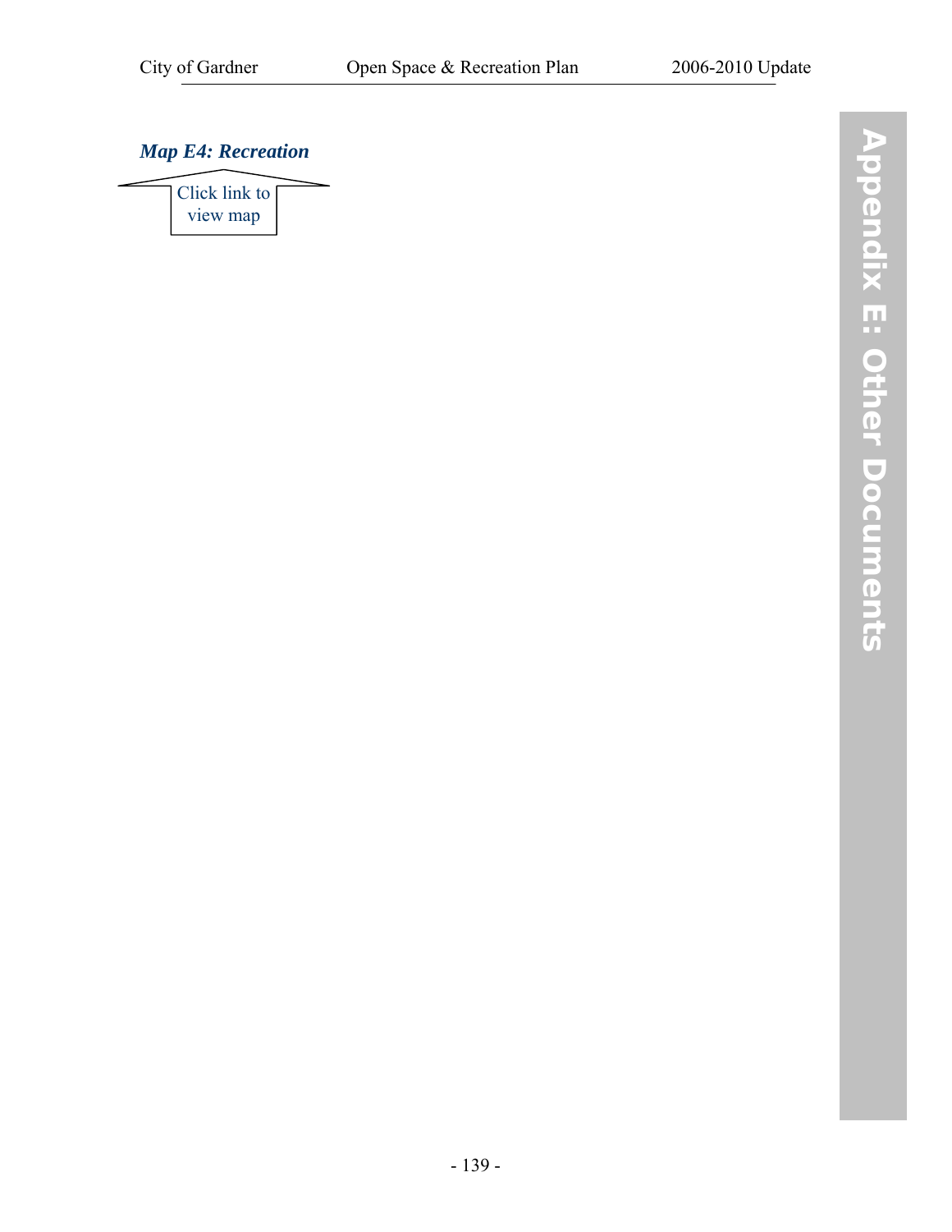***Map E4: Recreation***

Click link to view map